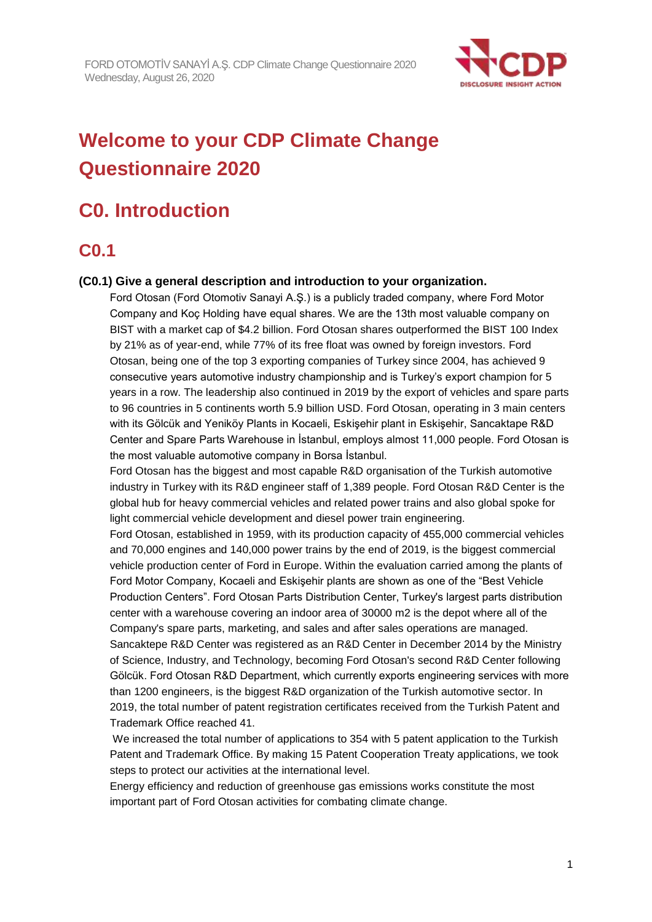# Welcome to your CDP Climate Change Questionnaire 2020

## C0. Introduction

### C0.1

**(C0.1) Give a general description and introduction to your organization.**

Ford Otosan (Ford Otomotiv Sanayi A.Ş.) is a publicly traded company, where Ford Motor Company and Koç Holding have equal shares. We are the 13th most valuable company on BIST with a market cap of $4.2 billion. Ford Otosan shares outperformed the BIST 100 Index by 21% as of year-end, while 77% of its free float was owned by foreign investors. Ford Otosan, being one of the top 3 exporting companies of Turkey since 2004, has achieved 9 consecutive years automotive industry championship and is Turkey's export champion for 5 years in a row. The leadership also continued in 2019 by the export of vehicles and spare parts to 96 countries in 5 continents worth 5.9 billion USD. Ford Otosan, operating in 3 main centers with its Gölcük and Yeniköy Plants in Kocaeli, Eskişehir plant in Eskişehir, Sancaktepe R&D Center and Spare Parts Warehouse in İstanbul, employs almost 11,000 people. Ford Otosan is the most valuable automotive company in Borsa İstanbul.

Ford Otosan has the biggest and most capable R&D organisation of the Turkish automotive industry in Turkey with its R&D engineer staff of 1,389 people. Ford Otosan R&D Center is the global hub for heavy commercial vehicles and related power trains and also global spoke for light commercial vehicle development and diesel power train engineering.

Ford Otosan, established in 1959, with its production capacity of 455,000 commercial vehicles and 70,000 engines and 140,000 power trains by the end of 2019, is the biggest commercial vehicle production center of Ford in Europe. Within the evaluation carried among the plants of Ford Motor Company, Kocaeli and Eskişehir plants are shown as one of the "Best Vehicle Production Centers". Ford Otosan Parts Distribution Center, Turkey's largest parts distribution center with a warehouse covering an indoor area of 30000 m2 is the depot where all of the Company's spare parts, marketing, and sales and after sales operations are managed.

Sancaktepe R&D Center was registered as an R&D Center in December 2014 by the Ministry of Science, Industry, and Technology, becoming Ford Otosan's second R&D Center following Gölcük. Ford Otosan R&D Department, which currently exports engineering services with more than 1200 engineers, is the biggest R&D organization of the Turkish automotive sector. In 2019, the total number of patent registration certificates received from the Turkish Patent and Trademark Office reached 41.

We increased the total number of applications to 354 with 5 patent application to the Turkish Patent and Trademark Office. By making 15 Patent Cooperation Treaty applications, we took steps to protect our activities at the international level.

Energy efficiency and reduction of greenhouse gas emissions works constitute the most important part of Ford Otosan activities for combating climate change.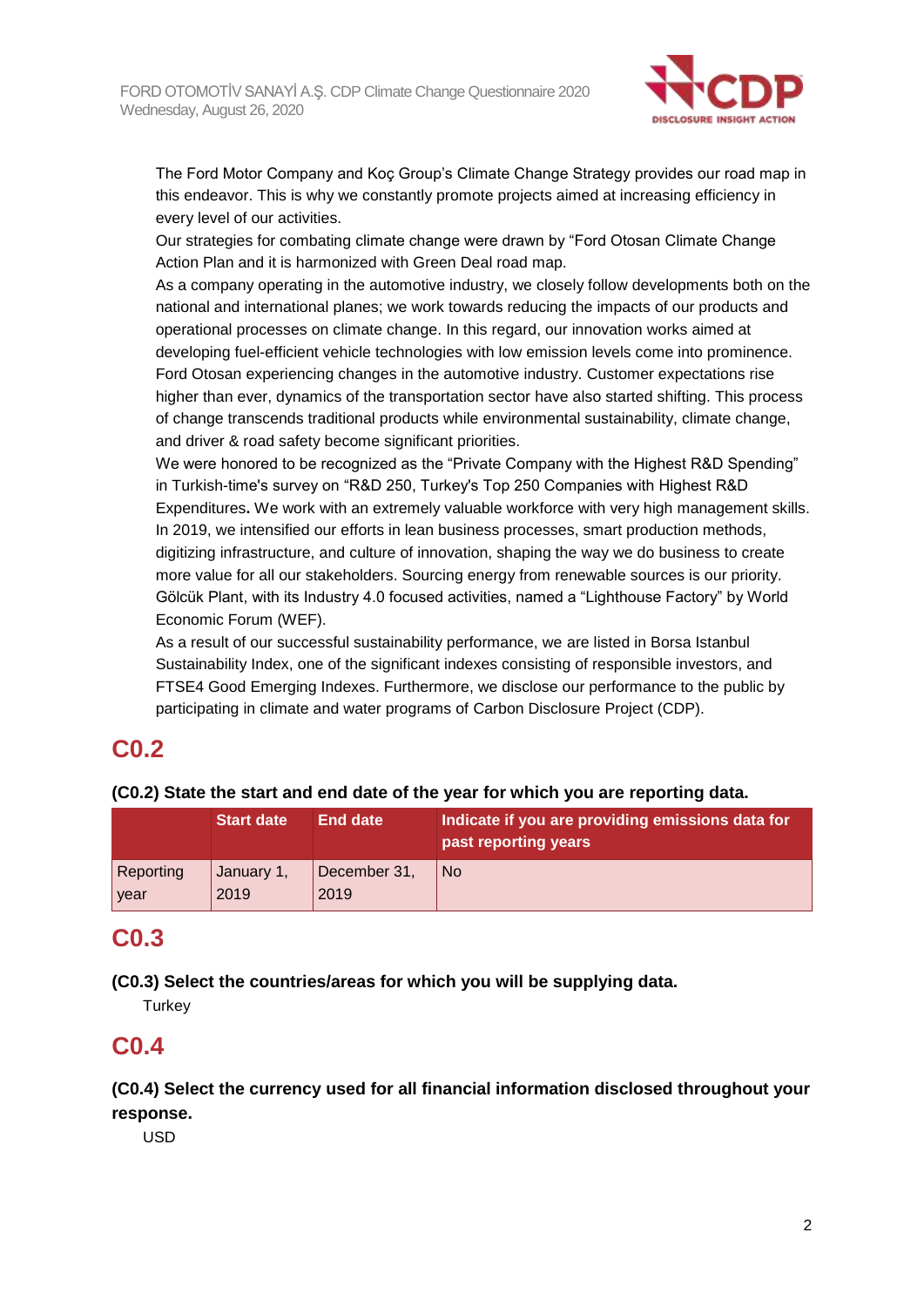The Ford Motor Company and Koç Group's Climate Change Strategy provides our road map in this endeavor. This is why we constantly promote projects aimed at increasing efficiency in every level of our activities.

Our strategies for combating climate change were drawn by "Ford Otosan Climate Change Action Plan and it is harmonized with Green Deal road map.

As a company operating in the automotive industry, we closely follow developments both on the national and international planes; we work towards reducing the impacts of our products and operational processes on climate change. In this regard, our innovation works aimed at developing fuel-efficient vehicle technologies with low emission levels come into prominence. Ford Otosan experiencing changes in the automotive industry. Customer expectations rise higher than ever, dynamics of the transportation sector have also started shifting. This process of change transcends traditional products while environmental sustainability, climate change, and driver & road safety become significant priorities.

We were honored to be recognized as the "Private Company with the Highest R&D Spending" in Turkish-time's survey on "R&D 250, Turkey's Top 250 Companies with Highest R&D Expenditures**.** We work with an extremely valuable workforce with very high management skills. In 2019, we intensified our efforts in lean business processes, smart production methods, digitizing infrastructure, and culture of innovation, shaping the way we do business to create more value for all our stakeholders. Sourcing energy from renewable sources is our priority. Gölcük Plant, with its Industry 4.0 focused activities, named a "Lighthouse Factory" by World Economic Forum (WEF).

As a result of our successful sustainability performance, we are listed in Borsa Istanbul Sustainability Index, one of the significant indexes consisting of responsible investors, and FTSE4 Good Emerging Indexes. Furthermore, we disclose our performance to the public by participating in climate and water programs of Carbon Disclosure Project (CDP).

# C0.2

**(C0.2) State the start and end date of the year for which you are reporting data.**

| | Start date | End date | Indicate if you are providing emissions data for past reporting years |
|---|---|---|---|
| Reporting year | January 1, 2019 | December 31, 2019 | No |

# C0.3

**(C0.3) Select the countries/areas for which you will be supplying data.**

Turkey

# C0.4

**(C0.4) Select the currency used for all financial information disclosed throughout your response.**

USD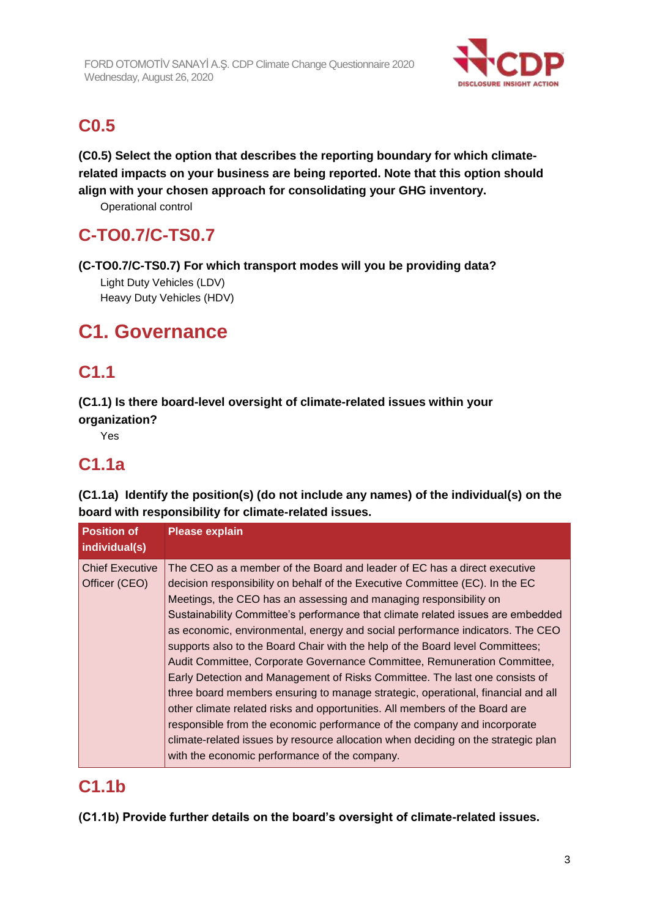## C0.5

**(C0.5) Select the option that describes the reporting boundary for which climate-related impacts on your business are being reported. Note that this option should align with your chosen approach for consolidating your GHG inventory.**

Operational control

## C-TO0.7/C-TS0.7

**(C-TO0.7/C-TS0.7) For which transport modes will you be providing data?**

Light Duty Vehicles (LDV)
Heavy Duty Vehicles (HDV)

# C1. Governance

## C1.1

**(C1.1) Is there board-level oversight of climate-related issues within your organization?**

Yes

## C1.1a

**(C1.1a) Identify the position(s) (do not include any names) of the individual(s) on the board with responsibility for climate-related issues.**

| Position of individual(s) | Please explain |
|---|---|
| Chief Executive Officer (CEO) | The CEO as a member of the Board and leader of EC has a direct executive decision responsibility on behalf of the Executive Committee (EC). In the EC Meetings, the CEO has an assessing and managing responsibility on Sustainability Committee's performance that climate related issues are embedded as economic, environmental, energy and social performance indicators. The CEO supports also to the Board Chair with the help of the Board level Committees; Audit Committee, Corporate Governance Committee, Remuneration Committee, Early Detection and Management of Risks Committee. The last one consists of three board members ensuring to manage strategic, operational, financial and all other climate related risks and opportunities. All members of the Board are responsible from the economic performance of the company and incorporate climate-related issues by resource allocation when deciding on the strategic plan with the economic performance of the company. |

## C1.1b

**(C1.1b) Provide further details on the board's oversight of climate-related issues.**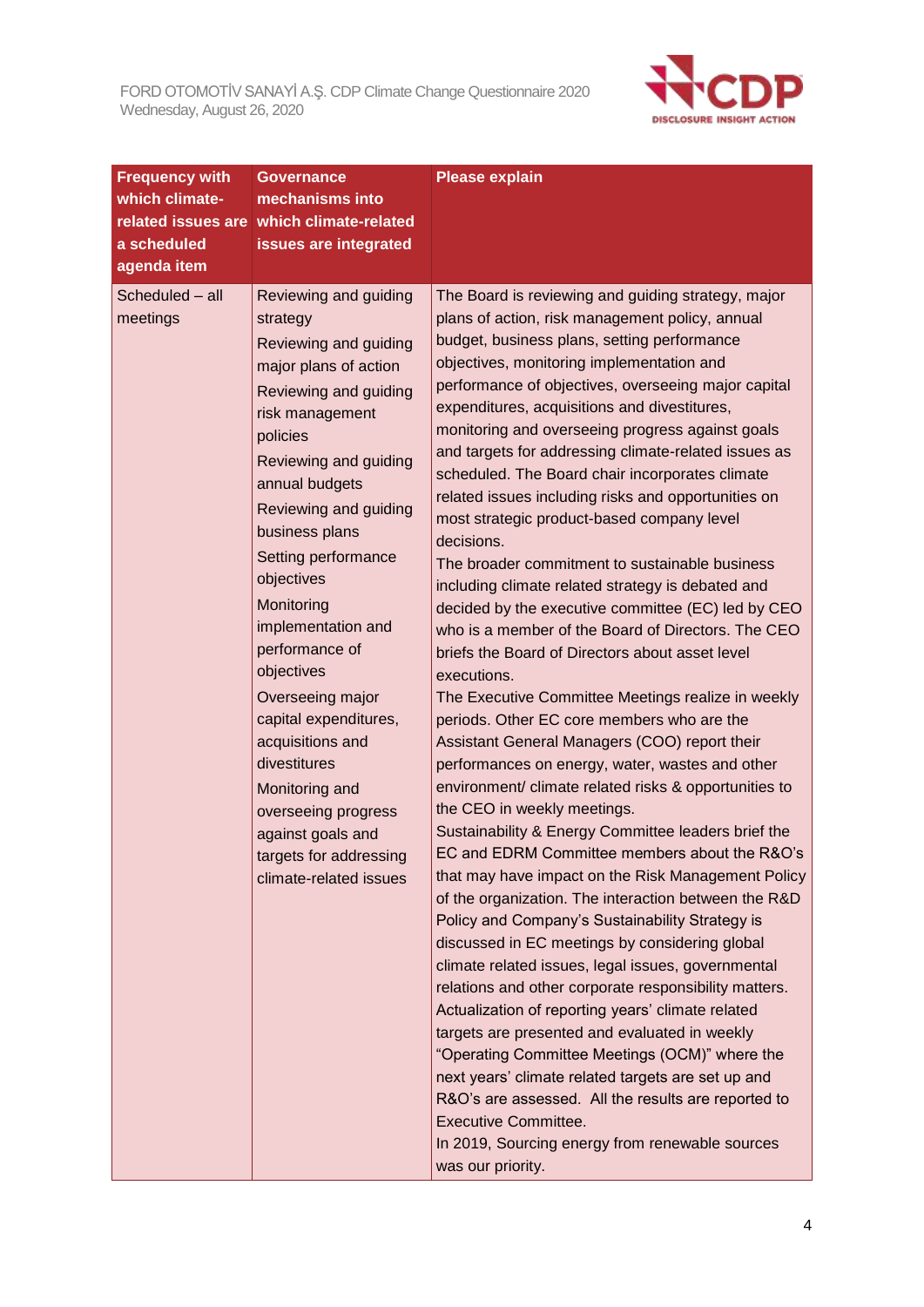| Frequency with which climate-related issues are a scheduled agenda item | Governance mechanisms into which climate-related issues are integrated | Please explain |
|---|---|---|
| Scheduled – all meetings | Reviewing and guiding strategy<br>Reviewing and guiding major plans of action<br>Reviewing and guiding risk management policies<br>Reviewing and guiding annual budgets<br>Reviewing and guiding business plans<br>Setting performance objectives<br>Monitoring implementation and performance of objectives<br>Overseeing major capital expenditures, acquisitions and divestitures<br>Monitoring and overseeing progress against goals and targets for addressing climate-related issues | The Board is reviewing and guiding strategy, major plans of action, risk management policy, annual budget, business plans, setting performance objectives, monitoring implementation and performance of objectives, overseeing major capital expenditures, acquisitions and divestitures, monitoring and overseeing progress against goals and targets for addressing climate-related issues as scheduled. The Board chair incorporates climate related issues including risks and opportunities on most strategic product-based company level decisions.<br>The broader commitment to sustainable business including climate related strategy is debated and decided by the executive committee (EC) led by CEO who is a member of the Board of Directors. The CEO briefs the Board of Directors about asset level executions.<br>The Executive Committee Meetings realize in weekly periods. Other EC core members who are the Assistant General Managers (COO) report their performances on energy, water, wastes and other environment/ climate related risks & opportunities to the CEO in weekly meetings.<br>Sustainability & Energy Committee leaders brief the EC and EDRM Committee members about the R&O's that may have impact on the Risk Management Policy of the organization. The interaction between the R&D Policy and Company's Sustainability Strategy is discussed in EC meetings by considering global climate related issues, legal issues, governmental relations and other corporate responsibility matters.<br>Actualization of reporting years' climate related targets are presented and evaluated in weekly "Operating Committee Meetings (OCM)" where the next years' climate related targets are set up and R&O's are assessed. All the results are reported to Executive Committee.<br>In 2019, Sourcing energy from renewable sources was our priority. |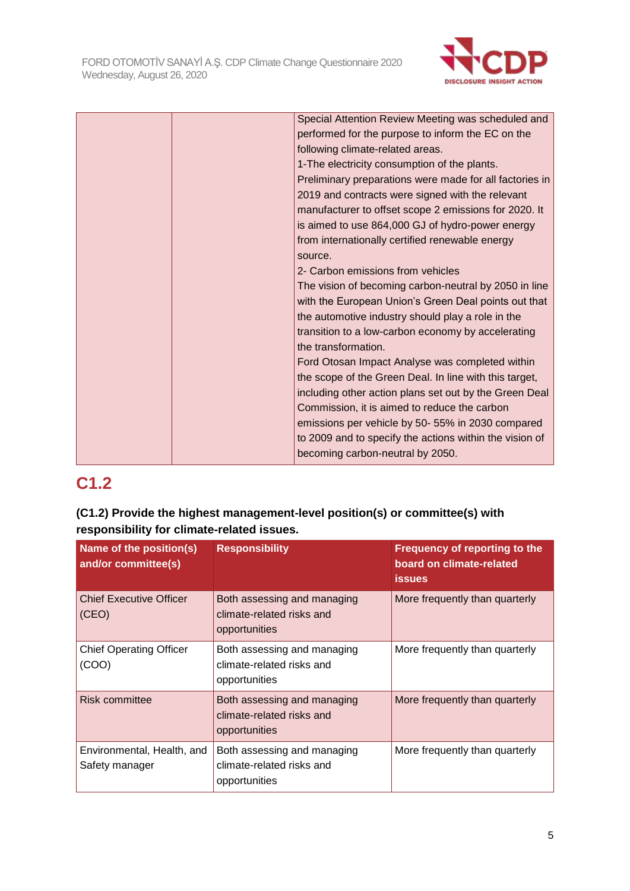| | | Special Attention Review Meeting was scheduled and performed for the purpose to inform the EC on the following climate-related areas.<br>1-The electricity consumption of the plants.<br>Preliminary preparations were made for all factories in 2019 and contracts were signed with the relevant manufacturer to offset scope 2 emissions for 2020. It is aimed to use 864,000 GJ of hydro-power energy from internationally certified renewable energy source.<br>2- Carbon emissions from vehicles<br>The vision of becoming carbon-neutral by 2050 in line with the European Union's Green Deal points out that the automotive industry should play a role in the transition to a low-carbon economy by accelerating the transformation.<br>Ford Otosan Impact Analyse was completed within the scope of the Green Deal. In line with this target, including other action plans set out by the Green Deal Commission, it is aimed to reduce the carbon emissions per vehicle by 50- 55% in 2030 compared to 2009 and to specify the actions within the vision of becoming carbon-neutral by 2050. |
|---|---|---|

## C1.2

**(C1.2) Provide the highest management-level position(s) or committee(s) with responsibility for climate-related issues.**

| Name of the position(s) and/or committee(s) | Responsibility | Frequency of reporting to the board on climate-related issues |
|---|---|---|
| Chief Executive Officer (CEO) | Both assessing and managing climate-related risks and opportunities | More frequently than quarterly |
| Chief Operating Officer (COO) | Both assessing and managing climate-related risks and opportunities | More frequently than quarterly |
| Risk committee | Both assessing and managing climate-related risks and opportunities | More frequently than quarterly |
| Environmental, Health, and Safety manager | Both assessing and managing climate-related risks and opportunities | More frequently than quarterly |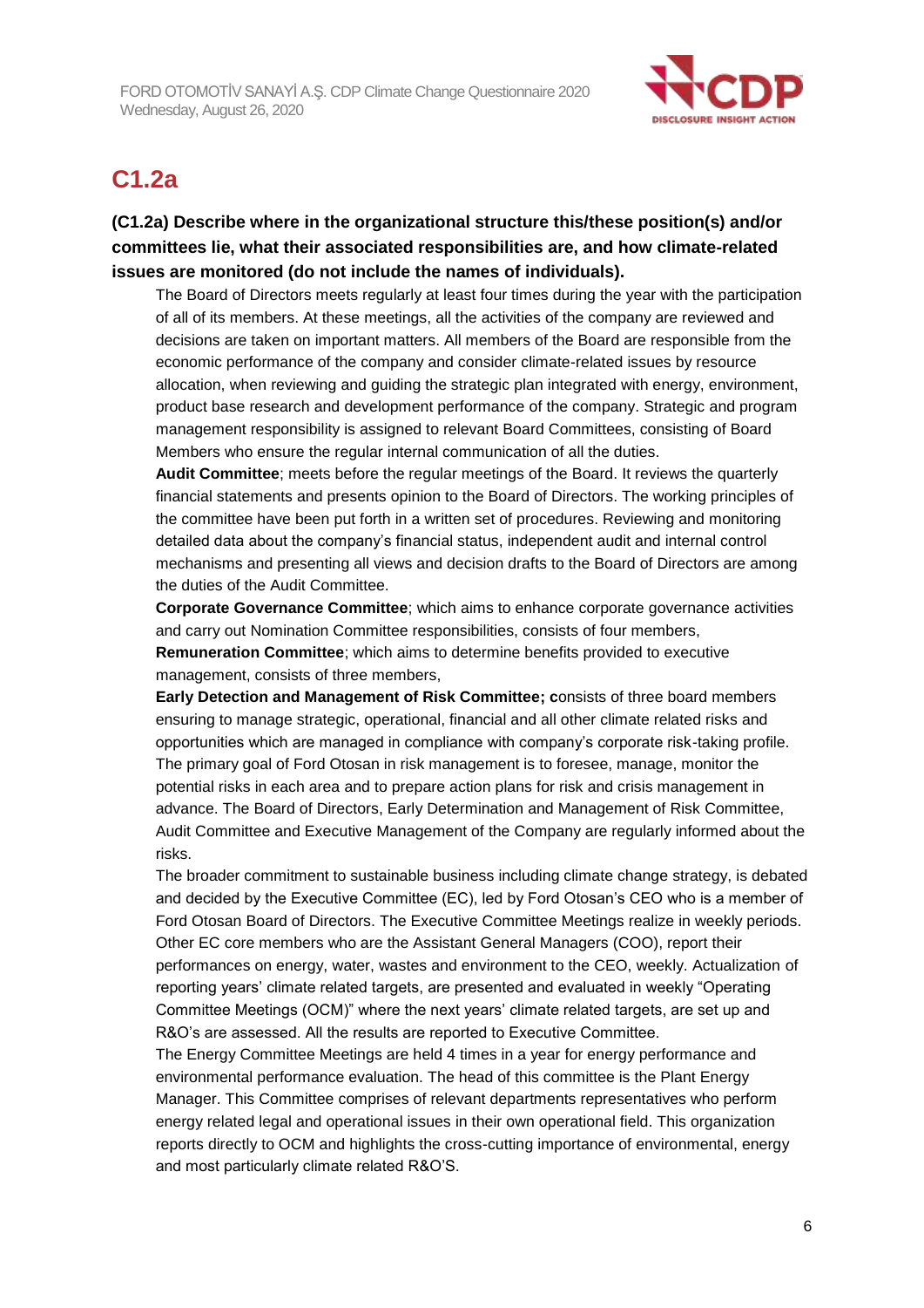# C1.2a

**(C1.2a) Describe where in the organizational structure this/these position(s) and/or committees lie, what their associated responsibilities are, and how climate-related issues are monitored (do not include the names of individuals).**

The Board of Directors meets regularly at least four times during the year with the participation of all of its members. At these meetings, all the activities of the company are reviewed and decisions are taken on important matters. All members of the Board are responsible from the economic performance of the company and consider climate-related issues by resource allocation, when reviewing and guiding the strategic plan integrated with energy, environment, product base research and development performance of the company. Strategic and program management responsibility is assigned to relevant Board Committees, consisting of Board Members who ensure the regular internal communication of all the duties.

**Audit Committee**; meets before the regular meetings of the Board. It reviews the quarterly financial statements and presents opinion to the Board of Directors. The working principles of the committee have been put forth in a written set of procedures. Reviewing and monitoring detailed data about the company's financial status, independent audit and internal control mechanisms and presenting all views and decision drafts to the Board of Directors are among the duties of the Audit Committee.

**Corporate Governance Committee**; which aims to enhance corporate governance activities and carry out Nomination Committee responsibilities, consists of four members,

**Remuneration Committee**; which aims to determine benefits provided to executive management, consists of three members,

**Early Detection and Management of Risk Committee; c**onsists of three board members ensuring to manage strategic, operational, financial and all other climate related risks and opportunities which are managed in compliance with company's corporate risk-taking profile. The primary goal of Ford Otosan in risk management is to foresee, manage, monitor the potential risks in each area and to prepare action plans for risk and crisis management in advance. The Board of Directors, Early Determination and Management of Risk Committee, Audit Committee and Executive Management of the Company are regularly informed about the risks.

The broader commitment to sustainable business including climate change strategy, is debated and decided by the Executive Committee (EC), led by Ford Otosan's CEO who is a member of Ford Otosan Board of Directors. The Executive Committee Meetings realize in weekly periods. Other EC core members who are the Assistant General Managers (COO), report their performances on energy, water, wastes and environment to the CEO, weekly. Actualization of reporting years' climate related targets, are presented and evaluated in weekly "Operating Committee Meetings (OCM)" where the next years' climate related targets, are set up and R&O's are assessed. All the results are reported to Executive Committee.

The Energy Committee Meetings are held 4 times in a year for energy performance and environmental performance evaluation. The head of this committee is the Plant Energy Manager. This Committee comprises of relevant departments representatives who perform energy related legal and operational issues in their own operational field. This organization reports directly to OCM and highlights the cross-cutting importance of environmental, energy and most particularly climate related R&O'S.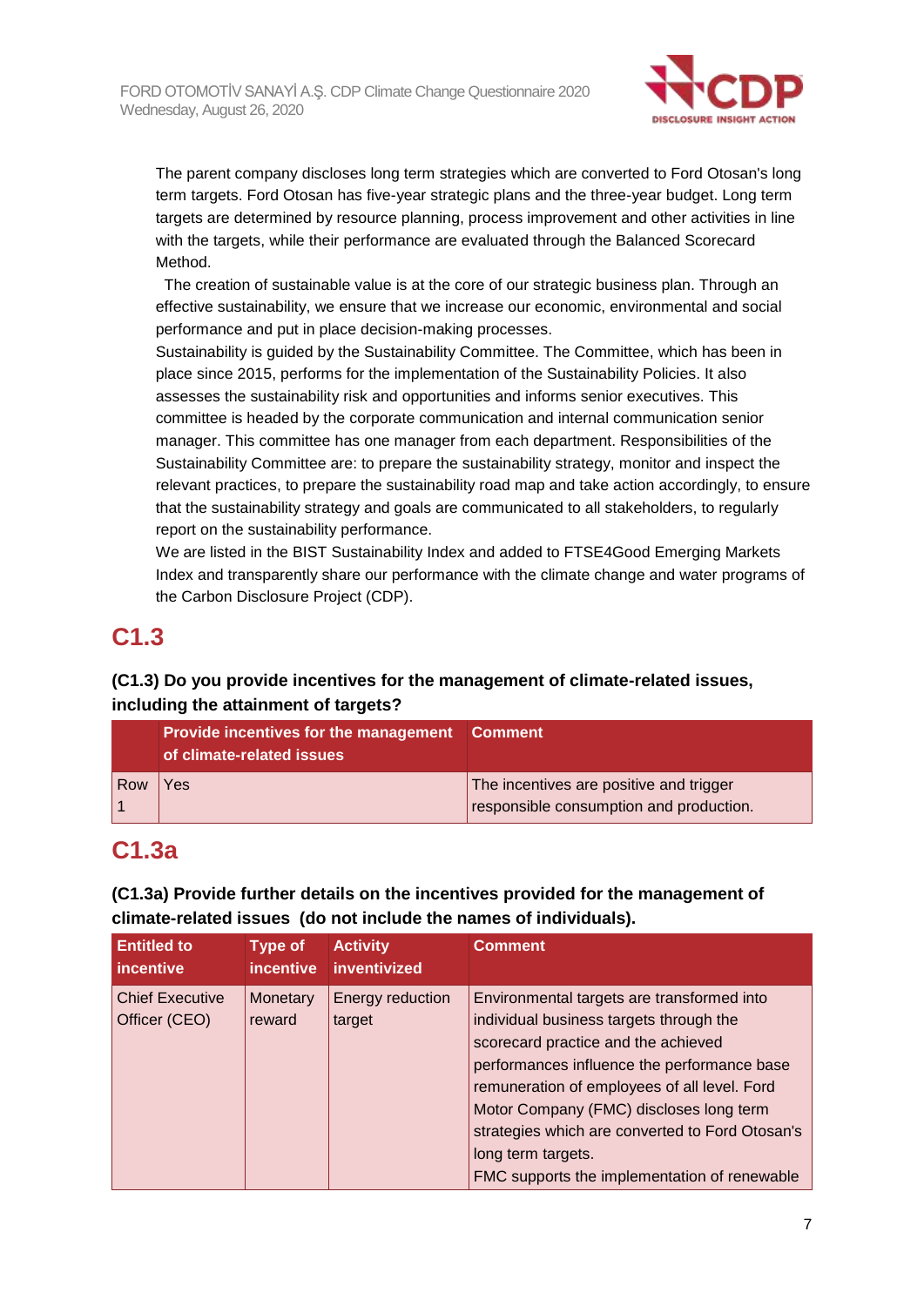The parent company discloses long term strategies which are converted to Ford Otosan's long term targets. Ford Otosan has five-year strategic plans and the three-year budget. Long term targets are determined by resource planning, process improvement and other activities in line with the targets, while their performance are evaluated through the Balanced Scorecard Method.

The creation of sustainable value is at the core of our strategic business plan. Through an effective sustainability, we ensure that we increase our economic, environmental and social performance and put in place decision-making processes.

Sustainability is guided by the Sustainability Committee. The Committee, which has been in place since 2015, performs for the implementation of the Sustainability Policies. It also assesses the sustainability risk and opportunities and informs senior executives. This committee is headed by the corporate communication and internal communication senior manager. This committee has one manager from each department. Responsibilities of the Sustainability Committee are: to prepare the sustainability strategy, monitor and inspect the relevant practices, to prepare the sustainability road map and take action accordingly, to ensure that the sustainability strategy and goals are communicated to all stakeholders, to regularly report on the sustainability performance.

We are listed in the BIST Sustainability Index and added to FTSE4Good Emerging Markets Index and transparently share our performance with the climate change and water programs of the Carbon Disclosure Project (CDP).

## C1.3

### (C1.3) Do you provide incentives for the management of climate-related issues, including the attainment of targets?

| | Provide incentives for the management of climate-related issues | Comment |
|---|---|---|
| Row 1 | Yes | The incentives are positive and trigger responsible consumption and production. |

## C1.3a

### (C1.3a) Provide further details on the incentives provided for the management of climate-related issues (do not include the names of individuals).

| Entitled to incentive | Type of incentive | Activity inventivized | Comment |
|---|---|---|---|
| Chief Executive Officer (CEO) | Monetary reward | Energy reduction target | Environmental targets are transformed into individual business targets through the scorecard practice and the achieved performances influence the performance base remuneration of employees of all level. Ford Motor Company (FMC) discloses long term strategies which are converted to Ford Otosan's long term targets.<br>FMC supports the implementation of renewable |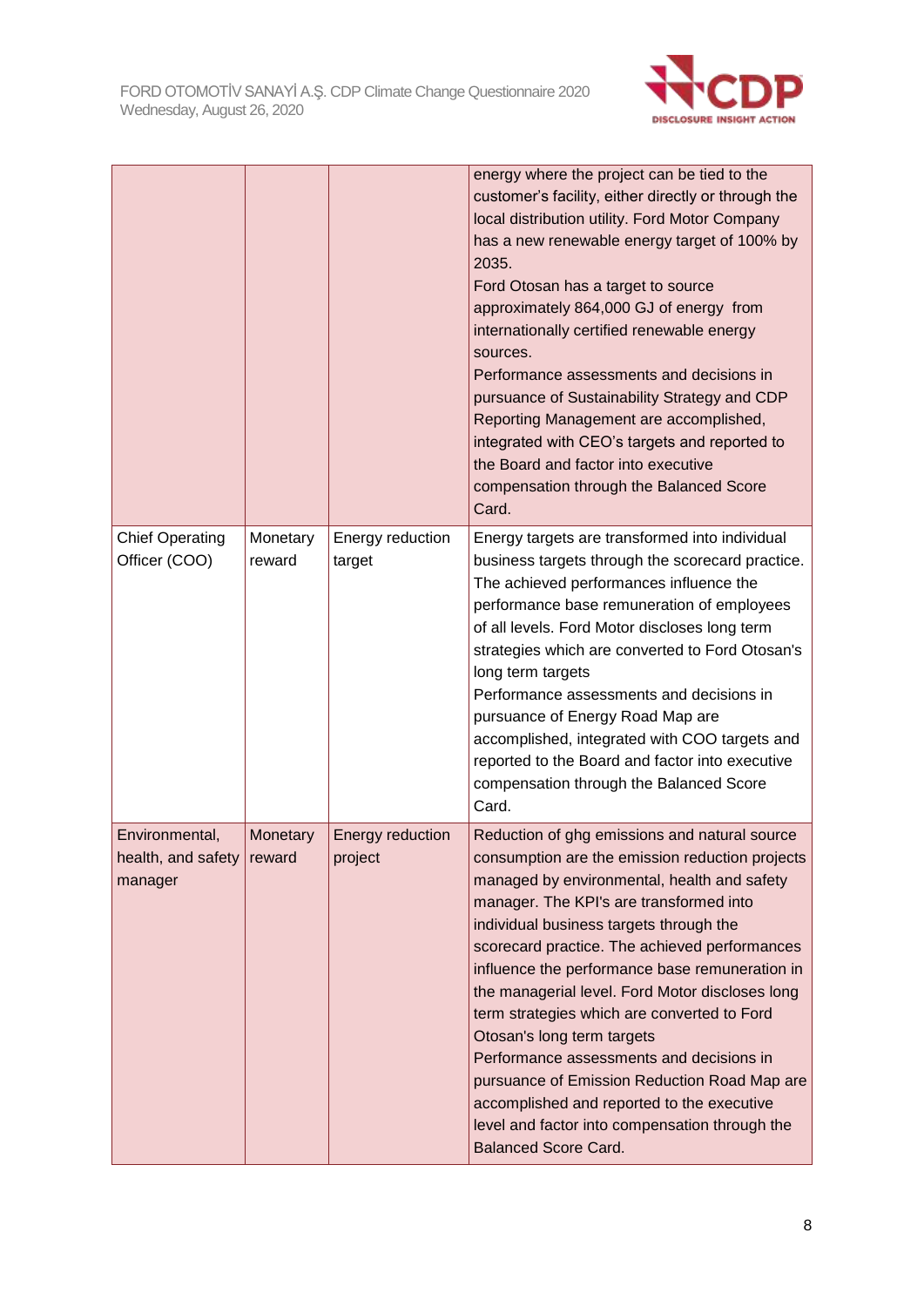| | | | |
|---|---|---|---|
| | | | energy where the project can be tied to the customer's facility, either directly or through the local distribution utility. Ford Motor Company has a new renewable energy target of 100% by 2035.<br>Ford Otosan has a target to source approximately 864,000 GJ of energy from internationally certified renewable energy sources.<br>Performance assessments and decisions in pursuance of Sustainability Strategy and CDP Reporting Management are accomplished, integrated with CEO's targets and reported to the Board and factor into executive compensation through the Balanced Score Card. |
| Chief Operating Officer (COO) | Monetary reward | Energy reduction target | Energy targets are transformed into individual business targets through the scorecard practice. The achieved performances influence the performance base remuneration of employees of all levels. Ford Motor discloses long term strategies which are converted to Ford Otosan's long term targets<br>Performance assessments and decisions in pursuance of Energy Road Map are accomplished, integrated with COO targets and reported to the Board and factor into executive compensation through the Balanced Score Card. |
| Environmental, health, and safety manager | Monetary reward | Energy reduction project | Reduction of ghg emissions and natural source consumption are the emission reduction projects managed by environmental, health and safety manager. The KPI's are transformed into individual business targets through the scorecard practice. The achieved performances influence the performance base remuneration in the managerial level. Ford Motor discloses long term strategies which are converted to Ford Otosan's long term targets<br>Performance assessments and decisions in pursuance of Emission Reduction Road Map are accomplished and reported to the executive level and factor into compensation through the Balanced Score Card. |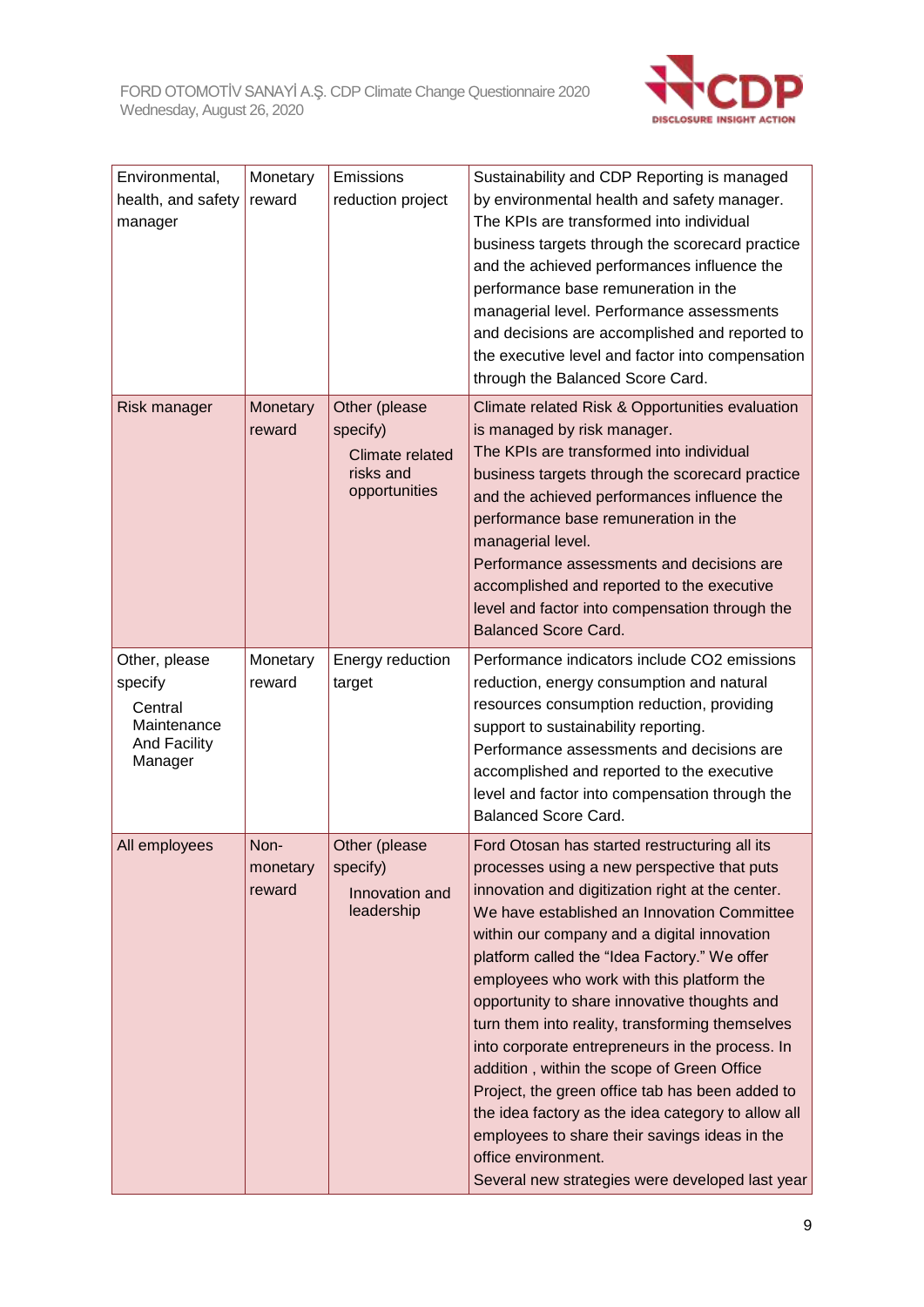| Environmental, health, and safety manager | Monetary reward | Emissions reduction project | Sustainability and CDP Reporting is managed by environmental health and safety manager. The KPIs are transformed into individual business targets through the scorecard practice and the achieved performances influence the performance base remuneration in the managerial level. Performance assessments and decisions are accomplished and reported to the executive level and factor into compensation through the Balanced Score Card. |
|---|---|---|---|
| Risk manager | Monetary reward | Other (please specify) Climate related risks and opportunities | Climate related Risk & Opportunities evaluation is managed by risk manager. The KPIs are transformed into individual business targets through the scorecard practice and the achieved performances influence the performance base remuneration in the managerial level. Performance assessments and decisions are accomplished and reported to the executive level and factor into compensation through the Balanced Score Card. |
| Other, please specify Central Maintenance And Facility Manager | Monetary reward | Energy reduction target | Performance indicators include CO2 emissions reduction, energy consumption and natural resources consumption reduction, providing support to sustainability reporting. Performance assessments and decisions are accomplished and reported to the executive level and factor into compensation through the Balanced Score Card. |
| All employees | Non-monetary reward | Other (please specify) Innovation and leadership | Ford Otosan has started restructuring all its processes using a new perspective that puts innovation and digitization right at the center. We have established an Innovation Committee within our company and a digital innovation platform called the "Idea Factory." We offer employees who work with this platform the opportunity to share innovative thoughts and turn them into reality, transforming themselves into corporate entrepreneurs in the process. In addition , within the scope of Green Office Project, the green office tab has been added to the idea factory as the idea category to allow all employees to share their savings ideas in the office environment. Several new strategies were developed last year |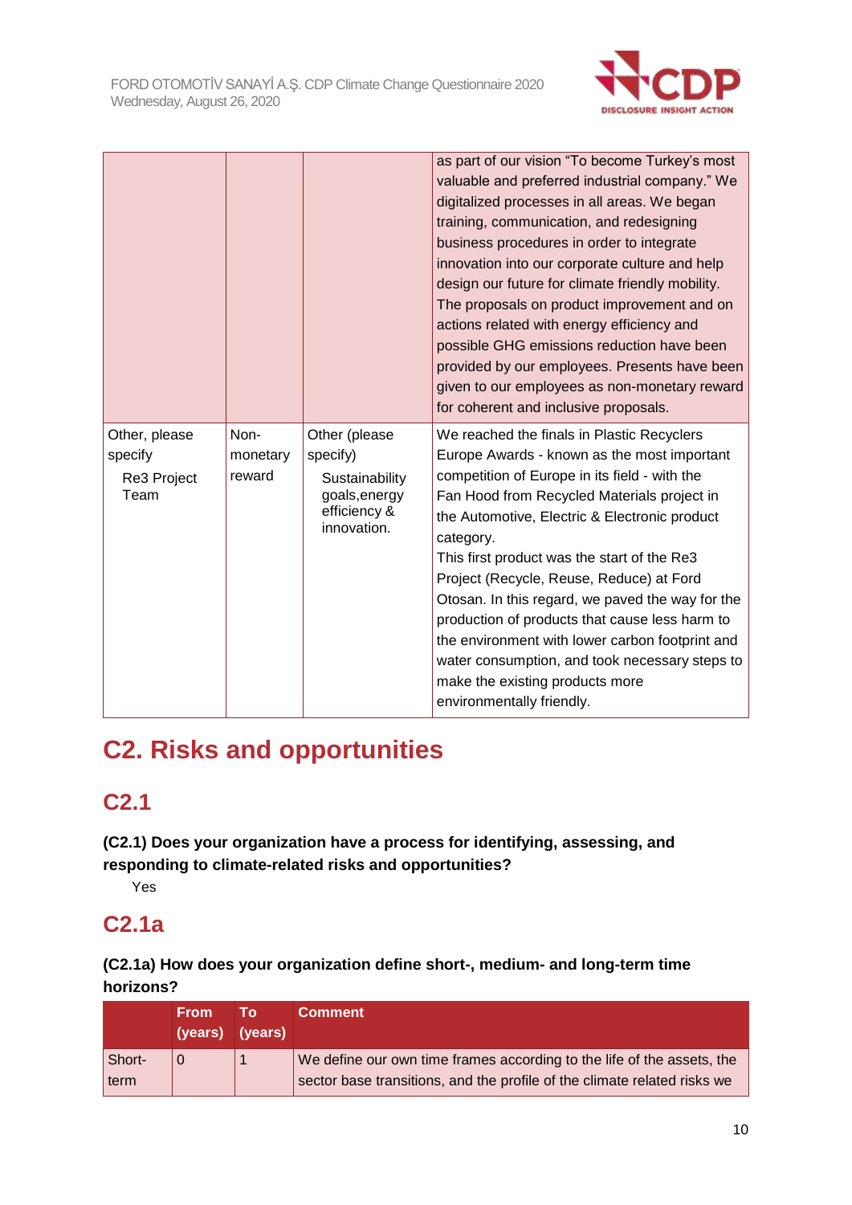| | | | |
|---|---|---|---|
| | | | as part of our vision "To become Turkey's most valuable and preferred industrial company." We digitalized processes in all areas. We began training, communication, and redesigning business procedures in order to integrate innovation into our corporate culture and help design our future for climate friendly mobility. The proposals on product improvement and on actions related with energy efficiency and possible GHG emissions reduction have been provided by our employees. Presents have been given to our employees as non-monetary reward for coherent and inclusive proposals. |
| Other, please specify<br>Re3 Project Team | Non-monetary reward | Other (please specify)<br>Sustainability goals,energy efficiency & innovation. | We reached the finals in Plastic Recyclers Europe Awards - known as the most important competition of Europe in its field - with the Fan Hood from Recycled Materials project in the Automotive, Electric & Electronic product category.<br>This first product was the start of the Re3 Project (Recycle, Reuse, Reduce) at Ford Otosan. In this regard, we paved the way for the production of products that cause less harm to the environment with lower carbon footprint and water consumption, and took necessary steps to make the existing products more environmentally friendly. |

# C2. Risks and opportunities

## C2.1

**(C2.1) Does your organization have a process for identifying, assessing, and responding to climate-related risks and opportunities?**

Yes

## C2.1a

**(C2.1a) How does your organization define short-, medium- and long-term time horizons?**

| | From (years) | To (years) | Comment |
|---|---|---|---|
| Short-term | 0 | 1 | We define our own time frames according to the life of the assets, the sector base transitions, and the profile of the climate related risks we |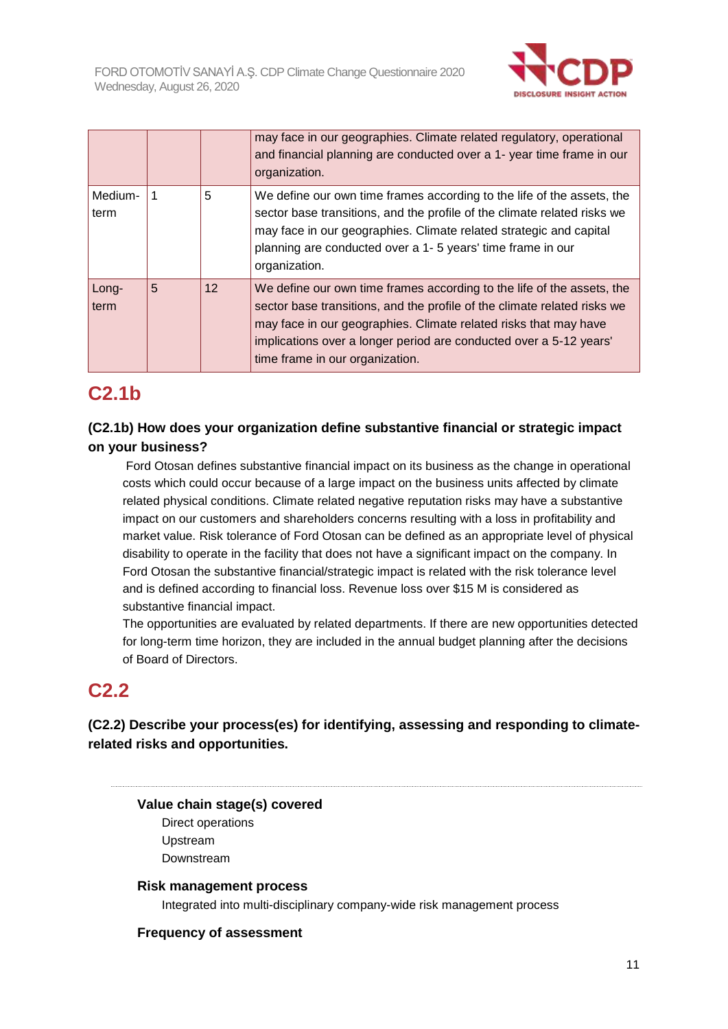| | | | |
|---|---|---|---|
| | | | may face in our geographies. Climate related regulatory, operational and financial planning are conducted over a 1- year time frame in our organization. |
| Medium-term | 1 | 5 | We define our own time frames according to the life of the assets, the sector base transitions, and the profile of the climate related risks we may face in our geographies. Climate related strategic and capital planning are conducted over a 1- 5 years' time frame in our organization. |
| Long-term | 5 | 12 | We define our own time frames according to the life of the assets, the sector base transitions, and the profile of the climate related risks we may face in our geographies. Climate related risks that may have implications over a longer period are conducted over a 5-12 years' time frame in our organization. |

## C2.1b

### (C2.1b) How does your organization define substantive financial or strategic impact on your business?

Ford Otosan defines substantive financial impact on its business as the change in operational costs which could occur because of a large impact on the business units affected by climate related physical conditions. Climate related negative reputation risks may have a substantive impact on our customers and shareholders concerns resulting with a loss in profitability and market value. Risk tolerance of Ford Otosan can be defined as an appropriate level of physical disability to operate in the facility that does not have a significant impact on the company. In Ford Otosan the substantive financial/strategic impact is related with the risk tolerance level and is defined according to financial loss. Revenue loss over $15 M is considered as substantive financial impact.

The opportunities are evaluated by related departments. If there are new opportunities detected for long-term time horizon, they are included in the annual budget planning after the decisions of Board of Directors.

## C2.2

### (C2.2) Describe your process(es) for identifying, assessing and responding to climate-related risks and opportunities.

**Value chain stage(s) covered**

Direct operations
Upstream
Downstream

**Risk management process**

Integrated into multi-disciplinary company-wide risk management process

**Frequency of assessment**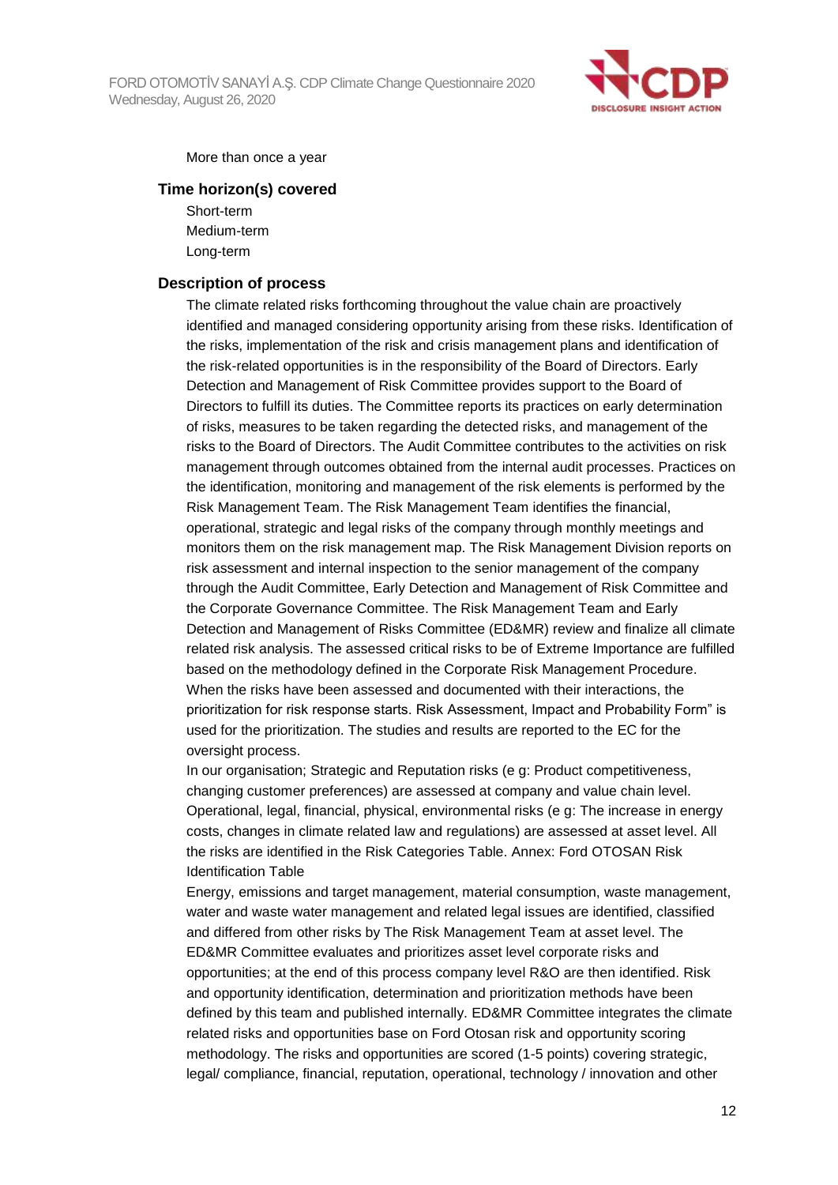More than once a year

### Time horizon(s) covered

Short-term
Medium-term
Long-term

### Description of process

The climate related risks forthcoming throughout the value chain are proactively identified and managed considering opportunity arising from these risks. Identification of the risks, implementation of the risk and crisis management plans and identification of the risk-related opportunities is in the responsibility of the Board of Directors. Early Detection and Management of Risk Committee provides support to the Board of Directors to fulfill its duties. The Committee reports its practices on early determination of risks, measures to be taken regarding the detected risks, and management of the risks to the Board of Directors. The Audit Committee contributes to the activities on risk management through outcomes obtained from the internal audit processes. Practices on the identification, monitoring and management of the risk elements is performed by the Risk Management Team. The Risk Management Team identifies the financial, operational, strategic and legal risks of the company through monthly meetings and monitors them on the risk management map. The Risk Management Division reports on risk assessment and internal inspection to the senior management of the company through the Audit Committee, Early Detection and Management of Risk Committee and the Corporate Governance Committee. The Risk Management Team and Early Detection and Management of Risks Committee (ED&MR) review and finalize all climate related risk analysis. The assessed critical risks to be of Extreme Importance are fulfilled based on the methodology defined in the Corporate Risk Management Procedure. When the risks have been assessed and documented with their interactions, the prioritization for risk response starts. Risk Assessment, Impact and Probability Form" is used for the prioritization. The studies and results are reported to the EC for the oversight process.
In our organisation; Strategic and Reputation risks (e g: Product competitiveness, changing customer preferences) are assessed at company and value chain level. Operational, legal, financial, physical, environmental risks (e g: The increase in energy costs, changes in climate related law and regulations) are assessed at asset level. All the risks are identified in the Risk Categories Table. Annex: Ford OTOSAN Risk Identification Table
Energy, emissions and target management, material consumption, waste management, water and waste water management and related legal issues are identified, classified and differed from other risks by The Risk Management Team at asset level. The ED&MR Committee evaluates and prioritizes asset level corporate risks and opportunities; at the end of this process company level R&O are then identified. Risk and opportunity identification, determination and prioritization methods have been defined by this team and published internally. ED&MR Committee integrates the climate related risks and opportunities base on Ford Otosan risk and opportunity scoring methodology. The risks and opportunities are scored (1-5 points) covering strategic, legal/ compliance, financial, reputation, operational, technology / innovation and other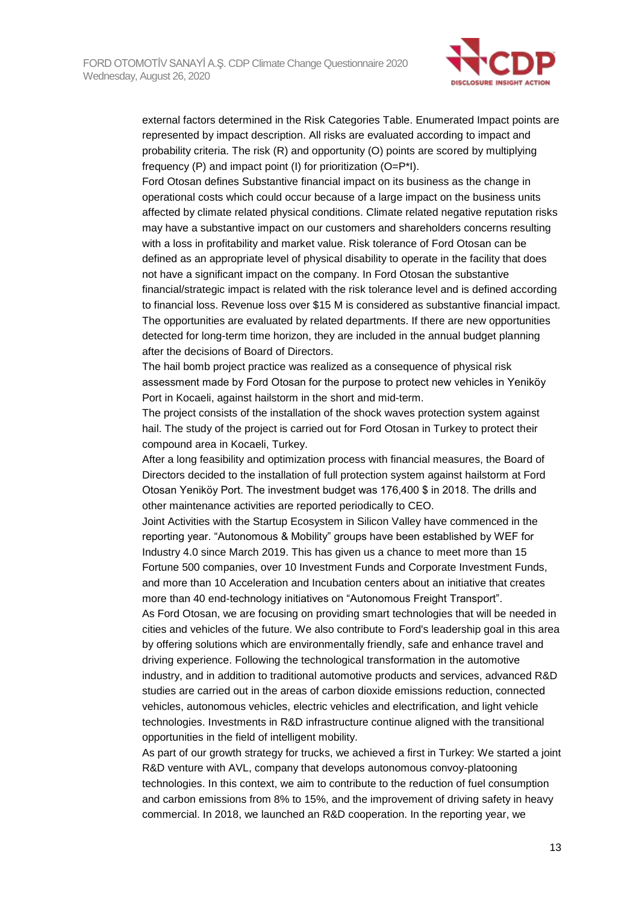external factors determined in the Risk Categories Table. Enumerated Impact points are represented by impact description. All risks are evaluated according to impact and probability criteria. The risk (R) and opportunity (O) points are scored by multiplying frequency (P) and impact point (I) for prioritization (O=P*I).

Ford Otosan defines Substantive financial impact on its business as the change in operational costs which could occur because of a large impact on the business units affected by climate related physical conditions. Climate related negative reputation risks may have a substantive impact on our customers and shareholders concerns resulting with a loss in profitability and market value. Risk tolerance of Ford Otosan can be defined as an appropriate level of physical disability to operate in the facility that does not have a significant impact on the company. In Ford Otosan the substantive financial/strategic impact is related with the risk tolerance level and is defined according to financial loss. Revenue loss over $15 M is considered as substantive financial impact. The opportunities are evaluated by related departments. If there are new opportunities detected for long-term time horizon, they are included in the annual budget planning after the decisions of Board of Directors.

The hail bomb project practice was realized as a consequence of physical risk assessment made by Ford Otosan for the purpose to protect new vehicles in Yeniköy Port in Kocaeli, against hailstorm in the short and mid-term.

The project consists of the installation of the shock waves protection system against hail. The study of the project is carried out for Ford Otosan in Turkey to protect their compound area in Kocaeli, Turkey.

After a long feasibility and optimization process with financial measures, the Board of Directors decided to the installation of full protection system against hailstorm at Ford Otosan Yeniköy Port. The investment budget was 176,400 $ in 2018. The drills and other maintenance activities are reported periodically to CEO.

Joint Activities with the Startup Ecosystem in Silicon Valley have commenced in the reporting year. "Autonomous & Mobility" groups have been established by WEF for Industry 4.0 since March 2019. This has given us a chance to meet more than 15 Fortune 500 companies, over 10 Investment Funds and Corporate Investment Funds, and more than 10 Acceleration and Incubation centers about an initiative that creates more than 40 end-technology initiatives on "Autonomous Freight Transport".

As Ford Otosan, we are focusing on providing smart technologies that will be needed in cities and vehicles of the future. We also contribute to Ford's leadership goal in this area by offering solutions which are environmentally friendly, safe and enhance travel and driving experience. Following the technological transformation in the automotive industry, and in addition to traditional automotive products and services, advanced R&D studies are carried out in the areas of carbon dioxide emissions reduction, connected vehicles, autonomous vehicles, electric vehicles and electrification, and light vehicle technologies. Investments in R&D infrastructure continue aligned with the transitional opportunities in the field of intelligent mobility.

As part of our growth strategy for trucks, we achieved a first in Turkey: We started a joint R&D venture with AVL, company that develops autonomous convoy-platooning technologies. In this context, we aim to contribute to the reduction of fuel consumption and carbon emissions from 8% to 15%, and the improvement of driving safety in heavy commercial. In 2018, we launched an R&D cooperation. In the reporting year, we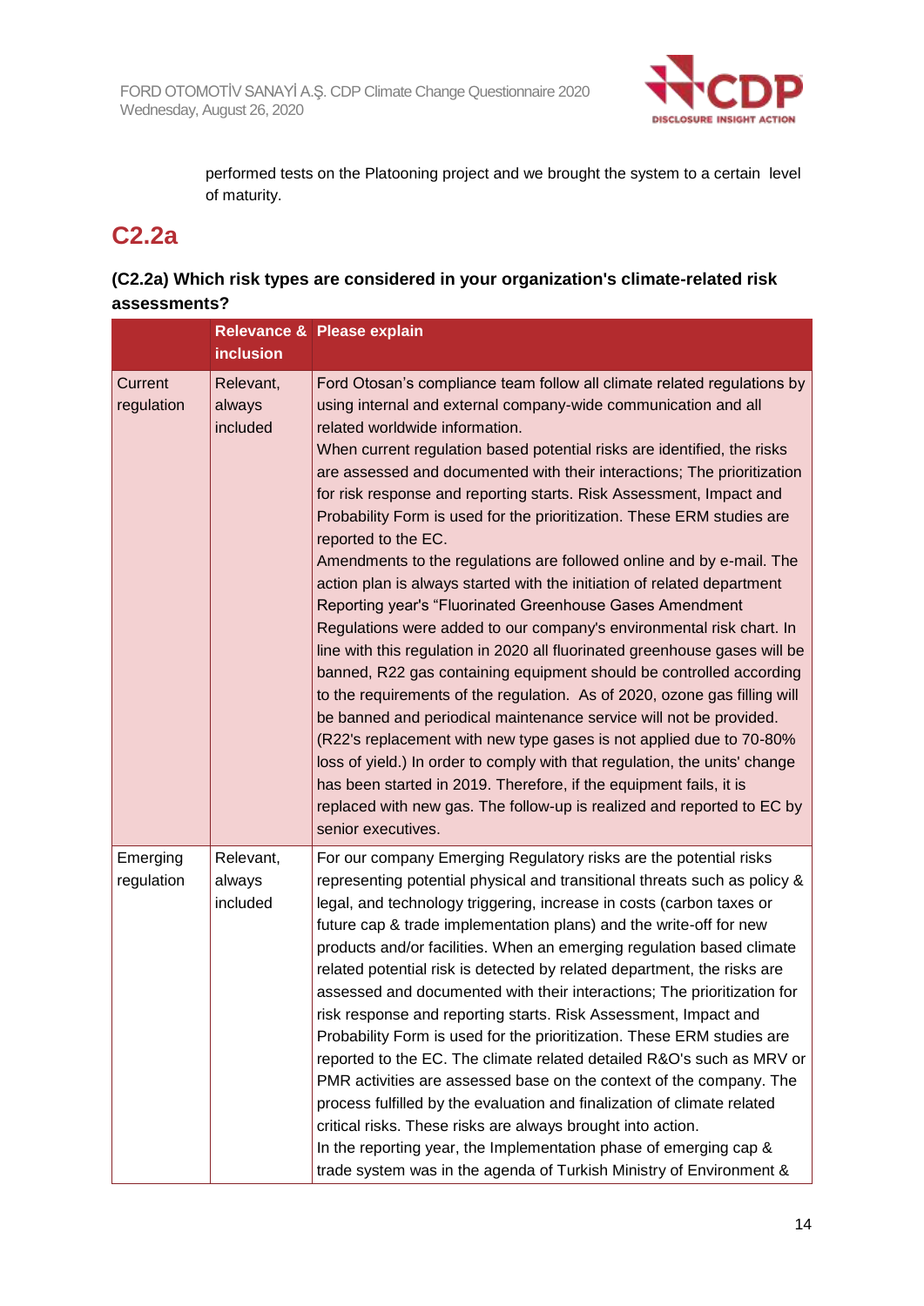performed tests on the Platooning project and we brought the system to a certain level of maturity.

## C2.2a

### (C2.2a) Which risk types are considered in your organization's climate-related risk assessments?

| | Relevance & inclusion | Please explain |
|---|---|---|
| Current regulation | Relevant, always included | Ford Otosan's compliance team follow all climate related regulations by using internal and external company-wide communication and all related worldwide information.<br>When current regulation based potential risks are identified, the risks are assessed and documented with their interactions; The prioritization for risk response and reporting starts. Risk Assessment, Impact and Probability Form is used for the prioritization. These ERM studies are reported to the EC.<br>Amendments to the regulations are followed online and by e-mail. The action plan is always started with the initiation of related department Reporting year's "Fluorinated Greenhouse Gases Amendment Regulations were added to our company's environmental risk chart. In line with this regulation in 2020 all fluorinated greenhouse gases will be banned, R22 gas containing equipment should be controlled according to the requirements of the regulation. As of 2020, ozone gas filling will be banned and periodical maintenance service will not be provided. (R22's replacement with new type gases is not applied due to 70-80% loss of yield.) In order to comply with that regulation, the units' change has been started in 2019. Therefore, if the equipment fails, it is replaced with new gas. The follow-up is realized and reported to EC by senior executives. |
| Emerging regulation | Relevant, always included | For our company Emerging Regulatory risks are the potential risks representing potential physical and transitional threats such as policy & legal, and technology triggering, increase in costs (carbon taxes or future cap & trade implementation plans) and the write-off for new products and/or facilities. When an emerging regulation based climate related potential risk is detected by related department, the risks are assessed and documented with their interactions; The prioritization for risk response and reporting starts. Risk Assessment, Impact and Probability Form is used for the prioritization. These ERM studies are reported to the EC. The climate related detailed R&O's such as MRV or PMR activities are assessed base on the context of the company. The process fulfilled by the evaluation and finalization of climate related critical risks. These risks are always brought into action.<br>In the reporting year, the Implementation phase of emerging cap & trade system was in the agenda of Turkish Ministry of Environment & |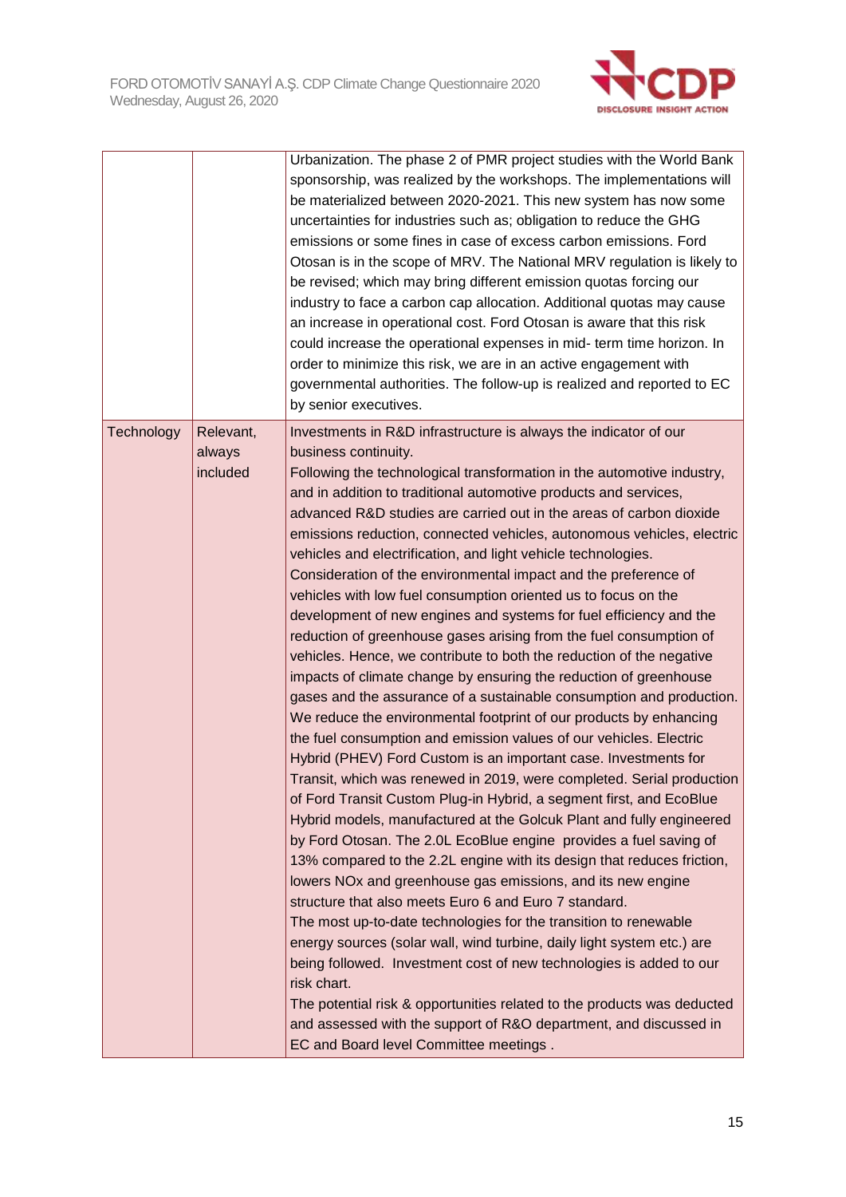| | | |
|---|---|---|
| | | Urbanization. The phase 2 of PMR project studies with the World Bank sponsorship, was realized by the workshops. The implementations will be materialized between 2020-2021. This new system has now some uncertainties for industries such as; obligation to reduce the GHG emissions or some fines in case of excess carbon emissions. Ford Otosan is in the scope of MRV. The National MRV regulation is likely to be revised; which may bring different emission quotas forcing our industry to face a carbon cap allocation. Additional quotas may cause an increase in operational cost. Ford Otosan is aware that this risk could increase the operational expenses in mid- term time horizon. In order to minimize this risk, we are in an active engagement with governmental authorities. The follow-up is realized and reported to EC by senior executives. |
| Technology | Relevant, always included | Investments in R&D infrastructure is always the indicator of our business continuity.<br>Following the technological transformation in the automotive industry, and in addition to traditional automotive products and services, advanced R&D studies are carried out in the areas of carbon dioxide emissions reduction, connected vehicles, autonomous vehicles, electric vehicles and electrification, and light vehicle technologies.<br>Consideration of the environmental impact and the preference of vehicles with low fuel consumption oriented us to focus on the development of new engines and systems for fuel efficiency and the reduction of greenhouse gases arising from the fuel consumption of vehicles. Hence, we contribute to both the reduction of the negative impacts of climate change by ensuring the reduction of greenhouse gases and the assurance of a sustainable consumption and production. We reduce the environmental footprint of our products by enhancing the fuel consumption and emission values of our vehicles. Electric Hybrid (PHEV) Ford Custom is an important case. Investments for Transit, which was renewed in 2019, were completed. Serial production of Ford Transit Custom Plug-in Hybrid, a segment first, and EcoBlue Hybrid models, manufactured at the Golcuk Plant and fully engineered by Ford Otosan. The 2.0L EcoBlue engine provides a fuel saving of 13% compared to the 2.2L engine with its design that reduces friction, lowers NOx and greenhouse gas emissions, and its new engine structure that also meets Euro 6 and Euro 7 standard.<br>The most up-to-date technologies for the transition to renewable energy sources (solar wall, wind turbine, daily light system etc.) are being followed. Investment cost of new technologies is added to our risk chart.<br>The potential risk & opportunities related to the products was deducted and assessed with the support of R&O department, and discussed in EC and Board level Committee meetings . |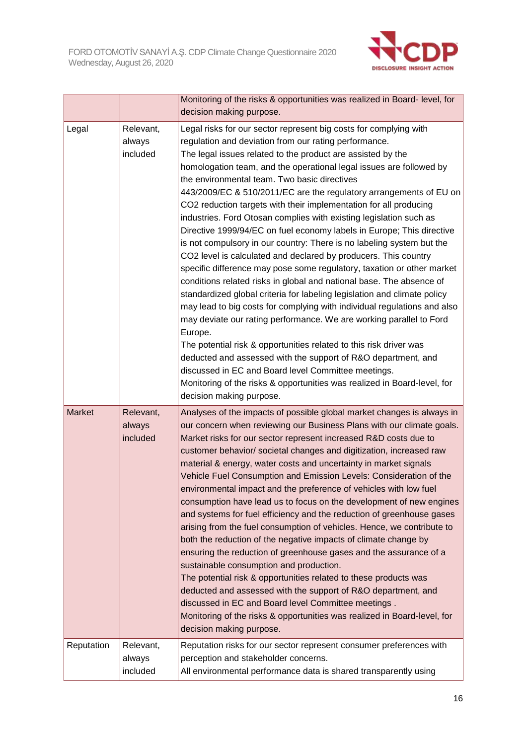| | | |
|---|---|---|
| | | Monitoring of the risks & opportunities was realized in Board- level, for decision making purpose. |
| Legal | Relevant, always included | Legal risks for our sector represent big costs for complying with regulation and deviation from our rating performance.<br>The legal issues related to the product are assisted by the homologation team, and the operational legal issues are followed by the environmental team. Two basic directives 443/2009/EC & 510/2011/EC are the regulatory arrangements of EU on $CO_2$ reduction targets with their implementation for all producing industries. Ford Otosan complies with existing legislation such as Directive 1999/94/EC on fuel economy labels in Europe; This directive is not compulsory in our country: There is no labeling system but the $CO_2$ level is calculated and declared by producers. This country specific difference may pose some regulatory, taxation or other market conditions related risks in global and national base. The absence of standardized global criteria for labeling legislation and climate policy may lead to big costs for complying with individual regulations and also may deviate our rating performance. We are working parallel to Ford Europe.<br>The potential risk & opportunities related to this risk driver was deducted and assessed with the support of R&O department, and discussed in EC and Board level Committee meetings.<br>Monitoring of the risks & opportunities was realized in Board-level, for decision making purpose. |
| Market | Relevant, always included | Analyses of the impacts of possible global market changes is always in our concern when reviewing our Business Plans with our climate goals. Market risks for our sector represent increased R&D costs due to customer behavior/ societal changes and digitization, increased raw material & energy, water costs and uncertainty in market signals Vehicle Fuel Consumption and Emission Levels: Consideration of the environmental impact and the preference of vehicles with low fuel consumption have lead us to focus on the development of new engines and systems for fuel efficiency and the reduction of greenhouse gases arising from the fuel consumption of vehicles. Hence, we contribute to both the reduction of the negative impacts of climate change by ensuring the reduction of greenhouse gases and the assurance of a sustainable consumption and production.<br>The potential risk & opportunities related to these products was deducted and assessed with the support of R&O department, and discussed in EC and Board level Committee meetings .<br>Monitoring of the risks & opportunities was realized in Board-level, for decision making purpose. |
| Reputation | Relevant, always included | Reputation risks for our sector represent consumer preferences with perception and stakeholder concerns.<br>All environmental performance data is shared transparently using |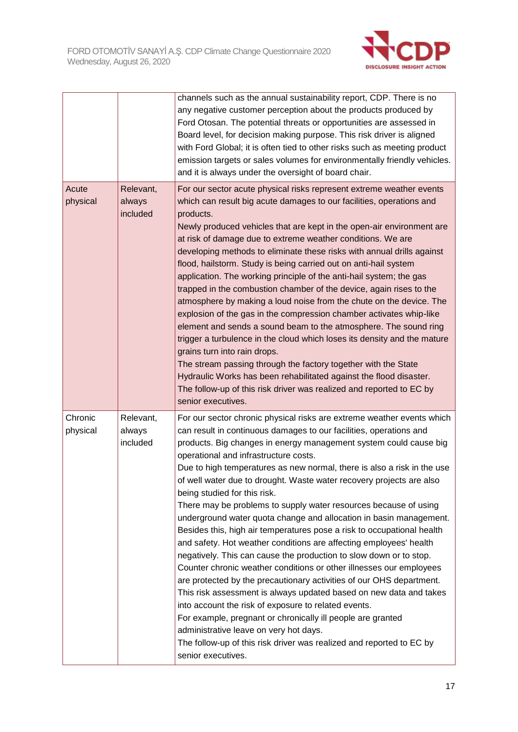|  |  |  |
|---|---|---|
|  |  | channels such as the annual sustainability report, CDP. There is no any negative customer perception about the products produced by Ford Otosan. The potential threats or opportunities are assessed in Board level, for decision making purpose. This risk driver is aligned with Ford Global; it is often tied to other risks such as meeting product emission targets or sales volumes for environmentally friendly vehicles. and it is always under the oversight of board chair. |
| Acute physical | Relevant, always included | For our sector acute physical risks represent extreme weather events which can result big acute damages to our facilities, operations and products.<br>Newly produced vehicles that are kept in the open-air environment are at risk of damage due to extreme weather conditions. We are developing methods to eliminate these risks with annual drills against flood, hailstorm. Study is being carried out on anti-hail system application. The working principle of the anti-hail system; the gas trapped in the combustion chamber of the device, again rises to the atmosphere by making a loud noise from the chute on the device. The explosion of the gas in the compression chamber activates whip-like element and sends a sound beam to the atmosphere. The sound ring trigger a turbulence in the cloud which loses its density and the mature grains turn into rain drops.<br>The stream passing through the factory together with the State Hydraulic Works has been rehabilitated against the flood disaster.<br>The follow-up of this risk driver was realized and reported to EC by senior executives. |
| Chronic physical | Relevant, always included | For our sector chronic physical risks are extreme weather events which can result in continuous damages to our facilities, operations and products. Big changes in energy management system could cause big operational and infrastructure costs.<br>Due to high temperatures as new normal, there is also a risk in the use of well water due to drought. Waste water recovery projects are also being studied for this risk.<br>There may be problems to supply water resources because of using underground water quota change and allocation in basin management. Besides this, high air temperatures pose a risk to occupational health and safety. Hot weather conditions are affecting employees' health negatively. This can cause the production to slow down or to stop. Counter chronic weather conditions or other illnesses our employees are protected by the precautionary activities of our OHS department. This risk assessment is always updated based on new data and takes into account the risk of exposure to related events.<br>For example, pregnant or chronically ill people are granted administrative leave on very hot days.<br>The follow-up of this risk driver was realized and reported to EC by senior executives. |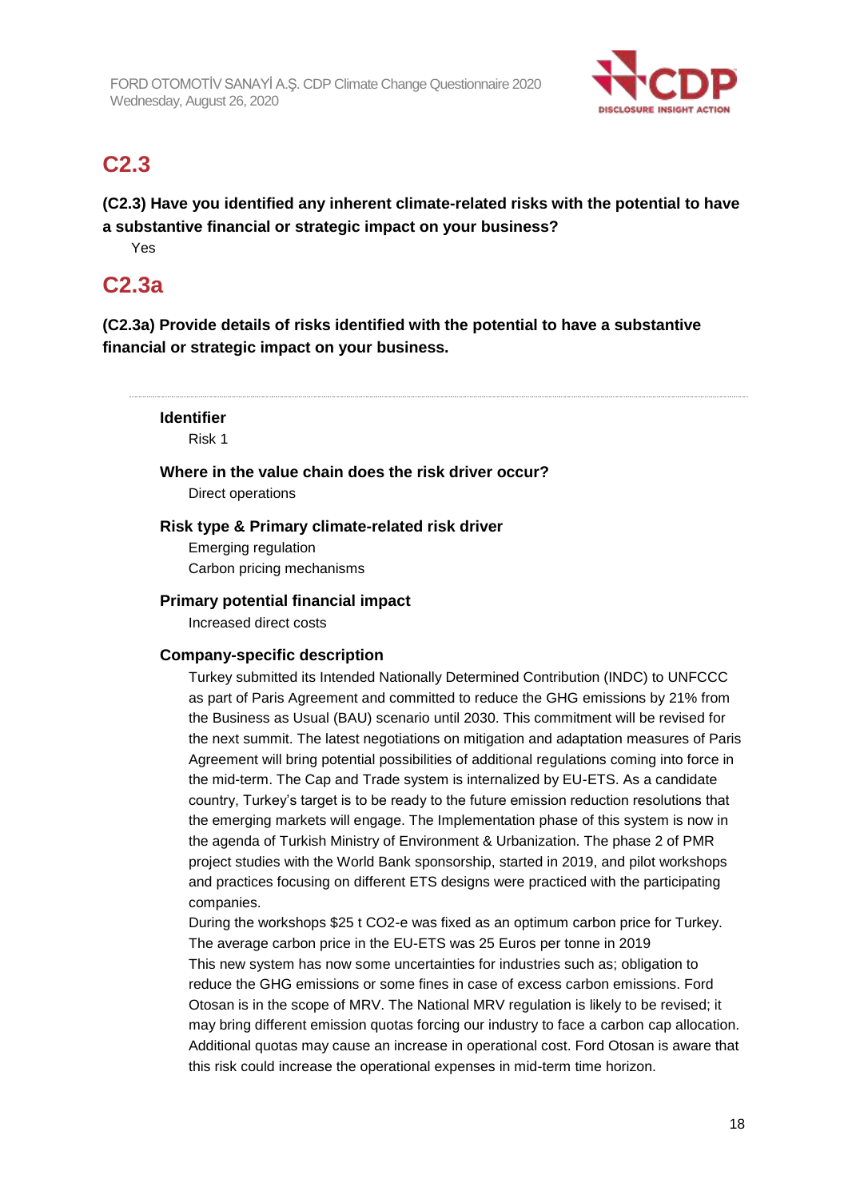## C2.3

**(C2.3) Have you identified any inherent climate-related risks with the potential to have a substantive financial or strategic impact on your business?**

Yes

## C2.3a

**(C2.3a) Provide details of risks identified with the potential to have a substantive financial or strategic impact on your business.**

---

**Identifier**

Risk 1

**Where in the value chain does the risk driver occur?**

Direct operations

**Risk type & Primary climate-related risk driver**

Emerging regulation

Carbon pricing mechanisms

**Primary potential financial impact**

Increased direct costs

**Company-specific description**

Turkey submitted its Intended Nationally Determined Contribution (INDC) to UNFCCC as part of Paris Agreement and committed to reduce the GHG emissions by 21% from the Business as Usual (BAU) scenario until 2030. This commitment will be revised for the next summit. The latest negotiations on mitigation and adaptation measures of Paris Agreement will bring potential possibilities of additional regulations coming into force in the mid-term. The Cap and Trade system is internalized by EU-ETS. As a candidate country, Turkey's target is to be ready to the future emission reduction resolutions that the emerging markets will engage. The Implementation phase of this system is now in the agenda of Turkish Ministry of Environment & Urbanization. The phase 2 of PMR project studies with the World Bank sponsorship, started in 2019, and pilot workshops and practices focusing on different ETS designs were practiced with the participating companies.

During the workshops $25 t CO2-e was fixed as an optimum carbon price for Turkey. The average carbon price in the EU-ETS was 25 Euros per tonne in 2019

This new system has now some uncertainties for industries such as; obligation to reduce the GHG emissions or some fines in case of excess carbon emissions. Ford Otosan is in the scope of MRV. The National MRV regulation is likely to be revised; it may bring different emission quotas forcing our industry to face a carbon cap allocation. Additional quotas may cause an increase in operational cost. Ford Otosan is aware that this risk could increase the operational expenses in mid-term time horizon.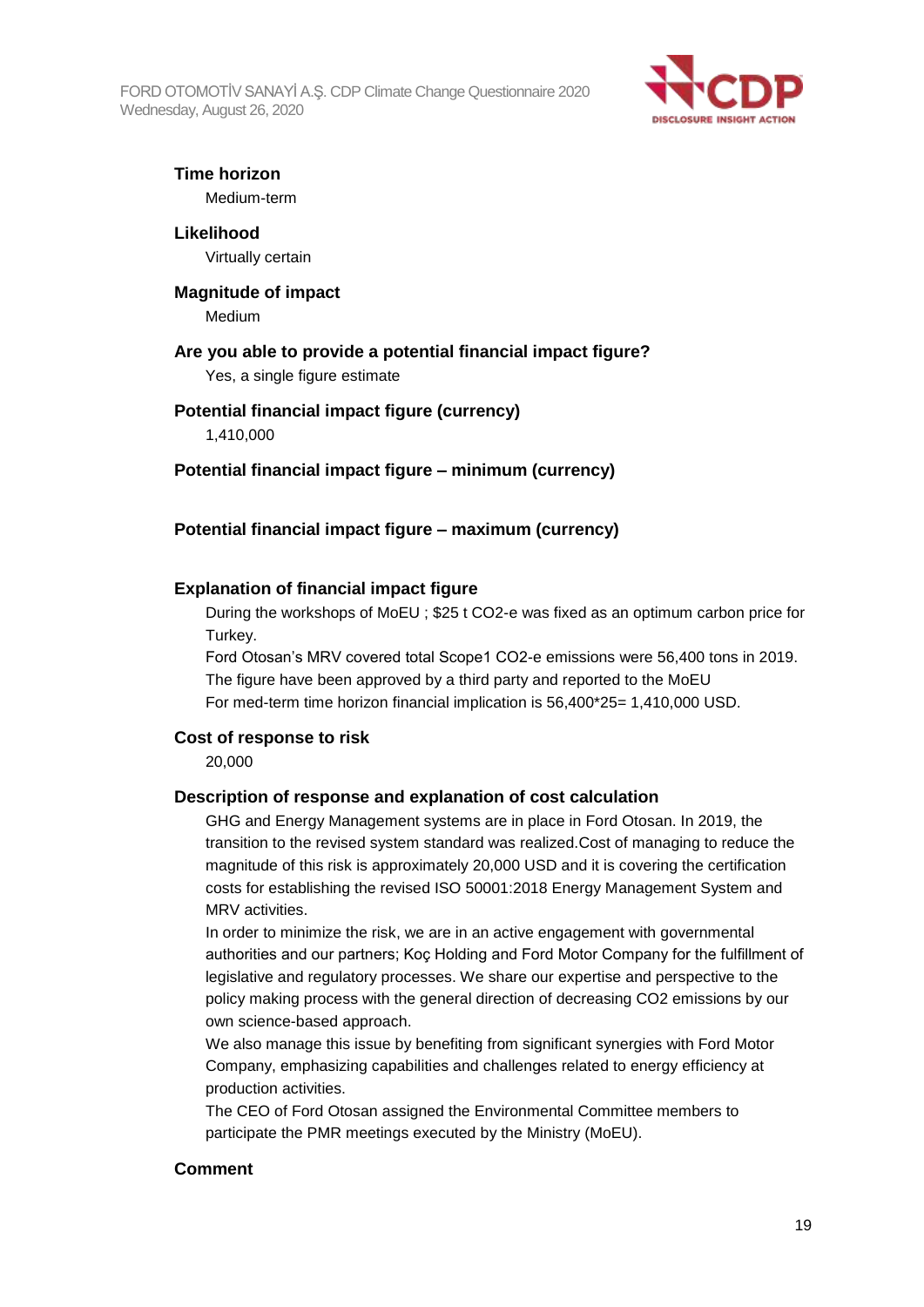**Time horizon**

Medium-term

**Likelihood**

Virtually certain

**Magnitude of impact**

Medium

**Are you able to provide a potential financial impact figure?**

Yes, a single figure estimate

**Potential financial impact figure (currency)**

1,410,000

**Potential financial impact figure – minimum (currency)**

**Potential financial impact figure – maximum (currency)**

**Explanation of financial impact figure**

During the workshops of MoEU ; $25 t CO2-e was fixed as an optimum carbon price for Turkey.

Ford Otosan's MRV covered total Scope1 CO2-e emissions were 56,400 tons in 2019.

The figure have been approved by a third party and reported to the MoEU

For med-term time horizon financial implication is 56,400*25= 1,410,000 USD.

**Cost of response to risk**

20,000

**Description of response and explanation of cost calculation**

GHG and Energy Management systems are in place in Ford Otosan. In 2019, the transition to the revised system standard was realized.Cost of managing to reduce the magnitude of this risk is approximately 20,000 USD and it is covering the certification costs for establishing the revised ISO 50001:2018 Energy Management System and MRV activities.

In order to minimize the risk, we are in an active engagement with governmental authorities and our partners; Koç Holding and Ford Motor Company for the fulfillment of legislative and regulatory processes. We share our expertise and perspective to the policy making process with the general direction of decreasing CO2 emissions by our own science-based approach.

We also manage this issue by benefiting from significant synergies with Ford Motor Company, emphasizing capabilities and challenges related to energy efficiency at production activities.

The CEO of Ford Otosan assigned the Environmental Committee members to participate the PMR meetings executed by the Ministry (MoEU).

**Comment**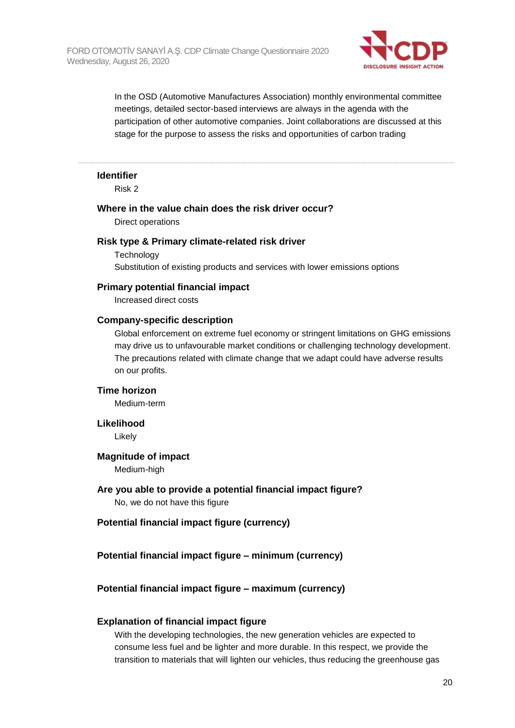In the OSD (Automotive Manufactures Association) monthly environmental committee meetings, detailed sector-based interviews are always in the agenda with the participation of other automotive companies. Joint collaborations are discussed at this stage for the purpose to assess the risks and opportunities of carbon trading

---

**Identifier**

Risk 2

**Where in the value chain does the risk driver occur?**

Direct operations

**Risk type & Primary climate-related risk driver**

Technology

Substitution of existing products and services with lower emissions options

**Primary potential financial impact**

Increased direct costs

**Company-specific description**

Global enforcement on extreme fuel economy or stringent limitations on GHG emissions may drive us to unfavourable market conditions or challenging technology development. The precautions related with climate change that we adapt could have adverse results on our profits.

**Time horizon**

Medium-term

**Likelihood**

Likely

**Magnitude of impact**

Medium-high

**Are you able to provide a potential financial impact figure?**

No, we do not have this figure

**Potential financial impact figure (currency)**

**Potential financial impact figure – minimum (currency)**

**Potential financial impact figure – maximum (currency)**

**Explanation of financial impact figure**

With the developing technologies, the new generation vehicles are expected to consume less fuel and be lighter and more durable. In this respect, we provide the transition to materials that will lighten our vehicles, thus reducing the greenhouse gas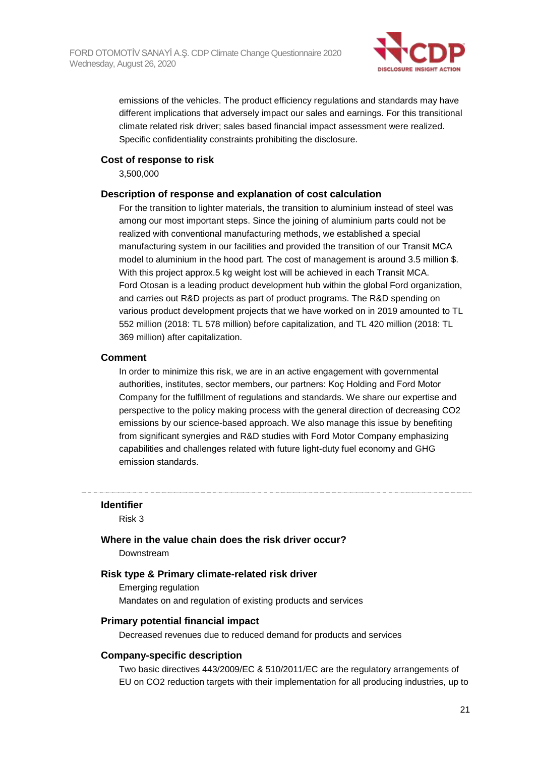emissions of the vehicles. The product efficiency regulations and standards may have different implications that adversely impact our sales and earnings. For this transitional climate related risk driver; sales based financial impact assessment were realized. Specific confidentiality constraints prohibiting the disclosure.

### Cost of response to risk

3,500,000

### Description of response and explanation of cost calculation

For the transition to lighter materials, the transition to aluminium instead of steel was among our most important steps. Since the joining of aluminium parts could not be realized with conventional manufacturing methods, we established a special manufacturing system in our facilities and provided the transition of our Transit MCA model to aluminium in the hood part. The cost of management is around 3.5 million $. With this project approx.5 kg weight lost will be achieved in each Transit MCA.
Ford Otosan is a leading product development hub within the global Ford organization, and carries out R&D projects as part of product programs. The R&D spending on various product development projects that we have worked on in 2019 amounted to TL 552 million (2018: TL 578 million) before capitalization, and TL 420 million (2018: TL 369 million) after capitalization.

### Comment

In order to minimize this risk, we are in an active engagement with governmental authorities, institutes, sector members, our partners: Koç Holding and Ford Motor Company for the fulfillment of regulations and standards. We share our expertise and perspective to the policy making process with the general direction of decreasing $CO_2$ emissions by our science-based approach. We also manage this issue by benefiting from significant synergies and R&D studies with Ford Motor Company emphasizing capabilities and challenges related with future light-duty fuel economy and GHG emission standards.

---

### Identifier

Risk 3

### Where in the value chain does the risk driver occur?

Downstream

### Risk type & Primary climate-related risk driver

Emerging regulation

Mandates on and regulation of existing products and services

### Primary potential financial impact

Decreased revenues due to reduced demand for products and services

### Company-specific description

Two basic directives 443/2009/EC & 510/2011/EC are the regulatory arrangements of EU on $CO_2$ reduction targets with their implementation for all producing industries, up to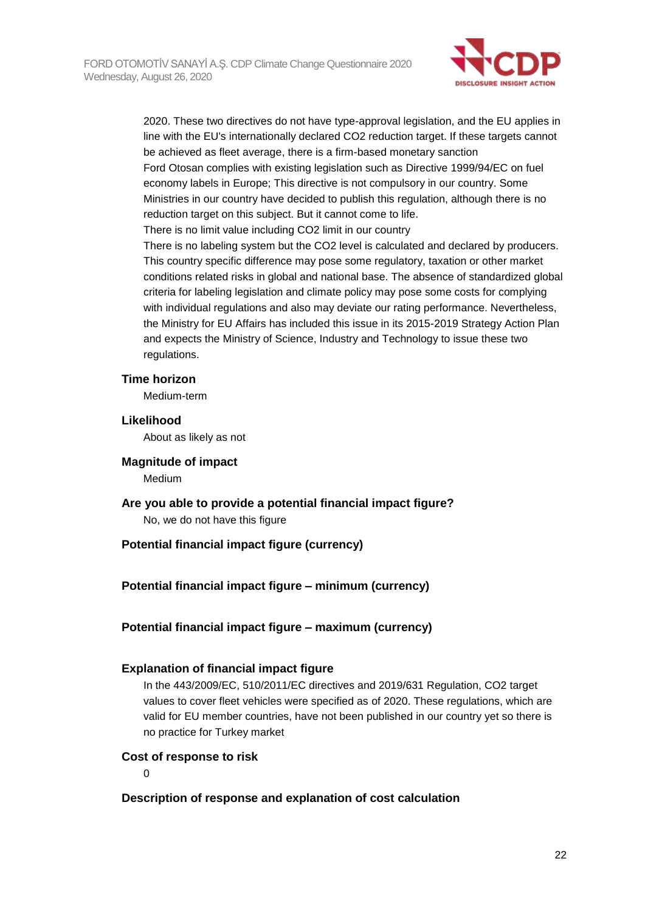2020. These two directives do not have type-approval legislation, and the EU applies in line with the EU's internationally declared $CO_2$ reduction target. If these targets cannot be achieved as fleet average, there is a firm-based monetary sanction
Ford Otosan complies with existing legislation such as Directive 1999/94/EC on fuel economy labels in Europe; This directive is not compulsory in our country. Some Ministries in our country have decided to publish this regulation, although there is no reduction target on this subject. But it cannot come to life.
There is no limit value including $CO_2$ limit in our country
There is no labeling system but the $CO_2$ level is calculated and declared by producers. This country specific difference may pose some regulatory, taxation or other market conditions related risks in global and national base. The absence of standardized global criteria for labeling legislation and climate policy may pose some costs for complying with individual regulations and also may deviate our rating performance. Nevertheless, the Ministry for EU Affairs has included this issue in its 2015-2019 Strategy Action Plan and expects the Ministry of Science, Industry and Technology to issue these two regulations.

**Time horizon**

Medium-term

**Likelihood**

About as likely as not

**Magnitude of impact**

Medium

**Are you able to provide a potential financial impact figure?**

No, we do not have this figure

**Potential financial impact figure (currency)**

**Potential financial impact figure – minimum (currency)**

**Potential financial impact figure – maximum (currency)**

**Explanation of financial impact figure**

In the 443/2009/EC, 510/2011/EC directives and 2019/631 Regulation, $CO_2$ target values to cover fleet vehicles were specified as of 2020. These regulations, which are valid for EU member countries, have not been published in our country yet so there is no practice for Turkey market

**Cost of response to risk**

0

**Description of response and explanation of cost calculation**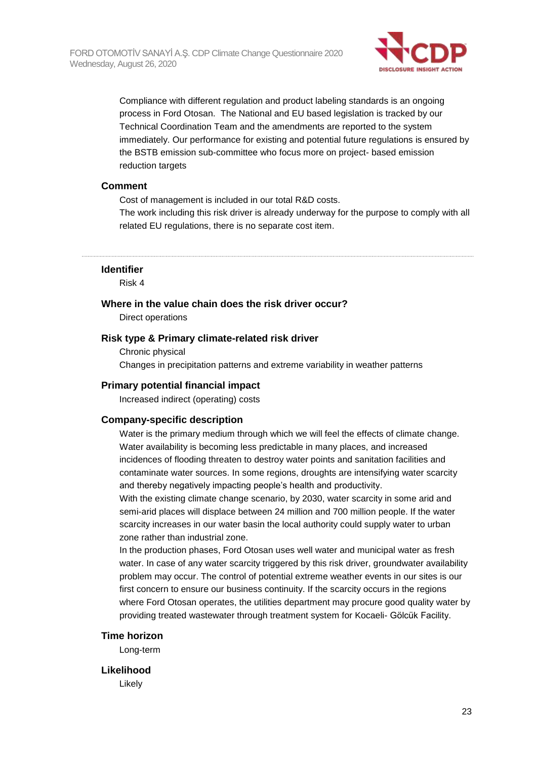Compliance with different regulation and product labeling standards is an ongoing process in Ford Otosan. The National and EU based legislation is tracked by our Technical Coordination Team and the amendments are reported to the system immediately. Our performance for existing and potential future regulations is ensured by the BSTB emission sub-committee who focus more on project- based emission reduction targets

### Comment

Cost of management is included in our total R&D costs.
The work including this risk driver is already underway for the purpose to comply with all related EU regulations, there is no separate cost item.

---

### Identifier

Risk 4

### Where in the value chain does the risk driver occur?

Direct operations

### Risk type & Primary climate-related risk driver

Chronic physical
Changes in precipitation patterns and extreme variability in weather patterns

### Primary potential financial impact

Increased indirect (operating) costs

### Company-specific description

Water is the primary medium through which we will feel the effects of climate change. Water availability is becoming less predictable in many places, and increased incidences of flooding threaten to destroy water points and sanitation facilities and contaminate water sources. In some regions, droughts are intensifying water scarcity and thereby negatively impacting people's health and productivity.
With the existing climate change scenario, by 2030, water scarcity in some arid and semi-arid places will displace between 24 million and 700 million people. If the water scarcity increases in our water basin the local authority could supply water to urban zone rather than industrial zone.
In the production phases, Ford Otosan uses well water and municipal water as fresh water. In case of any water scarcity triggered by this risk driver, groundwater availability problem may occur. The control of potential extreme weather events in our sites is our first concern to ensure our business continuity. If the scarcity occurs in the regions where Ford Otosan operates, the utilities department may procure good quality water by providing treated wastewater through treatment system for Kocaeli- Gölcük Facility.

### Time horizon

Long-term

### Likelihood

Likely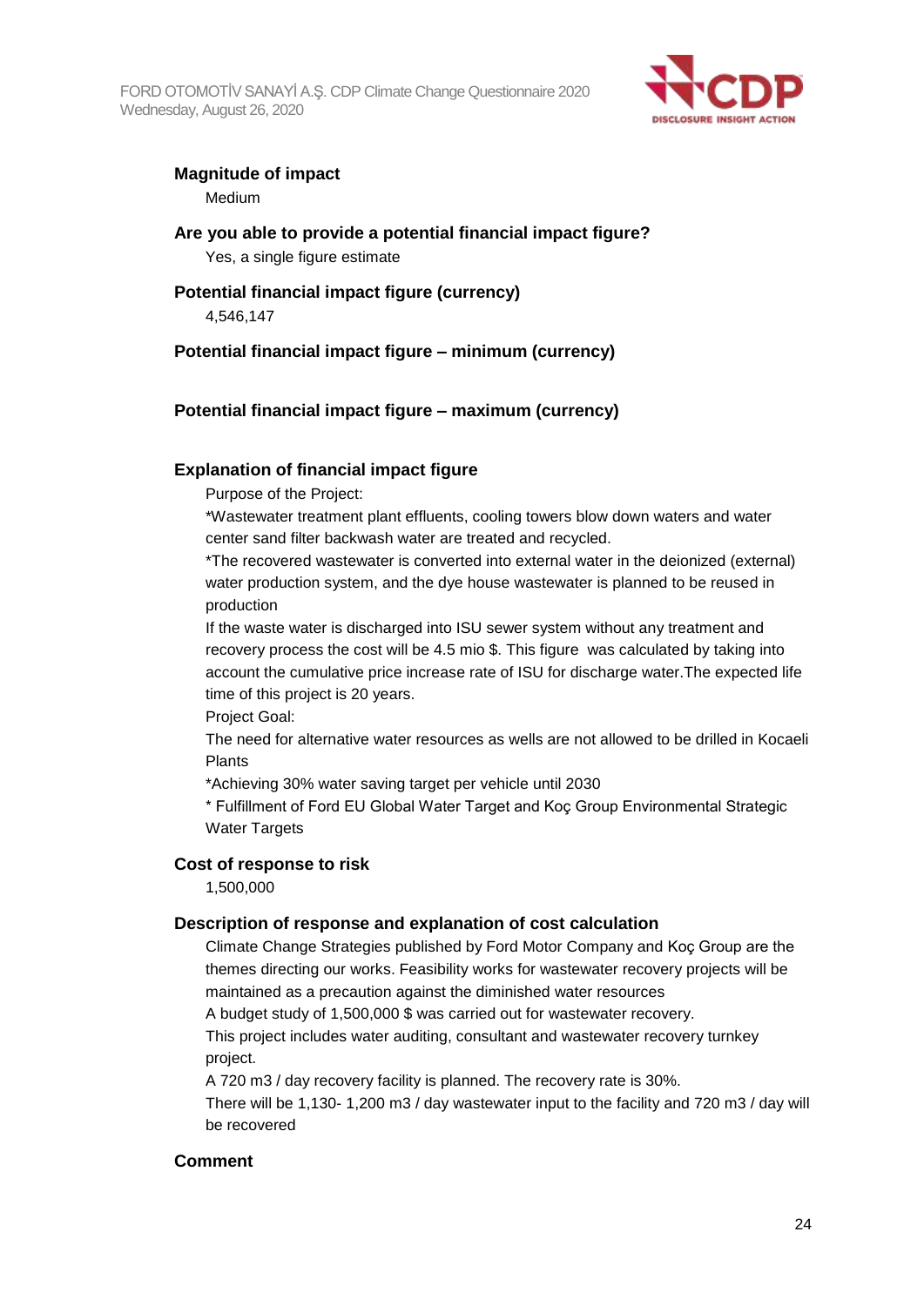**Magnitude of impact**

Medium

**Are you able to provide a potential financial impact figure?**

Yes, a single figure estimate

**Potential financial impact figure (currency)**

4,546,147

**Potential financial impact figure – minimum (currency)**

**Potential financial impact figure – maximum (currency)**

**Explanation of financial impact figure**

Purpose of the Project:

*Wastewater treatment plant effluents, cooling towers blow down waters and water center sand filter backwash water are treated and recycled.

*The recovered wastewater is converted into external water in the deionized (external) water production system, and the dye house wastewater is planned to be reused in production

If the waste water is discharged into ISU sewer system without any treatment and recovery process the cost will be 4.5 mio $. This figure was calculated by taking into account the cumulative price increase rate of ISU for discharge water.The expected life time of this project is 20 years.

Project Goal:

The need for alternative water resources as wells are not allowed to be drilled in Kocaeli Plants

*Achieving 30% water saving target per vehicle until 2030

* Fulfillment of Ford EU Global Water Target and Koç Group Environmental Strategic Water Targets

**Cost of response to risk**

1,500,000

**Description of response and explanation of cost calculation**

Climate Change Strategies published by Ford Motor Company and Koç Group are the themes directing our works. Feasibility works for wastewater recovery projects will be maintained as a precaution against the diminished water resources

A budget study of 1,500,000 $ was carried out for wastewater recovery.

This project includes water auditing, consultant and wastewater recovery turnkey project.

A 720 m3 / day recovery facility is planned. The recovery rate is 30%.

There will be 1,130- 1,200 m3 / day wastewater input to the facility and 720 m3 / day will be recovered

**Comment**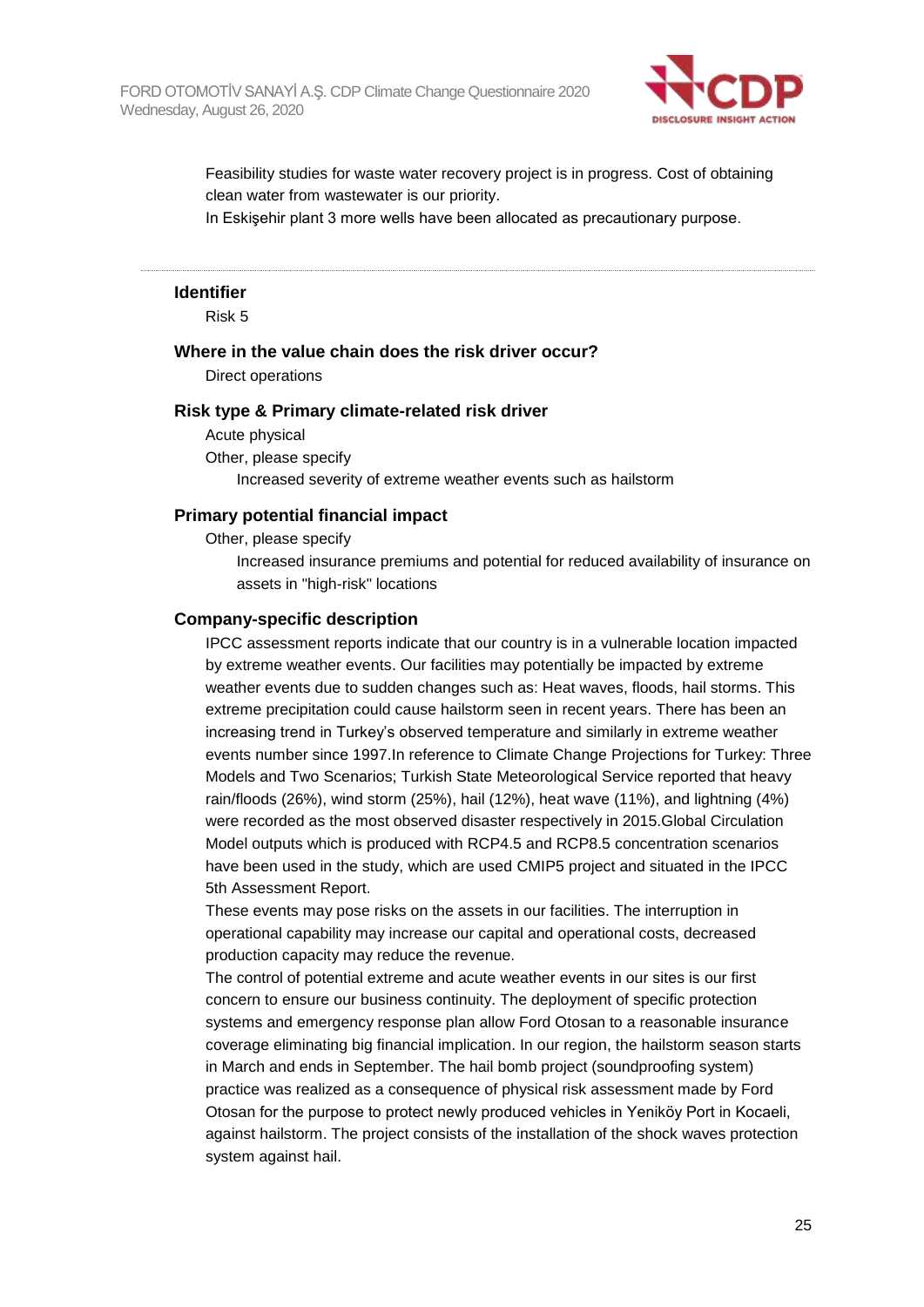Feasibility studies for waste water recovery project is in progress. Cost of obtaining clean water from wastewater is our priority.
In Eskişehir plant 3 more wells have been allocated as precautionary purpose.

---

**Identifier**

Risk 5

**Where in the value chain does the risk driver occur?**

Direct operations

**Risk type & Primary climate-related risk driver**

Acute physical
Other, please specify
Increased severity of extreme weather events such as hailstorm

**Primary potential financial impact**

Other, please specify
Increased insurance premiums and potential for reduced availability of insurance on assets in "high-risk" locations

**Company-specific description**

IPCC assessment reports indicate that our country is in a vulnerable location impacted by extreme weather events. Our facilities may potentially be impacted by extreme weather events due to sudden changes such as: Heat waves, floods, hail storms. This extreme precipitation could cause hailstorm seen in recent years. There has been an increasing trend in Turkey's observed temperature and similarly in extreme weather events number since 1997.In reference to Climate Change Projections for Turkey: Three Models and Two Scenarios; Turkish State Meteorological Service reported that heavy rain/floods (26%), wind storm (25%), hail (12%), heat wave (11%), and lightning (4%) were recorded as the most observed disaster respectively in 2015.Global Circulation Model outputs which is produced with RCP4.5 and RCP8.5 concentration scenarios have been used in the study, which are used CMIP5 project and situated in the IPCC 5th Assessment Report.
These events may pose risks on the assets in our facilities. The interruption in operational capability may increase our capital and operational costs, decreased production capacity may reduce the revenue.
The control of potential extreme and acute weather events in our sites is our first concern to ensure our business continuity. The deployment of specific protection systems and emergency response plan allow Ford Otosan to a reasonable insurance coverage eliminating big financial implication. In our region, the hailstorm season starts in March and ends in September. The hail bomb project (soundproofing system) practice was realized as a consequence of physical risk assessment made by Ford Otosan for the purpose to protect newly produced vehicles in Yeniköy Port in Kocaeli, against hailstorm. The project consists of the installation of the shock waves protection system against hail.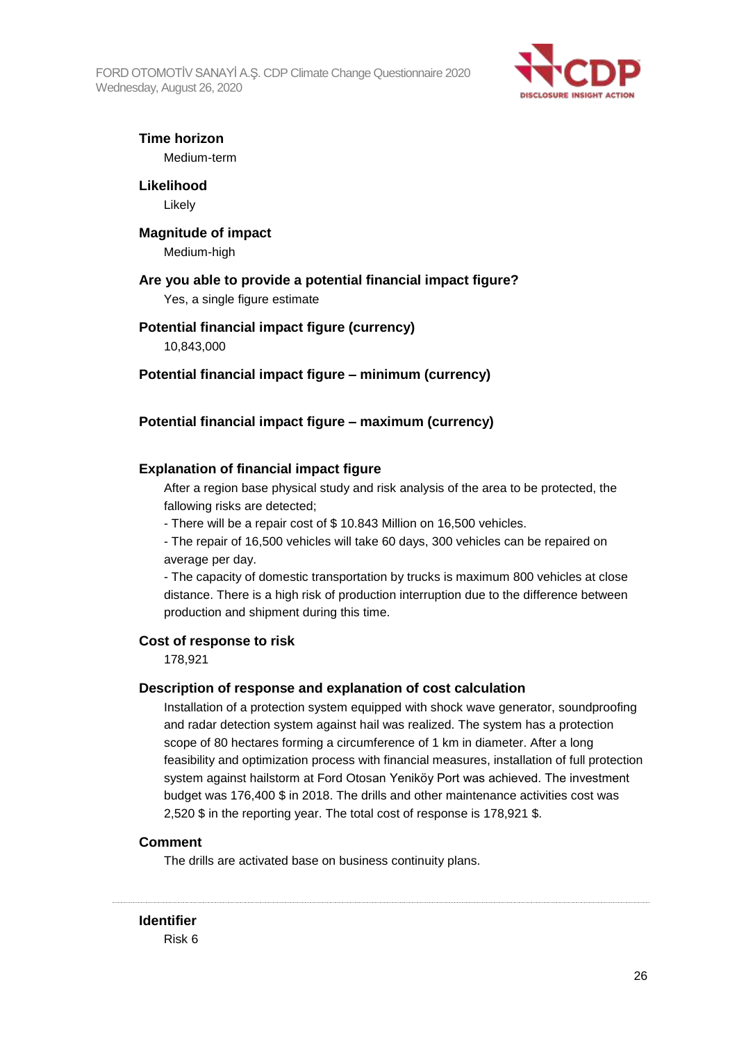**Time horizon**

Medium-term

**Likelihood**

Likely

**Magnitude of impact**

Medium-high

**Are you able to provide a potential financial impact figure?**

Yes, a single figure estimate

**Potential financial impact figure (currency)**

10,843,000

**Potential financial impact figure – minimum (currency)**

**Potential financial impact figure – maximum (currency)**

**Explanation of financial impact figure**

After a region base physical study and risk analysis of the area to be protected, the fallowing risks are detected;

- There will be a repair cost of $ 10.843 Million on 16,500 vehicles.
- The repair of 16,500 vehicles will take 60 days, 300 vehicles can be repaired on average per day.
- The capacity of domestic transportation by trucks is maximum 800 vehicles at close distance. There is a high risk of production interruption due to the difference between production and shipment during this time.

**Cost of response to risk**

178,921

**Description of response and explanation of cost calculation**

Installation of a protection system equipped with shock wave generator, soundproofing and radar detection system against hail was realized. The system has a protection scope of 80 hectares forming a circumference of 1 km in diameter. After a long feasibility and optimization process with financial measures, installation of full protection system against hailstorm at Ford Otosan Yeniköy Port was achieved. The investment budget was 176,400 $ in 2018. The drills and other maintenance activities cost was 2,520 $ in the reporting year. The total cost of response is 178,921 $.

**Comment**

The drills are activated base on business continuity plans.

---

**Identifier**

Risk 6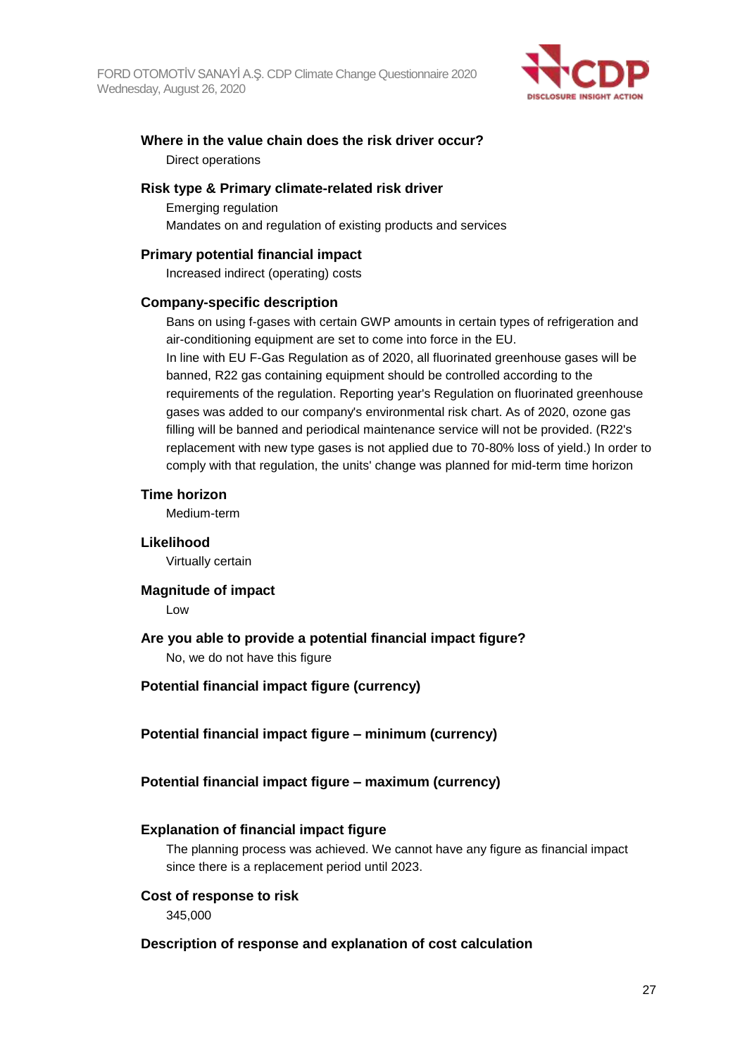**Where in the value chain does the risk driver occur?**

Direct operations

**Risk type & Primary climate-related risk driver**

Emerging regulation

Mandates on and regulation of existing products and services

**Primary potential financial impact**

Increased indirect (operating) costs

**Company-specific description**

Bans on using f-gases with certain GWP amounts in certain types of refrigeration and air-conditioning equipment are set to come into force in the EU.
In line with EU F-Gas Regulation as of 2020, all fluorinated greenhouse gases will be banned, R22 gas containing equipment should be controlled according to the requirements of the regulation. Reporting year's Regulation on fluorinated greenhouse gases was added to our company's environmental risk chart. As of 2020, ozone gas filling will be banned and periodical maintenance service will not be provided. (R22's replacement with new type gases is not applied due to 70-80% loss of yield.) In order to comply with that regulation, the units' change was planned for mid-term time horizon

**Time horizon**

Medium-term

**Likelihood**

Virtually certain

**Magnitude of impact**

Low

**Are you able to provide a potential financial impact figure?**

No, we do not have this figure

**Potential financial impact figure (currency)**

**Potential financial impact figure – minimum (currency)**

**Potential financial impact figure – maximum (currency)**

**Explanation of financial impact figure**

The planning process was achieved. We cannot have any figure as financial impact since there is a replacement period until 2023.

**Cost of response to risk**

345,000

**Description of response and explanation of cost calculation**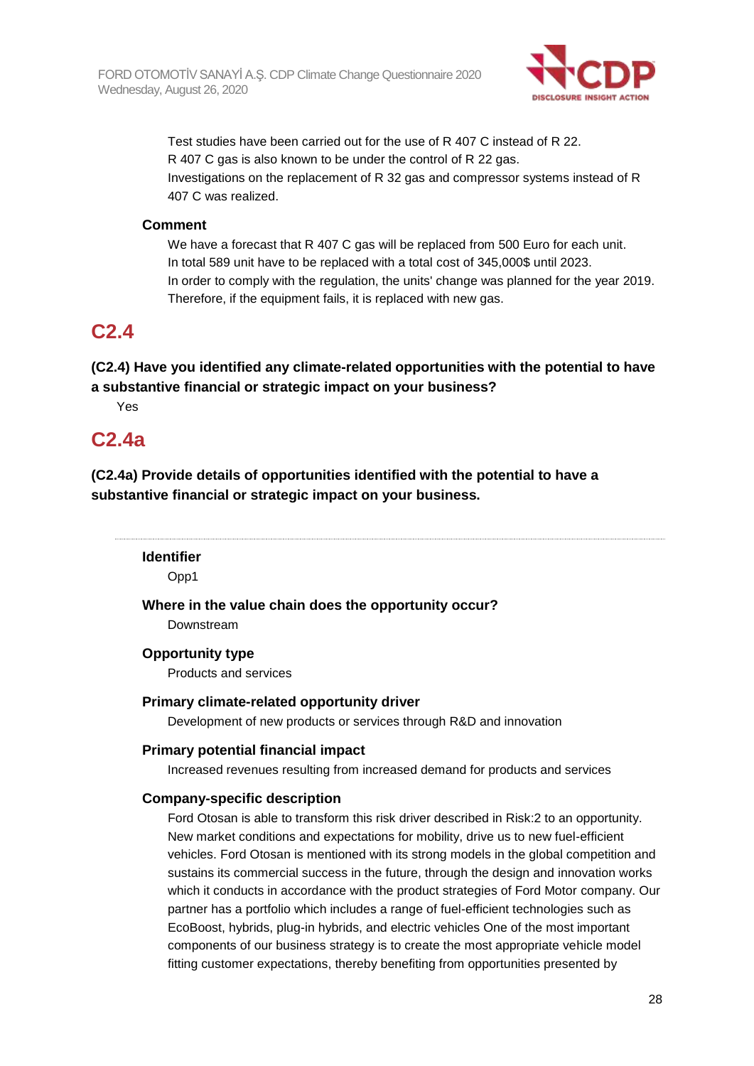Test studies have been carried out for the use of R 407 C instead of R 22.
R 407 C gas is also known to be under the control of R 22 gas.
Investigations on the replacement of R 32 gas and compressor systems instead of R 407 C was realized.

**Comment**

We have a forecast that R 407 C gas will be replaced from 500 Euro for each unit.
In total 589 unit have to be replaced with a total cost of 345,000$ until 2023.
In order to comply with the regulation, the units' change was planned for the year 2019.
Therefore, if the equipment fails, it is replaced with new gas.

## C2.4

**(C2.4) Have you identified any climate-related opportunities with the potential to have a substantive financial or strategic impact on your business?**

Yes

## C2.4a

**(C2.4a) Provide details of opportunities identified with the potential to have a substantive financial or strategic impact on your business.**

---

**Identifier**

Opp1

**Where in the value chain does the opportunity occur?**

Downstream

**Opportunity type**

Products and services

**Primary climate-related opportunity driver**

Development of new products or services through R&D and innovation

**Primary potential financial impact**

Increased revenues resulting from increased demand for products and services

**Company-specific description**

Ford Otosan is able to transform this risk driver described in Risk:2 to an opportunity. New market conditions and expectations for mobility, drive us to new fuel-efficient vehicles. Ford Otosan is mentioned with its strong models in the global competition and sustains its commercial success in the future, through the design and innovation works which it conducts in accordance with the product strategies of Ford Motor company. Our partner has a portfolio which includes a range of fuel-efficient technologies such as EcoBoost, hybrids, plug-in hybrids, and electric vehicles One of the most important components of our business strategy is to create the most appropriate vehicle model fitting customer expectations, thereby benefiting from opportunities presented by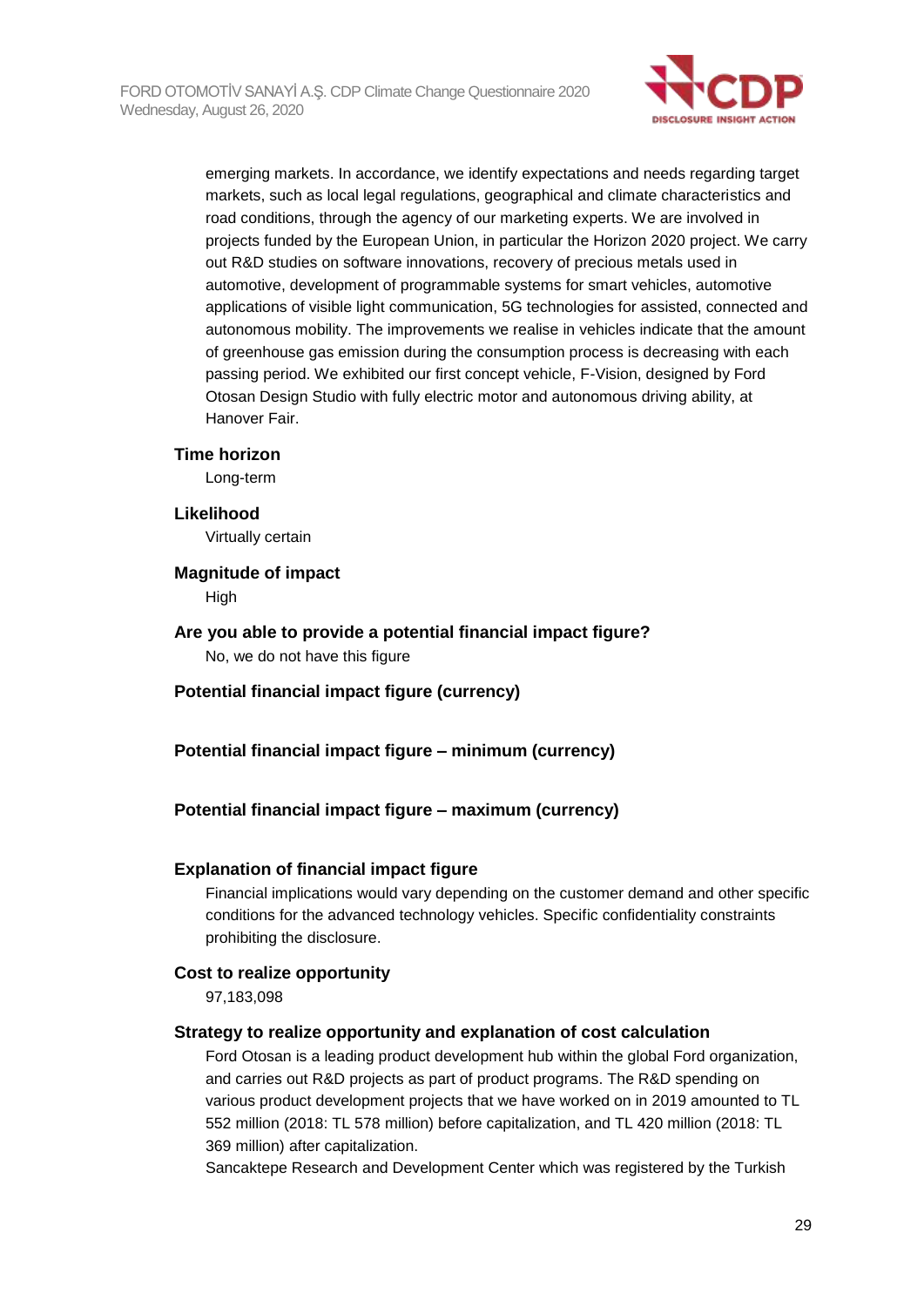emerging markets. In accordance, we identify expectations and needs regarding target markets, such as local legal regulations, geographical and climate characteristics and road conditions, through the agency of our marketing experts. We are involved in projects funded by the European Union, in particular the Horizon 2020 project. We carry out R&D studies on software innovations, recovery of precious metals used in automotive, development of programmable systems for smart vehicles, automotive applications of visible light communication, 5G technologies for assisted, connected and autonomous mobility. The improvements we realise in vehicles indicate that the amount of greenhouse gas emission during the consumption process is decreasing with each passing period. We exhibited our first concept vehicle, F-Vision, designed by Ford Otosan Design Studio with fully electric motor and autonomous driving ability, at Hanover Fair.

**Time horizon**

Long-term

**Likelihood**

Virtually certain

**Magnitude of impact**

High

**Are you able to provide a potential financial impact figure?**

No, we do not have this figure

**Potential financial impact figure (currency)**

**Potential financial impact figure – minimum (currency)**

**Potential financial impact figure – maximum (currency)**

**Explanation of financial impact figure**

Financial implications would vary depending on the customer demand and other specific conditions for the advanced technology vehicles. Specific confidentiality constraints prohibiting the disclosure.

**Cost to realize opportunity**

97,183,098

**Strategy to realize opportunity and explanation of cost calculation**

Ford Otosan is a leading product development hub within the global Ford organization, and carries out R&D projects as part of product programs. The R&D spending on various product development projects that we have worked on in 2019 amounted to TL 552 million (2018: TL 578 million) before capitalization, and TL 420 million (2018: TL 369 million) after capitalization.

Sancaktepe Research and Development Center which was registered by the Turkish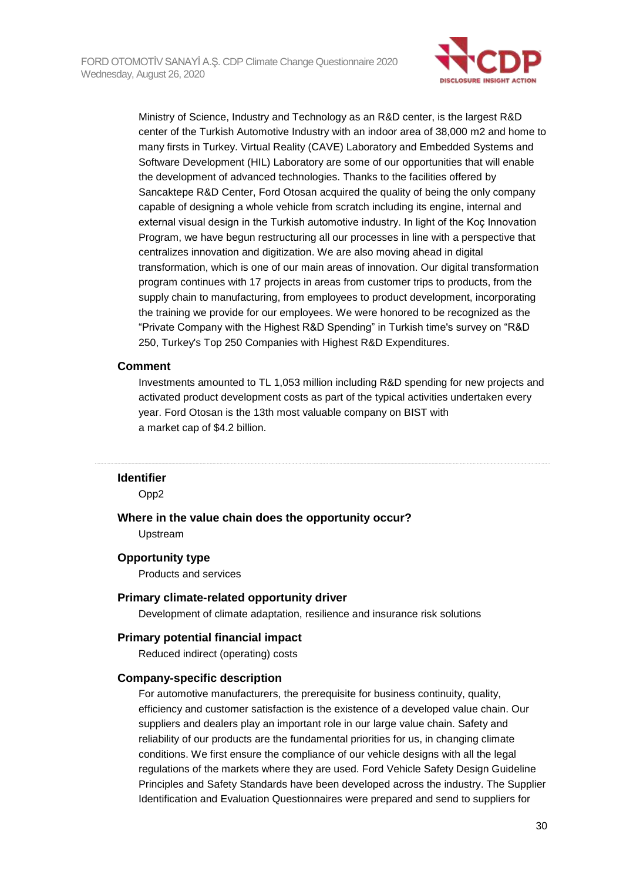Ministry of Science, Industry and Technology as an R&D center, is the largest R&D center of the Turkish Automotive Industry with an indoor area of 38,000 m2 and home to many firsts in Turkey. Virtual Reality (CAVE) Laboratory and Embedded Systems and Software Development (HIL) Laboratory are some of our opportunities that will enable the development of advanced technologies. Thanks to the facilities offered by Sancaktepe R&D Center, Ford Otosan acquired the quality of being the only company capable of designing a whole vehicle from scratch including its engine, internal and external visual design in the Turkish automotive industry. In light of the Koç Innovation Program, we have begun restructuring all our processes in line with a perspective that centralizes innovation and digitization. We are also moving ahead in digital transformation, which is one of our main areas of innovation. Our digital transformation program continues with 17 projects in areas from customer trips to products, from the supply chain to manufacturing, from employees to product development, incorporating the training we provide for our employees. We were honored to be recognized as the "Private Company with the Highest R&D Spending" in Turkish time's survey on "R&D 250, Turkey's Top 250 Companies with Highest R&D Expenditures.

**Comment**

Investments amounted to TL 1,053 million including R&D spending for new projects and activated product development costs as part of the typical activities undertaken every year. Ford Otosan is the 13th most valuable company on BIST with a market cap of $4.2 billion.

---

**Identifier**

Opp2

**Where in the value chain does the opportunity occur?**

Upstream

**Opportunity type**

Products and services

**Primary climate-related opportunity driver**

Development of climate adaptation, resilience and insurance risk solutions

**Primary potential financial impact**

Reduced indirect (operating) costs

**Company-specific description**

For automotive manufacturers, the prerequisite for business continuity, quality, efficiency and customer satisfaction is the existence of a developed value chain. Our suppliers and dealers play an important role in our large value chain. Safety and reliability of our products are the fundamental priorities for us, in changing climate conditions. We first ensure the compliance of our vehicle designs with all the legal regulations of the markets where they are used. Ford Vehicle Safety Design Guideline Principles and Safety Standards have been developed across the industry. The Supplier Identification and Evaluation Questionnaires were prepared and send to suppliers for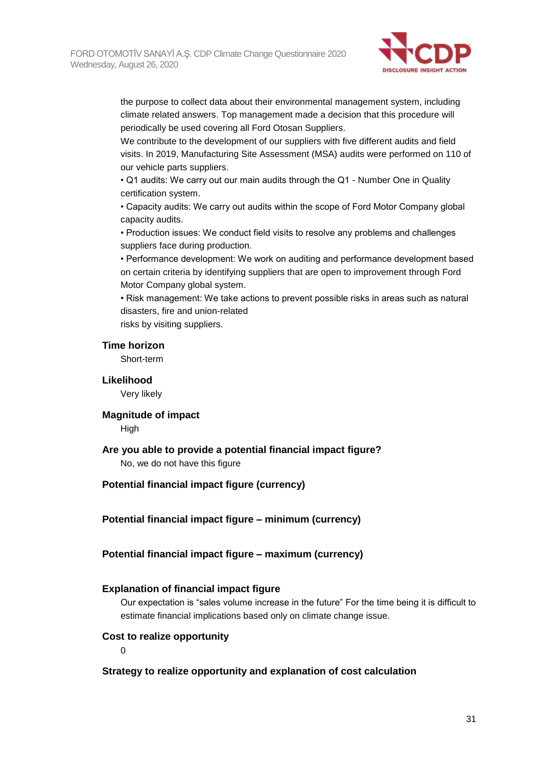the purpose to collect data about their environmental management system, including climate related answers. Top management made a decision that this procedure will periodically be used covering all Ford Otosan Suppliers.
We contribute to the development of our suppliers with five different audits and field visits. In 2019, Manufacturing Site Assessment (MSA) audits were performed on 110 of our vehicle parts suppliers.
• Q1 audits: We carry out our main audits through the Q1 - Number One in Quality certification system.
• Capacity audits: We carry out audits within the scope of Ford Motor Company global capacity audits.
• Production issues: We conduct field visits to resolve any problems and challenges suppliers face during production.
• Performance development: We work on auditing and performance development based on certain criteria by identifying suppliers that are open to improvement through Ford Motor Company global system.
• Risk management: We take actions to prevent possible risks in areas such as natural disasters, fire and union-related
risks by visiting suppliers.

**Time horizon**

Short-term

**Likelihood**

Very likely

**Magnitude of impact**

High

**Are you able to provide a potential financial impact figure?**

No, we do not have this figure

**Potential financial impact figure (currency)**

**Potential financial impact figure – minimum (currency)**

**Potential financial impact figure – maximum (currency)**

**Explanation of financial impact figure**

Our expectation is “sales volume increase in the future” For the time being it is difficult to estimate financial implications based only on climate change issue.

**Cost to realize opportunity**

0

**Strategy to realize opportunity and explanation of cost calculation**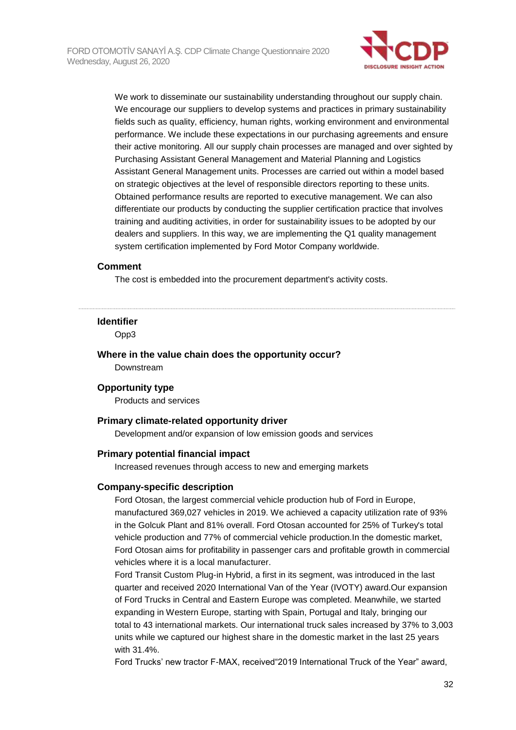We work to disseminate our sustainability understanding throughout our supply chain. We encourage our suppliers to develop systems and practices in primary sustainability fields such as quality, efficiency, human rights, working environment and environmental performance. We include these expectations in our purchasing agreements and ensure their active monitoring. All our supply chain processes are managed and over sighted by Purchasing Assistant General Management and Material Planning and Logistics Assistant General Management units. Processes are carried out within a model based on strategic objectives at the level of responsible directors reporting to these units. Obtained performance results are reported to executive management. We can also differentiate our products by conducting the supplier certification practice that involves training and auditing activities, in order for sustainability issues to be adopted by our dealers and suppliers. In this way, we are implementing the Q1 quality management system certification implemented by Ford Motor Company worldwide.

**Comment**

The cost is embedded into the procurement department's activity costs.

---

**Identifier**

Opp3

**Where in the value chain does the opportunity occur?**

Downstream

**Opportunity type**

Products and services

**Primary climate-related opportunity driver**

Development and/or expansion of low emission goods and services

**Primary potential financial impact**

Increased revenues through access to new and emerging markets

**Company-specific description**

Ford Otosan, the largest commercial vehicle production hub of Ford in Europe, manufactured 369,027 vehicles in 2019. We achieved a capacity utilization rate of 93% in the Golcuk Plant and 81% overall. Ford Otosan accounted for 25% of Turkey's total vehicle production and 77% of commercial vehicle production.In the domestic market, Ford Otosan aims for profitability in passenger cars and profitable growth in commercial vehicles where it is a local manufacturer.

Ford Transit Custom Plug-in Hybrid, a first in its segment, was introduced in the last quarter and received 2020 International Van of the Year (IVOTY) award.Our expansion of Ford Trucks in Central and Eastern Europe was completed. Meanwhile, we started expanding in Western Europe, starting with Spain, Portugal and Italy, bringing our total to 43 international markets. Our international truck sales increased by 37% to 3,003 units while we captured our highest share in the domestic market in the last 25 years with 31.4%.

Ford Trucks' new tractor F-MAX, received"2019 International Truck of the Year" award,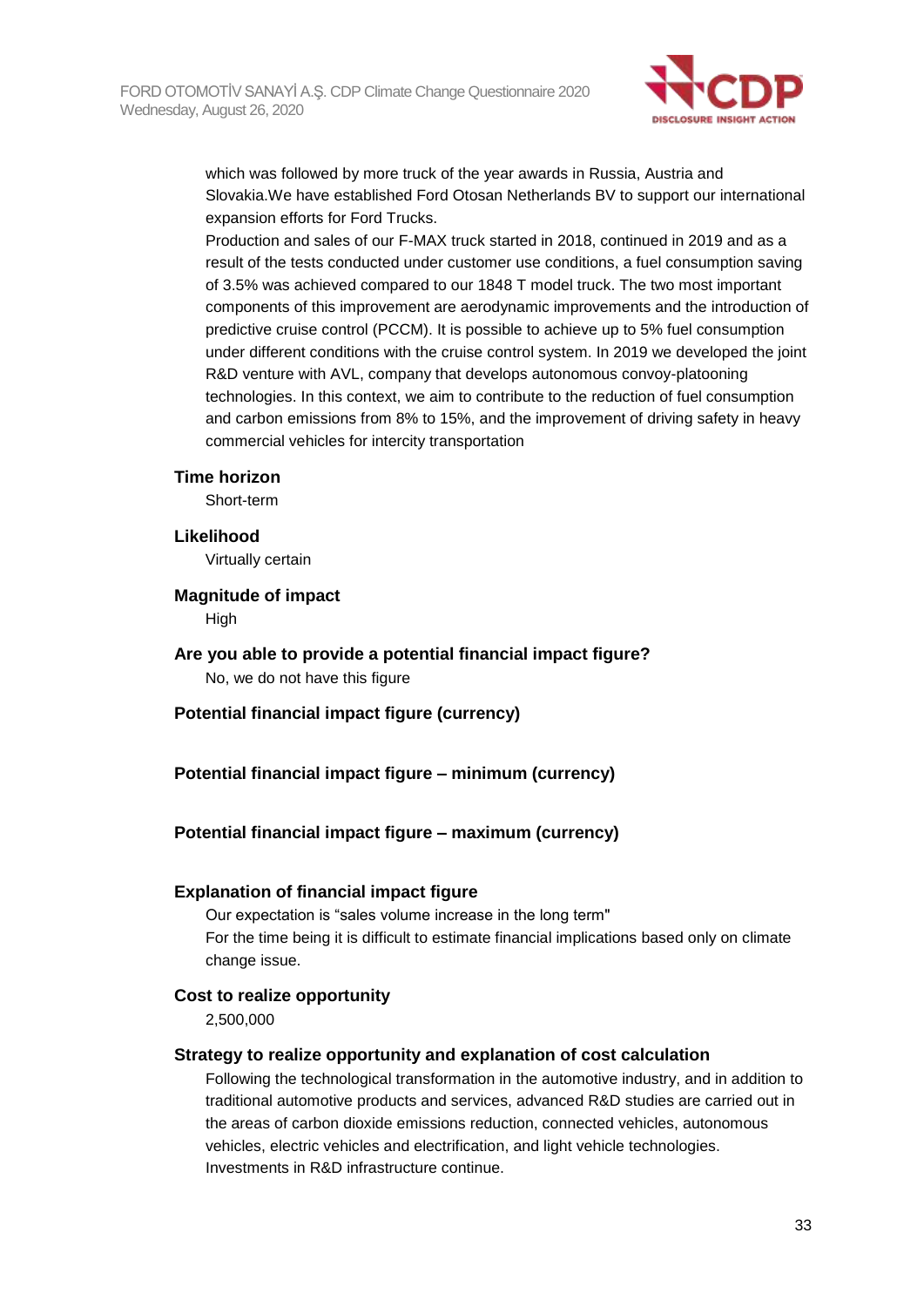which was followed by more truck of the year awards in Russia, Austria and Slovakia.We have established Ford Otosan Netherlands BV to support our international expansion efforts for Ford Trucks.

Production and sales of our F-MAX truck started in 2018, continued in 2019 and as a result of the tests conducted under customer use conditions, a fuel consumption saving of 3.5% was achieved compared to our 1848 T model truck. The two most important components of this improvement are aerodynamic improvements and the introduction of predictive cruise control (PCCM). It is possible to achieve up to 5% fuel consumption under different conditions with the cruise control system. In 2019 we developed the joint R&D venture with AVL, company that develops autonomous convoy-platooning technologies. In this context, we aim to contribute to the reduction of fuel consumption and carbon emissions from 8% to 15%, and the improvement of driving safety in heavy commercial vehicles for intercity transportation

**Time horizon**

Short-term

**Likelihood**

Virtually certain

**Magnitude of impact**

High

**Are you able to provide a potential financial impact figure?**

No, we do not have this figure

**Potential financial impact figure (currency)**

**Potential financial impact figure – minimum (currency)**

**Potential financial impact figure – maximum (currency)**

**Explanation of financial impact figure**

Our expectation is “sales volume increase in the long term"

For the time being it is difficult to estimate financial implications based only on climate change issue.

**Cost to realize opportunity**

2,500,000

**Strategy to realize opportunity and explanation of cost calculation**

Following the technological transformation in the automotive industry, and in addition to traditional automotive products and services, advanced R&D studies are carried out in the areas of carbon dioxide emissions reduction, connected vehicles, autonomous vehicles, electric vehicles and electrification, and light vehicle technologies. Investments in R&D infrastructure continue.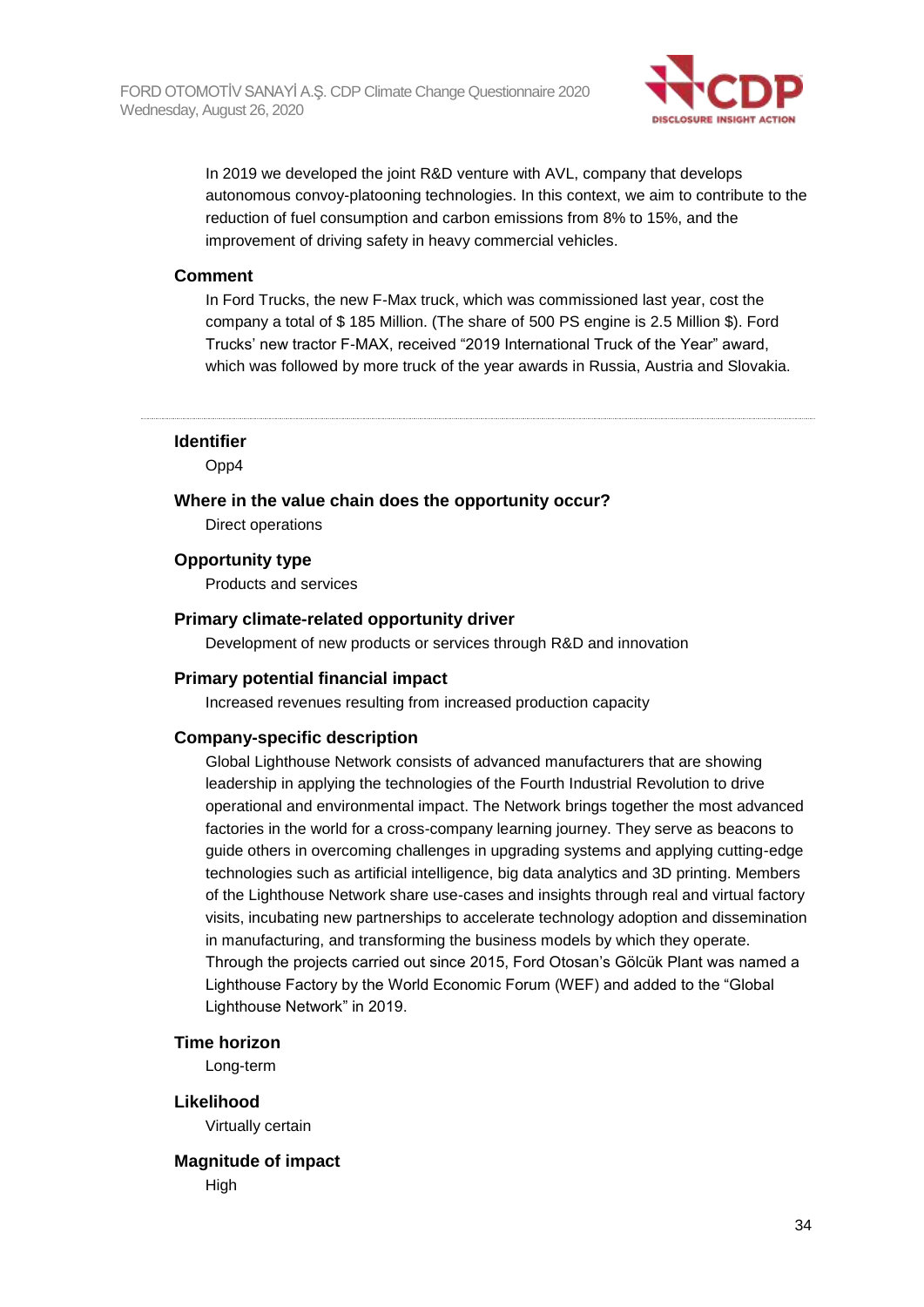In 2019 we developed the joint R&D venture with AVL, company that develops autonomous convoy-platooning technologies. In this context, we aim to contribute to the reduction of fuel consumption and carbon emissions from 8% to 15%, and the improvement of driving safety in heavy commercial vehicles.

### Comment

In Ford Trucks, the new F-Max truck, which was commissioned last year, cost the company a total of $ 185 Million. (The share of 500 PS engine is 2.5 Million $). Ford Trucks' new tractor F-MAX, received "2019 International Truck of the Year" award, which was followed by more truck of the year awards in Russia, Austria and Slovakia.

---

### Identifier

Opp4

### Where in the value chain does the opportunity occur?

Direct operations

### Opportunity type

Products and services

### Primary climate-related opportunity driver

Development of new products or services through R&D and innovation

### Primary potential financial impact

Increased revenues resulting from increased production capacity

### Company-specific description

Global Lighthouse Network consists of advanced manufacturers that are showing leadership in applying the technologies of the Fourth Industrial Revolution to drive operational and environmental impact. The Network brings together the most advanced factories in the world for a cross-company learning journey. They serve as beacons to guide others in overcoming challenges in upgrading systems and applying cutting-edge technologies such as artificial intelligence, big data analytics and 3D printing. Members of the Lighthouse Network share use-cases and insights through real and virtual factory visits, incubating new partnerships to accelerate technology adoption and dissemination in manufacturing, and transforming the business models by which they operate. Through the projects carried out since 2015, Ford Otosan's Gölcük Plant was named a Lighthouse Factory by the World Economic Forum (WEF) and added to the "Global Lighthouse Network" in 2019.

### Time horizon

Long-term

### Likelihood

Virtually certain

### Magnitude of impact

High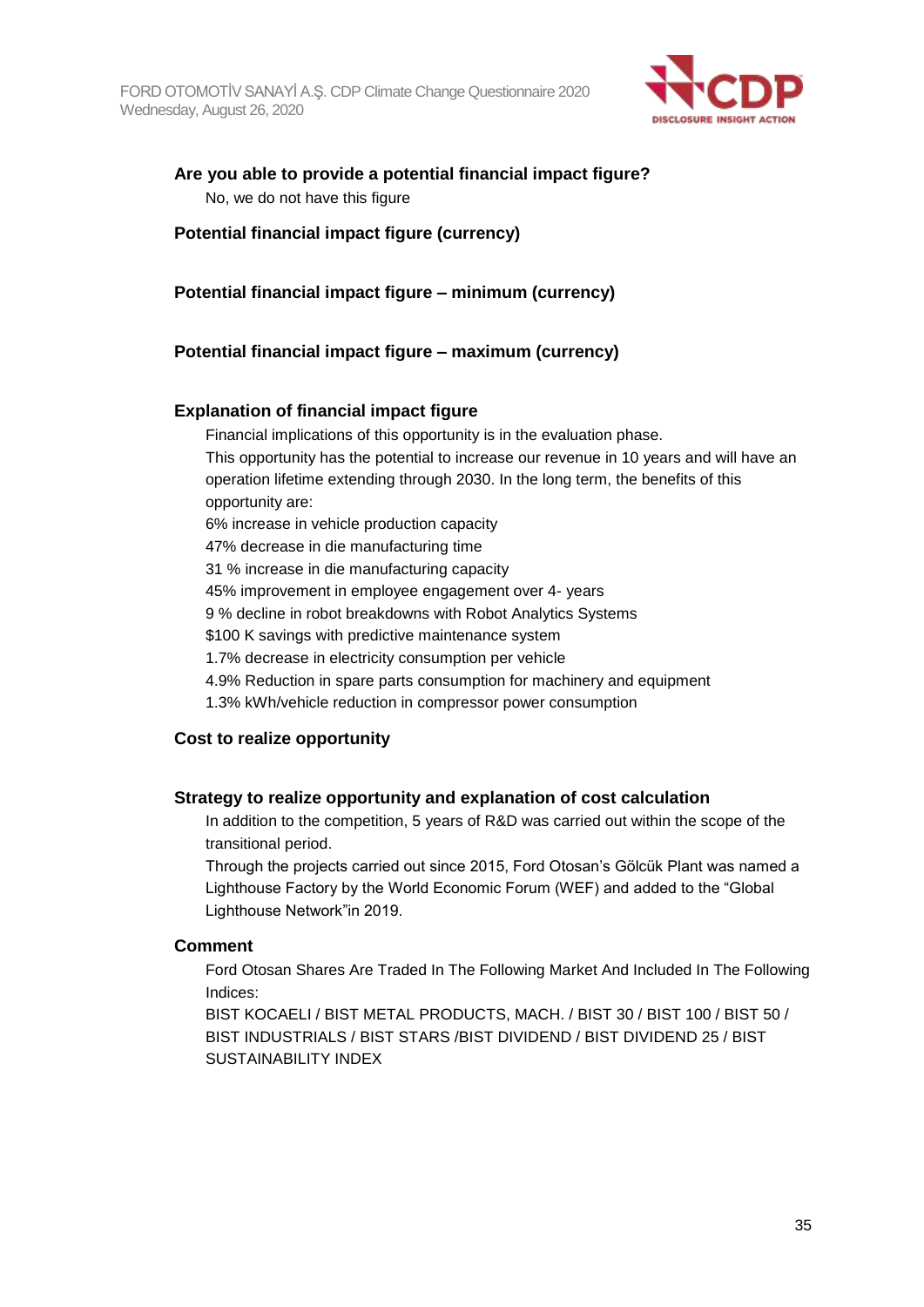**Are you able to provide a potential financial impact figure?**

No, we do not have this figure

**Potential financial impact figure (currency)**

**Potential financial impact figure – minimum (currency)**

**Potential financial impact figure – maximum (currency)**

**Explanation of financial impact figure**

Financial implications of this opportunity is in the evaluation phase.

This opportunity has the potential to increase our revenue in 10 years and will have an operation lifetime extending through 2030. In the long term, the benefits of this opportunity are:

6% increase in vehicle production capacity

47% decrease in die manufacturing time

31 % increase in die manufacturing capacity

45% improvement in employee engagement over 4- years

9 % decline in robot breakdowns with Robot Analytics Systems

$100 K savings with predictive maintenance system

1.7% decrease in electricity consumption per vehicle

4.9% Reduction in spare parts consumption for machinery and equipment

1.3% kWh/vehicle reduction in compressor power consumption

**Cost to realize opportunity**

**Strategy to realize opportunity and explanation of cost calculation**

In addition to the competition, 5 years of R&D was carried out within the scope of the transitional period.

Through the projects carried out since 2015, Ford Otosan's Gölcük Plant was named a Lighthouse Factory by the World Economic Forum (WEF) and added to the "Global Lighthouse Network"in 2019.

**Comment**

Ford Otosan Shares Are Traded In The Following Market And Included In The Following Indices:

BIST KOCAELI / BIST METAL PRODUCTS, MACH. / BIST 30 / BIST 100 / BIST 50 / BIST INDUSTRIALS / BIST STARS /BIST DIVIDEND / BIST DIVIDEND 25 / BIST SUSTAINABILITY INDEX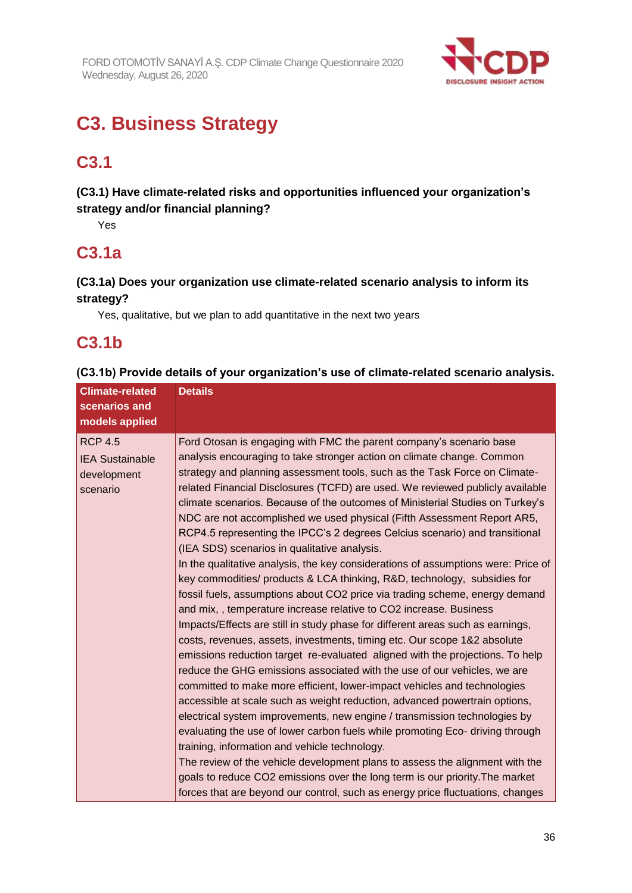# C3. Business Strategy

## C3.1

**(C3.1) Have climate-related risks and opportunities influenced your organization's strategy and/or financial planning?**

Yes

## C3.1a

**(C3.1a) Does your organization use climate-related scenario analysis to inform its strategy?**

Yes, qualitative, but we plan to add quantitative in the next two years

## C3.1b

**(C3.1b) Provide details of your organization's use of climate-related scenario analysis.**

| Climate-related scenarios and models applied | Details |
|---|---|
| RCP 4.5<br>IEA Sustainable development scenario | Ford Otosan is engaging with FMC the parent company's scenario base analysis encouraging to take stronger action on climate change. Common strategy and planning assessment tools, such as the Task Force on Climate-related Financial Disclosures (TCFD) are used. We reviewed publicly available climate scenarios. Because of the outcomes of Ministerial Studies on Turkey's NDC are not accomplished we used physical (Fifth Assessment Report AR5, RCP4.5 representing the IPCC's 2 degrees Celcius scenario) and transitional (IEA SDS) scenarios in qualitative analysis.<br>In the qualitative analysis, the key considerations of assumptions were: Price of key commodities/ products & LCA thinking, R&D, technology, subsidies for fossil fuels, assumptions about CO2 price via trading scheme, energy demand and mix, , temperature increase relative to CO2 increase. Business Impacts/Effects are still in study phase for different areas such as earnings, costs, revenues, assets, investments, timing etc. Our scope 1&2 absolute emissions reduction target re-evaluated aligned with the projections. To help reduce the GHG emissions associated with the use of our vehicles, we are committed to make more efficient, lower-impact vehicles and technologies accessible at scale such as weight reduction, advanced powertrain options, electrical system improvements, new engine / transmission technologies by evaluating the use of lower carbon fuels while promoting Eco- driving through training, information and vehicle technology.<br>The review of the vehicle development plans to assess the alignment with the goals to reduce CO2 emissions over the long term is our priority.The market forces that are beyond our control, such as energy price fluctuations, changes |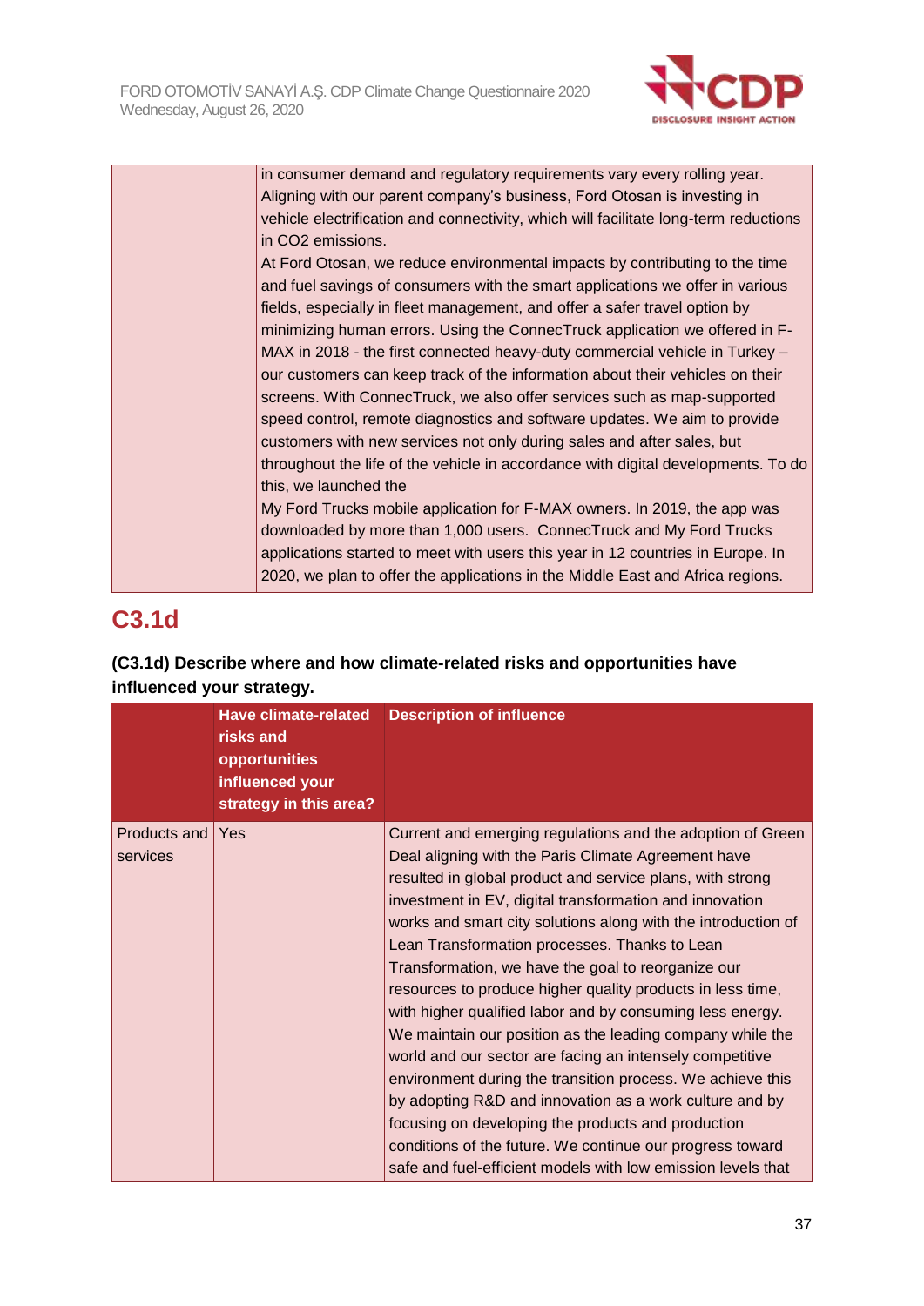| | |
|---|---|
| | in consumer demand and regulatory requirements vary every rolling year. Aligning with our parent company's business, Ford Otosan is investing in vehicle electrification and connectivity, which will facilitate long-term reductions in CO2 emissions.<br>At Ford Otosan, we reduce environmental impacts by contributing to the time and fuel savings of consumers with the smart applications we offer in various fields, especially in fleet management, and offer a safer travel option by minimizing human errors. Using the ConnecTruck application we offered in F-MAX in 2018 - the first connected heavy-duty commercial vehicle in Turkey – our customers can keep track of the information about their vehicles on their screens. With ConnecTruck, we also offer services such as map-supported speed control, remote diagnostics and software updates. We aim to provide customers with new services not only during sales and after sales, but throughout the life of the vehicle in accordance with digital developments. To do this, we launched the<br>My Ford Trucks mobile application for F-MAX owners. In 2019, the app was downloaded by more than 1,000 users. ConnecTruck and My Ford Trucks applications started to meet with users this year in 12 countries in Europe. In 2020, we plan to offer the applications in the Middle East and Africa regions. |

## C3.1d

**(C3.1d) Describe where and how climate-related risks and opportunities have influenced your strategy.**

| | Have climate-related risks and opportunities influenced your strategy in this area? | Description of influence |
|---|---|---|
| Products and services | Yes | Current and emerging regulations and the adoption of Green Deal aligning with the Paris Climate Agreement have resulted in global product and service plans, with strong investment in EV, digital transformation and innovation works and smart city solutions along with the introduction of Lean Transformation processes. Thanks to Lean Transformation, we have the goal to reorganize our resources to produce higher quality products in less time, with higher qualified labor and by consuming less energy. We maintain our position as the leading company while the world and our sector are facing an intensely competitive environment during the transition process. We achieve this by adopting R&D and innovation as a work culture and by focusing on developing the products and production conditions of the future. We continue our progress toward safe and fuel-efficient models with low emission levels that |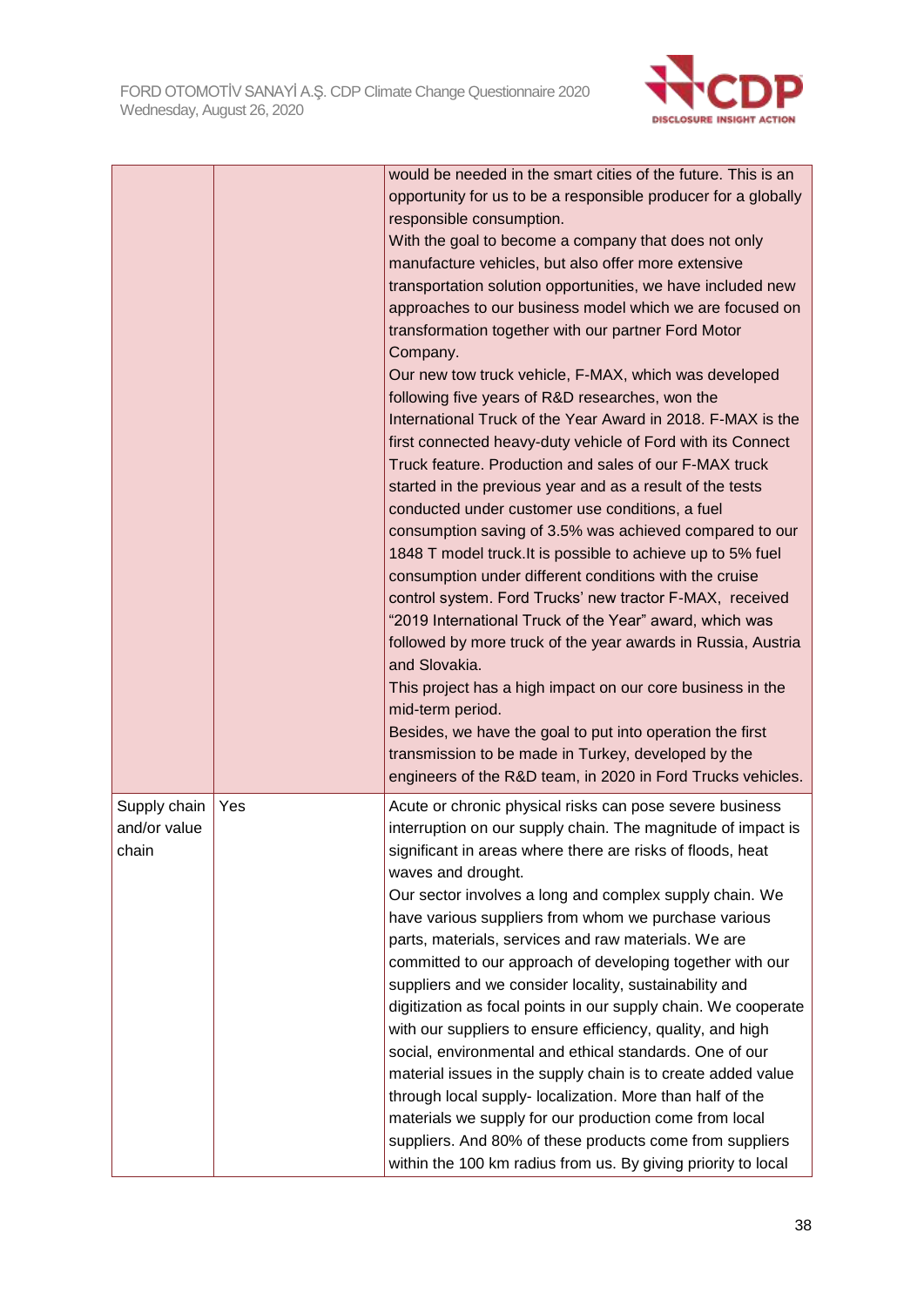| | | |
|---|---|---|
| | | would be needed in the smart cities of the future. This is an opportunity for us to be a responsible producer for a globally responsible consumption.<br>With the goal to become a company that does not only manufacture vehicles, but also offer more extensive transportation solution opportunities, we have included new approaches to our business model which we are focused on transformation together with our partner Ford Motor Company.<br>Our new tow truck vehicle, F-MAX, which was developed following five years of R&D researches, won the International Truck of the Year Award in 2018. F-MAX is the first connected heavy-duty vehicle of Ford with its Connect Truck feature. Production and sales of our F-MAX truck started in the previous year and as a result of the tests conducted under customer use conditions, a fuel consumption saving of 3.5% was achieved compared to our 1848 T model truck.It is possible to achieve up to 5% fuel consumption under different conditions with the cruise control system. Ford Trucks' new tractor F-MAX, received "2019 International Truck of the Year" award, which was followed by more truck of the year awards in Russia, Austria and Slovakia.<br>This project has a high impact on our core business in the mid-term period.<br>Besides, we have the goal to put into operation the first transmission to be made in Turkey, developed by the engineers of the R&D team, in 2020 in Ford Trucks vehicles. |
| Supply chain and/or value chain | Yes | Acute or chronic physical risks can pose severe business interruption on our supply chain. The magnitude of impact is significant in areas where there are risks of floods, heat waves and drought.<br>Our sector involves a long and complex supply chain. We have various suppliers from whom we purchase various parts, materials, services and raw materials. We are committed to our approach of developing together with our suppliers and we consider locality, sustainability and digitization as focal points in our supply chain. We cooperate with our suppliers to ensure efficiency, quality, and high social, environmental and ethical standards. One of our material issues in the supply chain is to create added value through local supply- localization. More than half of the materials we supply for our production come from local suppliers. And 80% of these products come from suppliers within the 100 km radius from us. By giving priority to local |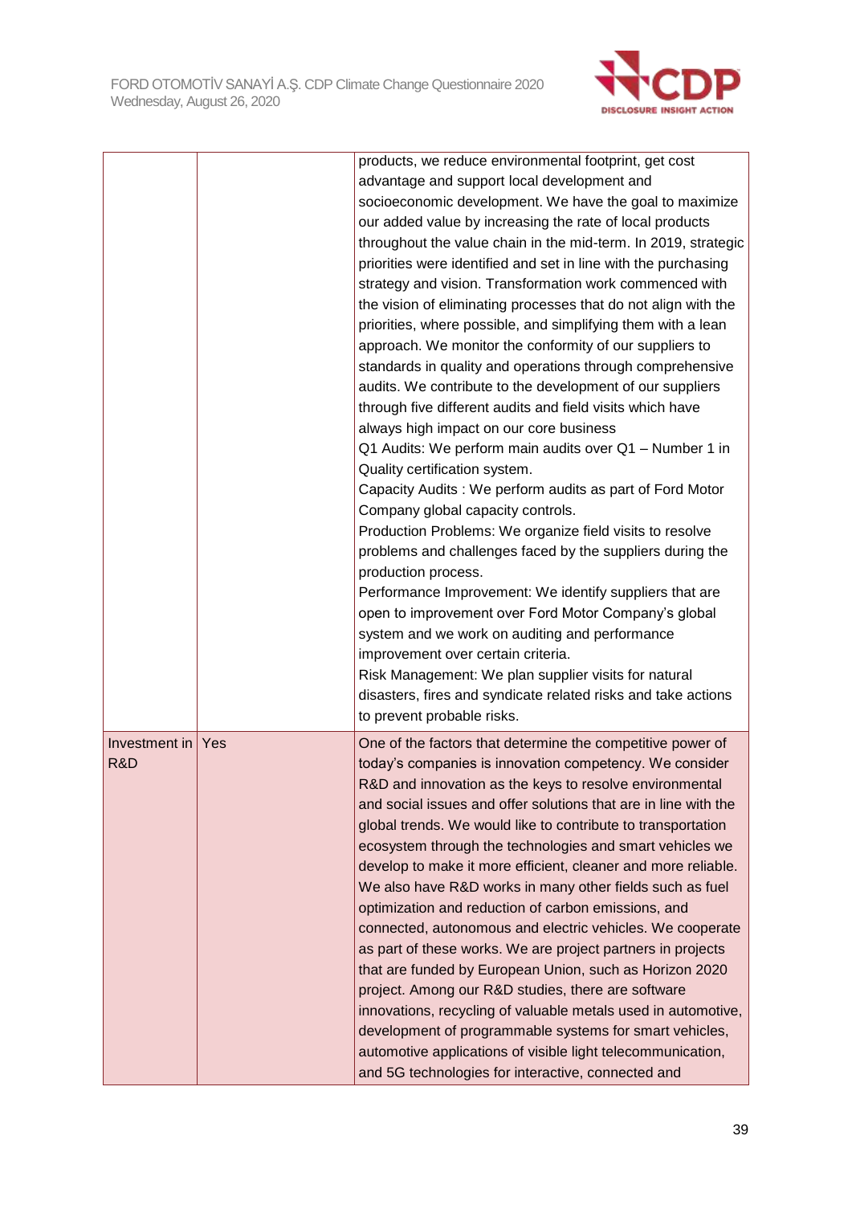| | | |
|---|---|---|
| | | products, we reduce environmental footprint, get cost advantage and support local development and socioeconomic development. We have the goal to maximize our added value by increasing the rate of local products throughout the value chain in the mid-term. In 2019, strategic priorities were identified and set in line with the purchasing strategy and vision. Transformation work commenced with the vision of eliminating processes that do not align with the priorities, where possible, and simplifying them with a lean approach. We monitor the conformity of our suppliers to standards in quality and operations through comprehensive audits. We contribute to the development of our suppliers through five different audits and field visits which have always high impact on our core business<br>Q1 Audits: We perform main audits over Q1 – Number 1 in Quality certification system.<br>Capacity Audits : We perform audits as part of Ford Motor Company global capacity controls.<br>Production Problems: We organize field visits to resolve problems and challenges faced by the suppliers during the production process.<br>Performance Improvement: We identify suppliers that are open to improvement over Ford Motor Company's global system and we work on auditing and performance improvement over certain criteria.<br>Risk Management: We plan supplier visits for natural disasters, fires and syndicate related risks and take actions to prevent probable risks. |
| Investment in R&D | Yes | One of the factors that determine the competitive power of today's companies is innovation competency. We consider R&D and innovation as the keys to resolve environmental and social issues and offer solutions that are in line with the global trends. We would like to contribute to transportation ecosystem through the technologies and smart vehicles we develop to make it more efficient, cleaner and more reliable. We also have R&D works in many other fields such as fuel optimization and reduction of carbon emissions, and connected, autonomous and electric vehicles. We cooperate as part of these works. We are project partners in projects that are funded by European Union, such as Horizon 2020 project. Among our R&D studies, there are software innovations, recycling of valuable metals used in automotive, development of programmable systems for smart vehicles, automotive applications of visible light telecommunication, and 5G technologies for interactive, connected and |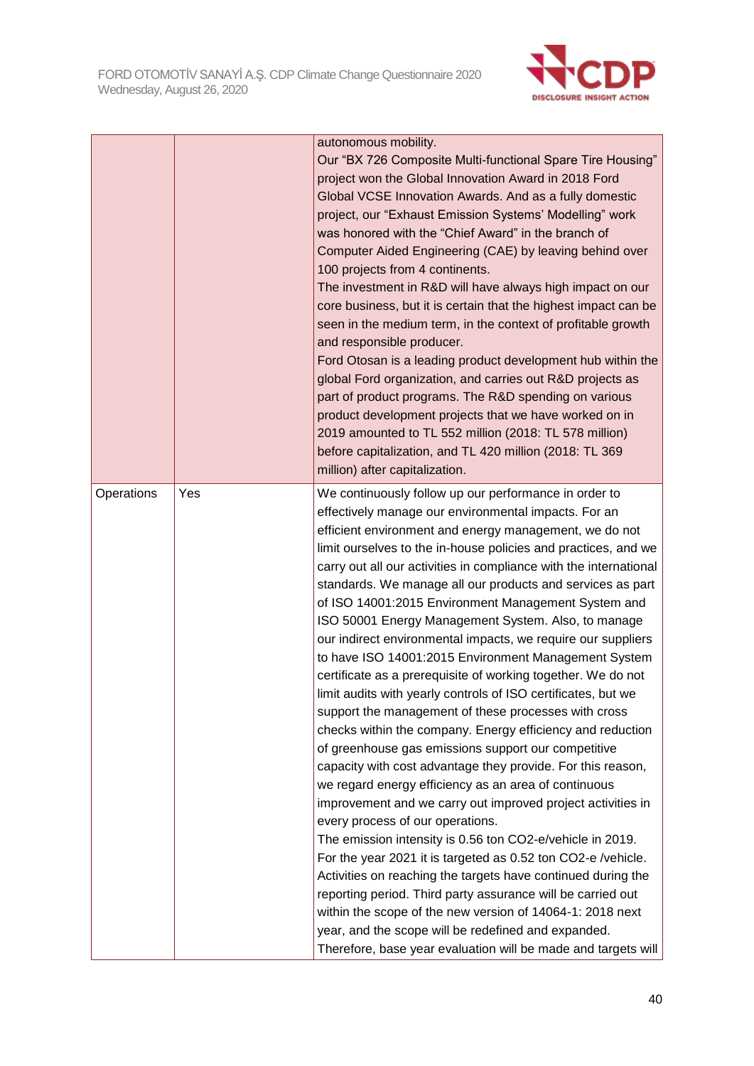| | | |
|---|---|---|
| | | autonomous mobility.<br>Our “BX 726 Composite Multi-functional Spare Tire Housing” project won the Global Innovation Award in 2018 Ford Global VCSE Innovation Awards. And as a fully domestic project, our “Exhaust Emission Systems’ Modelling” work was honored with the “Chief Award” in the branch of Computer Aided Engineering (CAE) by leaving behind over 100 projects from 4 continents.<br>The investment in R&D will have always high impact on our core business, but it is certain that the highest impact can be seen in the medium term, in the context of profitable growth and responsible producer.<br>Ford Otosan is a leading product development hub within the global Ford organization, and carries out R&D projects as part of product programs. The R&D spending on various product development projects that we have worked on in 2019 amounted to TL 552 million (2018: TL 578 million) before capitalization, and TL 420 million (2018: TL 369 million) after capitalization. |
| Operations | Yes | We continuously follow up our performance in order to effectively manage our environmental impacts. For an efficient environment and energy management, we do not limit ourselves to the in-house policies and practices, and we carry out all our activities in compliance with the international standards. We manage all our products and services as part of ISO 14001:2015 Environment Management System and ISO 50001 Energy Management System. Also, to manage our indirect environmental impacts, we require our suppliers to have ISO 14001:2015 Environment Management System certificate as a prerequisite of working together. We do not limit audits with yearly controls of ISO certificates, but we support the management of these processes with cross checks within the company. Energy efficiency and reduction of greenhouse gas emissions support our competitive capacity with cost advantage they provide. For this reason, we regard energy efficiency as an area of continuous improvement and we carry out improved project activities in every process of our operations.<br>The emission intensity is 0.56 ton $CO_2$-e/vehicle in 2019. For the year 2021 it is targeted as 0.52 ton $CO_2$-e /vehicle. Activities on reaching the targets have continued during the reporting period. Third party assurance will be carried out within the scope of the new version of 14064-1: 2018 next year, and the scope will be redefined and expanded. Therefore, base year evaluation will be made and targets will |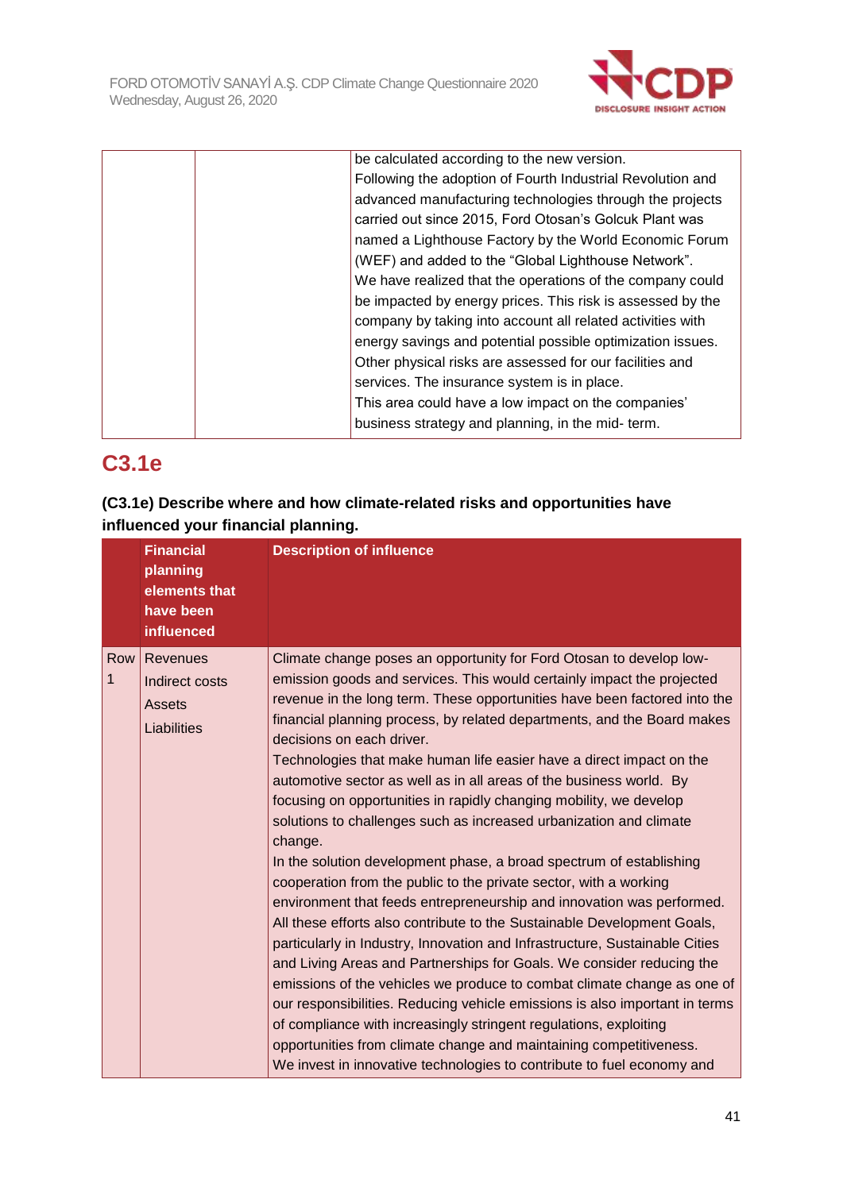| | | |
|---|---|---|
| | | be calculated according to the new version.<br>Following the adoption of Fourth Industrial Revolution and advanced manufacturing technologies through the projects carried out since 2015, Ford Otosan's Golcuk Plant was named a Lighthouse Factory by the World Economic Forum (WEF) and added to the "Global Lighthouse Network".<br>We have realized that the operations of the company could be impacted by energy prices. This risk is assessed by the company by taking into account all related activities with energy savings and potential possible optimization issues.<br>Other physical risks are assessed for our facilities and services. The insurance system is in place.<br>This area could have a low impact on the companies' business strategy and planning, in the mid- term. |

## C3.1e

**(C3.1e) Describe where and how climate-related risks and opportunities have influenced your financial planning.**

| | Financial planning elements that have been influenced | Description of influence |
|---|---|---|
| Row 1 | Revenues<br>Indirect costs<br>Assets<br>Liabilities | Climate change poses an opportunity for Ford Otosan to develop low-emission goods and services. This would certainly impact the projected revenue in the long term. These opportunities have been factored into the financial planning process, by related departments, and the Board makes decisions on each driver.<br>Technologies that make human life easier have a direct impact on the automotive sector as well as in all areas of the business world. By focusing on opportunities in rapidly changing mobility, we develop solutions to challenges such as increased urbanization and climate change.<br>In the solution development phase, a broad spectrum of establishing cooperation from the public to the private sector, with a working environment that feeds entrepreneurship and innovation was performed. All these efforts also contribute to the Sustainable Development Goals, particularly in Industry, Innovation and Infrastructure, Sustainable Cities and Living Areas and Partnerships for Goals. We consider reducing the emissions of the vehicles we produce to combat climate change as one of our responsibilities. Reducing vehicle emissions is also important in terms of compliance with increasingly stringent regulations, exploiting opportunities from climate change and maintaining competitiveness.<br>We invest in innovative technologies to contribute to fuel economy and |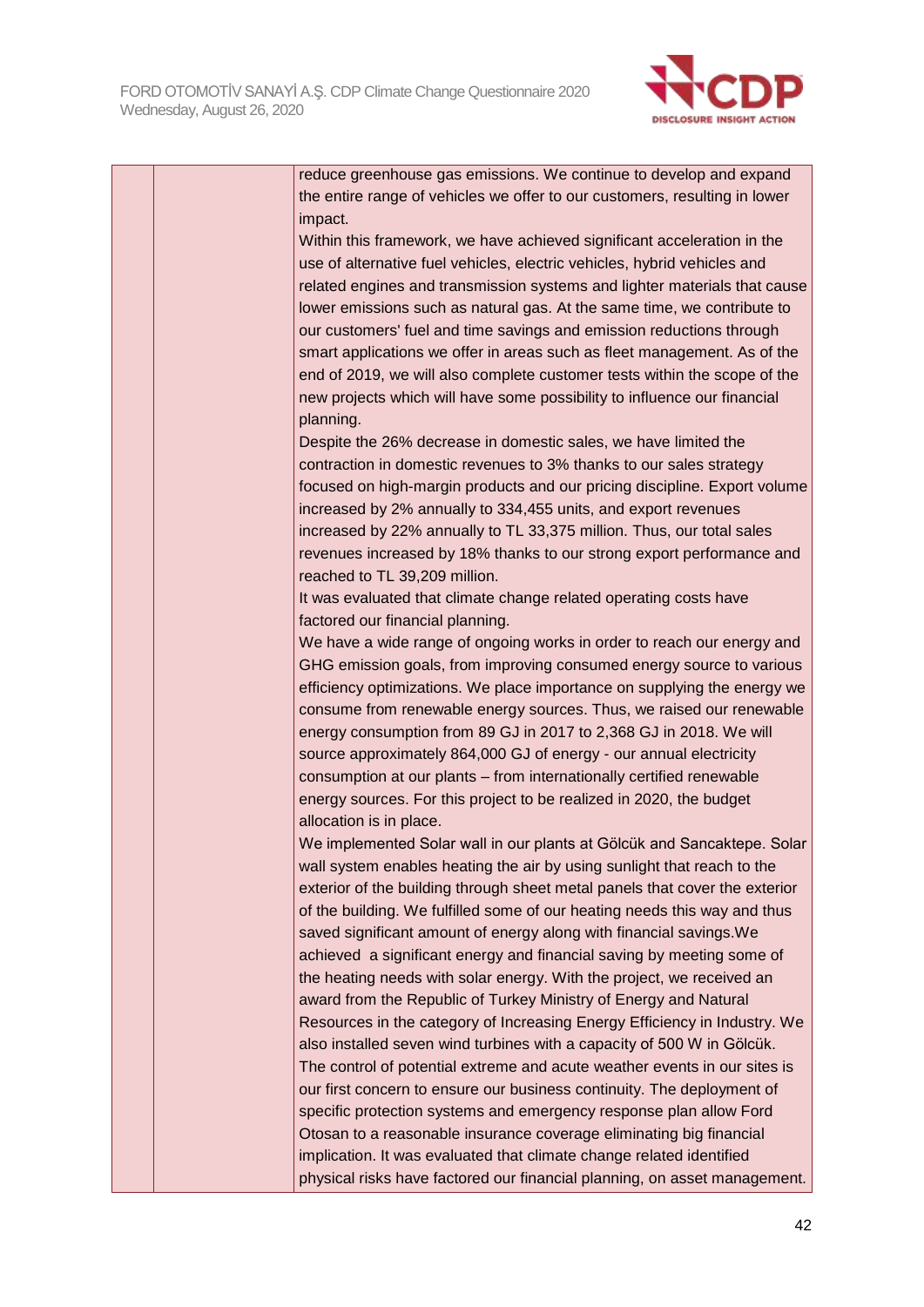| | | reduce greenhouse gas emissions. We continue to develop and expand the entire range of vehicles we offer to our customers, resulting in lower impact.<br>Within this framework, we have achieved significant acceleration in the use of alternative fuel vehicles, electric vehicles, hybrid vehicles and related engines and transmission systems and lighter materials that cause lower emissions such as natural gas. At the same time, we contribute to our customers' fuel and time savings and emission reductions through smart applications we offer in areas such as fleet management. As of the end of 2019, we will also complete customer tests within the scope of the new projects which will have some possibility to influence our financial planning.<br>Despite the 26% decrease in domestic sales, we have limited the contraction in domestic revenues to 3% thanks to our sales strategy focused on high-margin products and our pricing discipline. Export volume increased by 2% annually to 334,455 units, and export revenues increased by 22% annually to TL 33,375 million. Thus, our total sales revenues increased by 18% thanks to our strong export performance and reached to TL 39,209 million.<br>It was evaluated that climate change related operating costs have factored our financial planning.<br>We have a wide range of ongoing works in order to reach our energy and GHG emission goals, from improving consumed energy source to various efficiency optimizations. We place importance on supplying the energy we consume from renewable energy sources. Thus, we raised our renewable energy consumption from 89 GJ in 2017 to 2,368 GJ in 2018. We will source approximately 864,000 GJ of energy - our annual electricity consumption at our plants – from internationally certified renewable energy sources. For this project to be realized in 2020, the budget allocation is in place.<br>We implemented Solar wall in our plants at Gölcük and Sancaktepe. Solar wall system enables heating the air by using sunlight that reach to the exterior of the building through sheet metal panels that cover the exterior of the building. We fulfilled some of our heating needs this way and thus saved significant amount of energy along with financial savings.We achieved a significant energy and financial saving by meeting some of the heating needs with solar energy. With the project, we received an award from the Republic of Turkey Ministry of Energy and Natural Resources in the category of Increasing Energy Efficiency in Industry. We also installed seven wind turbines with a capacity of 500 W in Gölcük.<br>The control of potential extreme and acute weather events in our sites is our first concern to ensure our business continuity. The deployment of specific protection systems and emergency response plan allow Ford Otosan to a reasonable insurance coverage eliminating big financial implication. It was evaluated that climate change related identified physical risks have factored our financial planning, on asset management. |
|---|---|---|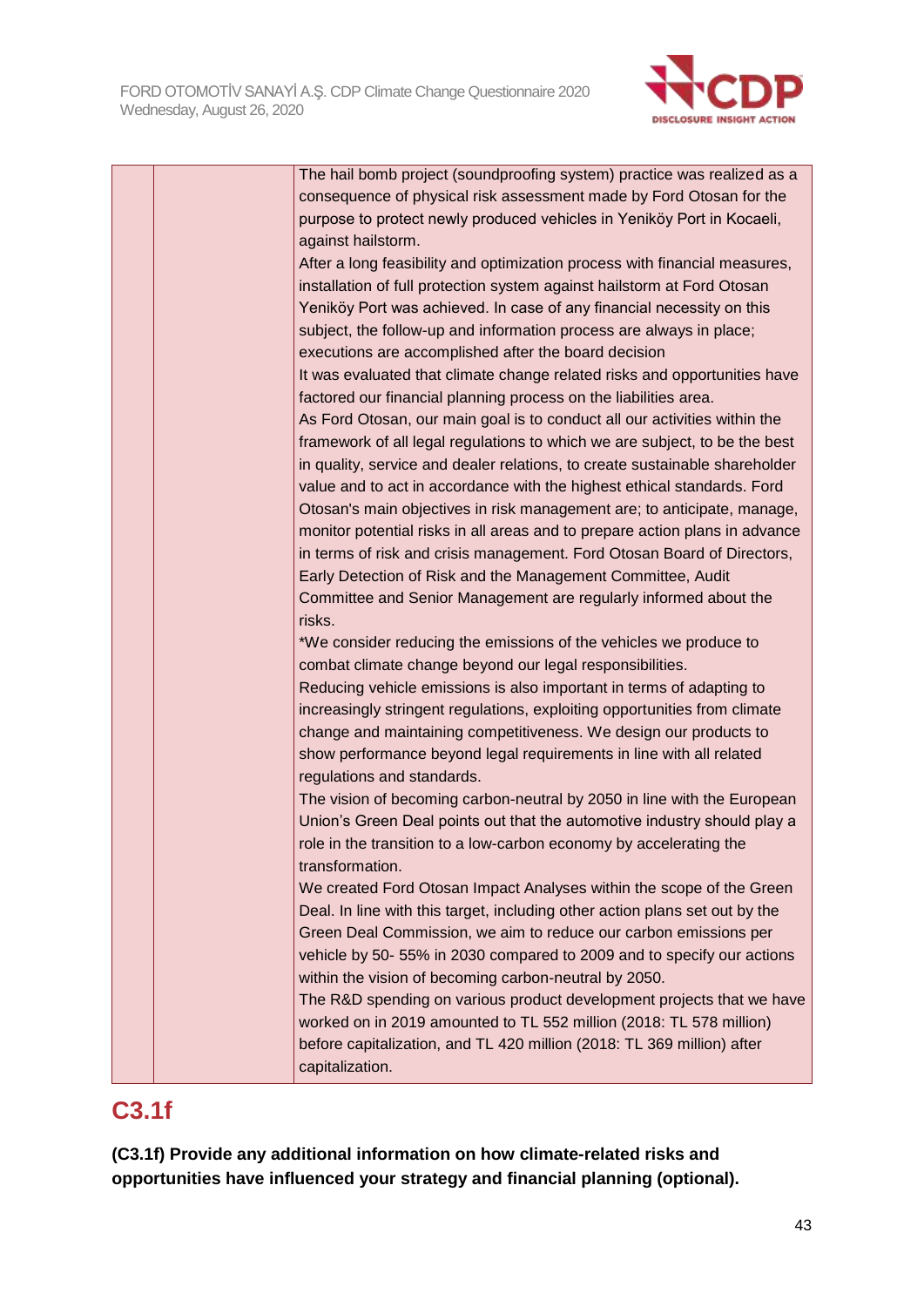| | | |
|---|---|---|
| | | The hail bomb project (soundproofing system) practice was realized as a consequence of physical risk assessment made by Ford Otosan for the purpose to protect newly produced vehicles in Yeniköy Port in Kocaeli, against hailstorm.<br>After a long feasibility and optimization process with financial measures, installation of full protection system against hailstorm at Ford Otosan Yeniköy Port was achieved. In case of any financial necessity on this subject, the follow-up and information process are always in place; executions are accomplished after the board decision<br>It was evaluated that climate change related risks and opportunities have factored our financial planning process on the liabilities area.<br>As Ford Otosan, our main goal is to conduct all our activities within the framework of all legal regulations to which we are subject, to be the best in quality, service and dealer relations, to create sustainable shareholder value and to act in accordance with the highest ethical standards. Ford Otosan's main objectives in risk management are; to anticipate, manage, monitor potential risks in all areas and to prepare action plans in advance in terms of risk and crisis management. Ford Otosan Board of Directors, Early Detection of Risk and the Management Committee, Audit Committee and Senior Management are regularly informed about the risks.<br>*We consider reducing the emissions of the vehicles we produce to combat climate change beyond our legal responsibilities.<br>Reducing vehicle emissions is also important in terms of adapting to increasingly stringent regulations, exploiting opportunities from climate change and maintaining competitiveness. We design our products to show performance beyond legal requirements in line with all related regulations and standards.<br>The vision of becoming carbon-neutral by 2050 in line with the European Union's Green Deal points out that the automotive industry should play a role in the transition to a low-carbon economy by accelerating the transformation.<br>We created Ford Otosan Impact Analyses within the scope of the Green Deal. In line with this target, including other action plans set out by the Green Deal Commission, we aim to reduce our carbon emissions per vehicle by 50- 55% in 2030 compared to 2009 and to specify our actions within the vision of becoming carbon-neutral by 2050.<br>The R&D spending on various product development projects that we have worked on in 2019 amounted to TL 552 million (2018: TL 578 million) before capitalization, and TL 420 million (2018: TL 369 million) after capitalization. |

## C3.1f

**(C3.1f) Provide any additional information on how climate-related risks and opportunities have influenced your strategy and financial planning (optional).**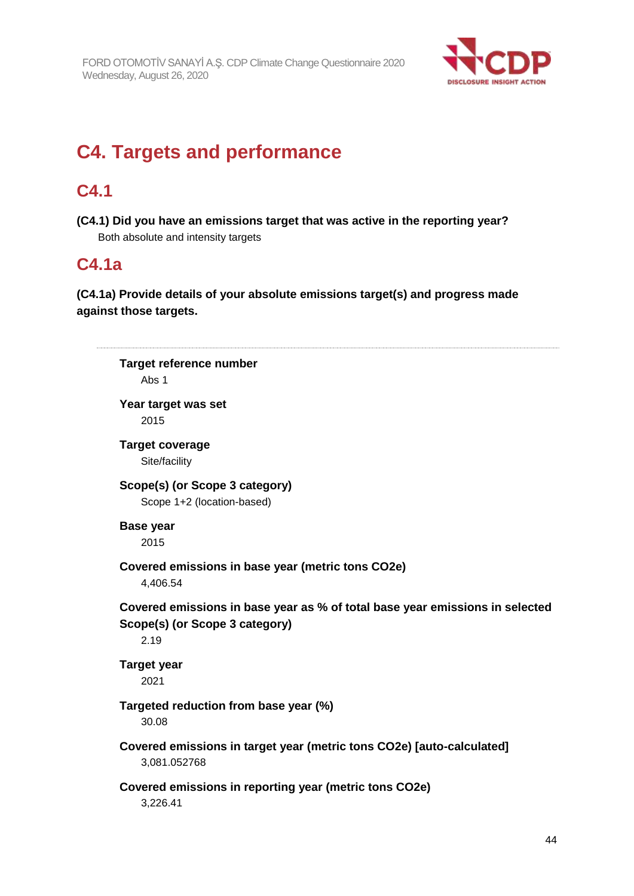# C4. Targets and performance

## C4.1

**(C4.1) Did you have an emissions target that was active in the reporting year?**

Both absolute and intensity targets

## C4.1a

**(C4.1a) Provide details of your absolute emissions target(s) and progress made against those targets.**

---

**Target reference number**

Abs 1

**Year target was set**

2015

**Target coverage**

Site/facility

**Scope(s) (or Scope 3 category)**

Scope 1+2 (location-based)

**Base year**

2015

**Covered emissions in base year (metric tons CO2e)**

4,406.54

**Covered emissions in base year as % of total base year emissions in selected Scope(s) (or Scope 3 category)**

2.19

**Target year**

2021

**Targeted reduction from base year (%)**

30.08

**Covered emissions in target year (metric tons CO2e) [auto-calculated]**

3,081.052768

**Covered emissions in reporting year (metric tons CO2e)**

3,226.41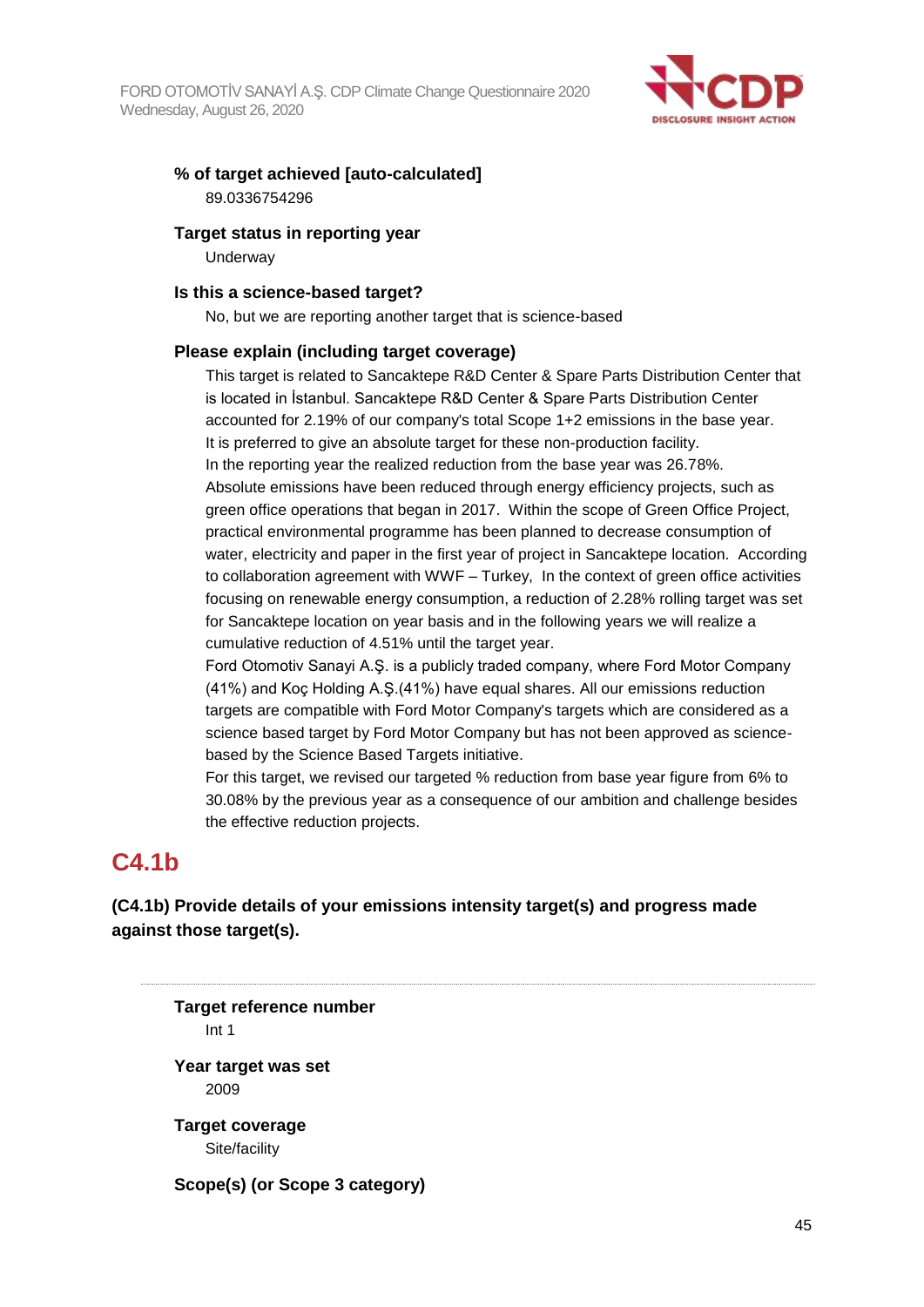**% of target achieved [auto-calculated]**

89.0336754296

**Target status in reporting year**

Underway

**Is this a science-based target?**

No, but we are reporting another target that is science-based

**Please explain (including target coverage)**

This target is related to Sancaktepe R&D Center & Spare Parts Distribution Center that is located in İstanbul. Sancaktepe R&D Center & Spare Parts Distribution Center accounted for 2.19% of our company's total Scope 1+2 emissions in the base year. It is preferred to give an absolute target for these non-production facility.
In the reporting year the realized reduction from the base year was 26.78%.
Absolute emissions have been reduced through energy efficiency projects, such as green office operations that began in 2017. Within the scope of Green Office Project, practical environmental programme has been planned to decrease consumption of water, electricity and paper in the first year of project in Sancaktepe location. According to collaboration agreement with WWF – Turkey, In the context of green office activities focusing on renewable energy consumption, a reduction of 2.28% rolling target was set for Sancaktepe location on year basis and in the following years we will realize a cumulative reduction of 4.51% until the target year.
Ford Otomotiv Sanayi A.Ş. is a publicly traded company, where Ford Motor Company (41%) and Koç Holding A.Ş.(41%) have equal shares. All our emissions reduction targets are compatible with Ford Motor Company's targets which are considered as a science based target by Ford Motor Company but has not been approved as science-based by the Science Based Targets initiative.
For this target, we revised our targeted % reduction from base year figure from 6% to 30.08% by the previous year as a consequence of our ambition and challenge besides the effective reduction projects.

## C4.1b

**(C4.1b) Provide details of your emissions intensity target(s) and progress made against those target(s).**

---

**Target reference number**

Int 1

**Year target was set**

2009

**Target coverage**

Site/facility

**Scope(s) (or Scope 3 category)**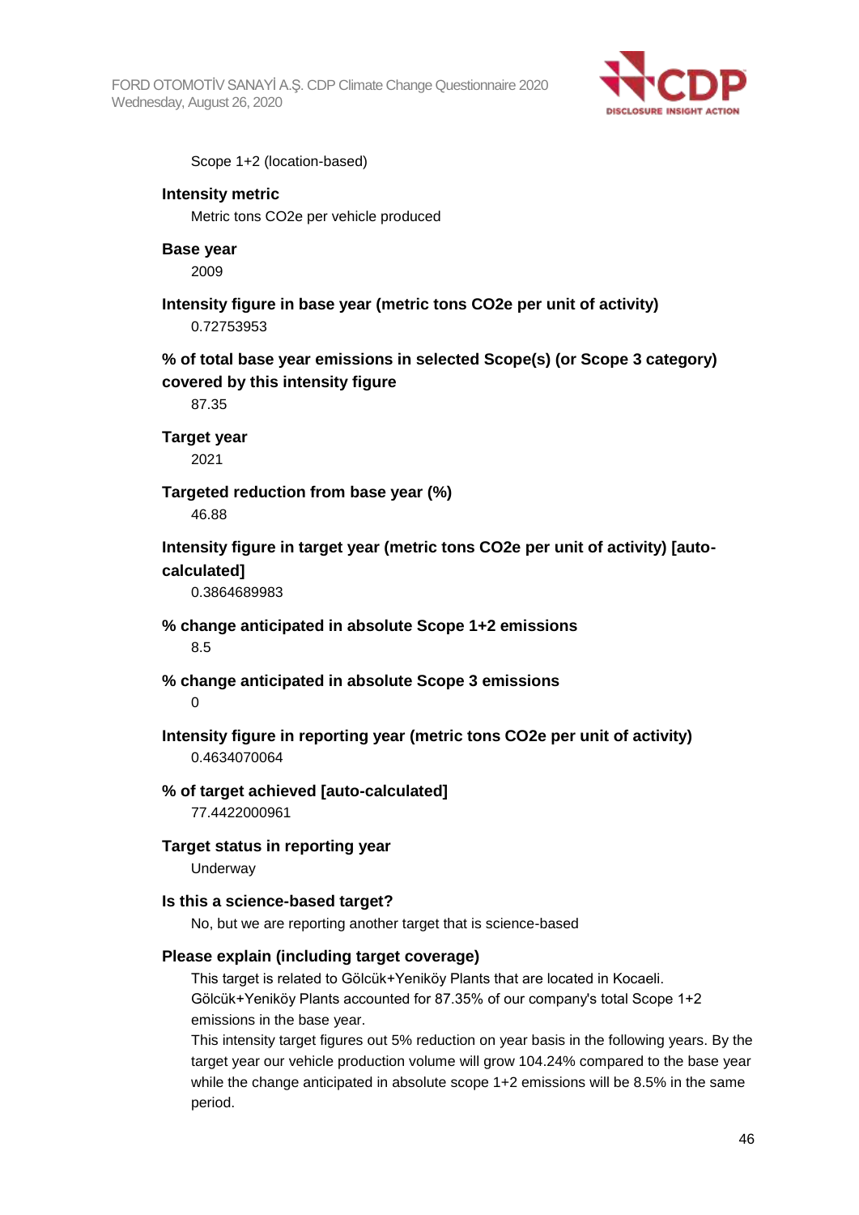Scope 1+2 (location-based)

**Intensity metric**

Metric tons CO2e per vehicle produced

**Base year**

2009

**Intensity figure in base year (metric tons CO2e per unit of activity)**

0.72753953

**% of total base year emissions in selected Scope(s) (or Scope 3 category) covered by this intensity figure**

87.35

**Target year**

2021

**Targeted reduction from base year (%)**

46.88

**Intensity figure in target year (metric tons CO2e per unit of activity) [auto-calculated]**

0.3864689983

**% change anticipated in absolute Scope 1+2 emissions**

8.5

**% change anticipated in absolute Scope 3 emissions**

0

**Intensity figure in reporting year (metric tons CO2e per unit of activity)**

0.4634070064

**% of target achieved [auto-calculated]**

77.4422000961

**Target status in reporting year**

Underway

**Is this a science-based target?**

No, but we are reporting another target that is science-based

**Please explain (including target coverage)**

This target is related to Gölcük+Yeniköy Plants that are located in Kocaeli.
Gölcük+Yeniköy Plants accounted for 87.35% of our company's total Scope 1+2 emissions in the base year.
This intensity target figures out 5% reduction on year basis in the following years. By the target year our vehicle production volume will grow 104.24% compared to the base year while the change anticipated in absolute scope 1+2 emissions will be 8.5% in the same period.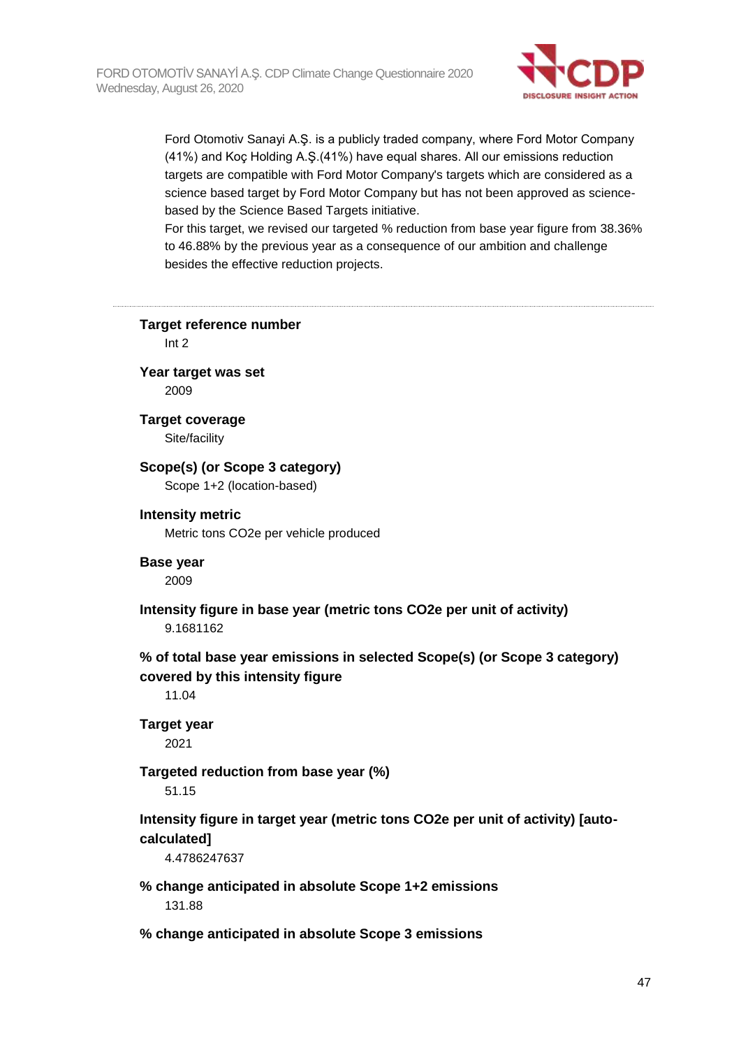Ford Otomotiv Sanayi A.Ş. is a publicly traded company, where Ford Motor Company (41%) and Koç Holding A.Ş.(41%) have equal shares. All our emissions reduction targets are compatible with Ford Motor Company's targets which are considered as a science based target by Ford Motor Company but has not been approved as science-based by the Science Based Targets initiative.
For this target, we revised our targeted % reduction from base year figure from 38.36% to 46.88% by the previous year as a consequence of our ambition and challenge besides the effective reduction projects.

---

**Target reference number**
Int 2

**Year target was set**
2009

**Target coverage**
Site/facility

**Scope(s) (or Scope 3 category)**
Scope 1+2 (location-based)

**Intensity metric**
Metric tons CO2e per vehicle produced

**Base year**
2009

**Intensity figure in base year (metric tons CO2e per unit of activity)**
9.1681162

**% of total base year emissions in selected Scope(s) (or Scope 3 category) covered by this intensity figure**
11.04

**Target year**
2021

**Targeted reduction from base year (%)**
51.15

**Intensity figure in target year (metric tons CO2e per unit of activity) [auto-calculated]**
4.4786247637

**% change anticipated in absolute Scope 1+2 emissions**
131.88

**% change anticipated in absolute Scope 3 emissions**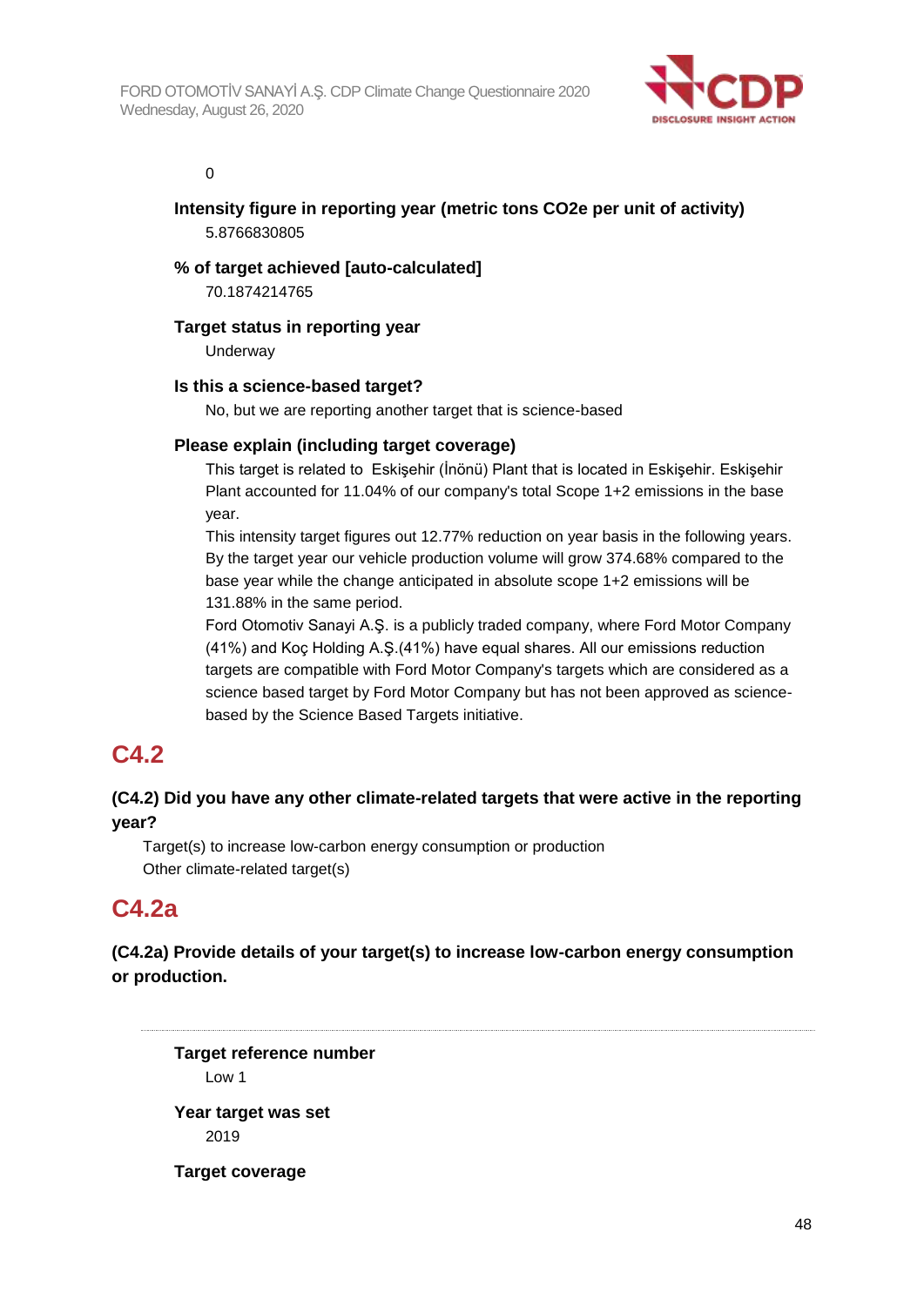0

**Intensity figure in reporting year (metric tons CO2e per unit of activity)**

5.8766830805

**% of target achieved [auto-calculated]**

70.1874214765

**Target status in reporting year**

Underway

**Is this a science-based target?**

No, but we are reporting another target that is science-based

**Please explain (including target coverage)**

This target is related to Eskişehir (İnönü) Plant that is located in Eskişehir. Eskişehir Plant accounted for 11.04% of our company's total Scope 1+2 emissions in the base year.

This intensity target figures out 12.77% reduction on year basis in the following years. By the target year our vehicle production volume will grow 374.68% compared to the base year while the change anticipated in absolute scope 1+2 emissions will be 131.88% in the same period.

Ford Otomotiv Sanayi A.Ş. is a publicly traded company, where Ford Motor Company (41%) and Koç Holding A.Ş.(41%) have equal shares. All our emissions reduction targets are compatible with Ford Motor Company's targets which are considered as a science based target by Ford Motor Company but has not been approved as science-based by the Science Based Targets initiative.

## C4.2

**(C4.2) Did you have any other climate-related targets that were active in the reporting year?**

Target(s) to increase low-carbon energy consumption or production
Other climate-related target(s)

## C4.2a

**(C4.2a) Provide details of your target(s) to increase low-carbon energy consumption or production.**

---

**Target reference number**

Low 1

**Year target was set**

2019

**Target coverage**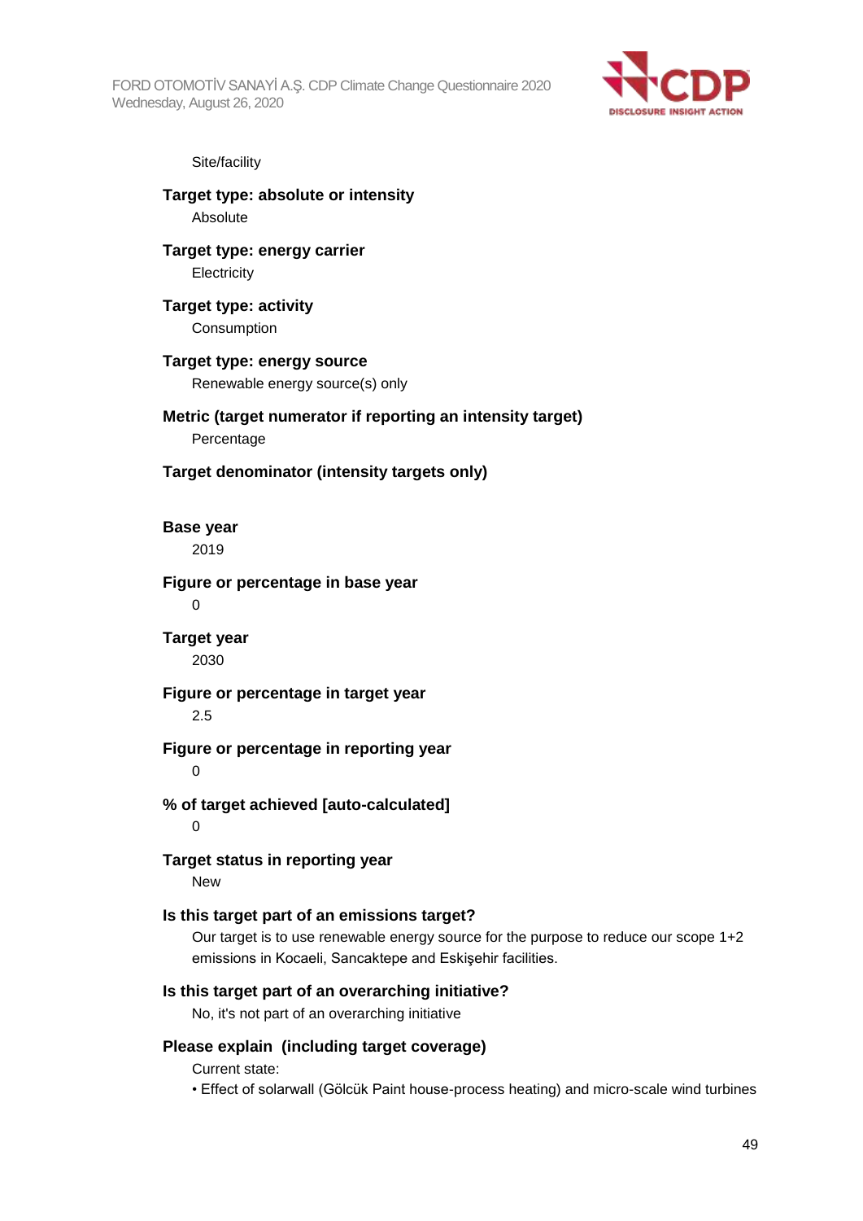Site/facility

**Target type: absolute or intensity**

Absolute

**Target type: energy carrier**

Electricity

**Target type: activity**

Consumption

**Target type: energy source**

Renewable energy source(s) only

**Metric (target numerator if reporting an intensity target)**

Percentage

**Target denominator (intensity targets only)**

**Base year**

2019

**Figure or percentage in base year**

0

**Target year**

2030

**Figure or percentage in target year**

2.5

**Figure or percentage in reporting year**

0

**% of target achieved [auto-calculated]**

0

**Target status in reporting year**

New

**Is this target part of an emissions target?**

Our target is to use renewable energy source for the purpose to reduce our scope 1+2 emissions in Kocaeli, Sancaktepe and Eskişehir facilities.

**Is this target part of an overarching initiative?**

No, it's not part of an overarching initiative

**Please explain (including target coverage)**

Current state:

• Effect of solarwall (Gölcük Paint house-process heating) and micro-scale wind turbines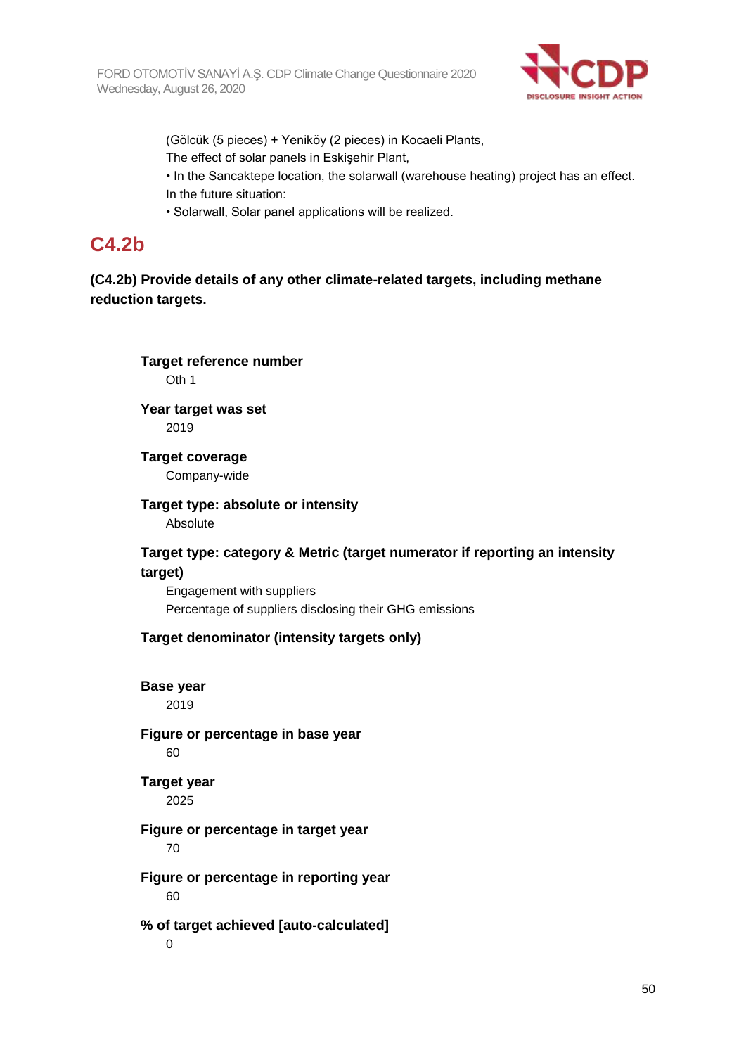(Gölcük (5 pieces) + Yeniköy (2 pieces) in Kocaeli Plants,
The effect of solar panels in Eskişehir Plant,
• In the Sancaktepe location, the solarwall (warehouse heating) project has an effect.
In the future situation:
• Solarwall, Solar panel applications will be realized.

## C4.2b

**(C4.2b) Provide details of any other climate-related targets, including methane reduction targets.**

---

**Target reference number**
Oth 1

**Year target was set**
2019

**Target coverage**
Company-wide

**Target type: absolute or intensity**
Absolute

**Target type: category & Metric (target numerator if reporting an intensity target)**
Engagement with suppliers
Percentage of suppliers disclosing their GHG emissions

**Target denominator (intensity targets only)**

**Base year**
2019

**Figure or percentage in base year**
60

**Target year**
2025

**Figure or percentage in target year**
70

**Figure or percentage in reporting year**
60

**% of target achieved [auto-calculated]**
0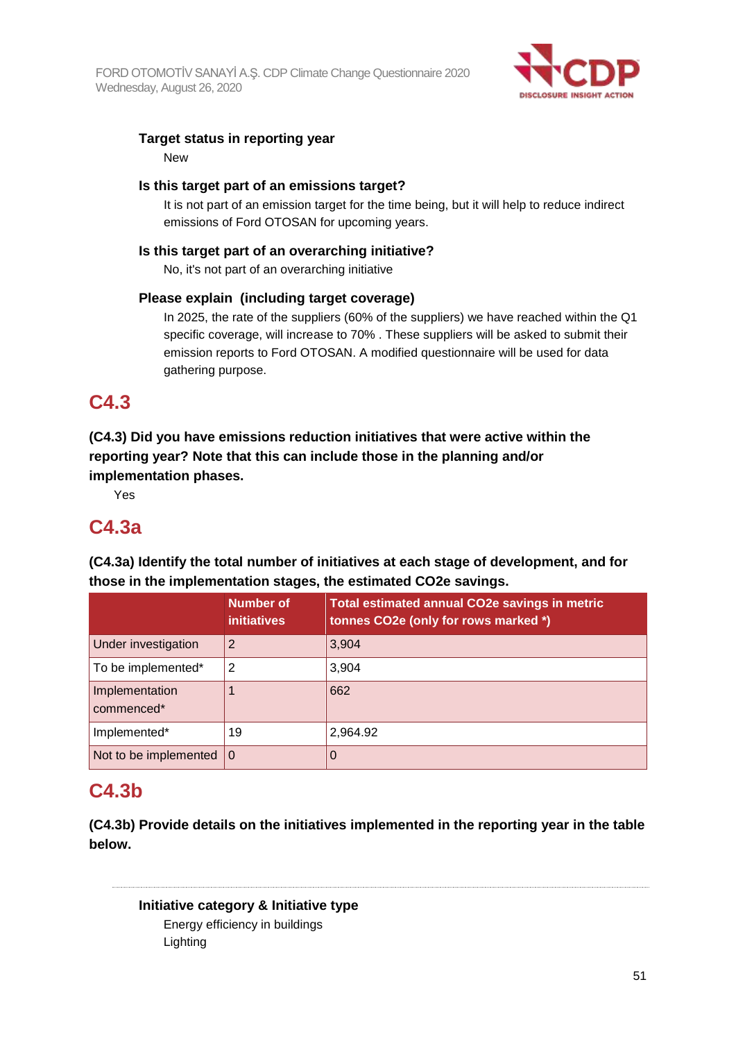### Target status in reporting year

New

### Is this target part of an emissions target?

It is not part of an emission target for the time being, but it will help to reduce indirect emissions of Ford OTOSAN for upcoming years.

### Is this target part of an overarching initiative?

No, it's not part of an overarching initiative

### Please explain (including target coverage)

In 2025, the rate of the suppliers (60% of the suppliers) we have reached within the Q1 specific coverage, will increase to 70% . These suppliers will be asked to submit their emission reports to Ford OTOSAN. A modified questionnaire will be used for data gathering purpose.

## C4.3

**(C4.3) Did you have emissions reduction initiatives that were active within the reporting year? Note that this can include those in the planning and/or implementation phases.**

Yes

## C4.3a

**(C4.3a) Identify the total number of initiatives at each stage of development, and for those in the implementation stages, the estimated CO2e savings.**

| | Number of initiatives | Total estimated annual CO2e savings in metric tonnes CO2e (only for rows marked *) |
|---|---|---|
| Under investigation | 2 | 3,904 |
| To be implemented* | 2 | 3,904 |
| Implementation commenced* | 1 | 662 |
| Implemented* | 19 | 2,964.92 |
| Not to be implemented | 0 | 0 |

## C4.3b

**(C4.3b) Provide details on the initiatives implemented in the reporting year in the table below.**

---

### Initiative category & Initiative type

Energy efficiency in buildings
Lighting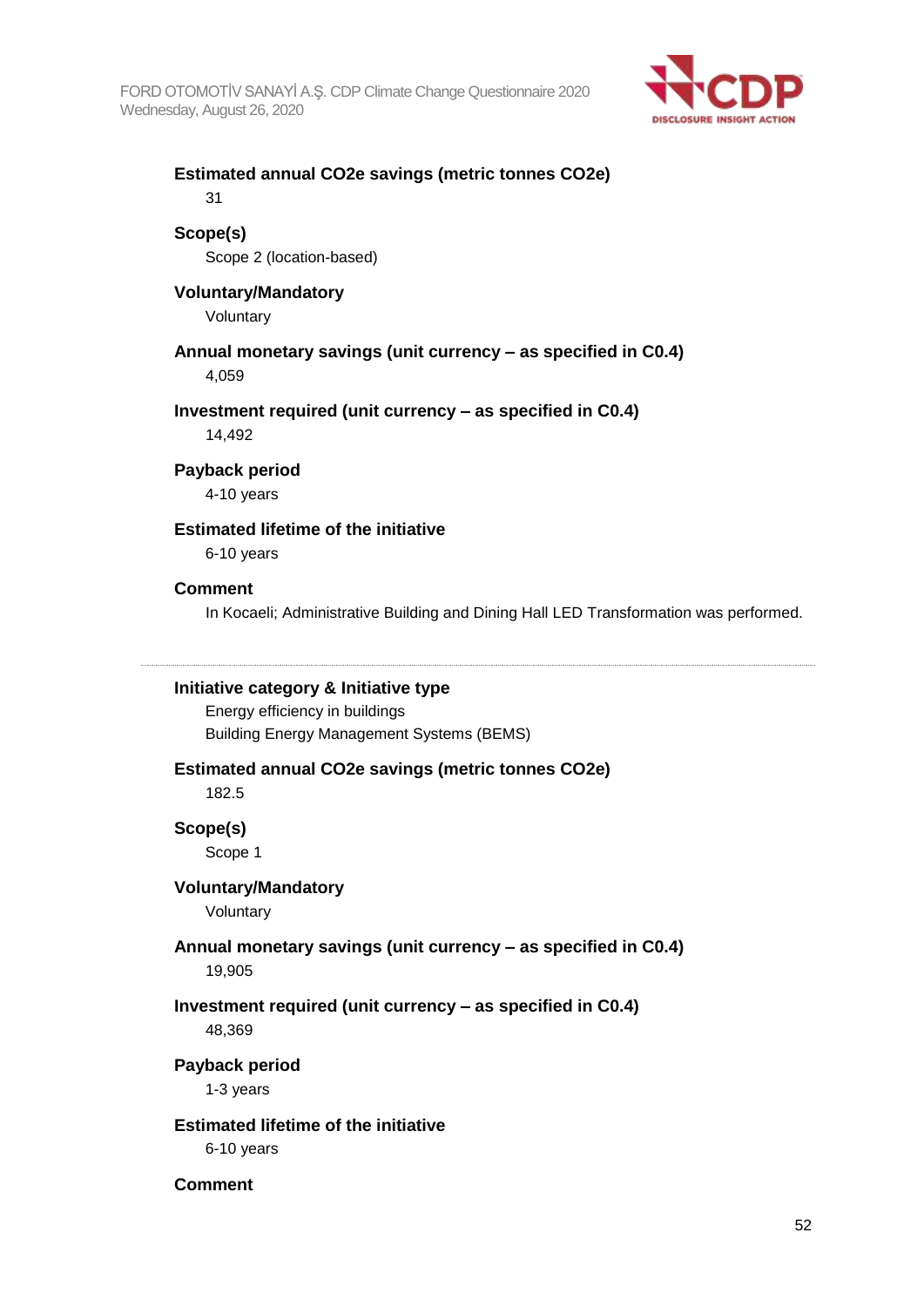**Estimated annual CO2e savings (metric tonnes CO2e)**

31

**Scope(s)**

Scope 2 (location-based)

**Voluntary/Mandatory**

Voluntary

**Annual monetary savings (unit currency – as specified in C0.4)**

4,059

**Investment required (unit currency – as specified in C0.4)**

14,492

**Payback period**

4-10 years

**Estimated lifetime of the initiative**

6-10 years

**Comment**

In Kocaeli; Administrative Building and Dining Hall LED Transformation was performed.

---

**Initiative category & Initiative type**

Energy efficiency in buildings

Building Energy Management Systems (BEMS)

**Estimated annual CO2e savings (metric tonnes CO2e)**

182.5

**Scope(s)**

Scope 1

**Voluntary/Mandatory**

Voluntary

**Annual monetary savings (unit currency – as specified in C0.4)**

19,905

**Investment required (unit currency – as specified in C0.4)**

48,369

**Payback period**

1-3 years

**Estimated lifetime of the initiative**

6-10 years

**Comment**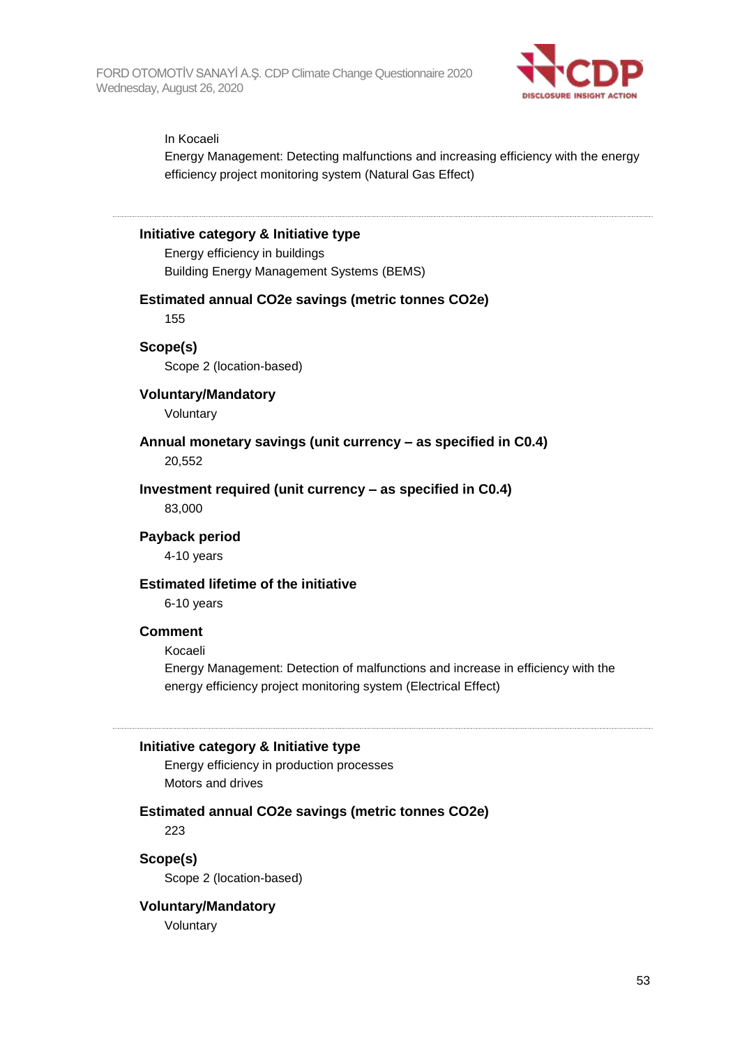In Kocaeli

Energy Management: Detecting malfunctions and increasing efficiency with the energy efficiency project monitoring system (Natural Gas Effect)

---

**Initiative category & Initiative type**

Energy efficiency in buildings

Building Energy Management Systems (BEMS)

**Estimated annual CO2e savings (metric tonnes CO2e)**

155

**Scope(s)**

Scope 2 (location-based)

**Voluntary/Mandatory**

Voluntary

**Annual monetary savings (unit currency – as specified in C0.4)**

20,552

**Investment required (unit currency – as specified in C0.4)**

83,000

**Payback period**

4-10 years

**Estimated lifetime of the initiative**

6-10 years

**Comment**

Kocaeli

Energy Management: Detection of malfunctions and increase in efficiency with the energy efficiency project monitoring system (Electrical Effect)

---

**Initiative category & Initiative type**

Energy efficiency in production processes

Motors and drives

**Estimated annual CO2e savings (metric tonnes CO2e)**

223

**Scope(s)**

Scope 2 (location-based)

**Voluntary/Mandatory**

Voluntary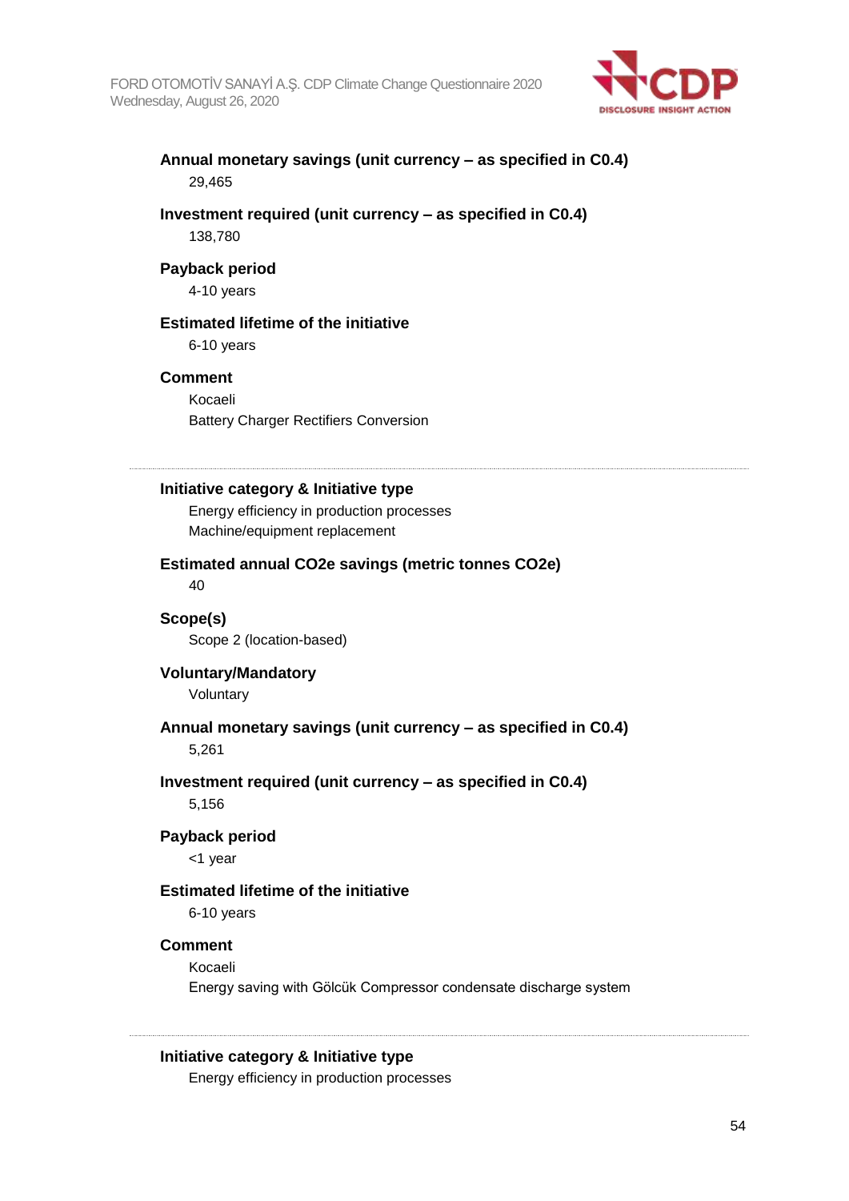**Annual monetary savings (unit currency – as specified in C0.4)**

29,465

**Investment required (unit currency – as specified in C0.4)**

138,780

**Payback period**

4-10 years

**Estimated lifetime of the initiative**

6-10 years

**Comment**

Kocaeli

Battery Charger Rectifiers Conversion

---

**Initiative category & Initiative type**

Energy efficiency in production processes

Machine/equipment replacement

**Estimated annual CO2e savings (metric tonnes CO2e)**

40

**Scope(s)**

Scope 2 (location-based)

**Voluntary/Mandatory**

Voluntary

**Annual monetary savings (unit currency – as specified in C0.4)**

5,261

**Investment required (unit currency – as specified in C0.4)**

5,156

**Payback period**

<1 year

**Estimated lifetime of the initiative**

6-10 years

**Comment**

Kocaeli

Energy saving with Gölcük Compressor condensate discharge system

---

**Initiative category & Initiative type**

Energy efficiency in production processes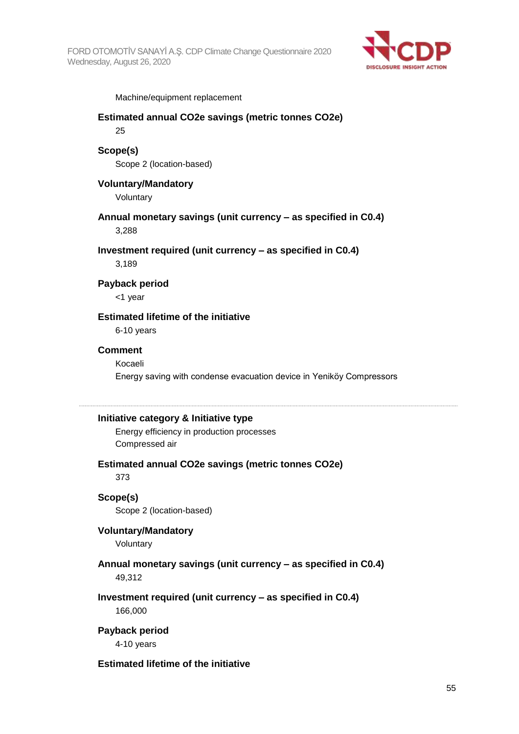Machine/equipment replacement

**Estimated annual CO2e savings (metric tonnes CO2e)**

25

**Scope(s)**

Scope 2 (location-based)

**Voluntary/Mandatory**

Voluntary

**Annual monetary savings (unit currency – as specified in C0.4)**

3,288

**Investment required (unit currency – as specified in C0.4)**

3,189

**Payback period**

<1 year

**Estimated lifetime of the initiative**

6-10 years

**Comment**

Kocaeli

Energy saving with condense evacuation device in Yeniköy Compressors

---

**Initiative category & Initiative type**

Energy efficiency in production processes

Compressed air

**Estimated annual CO2e savings (metric tonnes CO2e)**

373

**Scope(s)**

Scope 2 (location-based)

**Voluntary/Mandatory**

Voluntary

**Annual monetary savings (unit currency – as specified in C0.4)**

49,312

**Investment required (unit currency – as specified in C0.4)**

166,000

**Payback period**

4-10 years

**Estimated lifetime of the initiative**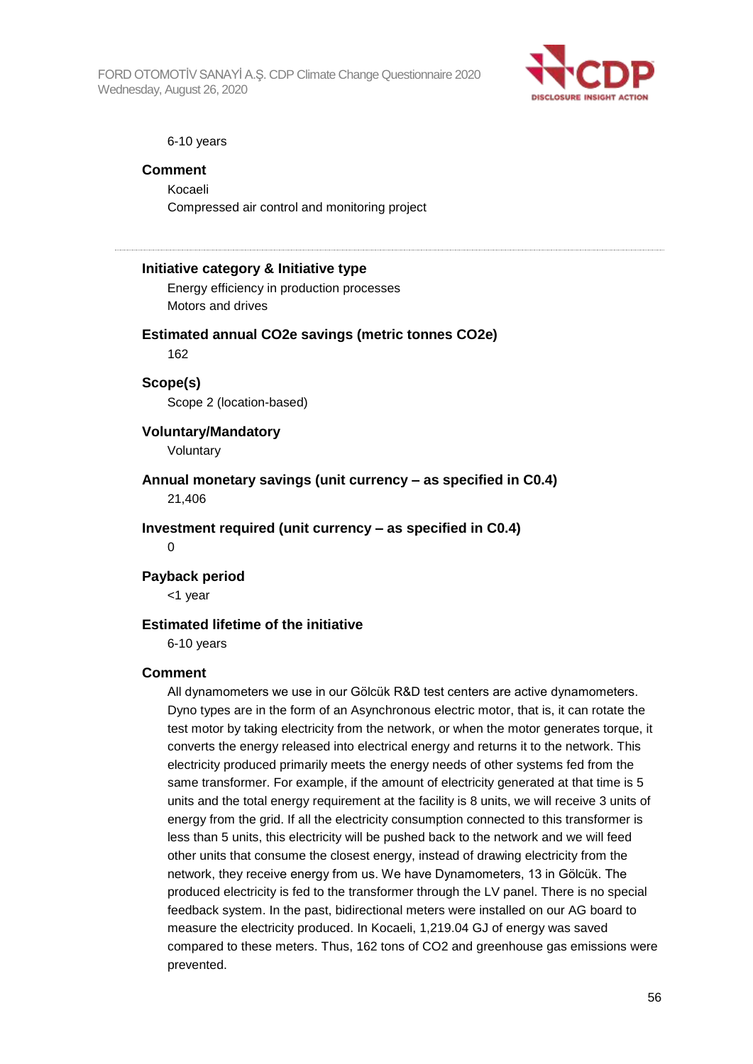6-10 years

**Comment**

Kocaeli
Compressed air control and monitoring project

---

**Initiative category & Initiative type**

Energy efficiency in production processes
Motors and drives

**Estimated annual CO2e savings (metric tonnes CO2e)**

162

**Scope(s)**

Scope 2 (location-based)

**Voluntary/Mandatory**

Voluntary

**Annual monetary savings (unit currency – as specified in C0.4)**

21,406

**Investment required (unit currency – as specified in C0.4)**

0

**Payback period**

<1 year

**Estimated lifetime of the initiative**

6-10 years

**Comment**

All dynamometers we use in our Gölcük R&D test centers are active dynamometers. Dyno types are in the form of an Asynchronous electric motor, that is, it can rotate the test motor by taking electricity from the network, or when the motor generates torque, it converts the energy released into electrical energy and returns it to the network. This electricity produced primarily meets the energy needs of other systems fed from the same transformer. For example, if the amount of electricity generated at that time is 5 units and the total energy requirement at the facility is 8 units, we will receive 3 units of energy from the grid. If all the electricity consumption connected to this transformer is less than 5 units, this electricity will be pushed back to the network and we will feed other units that consume the closest energy, instead of drawing electricity from the network, they receive energy from us. We have Dynamometers, 13 in Gölcük. The produced electricity is fed to the transformer through the LV panel. There is no special feedback system. In the past, bidirectional meters were installed on our AG board to measure the electricity produced. In Kocaeli, 1,219.04 GJ of energy was saved compared to these meters. Thus, 162 tons of CO2 and greenhouse gas emissions were prevented.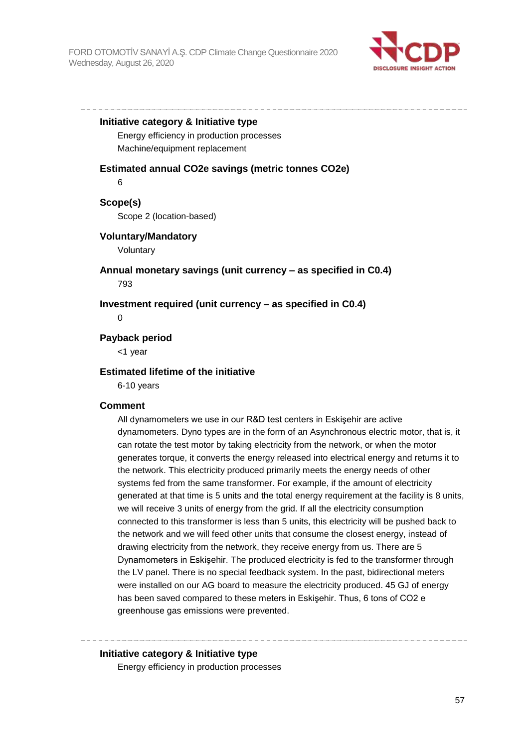**Initiative category & Initiative type**

Energy efficiency in production processes

Machine/equipment replacement

**Estimated annual CO2e savings (metric tonnes CO2e)**

6

**Scope(s)**

Scope 2 (location-based)

**Voluntary/Mandatory**

Voluntary

**Annual monetary savings (unit currency – as specified in C0.4)**

793

**Investment required (unit currency – as specified in C0.4)**

0

**Payback period**

<1 year

**Estimated lifetime of the initiative**

6-10 years

**Comment**

All dynamometers we use in our R&D test centers in Eskişehir are active dynamometers. Dyno types are in the form of an Asynchronous electric motor, that is, it can rotate the test motor by taking electricity from the network, or when the motor generates torque, it converts the energy released into electrical energy and returns it to the network. This electricity produced primarily meets the energy needs of other systems fed from the same transformer. For example, if the amount of electricity generated at that time is 5 units and the total energy requirement at the facility is 8 units, we will receive 3 units of energy from the grid. If all the electricity consumption connected to this transformer is less than 5 units, this electricity will be pushed back to the network and we will feed other units that consume the closest energy, instead of drawing electricity from the network, they receive energy from us. There are 5 Dynamometers in Eskişehir. The produced electricity is fed to the transformer through the LV panel. There is no special feedback system. In the past, bidirectional meters were installed on our AG board to measure the electricity produced. 45 GJ of energy has been saved compared to these meters in Eskişehir. Thus, 6 tons of CO2 e greenhouse gas emissions were prevented.

---

**Initiative category & Initiative type**

Energy efficiency in production processes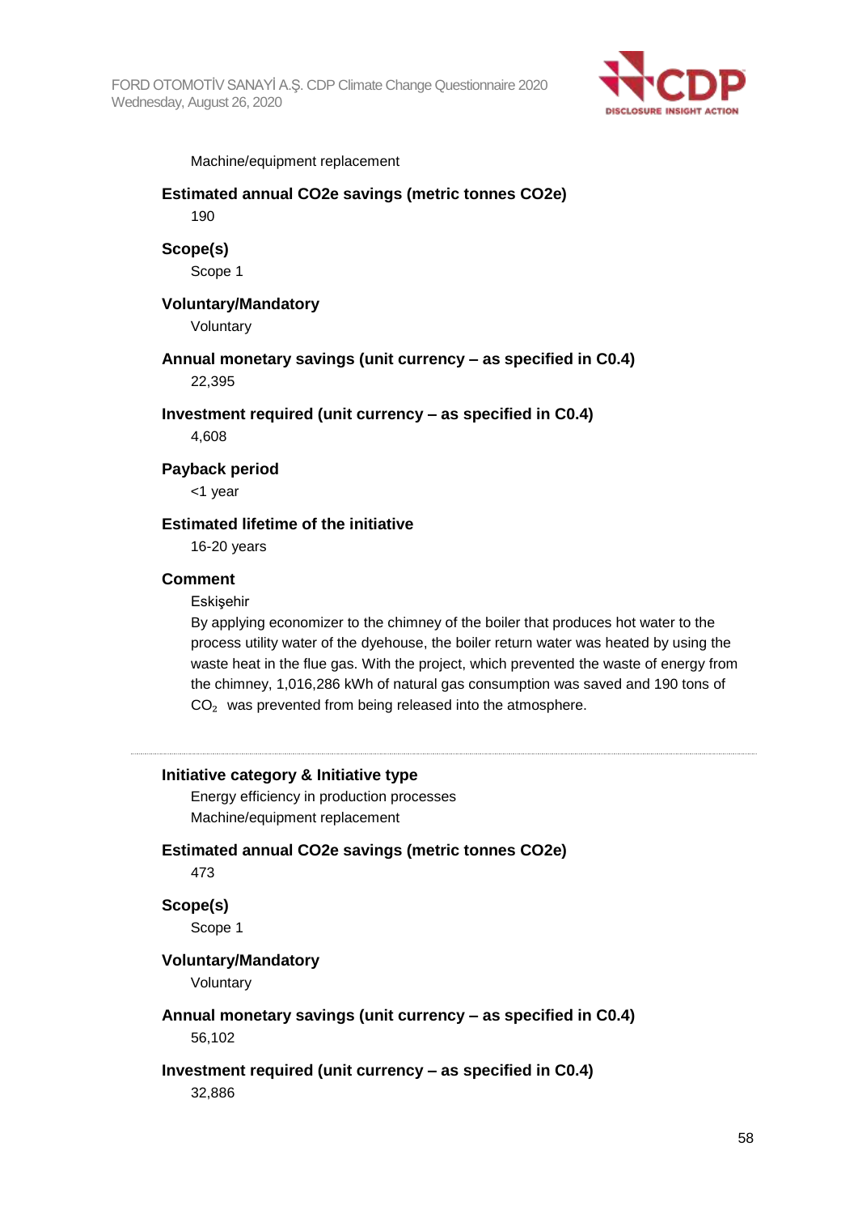Machine/equipment replacement

**Estimated annual CO2e savings (metric tonnes CO2e)**

190

**Scope(s)**

Scope 1

**Voluntary/Mandatory**

Voluntary

**Annual monetary savings (unit currency – as specified in C0.4)**

22,395

**Investment required (unit currency – as specified in C0.4)**

4,608

**Payback period**

<1 year

**Estimated lifetime of the initiative**

16-20 years

**Comment**

Eskişehir

By applying economizer to the chimney of the boiler that produces hot water to the process utility water of the dyehouse, the boiler return water was heated by using the waste heat in the flue gas. With the project, which prevented the waste of energy from the chimney, 1,016,286 kWh of natural gas consumption was saved and 190 tons of $CO_2$ was prevented from being released into the atmosphere.

---

**Initiative category & Initiative type**

Energy efficiency in production processes

Machine/equipment replacement

**Estimated annual CO2e savings (metric tonnes CO2e)**

473

**Scope(s)**

Scope 1

**Voluntary/Mandatory**

Voluntary

**Annual monetary savings (unit currency – as specified in C0.4)**

56,102

**Investment required (unit currency – as specified in C0.4)**

32,886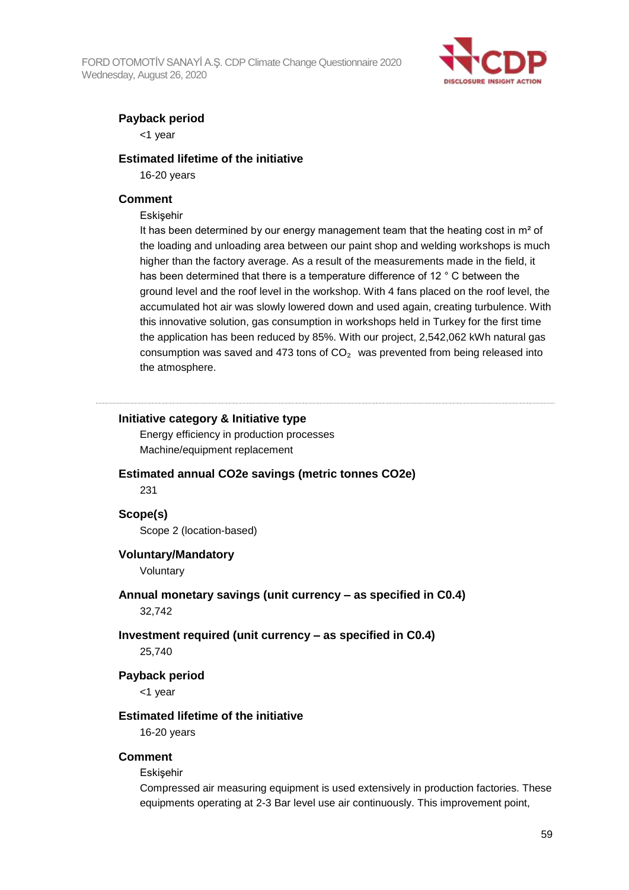**Payback period**

<1 year

**Estimated lifetime of the initiative**

16-20 years

**Comment**

Eskişehir

It has been determined by our energy management team that the heating cost in m² of the loading and unloading area between our paint shop and welding workshops is much higher than the factory average. As a result of the measurements made in the field, it has been determined that there is a temperature difference of 12 ° C between the ground level and the roof level in the workshop. With 4 fans placed on the roof level, the accumulated hot air was slowly lowered down and used again, creating turbulence. With this innovative solution, gas consumption in workshops held in Turkey for the first time the application has been reduced by 85%. With our project, 2,542,062 kWh natural gas consumption was saved and 473 tons of $CO_2$ was prevented from being released into the atmosphere.

---

**Initiative category & Initiative type**

Energy efficiency in production processes

Machine/equipment replacement

**Estimated annual CO2e savings (metric tonnes CO2e)**

231

**Scope(s)**

Scope 2 (location-based)

**Voluntary/Mandatory**

Voluntary

**Annual monetary savings (unit currency – as specified in C0.4)**

32,742

**Investment required (unit currency – as specified in C0.4)**

25,740

**Payback period**

<1 year

**Estimated lifetime of the initiative**

16-20 years

**Comment**

Eskişehir

Compressed air measuring equipment is used extensively in production factories. These equipments operating at 2-3 Bar level use air continuously. This improvement point,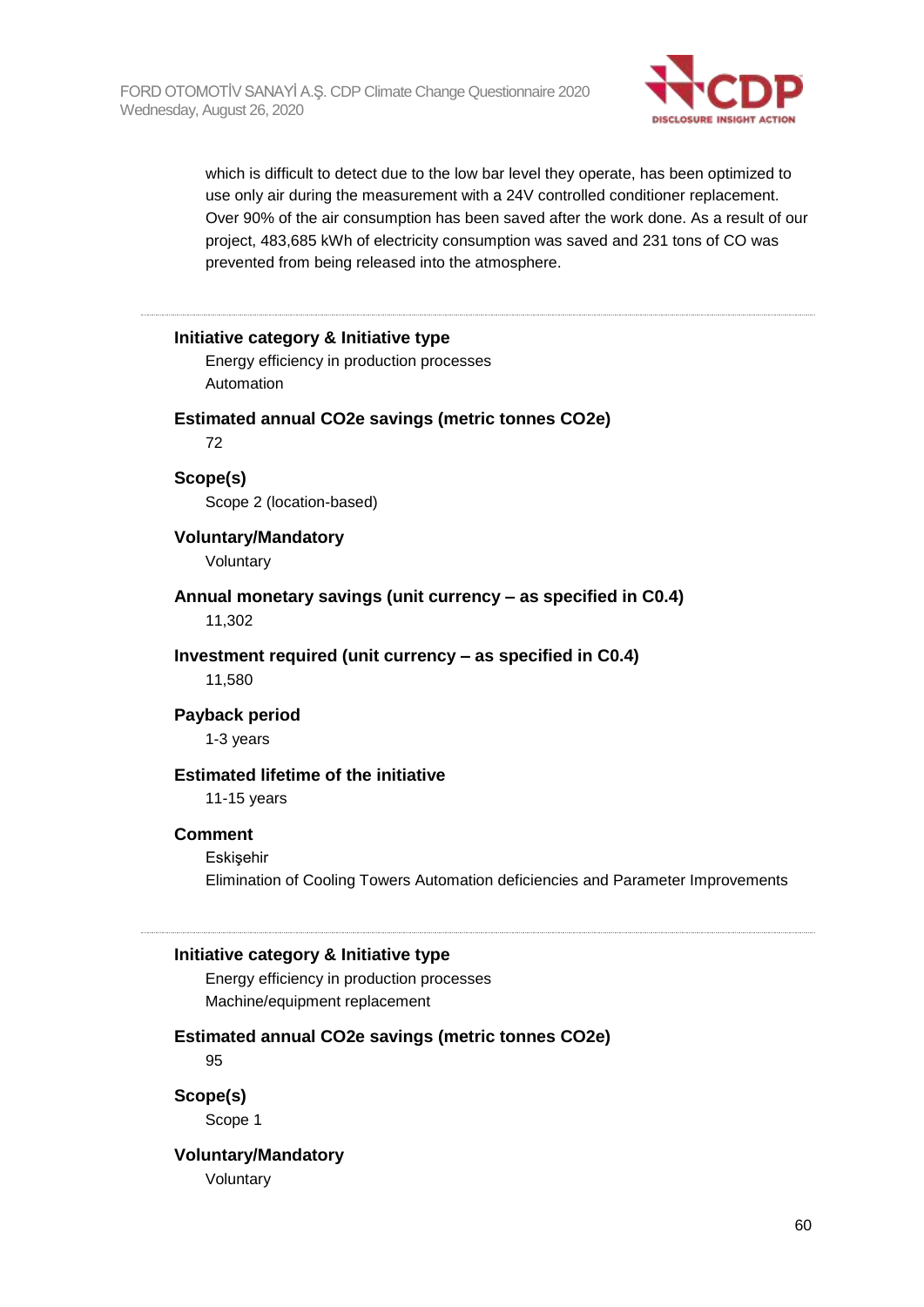which is difficult to detect due to the low bar level they operate, has been optimized to use only air during the measurement with a 24V controlled conditioner replacement. Over 90% of the air consumption has been saved after the work done. As a result of our project, 483,685 kWh of electricity consumption was saved and 231 tons of CO was prevented from being released into the atmosphere.

---

**Initiative category & Initiative type**

Energy efficiency in production processes
Automation

**Estimated annual CO2e savings (metric tonnes CO2e)**

72

**Scope(s)**

Scope 2 (location-based)

**Voluntary/Mandatory**

Voluntary

**Annual monetary savings (unit currency – as specified in C0.4)**

11,302

**Investment required (unit currency – as specified in C0.4)**

11,580

**Payback period**

1-3 years

**Estimated lifetime of the initiative**

11-15 years

**Comment**

Eskişehir
Elimination of Cooling Towers Automation deficiencies and Parameter Improvements

---

**Initiative category & Initiative type**

Energy efficiency in production processes
Machine/equipment replacement

**Estimated annual CO2e savings (metric tonnes CO2e)**

95

**Scope(s)**

Scope 1

**Voluntary/Mandatory**

Voluntary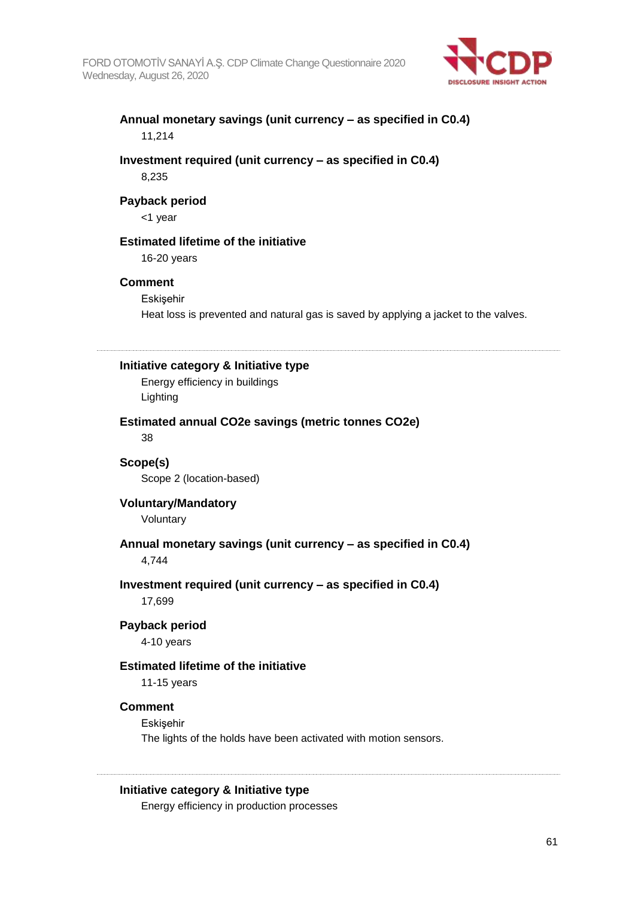**Annual monetary savings (unit currency – as specified in C0.4)**

11,214

**Investment required (unit currency – as specified in C0.4)**

8,235

**Payback period**

<1 year

**Estimated lifetime of the initiative**

16-20 years

**Comment**

Eskişehir

Heat loss is prevented and natural gas is saved by applying a jacket to the valves.

---

**Initiative category & Initiative type**

Energy efficiency in buildings

Lighting

**Estimated annual CO2e savings (metric tonnes CO2e)**

38

**Scope(s)**

Scope 2 (location-based)

**Voluntary/Mandatory**

Voluntary

**Annual monetary savings (unit currency – as specified in C0.4)**

4,744

**Investment required (unit currency – as specified in C0.4)**

17,699

**Payback period**

4-10 years

**Estimated lifetime of the initiative**

11-15 years

**Comment**

Eskişehir

The lights of the holds have been activated with motion sensors.

---

**Initiative category & Initiative type**

Energy efficiency in production processes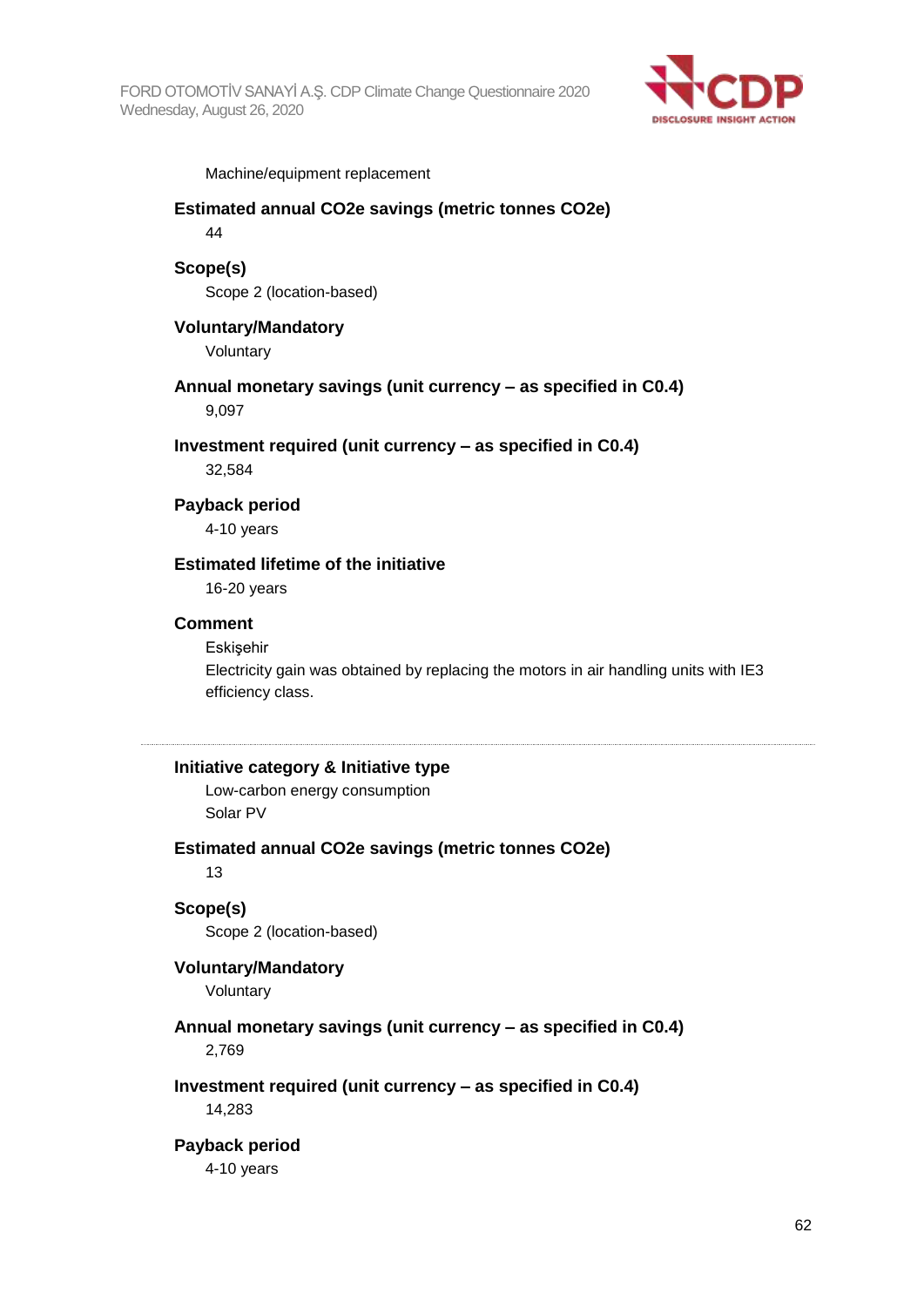Machine/equipment replacement

**Estimated annual CO2e savings (metric tonnes CO2e)**

44

**Scope(s)**

Scope 2 (location-based)

**Voluntary/Mandatory**

Voluntary

**Annual monetary savings (unit currency – as specified in C0.4)**

9,097

**Investment required (unit currency – as specified in C0.4)**

32,584

**Payback period**

4-10 years

**Estimated lifetime of the initiative**

16-20 years

**Comment**

Eskişehir
Electricity gain was obtained by replacing the motors in air handling units with IE3 efficiency class.

---

**Initiative category & Initiative type**

Low-carbon energy consumption
Solar PV

**Estimated annual CO2e savings (metric tonnes CO2e)**

13

**Scope(s)**

Scope 2 (location-based)

**Voluntary/Mandatory**

Voluntary

**Annual monetary savings (unit currency – as specified in C0.4)**

2,769

**Investment required (unit currency – as specified in C0.4)**

14,283

**Payback period**

4-10 years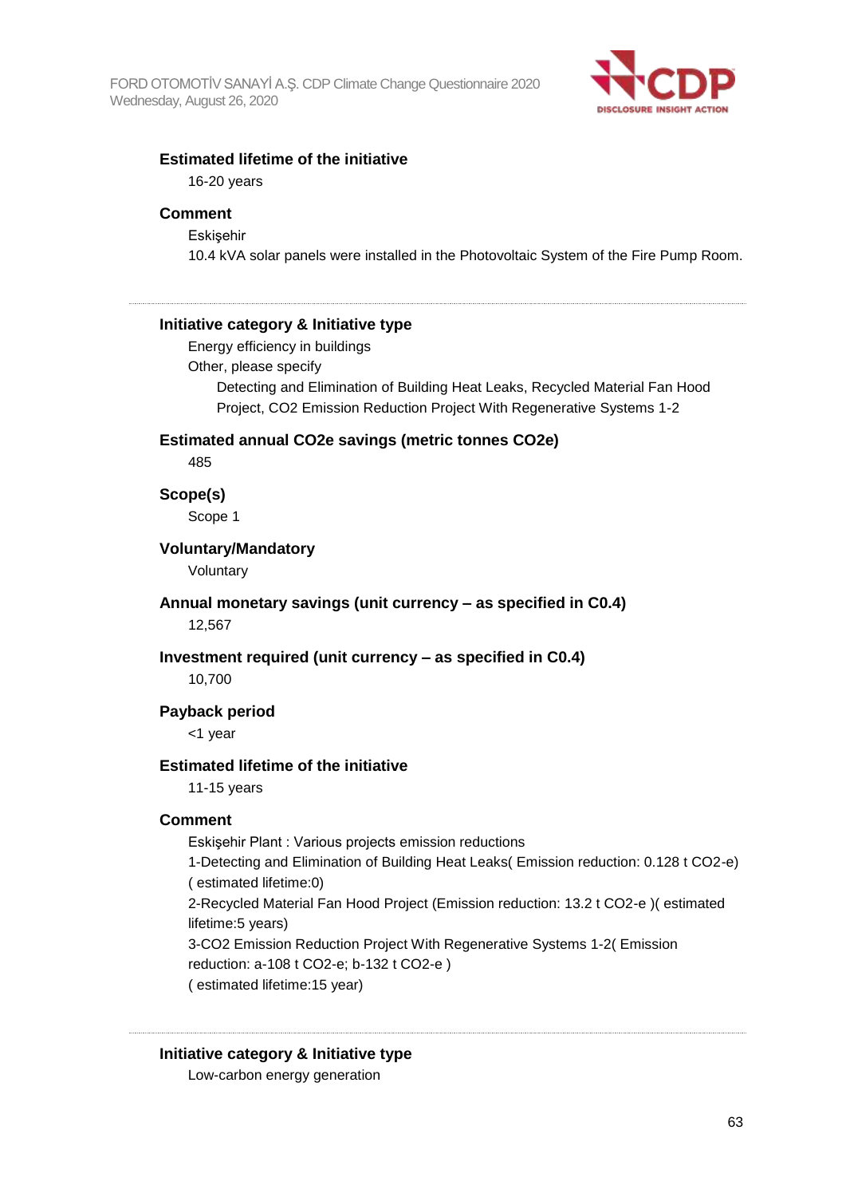#### Estimated lifetime of the initiative

16-20 years

#### Comment

Eskişehir
10.4 kVA solar panels were installed in the Photovoltaic System of the Fire Pump Room.

---

#### Initiative category & Initiative type

Energy efficiency in buildings
Other, please specify
Detecting and Elimination of Building Heat Leaks, Recycled Material Fan Hood Project, $CO_2$ Emission Reduction Project With Regenerative Systems 1-2

#### Estimated annual CO2e savings (metric tonnes CO2e)

485

#### Scope(s)

Scope 1

#### Voluntary/Mandatory

Voluntary

#### Annual monetary savings (unit currency – as specified in C0.4)

12,567

#### Investment required (unit currency – as specified in C0.4)

10,700

#### Payback period

<1 year

#### Estimated lifetime of the initiative

11-15 years

#### Comment

Eskişehir Plant : Various projects emission reductions
1-Detecting and Elimination of Building Heat Leaks( Emission reduction: 0.128 t $CO_2$-e) ( estimated lifetime:0)
2-Recycled Material Fan Hood Project (Emission reduction: 13.2 t $CO_2$-e )( estimated lifetime:5 years)
3-$CO_2$ Emission Reduction Project With Regenerative Systems 1-2( Emission reduction: a-108 t $CO_2$-e; b-132 t $CO_2$-e )
( estimated lifetime:15 year)

---

#### Initiative category & Initiative type

Low-carbon energy generation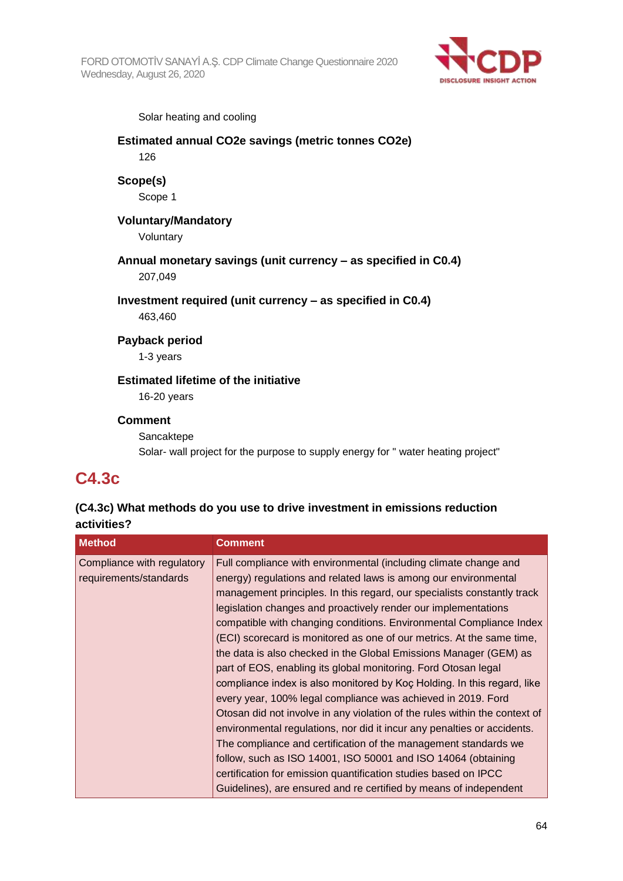Solar heating and cooling

**Estimated annual CO2e savings (metric tonnes CO2e)**

126

**Scope(s)**

Scope 1

**Voluntary/Mandatory**

Voluntary

**Annual monetary savings (unit currency – as specified in C0.4)**

207,049

**Investment required (unit currency – as specified in C0.4)**

463,460

**Payback period**

1-3 years

**Estimated lifetime of the initiative**

16-20 years

**Comment**

Sancaktepe
Solar- wall project for the purpose to supply energy for " water heating project"

## C4.3c

**(C4.3c) What methods do you use to drive investment in emissions reduction activities?**

| Method | Comment |
|---|---|
| Compliance with regulatory requirements/standards | Full compliance with environmental (including climate change and energy) regulations and related laws is among our environmental management principles. In this regard, our specialists constantly track legislation changes and proactively render our implementations compatible with changing conditions. Environmental Compliance Index (ECI) scorecard is monitored as one of our metrics. At the same time, the data is also checked in the Global Emissions Manager (GEM) as part of EOS, enabling its global monitoring. Ford Otosan legal compliance index is also monitored by Koç Holding. In this regard, like every year, 100% legal compliance was achieved in 2019. Ford Otosan did not involve in any violation of the rules within the context of environmental regulations, nor did it incur any penalties or accidents. The compliance and certification of the management standards we follow, such as ISO 14001, ISO 50001 and ISO 14064 (obtaining certification for emission quantification studies based on IPCC Guidelines), are ensured and re certified by means of independent |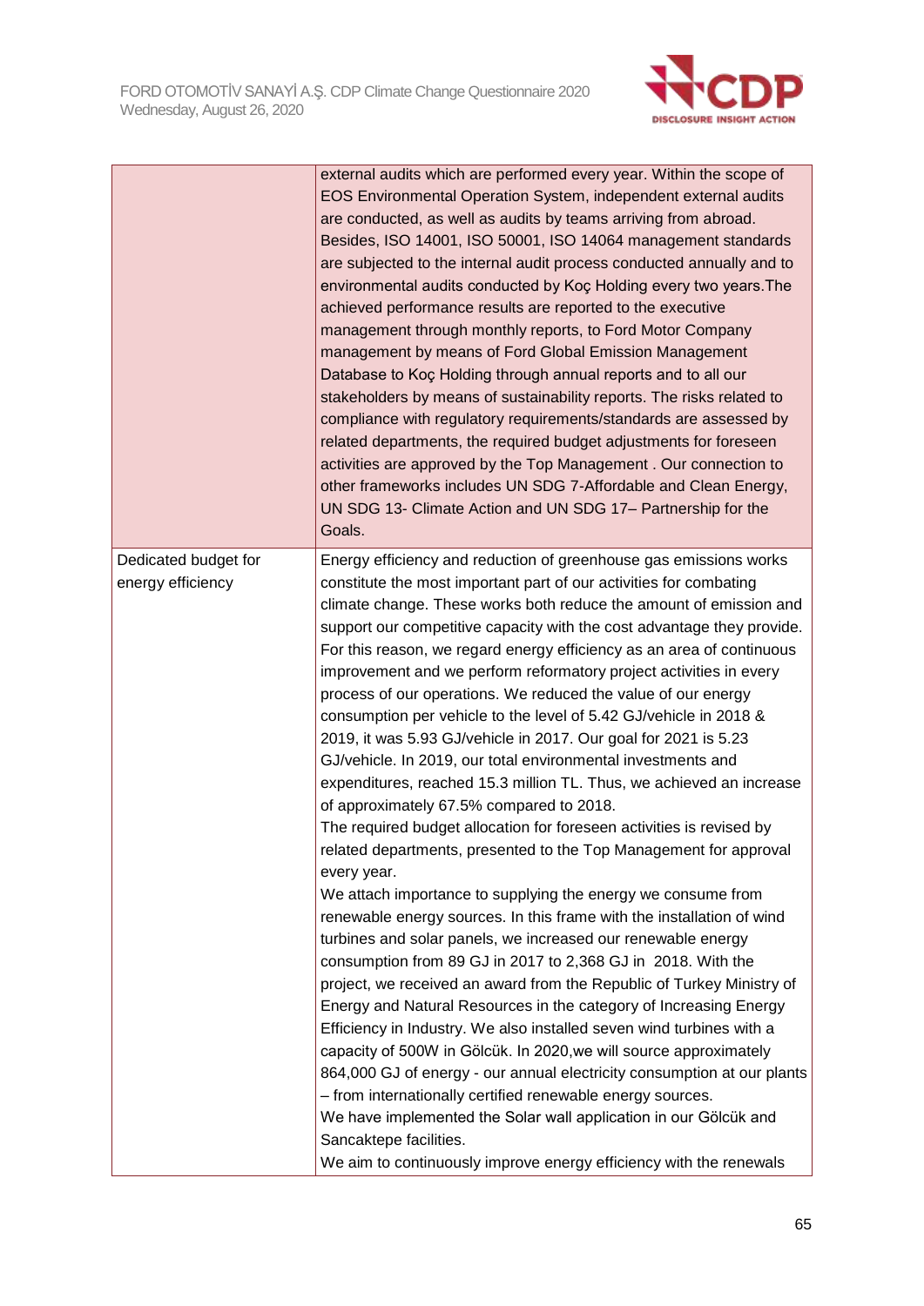| | |
|---|---|
| | external audits which are performed every year. Within the scope of EOS Environmental Operation System, independent external audits are conducted, as well as audits by teams arriving from abroad. Besides, ISO 14001, ISO 50001, ISO 14064 management standards are subjected to the internal audit process conducted annually and to environmental audits conducted by Koç Holding every two years.The achieved performance results are reported to the executive management through monthly reports, to Ford Motor Company management by means of Ford Global Emission Management Database to Koç Holding through annual reports and to all our stakeholders by means of sustainability reports. The risks related to compliance with regulatory requirements/standards are assessed by related departments, the required budget adjustments for foreseen activities are approved by the Top Management . Our connection to other frameworks includes UN SDG 7-Affordable and Clean Energy, UN SDG 13- Climate Action and UN SDG 17– Partnership for the Goals. |
| Dedicated budget for energy efficiency | Energy efficiency and reduction of greenhouse gas emissions works constitute the most important part of our activities for combating climate change. These works both reduce the amount of emission and support our competitive capacity with the cost advantage they provide. For this reason, we regard energy efficiency as an area of continuous improvement and we perform reformatory project activities in every process of our operations. We reduced the value of our energy consumption per vehicle to the level of 5.42 GJ/vehicle in 2018 & 2019, it was 5.93 GJ/vehicle in 2017. Our goal for 2021 is 5.23 GJ/vehicle. In 2019, our total environmental investments and expenditures, reached 15.3 million TL. Thus, we achieved an increase of approximately 67.5% compared to 2018.<br>The required budget allocation for foreseen activities is revised by related departments, presented to the Top Management for approval every year.<br>We attach importance to supplying the energy we consume from renewable energy sources. In this frame with the installation of wind turbines and solar panels, we increased our renewable energy consumption from 89 GJ in 2017 to 2,368 GJ in 2018. With the project, we received an award from the Republic of Turkey Ministry of Energy and Natural Resources in the category of Increasing Energy Efficiency in Industry. We also installed seven wind turbines with a capacity of 500W in Gölcük. In 2020,we will source approximately 864,000 GJ of energy - our annual electricity consumption at our plants – from internationally certified renewable energy sources.<br>We have implemented the Solar wall application in our Gölcük and Sancaktepe facilities.<br>We aim to continuously improve energy efficiency with the renewals |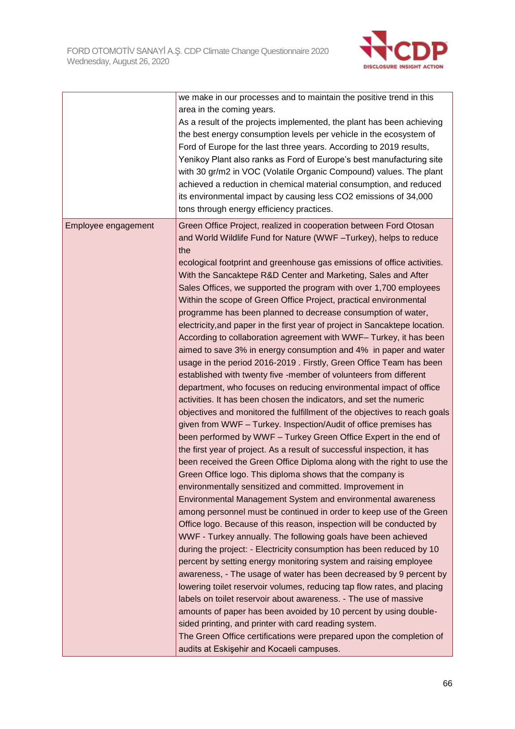| | |
|---|---|
| | we make in our processes and to maintain the positive trend in this area in the coming years.<br>As a result of the projects implemented, the plant has been achieving the best energy consumption levels per vehicle in the ecosystem of Ford of Europe for the last three years. According to 2019 results, Yenikoy Plant also ranks as Ford of Europe's best manufacturing site with 30 gr/m2 in VOC (Volatile Organic Compound) values. The plant achieved a reduction in chemical material consumption, and reduced its environmental impact by causing less $CO_2$ emissions of 34,000 tons through energy efficiency practices. |
| Employee engagement | Green Office Project, realized in cooperation between Ford Otosan and World Wildlife Fund for Nature (WWF –Turkey), helps to reduce the<br>ecological footprint and greenhouse gas emissions of office activities. With the Sancaktepe R&D Center and Marketing, Sales and After Sales Offices, we supported the program with over 1,700 employees Within the scope of Green Office Project, practical environmental programme has been planned to decrease consumption of water, electricity,and paper in the first year of project in Sancaktepe location. According to collaboration agreement with WWF– Turkey, it has been aimed to save 3% in energy consumption and 4% in paper and water usage in the period 2016-2019 . Firstly, Green Office Team has been established with twenty five -member of volunteers from different department, who focuses on reducing environmental impact of office activities. It has been chosen the indicators, and set the numeric objectives and monitored the fulfillment of the objectives to reach goals given from WWF – Turkey. Inspection/Audit of office premises has been performed by WWF – Turkey Green Office Expert in the end of the first year of project. As a result of successful inspection, it has been received the Green Office Diploma along with the right to use the Green Office logo. This diploma shows that the company is environmentally sensitized and committed. Improvement in Environmental Management System and environmental awareness among personnel must be continued in order to keep use of the Green Office logo. Because of this reason, inspection will be conducted by WWF - Turkey annually. The following goals have been achieved during the project: - Electricity consumption has been reduced by 10 percent by setting energy monitoring system and raising employee awareness, - The usage of water has been decreased by 9 percent by lowering toilet reservoir volumes, reducing tap flow rates, and placing labels on toilet reservoir about awareness. - The use of massive amounts of paper has been avoided by 10 percent by using double-sided printing, and printer with card reading system.<br>The Green Office certifications were prepared upon the completion of audits at Eskişehir and Kocaeli campuses. |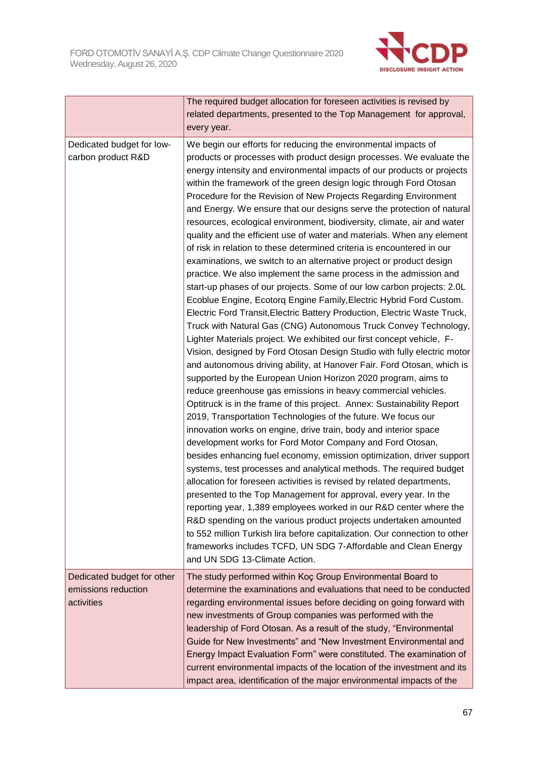| | |
|---|---|
| | The required budget allocation for foreseen activities is revised by related departments, presented to the Top Management for approval, every year. |
| Dedicated budget for low-carbon product R&D | We begin our efforts for reducing the environmental impacts of products or processes with product design processes. We evaluate the energy intensity and environmental impacts of our products or projects within the framework of the green design logic through Ford Otosan Procedure for the Revision of New Projects Regarding Environment and Energy. We ensure that our designs serve the protection of natural resources, ecological environment, biodiversity, climate, air and water quality and the efficient use of water and materials. When any element of risk in relation to these determined criteria is encountered in our examinations, we switch to an alternative project or product design practice. We also implement the same process in the admission and start-up phases of our projects. Some of our low carbon projects: 2.0L Ecoblue Engine, Ecotorq Engine Family,Electric Hybrid Ford Custom. Electric Ford Transit,Electric Battery Production, Electric Waste Truck, Truck with Natural Gas (CNG) Autonomous Truck Convey Technology, Lighter Materials project. We exhibited our first concept vehicle, F-Vision, designed by Ford Otosan Design Studio with fully electric motor and autonomous driving ability, at Hanover Fair. Ford Otosan, which is supported by the European Union Horizon 2020 program, aims to reduce greenhouse gas emissions in heavy commercial vehicles. Optitruck is in the frame of this project. Annex: Sustainability Report 2019, Transportation Technologies of the future. We focus our innovation works on engine, drive train, body and interior space development works for Ford Motor Company and Ford Otosan, besides enhancing fuel economy, emission optimization, driver support systems, test processes and analytical methods. The required budget allocation for foreseen activities is revised by related departments, presented to the Top Management for approval, every year. In the reporting year, 1,389 employees worked in our R&D center where the R&D spending on the various product projects undertaken amounted to 552 million Turkish lira before capitalization. Our connection to other frameworks includes TCFD, UN SDG 7-Affordable and Clean Energy and UN SDG 13-Climate Action. |
| Dedicated budget for other emissions reduction activities | The study performed within Koç Group Environmental Board to determine the examinations and evaluations that need to be conducted regarding environmental issues before deciding on going forward with new investments of Group companies was performed with the leadership of Ford Otosan. As a result of the study, "Environmental Guide for New Investments" and "New Investment Environmental and Energy Impact Evaluation Form" were constituted. The examination of current environmental impacts of the location of the investment and its impact area, identification of the major environmental impacts of the |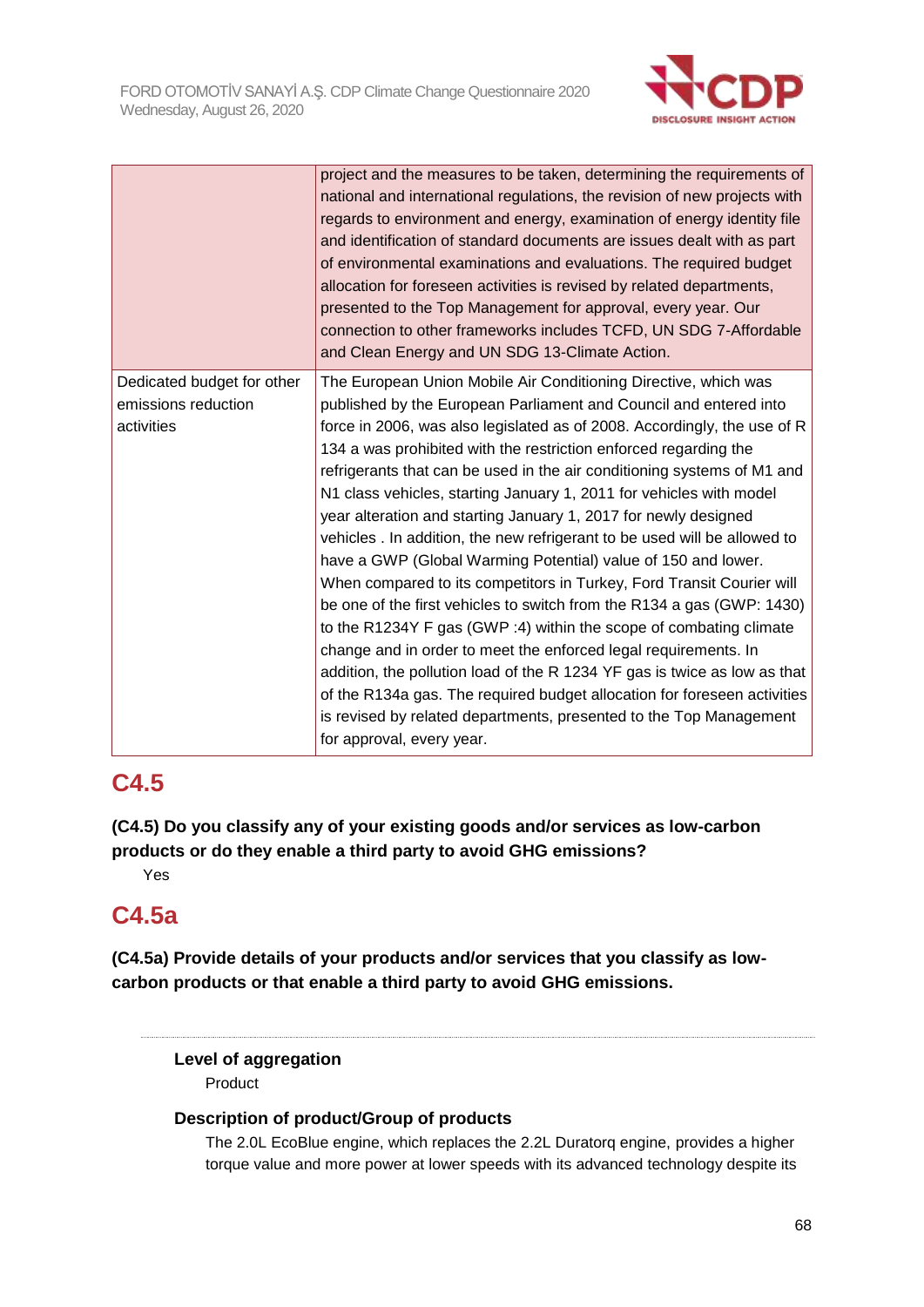|  |  |
|---|---|
|  | project and the measures to be taken, determining the requirements of national and international regulations, the revision of new projects with regards to environment and energy, examination of energy identity file and identification of standard documents are issues dealt with as part of environmental examinations and evaluations. The required budget allocation for foreseen activities is revised by related departments, presented to the Top Management for approval, every year. Our connection to other frameworks includes TCFD, UN SDG 7-Affordable and Clean Energy and UN SDG 13-Climate Action. |
| Dedicated budget for other emissions reduction activities | The European Union Mobile Air Conditioning Directive, which was published by the European Parliament and Council and entered into force in 2006, was also legislated as of 2008. Accordingly, the use of R 134 a was prohibited with the restriction enforced regarding the refrigerants that can be used in the air conditioning systems of M1 and N1 class vehicles, starting January 1, 2011 for vehicles with model year alteration and starting January 1, 2017 for newly designed vehicles . In addition, the new refrigerant to be used will be allowed to have a GWP (Global Warming Potential) value of 150 and lower. When compared to its competitors in Turkey, Ford Transit Courier will be one of the first vehicles to switch from the R134 a gas (GWP: 1430) to the R1234Y F gas (GWP :4) within the scope of combating climate change and in order to meet the enforced legal requirements. In addition, the pollution load of the R 1234 YF gas is twice as low as that of the R134a gas. The required budget allocation for foreseen activities is revised by related departments, presented to the Top Management for approval, every year. |

## C4.5

**(C4.5) Do you classify any of your existing goods and/or services as low-carbon products or do they enable a third party to avoid GHG emissions?**

Yes

## C4.5a

**(C4.5a) Provide details of your products and/or services that you classify as low-carbon products or that enable a third party to avoid GHG emissions.**

---

**Level of aggregation**

Product

**Description of product/Group of products**

The 2.0L EcoBlue engine, which replaces the 2.2L Duratorq engine, provides a higher torque value and more power at lower speeds with its advanced technology despite its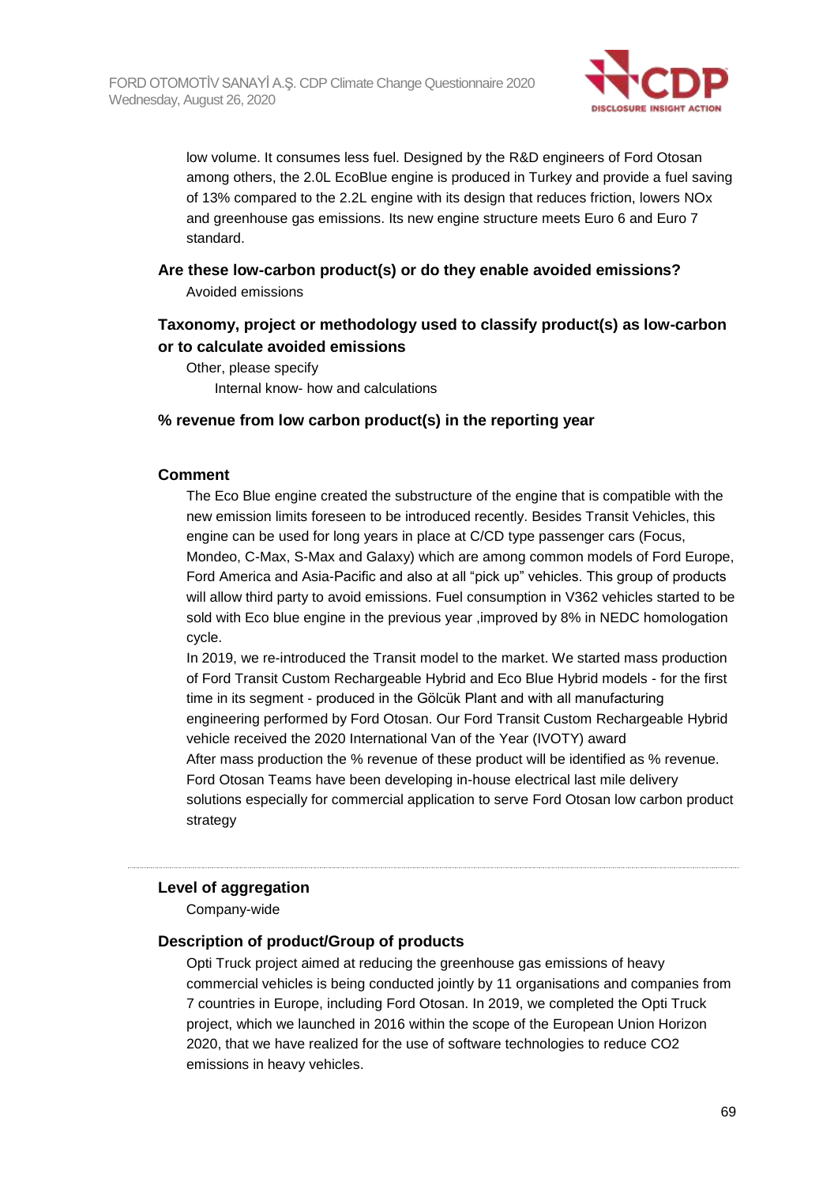low volume. It consumes less fuel. Designed by the R&D engineers of Ford Otosan among others, the 2.0L EcoBlue engine is produced in Turkey and provide a fuel saving of 13% compared to the 2.2L engine with its design that reduces friction, lowers NOx and greenhouse gas emissions. Its new engine structure meets Euro 6 and Euro 7 standard.

### Are these low-carbon product(s) or do they enable avoided emissions?

Avoided emissions

### Taxonomy, project or methodology used to classify product(s) as low-carbon or to calculate avoided emissions

Other, please specify

Internal know- how and calculations

### % revenue from low carbon product(s) in the reporting year

### Comment

The Eco Blue engine created the substructure of the engine that is compatible with the new emission limits foreseen to be introduced recently. Besides Transit Vehicles, this engine can be used for long years in place at C/CD type passenger cars (Focus, Mondeo, C-Max, S-Max and Galaxy) which are among common models of Ford Europe, Ford America and Asia-Pacific and also at all "pick up" vehicles. This group of products will allow third party to avoid emissions. Fuel consumption in V362 vehicles started to be sold with Eco blue engine in the previous year ,improved by 8% in NEDC homologation cycle.

In 2019, we re-introduced the Transit model to the market. We started mass production of Ford Transit Custom Rechargeable Hybrid and Eco Blue Hybrid models - for the first time in its segment - produced in the Gölcük Plant and with all manufacturing engineering performed by Ford Otosan. Our Ford Transit Custom Rechargeable Hybrid vehicle received the 2020 International Van of the Year (IVOTY) award

After mass production the % revenue of these product will be identified as % revenue. Ford Otosan Teams have been developing in-house electrical last mile delivery solutions especially for commercial application to serve Ford Otosan low carbon product strategy

---

### Level of aggregation

Company-wide

### Description of product/Group of products

Opti Truck project aimed at reducing the greenhouse gas emissions of heavy commercial vehicles is being conducted jointly by 11 organisations and companies from 7 countries in Europe, including Ford Otosan. In 2019, we completed the Opti Truck project, which we launched in 2016 within the scope of the European Union Horizon 2020, that we have realized for the use of software technologies to reduce CO2 emissions in heavy vehicles.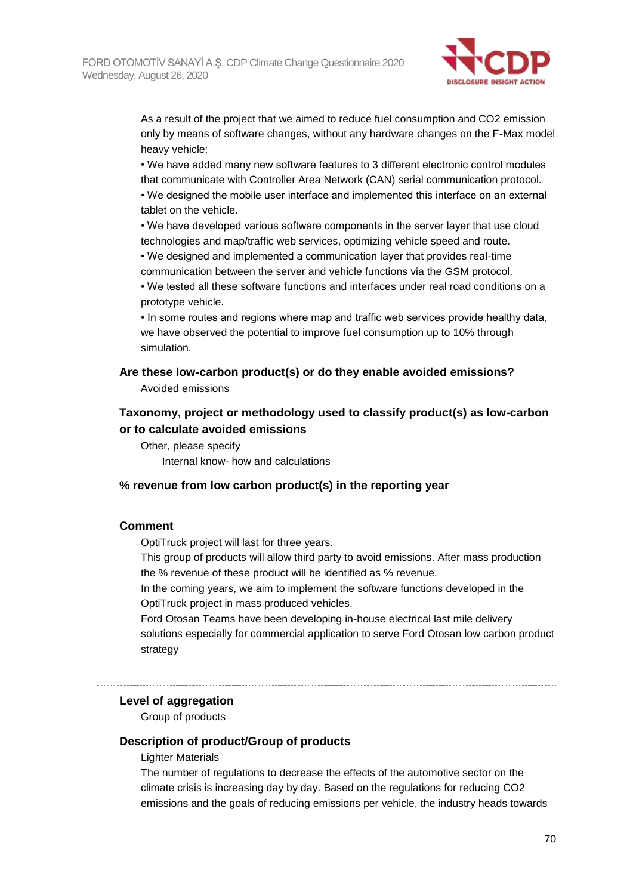As a result of the project that we aimed to reduce fuel consumption and $CO_2$ emission only by means of software changes, without any hardware changes on the F-Max model heavy vehicle:

• We have added many new software features to 3 different electronic control modules that communicate with Controller Area Network (CAN) serial communication protocol.

• We designed the mobile user interface and implemented this interface on an external tablet on the vehicle.

• We have developed various software components in the server layer that use cloud technologies and map/traffic web services, optimizing vehicle speed and route.

• We designed and implemented a communication layer that provides real-time communication between the server and vehicle functions via the GSM protocol.

• We tested all these software functions and interfaces under real road conditions on a prototype vehicle.

• In some routes and regions where map and traffic web services provide healthy data, we have observed the potential to improve fuel consumption up to 10% through simulation.

### Are these low-carbon product(s) or do they enable avoided emissions?

Avoided emissions

### Taxonomy, project or methodology used to classify product(s) as low-carbon or to calculate avoided emissions

Other, please specify

Internal know- how and calculations

### % revenue from low carbon product(s) in the reporting year

### Comment

OptiTruck project will last for three years.

This group of products will allow third party to avoid emissions. After mass production the % revenue of these product will be identified as % revenue.

In the coming years, we aim to implement the software functions developed in the OptiTruck project in mass produced vehicles.

Ford Otosan Teams have been developing in-house electrical last mile delivery solutions especially for commercial application to serve Ford Otosan low carbon product strategy

---

### Level of aggregation

Group of products

### Description of product/Group of products

Lighter Materials

The number of regulations to decrease the effects of the automotive sector on the climate crisis is increasing day by day. Based on the regulations for reducing $CO_2$ emissions and the goals of reducing emissions per vehicle, the industry heads towards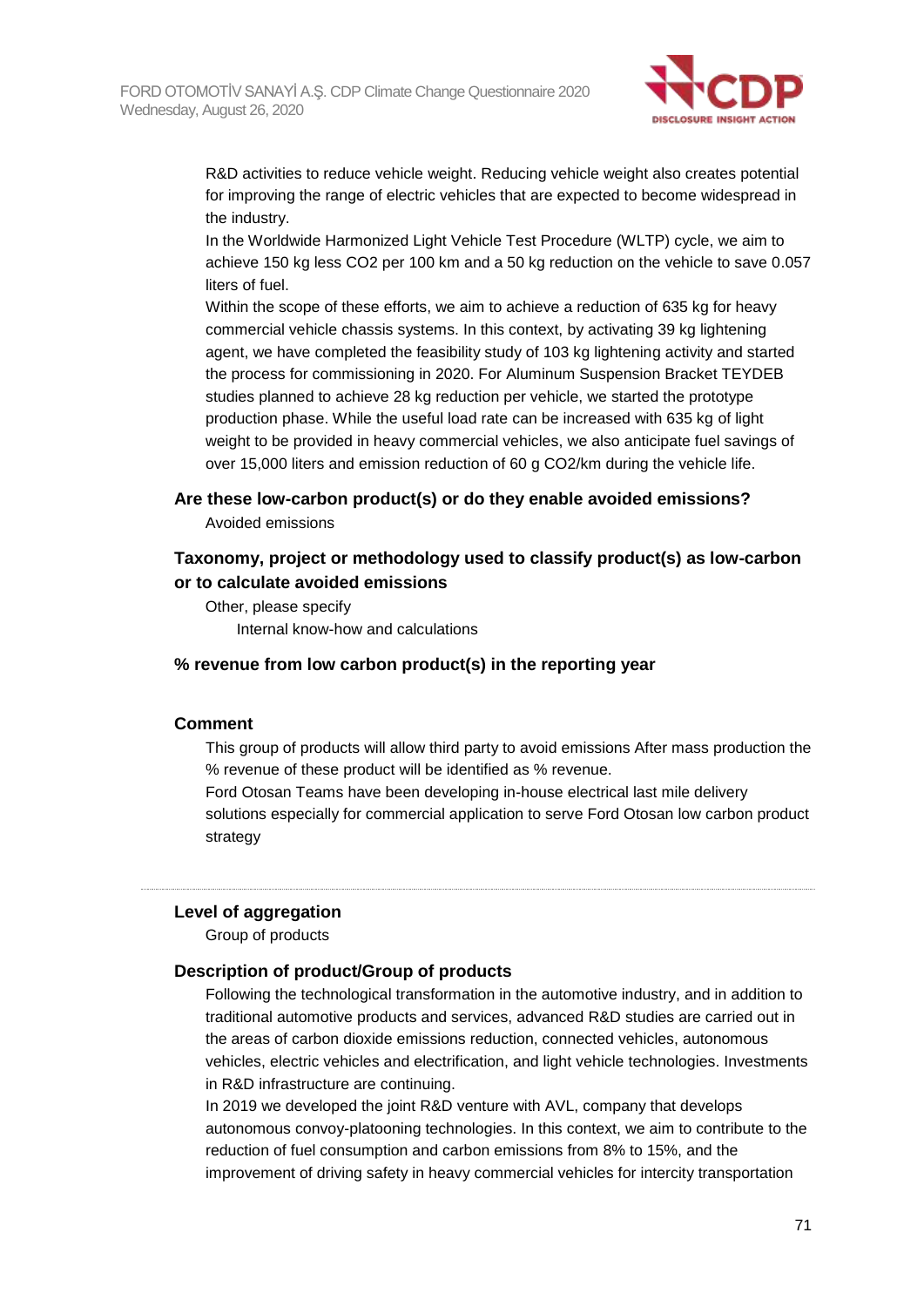R&D activities to reduce vehicle weight. Reducing vehicle weight also creates potential for improving the range of electric vehicles that are expected to become widespread in the industry.

In the Worldwide Harmonized Light Vehicle Test Procedure (WLTP) cycle, we aim to achieve 150 kg less $CO_2$ per 100 km and a 50 kg reduction on the vehicle to save 0.057 liters of fuel.

Within the scope of these efforts, we aim to achieve a reduction of 635 kg for heavy commercial vehicle chassis systems. In this context, by activating 39 kg lightening agent, we have completed the feasibility study of 103 kg lightening activity and started the process for commissioning in 2020. For Aluminum Suspension Bracket TEYDEB studies planned to achieve 28 kg reduction per vehicle, we started the prototype production phase. While the useful load rate can be increased with 635 kg of light weight to be provided in heavy commercial vehicles, we also anticipate fuel savings of over 15,000 liters and emission reduction of 60 g $CO_2$/km during the vehicle life.

**Are these low-carbon product(s) or do they enable avoided emissions?**

Avoided emissions

**Taxonomy, project or methodology used to classify product(s) as low-carbon or to calculate avoided emissions**

Other, please specify

Internal know-how and calculations

**% revenue from low carbon product(s) in the reporting year**

**Comment**

This group of products will allow third party to avoid emissions After mass production the % revenue of these product will be identified as % revenue.

Ford Otosan Teams have been developing in-house electrical last mile delivery solutions especially for commercial application to serve Ford Otosan low carbon product strategy

---

**Level of aggregation**

Group of products

**Description of product/Group of products**

Following the technological transformation in the automotive industry, and in addition to traditional automotive products and services, advanced R&D studies are carried out in the areas of carbon dioxide emissions reduction, connected vehicles, autonomous vehicles, electric vehicles and electrification, and light vehicle technologies. Investments in R&D infrastructure are continuing.

In 2019 we developed the joint R&D venture with AVL, company that develops autonomous convoy-platooning technologies. In this context, we aim to contribute to the reduction of fuel consumption and carbon emissions from 8% to 15%, and the improvement of driving safety in heavy commercial vehicles for intercity transportation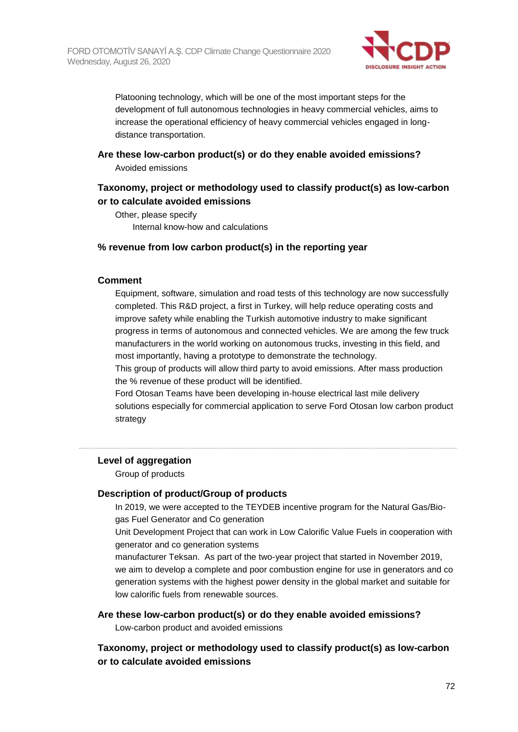Platooning technology, which will be one of the most important steps for the development of full autonomous technologies in heavy commercial vehicles, aims to increase the operational efficiency of heavy commercial vehicles engaged in long-distance transportation.

**Are these low-carbon product(s) or do they enable avoided emissions?**

Avoided emissions

**Taxonomy, project or methodology used to classify product(s) as low-carbon or to calculate avoided emissions**

Other, please specify

Internal know-how and calculations

**% revenue from low carbon product(s) in the reporting year**

**Comment**

Equipment, software, simulation and road tests of this technology are now successfully completed. This R&D project, a first in Turkey, will help reduce operating costs and improve safety while enabling the Turkish automotive industry to make significant progress in terms of autonomous and connected vehicles. We are among the few truck manufacturers in the world working on autonomous trucks, investing in this field, and most importantly, having a prototype to demonstrate the technology.

This group of products will allow third party to avoid emissions. After mass production the % revenue of these product will be identified.

Ford Otosan Teams have been developing in-house electrical last mile delivery solutions especially for commercial application to serve Ford Otosan low carbon product strategy

---

**Level of aggregation**

Group of products

**Description of product/Group of products**

In 2019, we were accepted to the TEYDEB incentive program for the Natural Gas/Bio-gas Fuel Generator and Co generation

Unit Development Project that can work in Low Calorific Value Fuels in cooperation with generator and co generation systems

manufacturer Teksan. As part of the two-year project that started in November 2019, we aim to develop a complete and poor combustion engine for use in generators and co generation systems with the highest power density in the global market and suitable for low calorific fuels from renewable sources.

**Are these low-carbon product(s) or do they enable avoided emissions?**

Low-carbon product and avoided emissions

**Taxonomy, project or methodology used to classify product(s) as low-carbon or to calculate avoided emissions**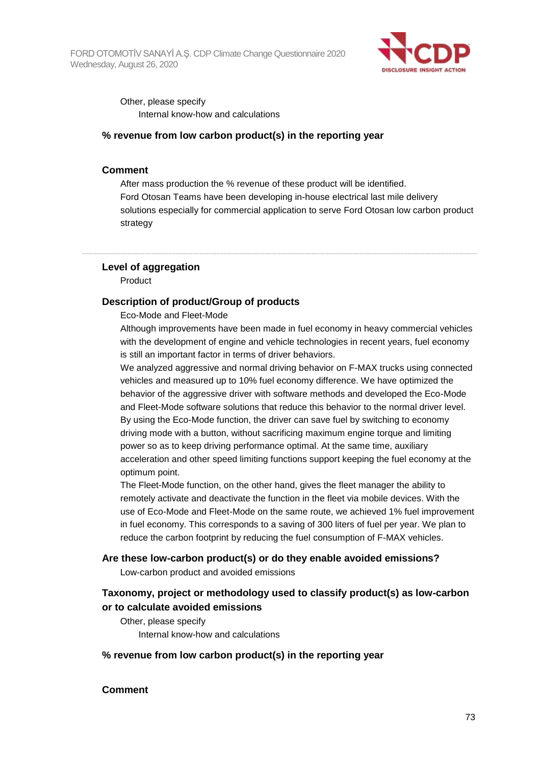Other, please specify

Internal know-how and calculations

**% revenue from low carbon product(s) in the reporting year**

**Comment**

After mass production the % revenue of these product will be identified.
Ford Otosan Teams have been developing in-house electrical last mile delivery solutions especially for commercial application to serve Ford Otosan low carbon product strategy

---

**Level of aggregation**

Product

**Description of product/Group of products**

Eco-Mode and Fleet-Mode

Although improvements have been made in fuel economy in heavy commercial vehicles with the development of engine and vehicle technologies in recent years, fuel economy is still an important factor in terms of driver behaviors.

We analyzed aggressive and normal driving behavior on F-MAX trucks using connected vehicles and measured up to 10% fuel economy difference. We have optimized the behavior of the aggressive driver with software methods and developed the Eco-Mode and Fleet-Mode software solutions that reduce this behavior to the normal driver level. By using the Eco-Mode function, the driver can save fuel by switching to economy driving mode with a button, without sacrificing maximum engine torque and limiting power so as to keep driving performance optimal. At the same time, auxiliary acceleration and other speed limiting functions support keeping the fuel economy at the optimum point.

The Fleet-Mode function, on the other hand, gives the fleet manager the ability to remotely activate and deactivate the function in the fleet via mobile devices. With the use of Eco-Mode and Fleet-Mode on the same route, we achieved 1% fuel improvement in fuel economy. This corresponds to a saving of 300 liters of fuel per year. We plan to reduce the carbon footprint by reducing the fuel consumption of F-MAX vehicles.

**Are these low-carbon product(s) or do they enable avoided emissions?**

Low-carbon product and avoided emissions

**Taxonomy, project or methodology used to classify product(s) as low-carbon or to calculate avoided emissions**

Other, please specify

Internal know-how and calculations

**% revenue from low carbon product(s) in the reporting year**

**Comment**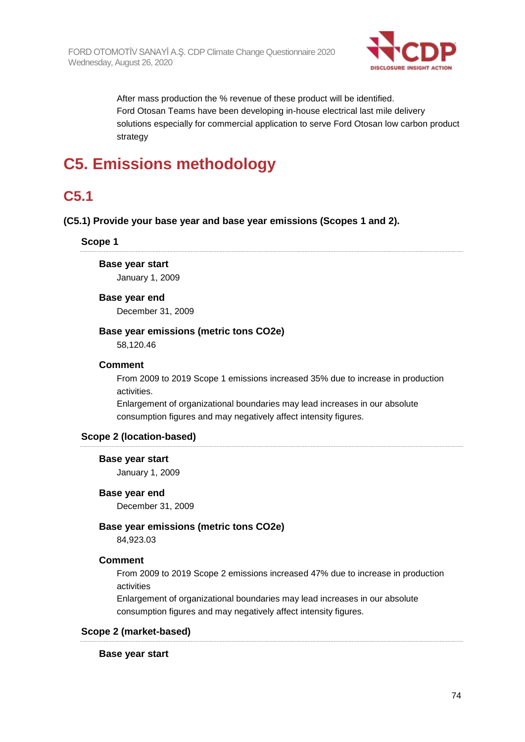After mass production the % revenue of these product will be identified.
Ford Otosan Teams have been developing in-house electrical last mile delivery solutions especially for commercial application to serve Ford Otosan low carbon product strategy

# C5. Emissions methodology

## C5.1

**(C5.1) Provide your base year and base year emissions (Scopes 1 and 2).**

### Scope 1

**Base year start**

January 1, 2009

**Base year end**

December 31, 2009

**Base year emissions (metric tons CO2e)**

58,120.46

**Comment**

From 2009 to 2019 Scope 1 emissions increased 35% due to increase in production activities.
Enlargement of organizational boundaries may lead increases in our absolute consumption figures and may negatively affect intensity figures.

### Scope 2 (location-based)

**Base year start**

January 1, 2009

**Base year end**

December 31, 2009

**Base year emissions (metric tons CO2e)**

84,923.03

**Comment**

From 2009 to 2019 Scope 2 emissions increased 47% due to increase in production activities
Enlargement of organizational boundaries may lead increases in our absolute consumption figures and may negatively affect intensity figures.

### Scope 2 (market-based)

**Base year start**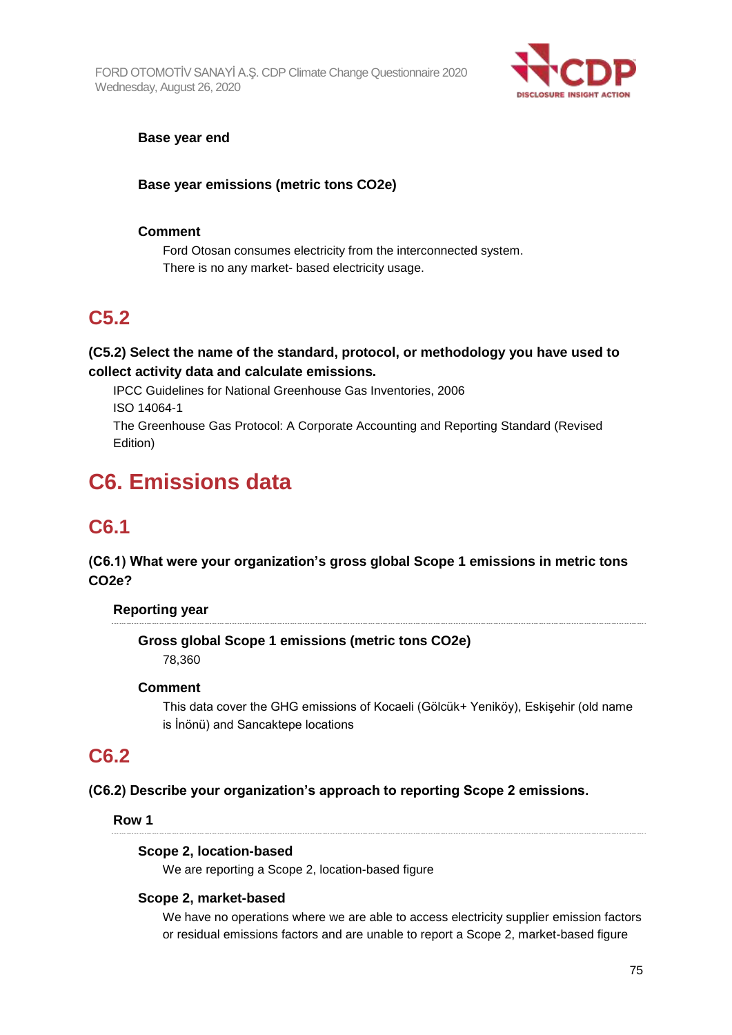**Base year end**

**Base year emissions (metric tons CO2e)**

**Comment**

Ford Otosan consumes electricity from the interconnected system.
There is no any market- based electricity usage.

## C5.2

### (C5.2) Select the name of the standard, protocol, or methodology you have used to collect activity data and calculate emissions.

IPCC Guidelines for National Greenhouse Gas Inventories, 2006
ISO 14064-1
The Greenhouse Gas Protocol: A Corporate Accounting and Reporting Standard (Revised Edition)

# C6. Emissions data

## C6.1

### (C6.1) What were your organization's gross global Scope 1 emissions in metric tons CO2e?

**Reporting year**

**Gross global Scope 1 emissions (metric tons CO2e)**

78,360

**Comment**

This data cover the GHG emissions of Kocaeli (Gölcük+ Yeniköy), Eskişehir (old name is İnönü) and Sancaktepe locations

## C6.2

### (C6.2) Describe your organization's approach to reporting Scope 2 emissions.

**Row 1**

**Scope 2, location-based**

We are reporting a Scope 2, location-based figure

**Scope 2, market-based**

We have no operations where we are able to access electricity supplier emission factors or residual emissions factors and are unable to report a Scope 2, market-based figure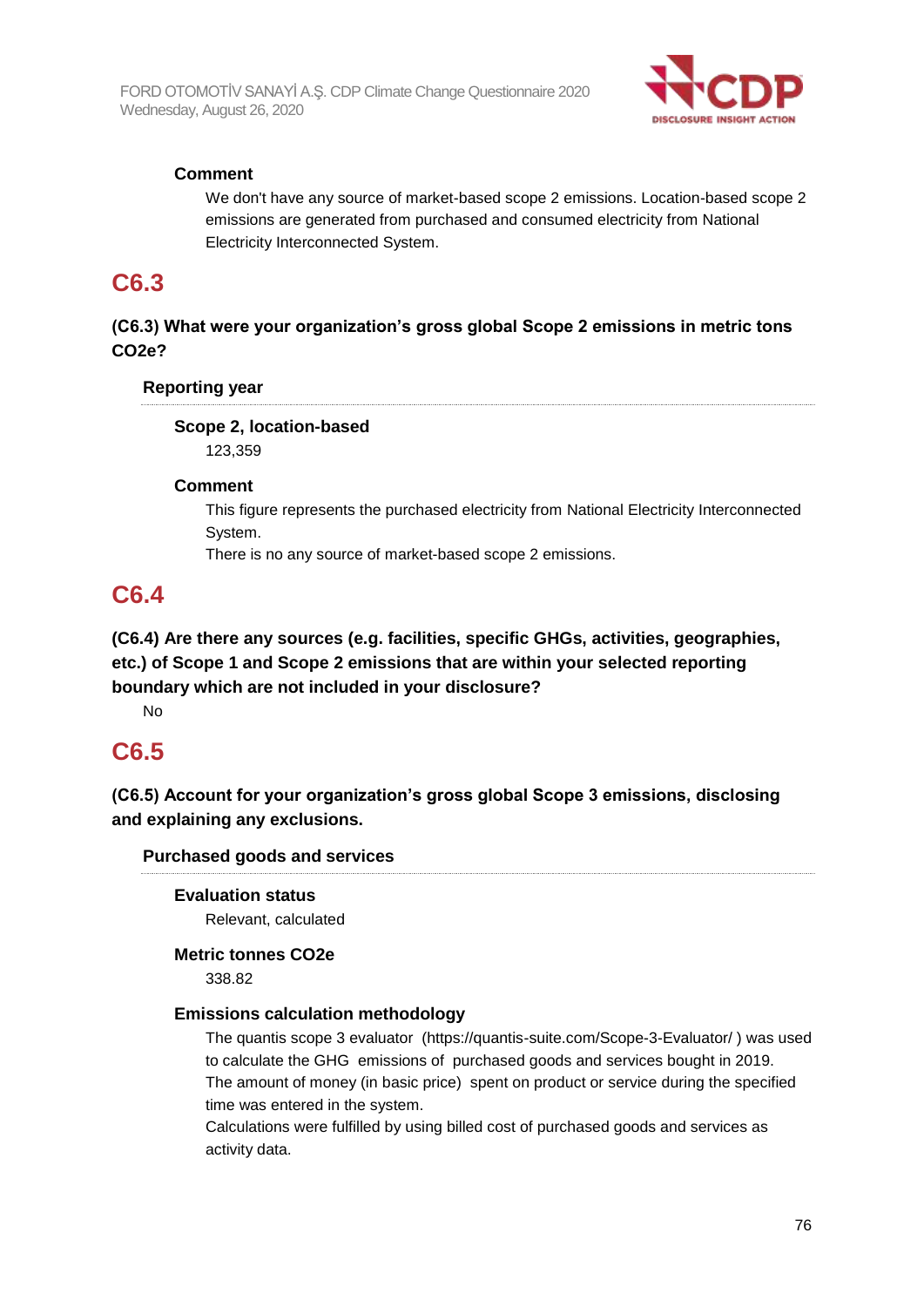#### Comment

We don't have any source of market-based scope 2 emissions. Location-based scope 2 emissions are generated from purchased and consumed electricity from National Electricity Interconnected System.

## C6.3

### (C6.3) What were your organization's gross global Scope 2 emissions in metric tons CO2e?

#### Reporting year

**Scope 2, location-based**

123,359

**Comment**

This figure represents the purchased electricity from National Electricity Interconnected System.
There is no any source of market-based scope 2 emissions.

## C6.4

### (C6.4) Are there any sources (e.g. facilities, specific GHGs, activities, geographies, etc.) of Scope 1 and Scope 2 emissions that are within your selected reporting boundary which are not included in your disclosure?

No

## C6.5

### (C6.5) Account for your organization's gross global Scope 3 emissions, disclosing and explaining any exclusions.

#### Purchased goods and services

**Evaluation status**

Relevant, calculated

**Metric tonnes CO2e**

338.82

**Emissions calculation methodology**

The quantis scope 3 evaluator (https://quantis-suite.com/Scope-3-Evaluator/ ) was used to calculate the GHG emissions of purchased goods and services bought in 2019.
The amount of money (in basic price) spent on product or service during the specified time was entered in the system.
Calculations were fulfilled by using billed cost of purchased goods and services as activity data.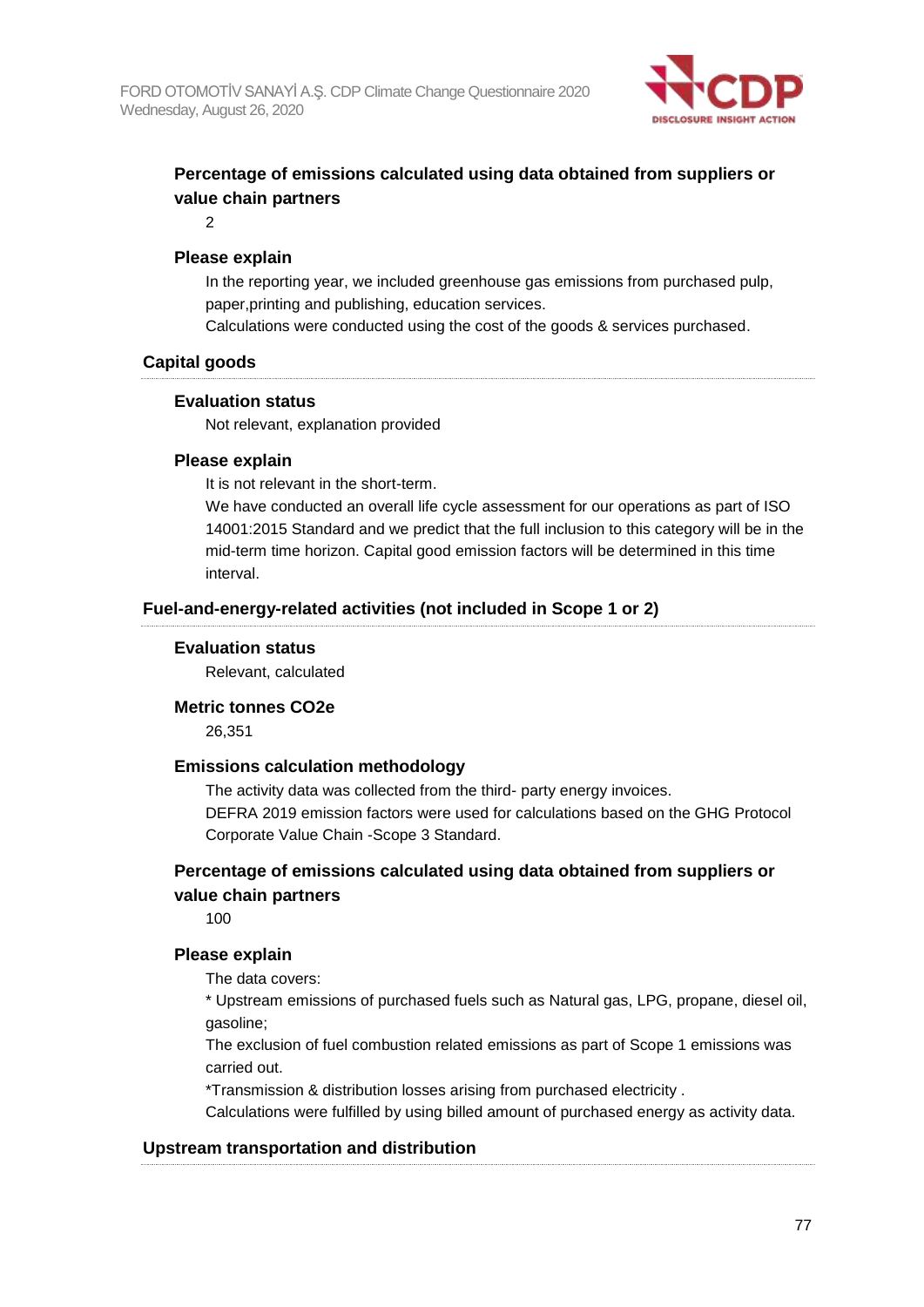#### Percentage of emissions calculated using data obtained from suppliers or value chain partners

2

#### Please explain

In the reporting year, we included greenhouse gas emissions from purchased pulp, paper,printing and publishing, education services.
Calculations were conducted using the cost of the goods & services purchased.

### Capital goods

#### Evaluation status

Not relevant, explanation provided

#### Please explain

It is not relevant in the short-term.
We have conducted an overall life cycle assessment for our operations as part of ISO 14001:2015 Standard and we predict that the full inclusion to this category will be in the mid-term time horizon. Capital good emission factors will be determined in this time interval.

### Fuel-and-energy-related activities (not included in Scope 1 or 2)

#### Evaluation status

Relevant, calculated

#### Metric tonnes CO2e

26,351

#### Emissions calculation methodology

The activity data was collected from the third- party energy invoices.
DEFRA 2019 emission factors were used for calculations based on the GHG Protocol Corporate Value Chain -Scope 3 Standard.

#### Percentage of emissions calculated using data obtained from suppliers or value chain partners

100

#### Please explain

The data covers:
* Upstream emissions of purchased fuels such as Natural gas, LPG, propane, diesel oil, gasoline;
The exclusion of fuel combustion related emissions as part of Scope 1 emissions was carried out.
*Transmission & distribution losses arising from purchased electricity .
Calculations were fulfilled by using billed amount of purchased energy as activity data.

### Upstream transportation and distribution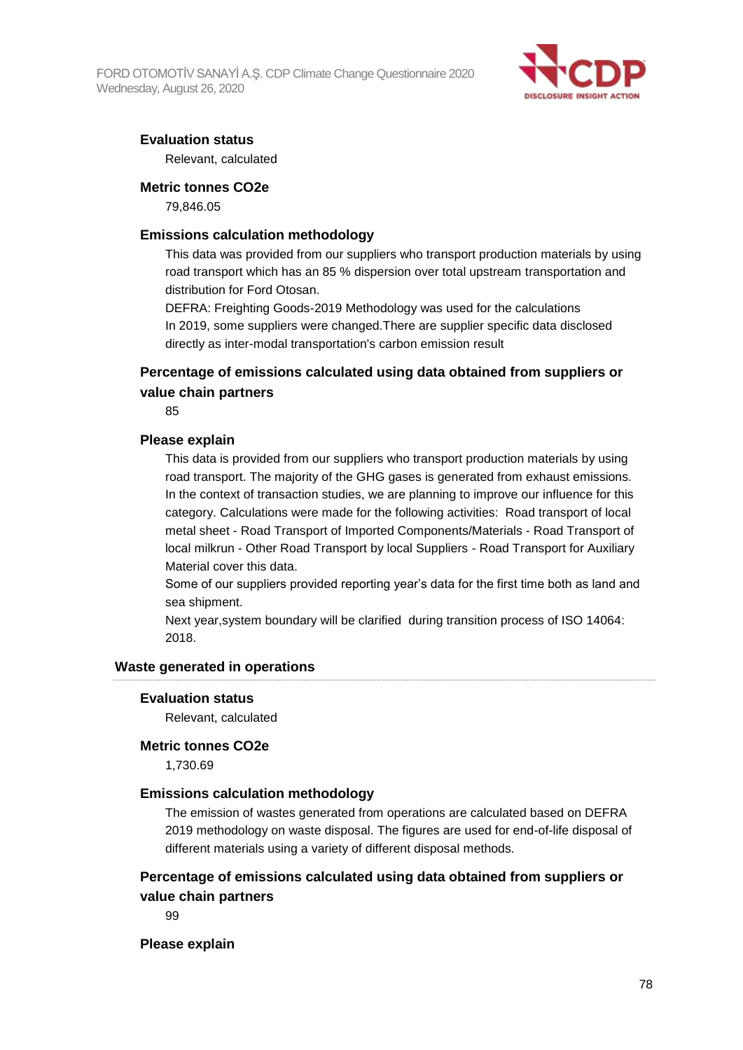#### Evaluation status

Relevant, calculated

#### Metric tonnes CO2e

79,846.05

#### Emissions calculation methodology

This data was provided from our suppliers who transport production materials by using road transport which has an 85 % dispersion over total upstream transportation and distribution for Ford Otosan.
DEFRA: Freighting Goods-2019 Methodology was used for the calculations
In 2019, some suppliers were changed.There are supplier specific data disclosed directly as inter-modal transportation's carbon emission result

#### Percentage of emissions calculated using data obtained from suppliers or value chain partners

85

#### Please explain

This data is provided from our suppliers who transport production materials by using road transport. The majority of the GHG gases is generated from exhaust emissions. In the context of transaction studies, we are planning to improve our influence for this category. Calculations were made for the following activities: Road transport of local metal sheet - Road Transport of Imported Components/Materials - Road Transport of local milkrun - Other Road Transport by local Suppliers - Road Transport for Auxiliary Material cover this data.
Some of our suppliers provided reporting year's data for the first time both as land and sea shipment.
Next year,system boundary will be clarified during transition process of ISO 14064: 2018.

### Waste generated in operations

#### Evaluation status

Relevant, calculated

#### Metric tonnes CO2e

1,730.69

#### Emissions calculation methodology

The emission of wastes generated from operations are calculated based on DEFRA 2019 methodology on waste disposal. The figures are used for end-of-life disposal of different materials using a variety of different disposal methods.

#### Percentage of emissions calculated using data obtained from suppliers or value chain partners

99

#### Please explain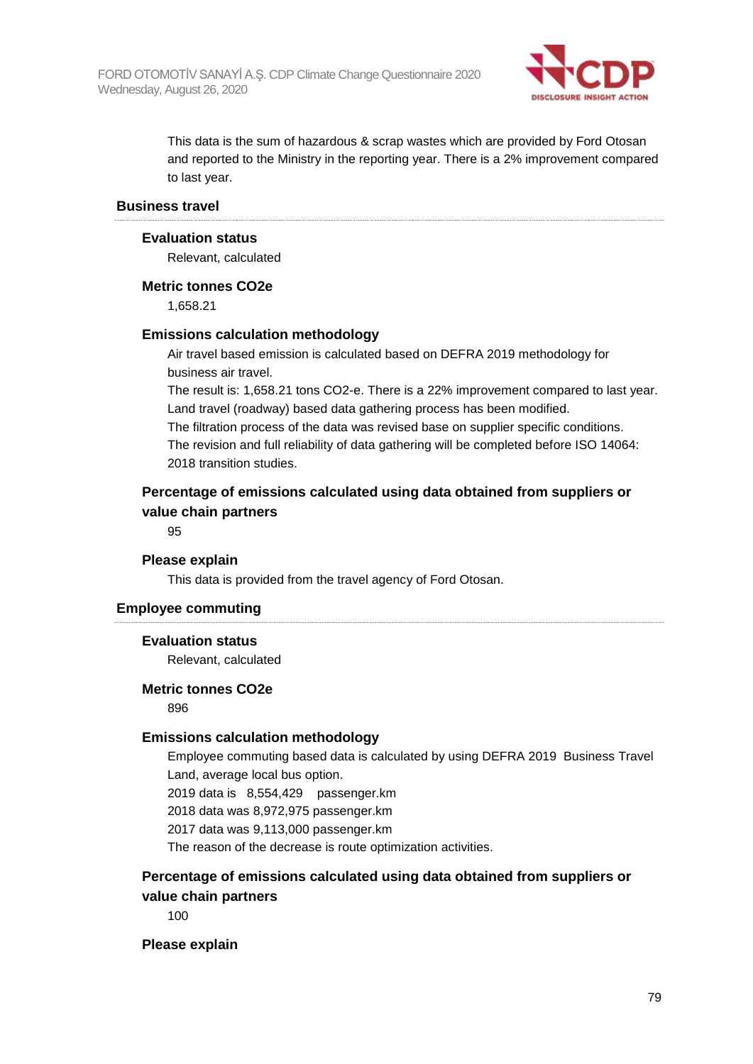This data is the sum of hazardous & scrap wastes which are provided by Ford Otosan and reported to the Ministry in the reporting year. There is a 2% improvement compared to last year.

### Business travel

**Evaluation status**

Relevant, calculated

**Metric tonnes CO2e**

1,658.21

**Emissions calculation methodology**

Air travel based emission is calculated based on DEFRA 2019 methodology for business air travel.
The result is: 1,658.21 tons CO2-e. There is a 22% improvement compared to last year.
Land travel (roadway) based data gathering process has been modified.
The filtration process of the data was revised base on supplier specific conditions.
The revision and full reliability of data gathering will be completed before ISO 14064: 2018 transition studies.

**Percentage of emissions calculated using data obtained from suppliers or value chain partners**

95

**Please explain**

This data is provided from the travel agency of Ford Otosan.

### Employee commuting

**Evaluation status**

Relevant, calculated

**Metric tonnes CO2e**

896

**Emissions calculation methodology**

Employee commuting based data is calculated by using DEFRA 2019 Business Travel Land, average local bus option.
2019 data is 8,554,429 passenger.km
2018 data was 8,972,975 passenger.km
2017 data was 9,113,000 passenger.km
The reason of the decrease is route optimization activities.

**Percentage of emissions calculated using data obtained from suppliers or value chain partners**

100

**Please explain**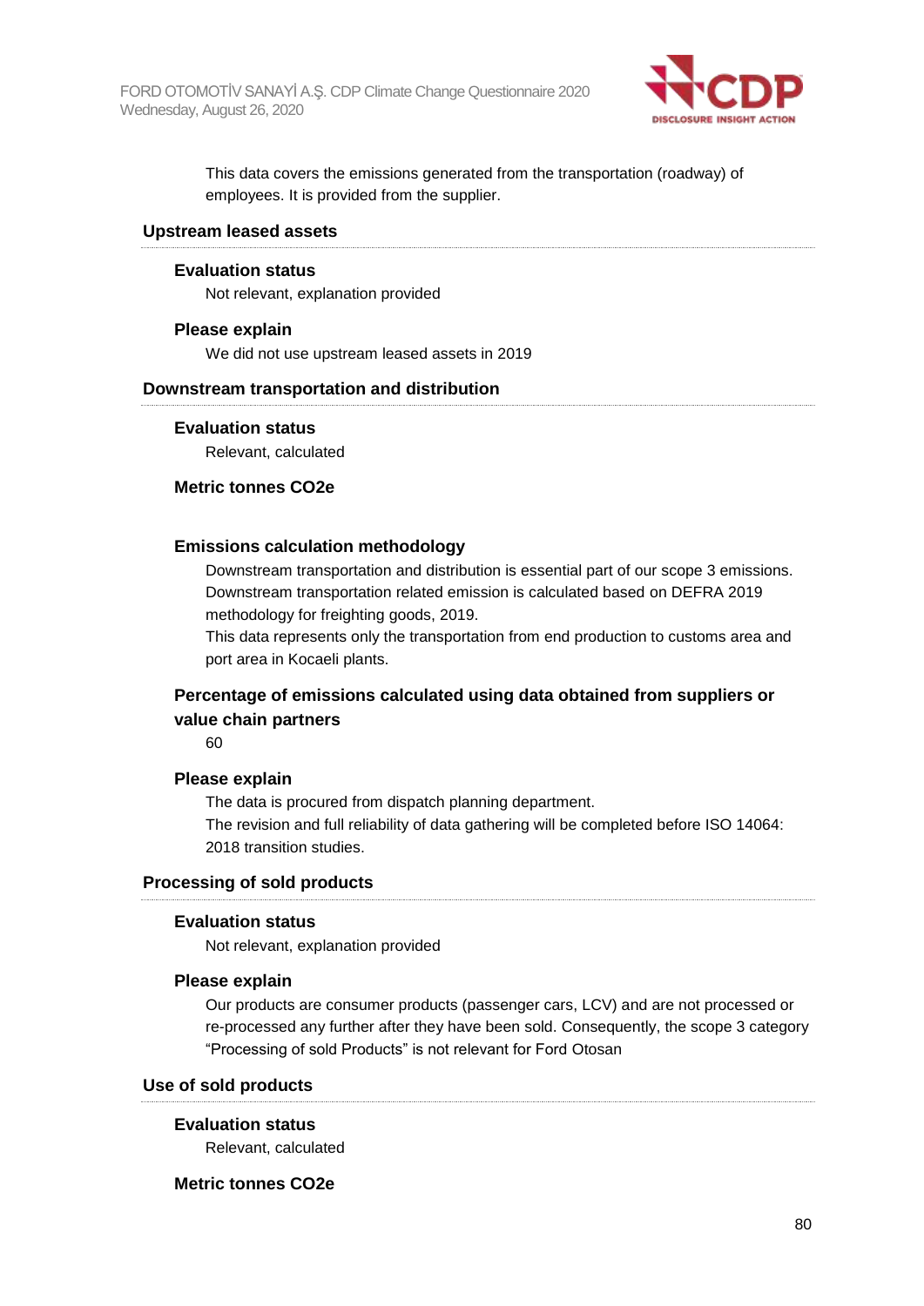This data covers the emissions generated from the transportation (roadway) of employees. It is provided from the supplier.

### Upstream leased assets

**Evaluation status**

Not relevant, explanation provided

**Please explain**

We did not use upstream leased assets in 2019

### Downstream transportation and distribution

**Evaluation status**

Relevant, calculated

**Metric tonnes CO2e**

**Emissions calculation methodology**

Downstream transportation and distribution is essential part of our scope 3 emissions. Downstream transportation related emission is calculated based on DEFRA 2019 methodology for freighting goods, 2019.
This data represents only the transportation from end production to customs area and port area in Kocaeli plants.

**Percentage of emissions calculated using data obtained from suppliers or value chain partners**

60

**Please explain**

The data is procured from dispatch planning department.
The revision and full reliability of data gathering will be completed before ISO 14064: 2018 transition studies.

### Processing of sold products

**Evaluation status**

Not relevant, explanation provided

**Please explain**

Our products are consumer products (passenger cars, LCV) and are not processed or re-processed any further after they have been sold. Consequently, the scope 3 category "Processing of sold Products" is not relevant for Ford Otosan

### Use of sold products

**Evaluation status**

Relevant, calculated

**Metric tonnes CO2e**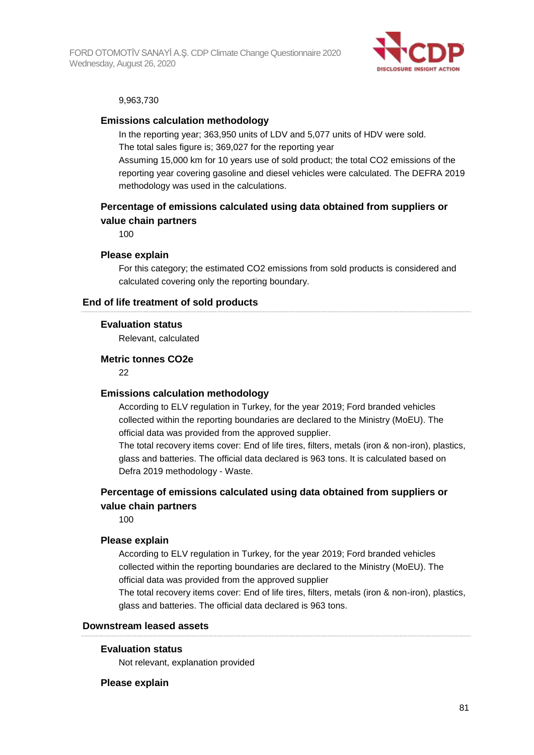9,963,730

**Emissions calculation methodology**

In the reporting year; 363,950 units of LDV and 5,077 units of HDV were sold.
The total sales figure is; 369,027 for the reporting year
Assuming 15,000 km for 10 years use of sold product; the total CO2 emissions of the reporting year covering gasoline and diesel vehicles were calculated. The DEFRA 2019 methodology was used in the calculations.

**Percentage of emissions calculated using data obtained from suppliers or value chain partners**

100

**Please explain**

For this category; the estimated CO2 emissions from sold products is considered and calculated covering only the reporting boundary.

### End of life treatment of sold products

**Evaluation status**

Relevant, calculated

**Metric tonnes CO2e**

22

**Emissions calculation methodology**

According to ELV regulation in Turkey, for the year 2019; Ford branded vehicles collected within the reporting boundaries are declared to the Ministry (MoEU). The official data was provided from the approved supplier.
The total recovery items cover: End of life tires, filters, metals (iron & non-iron), plastics, glass and batteries. The official data declared is 963 tons. It is calculated based on Defra 2019 methodology - Waste.

**Percentage of emissions calculated using data obtained from suppliers or value chain partners**

100

**Please explain**

According to ELV regulation in Turkey, for the year 2019; Ford branded vehicles collected within the reporting boundaries are declared to the Ministry (MoEU). The official data was provided from the approved supplier
The total recovery items cover: End of life tires, filters, metals (iron & non-iron), plastics, glass and batteries. The official data declared is 963 tons.

### Downstream leased assets

**Evaluation status**

Not relevant, explanation provided

**Please explain**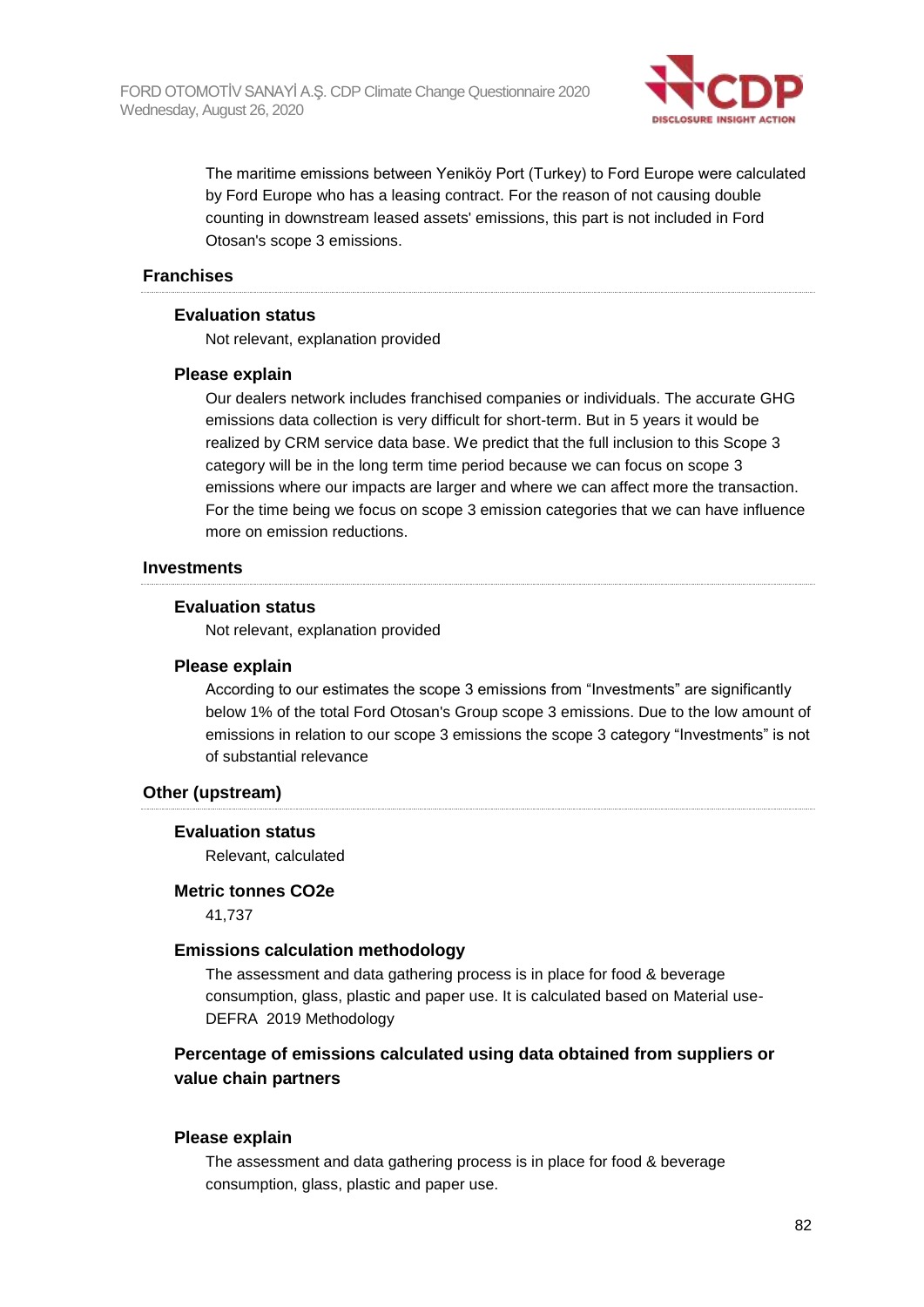The maritime emissions between Yeniköy Port (Turkey) to Ford Europe were calculated by Ford Europe who has a leasing contract. For the reason of not causing double counting in downstream leased assets' emissions, this part is not included in Ford Otosan's scope 3 emissions.

### Franchises

#### Evaluation status

Not relevant, explanation provided

#### Please explain

Our dealers network includes franchised companies or individuals. The accurate GHG emissions data collection is very difficult for short-term. But in 5 years it would be realized by CRM service data base. We predict that the full inclusion to this Scope 3 category will be in the long term time period because we can focus on scope 3 emissions where our impacts are larger and where we can affect more the transaction. For the time being we focus on scope 3 emission categories that we can have influence more on emission reductions.

### Investments

#### Evaluation status

Not relevant, explanation provided

#### Please explain

According to our estimates the scope 3 emissions from “Investments” are significantly below 1% of the total Ford Otosan's Group scope 3 emissions. Due to the low amount of emissions in relation to our scope 3 emissions the scope 3 category “Investments” is not of substantial relevance

### Other (upstream)

#### Evaluation status

Relevant, calculated

#### Metric tonnes CO2e

41,737

#### Emissions calculation methodology

The assessment and data gathering process is in place for food & beverage consumption, glass, plastic and paper use. It is calculated based on Material use- DEFRA 2019 Methodology

#### Percentage of emissions calculated using data obtained from suppliers or value chain partners

#### Please explain

The assessment and data gathering process is in place for food & beverage consumption, glass, plastic and paper use.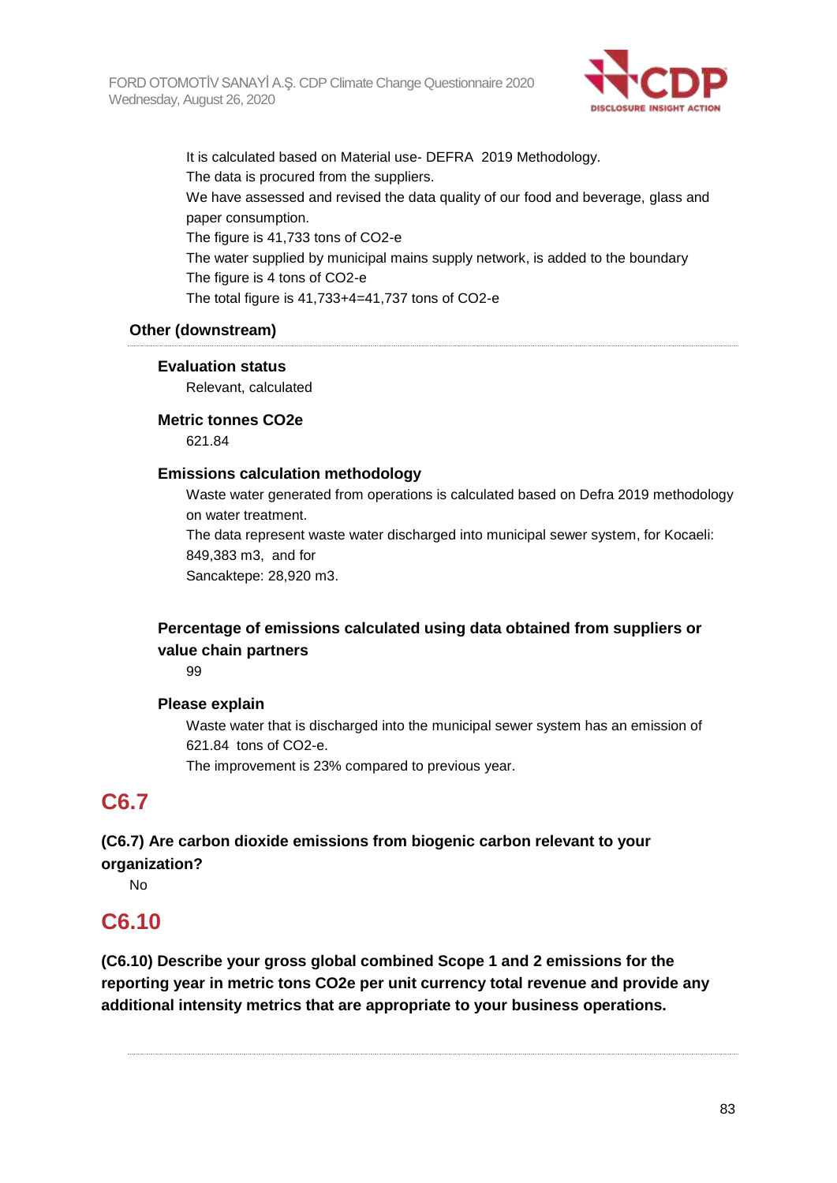It is calculated based on Material use- DEFRA 2019 Methodology.
The data is procured from the suppliers.
We have assessed and revised the data quality of our food and beverage, glass and paper consumption.
The figure is 41,733 tons of CO2-e
The water supplied by municipal mains supply network, is added to the boundary
The figure is 4 tons of CO2-e
The total figure is 41,733+4=41,737 tons of CO2-e

### Other (downstream)

**Evaluation status**

Relevant, calculated

**Metric tonnes CO2e**

621.84

**Emissions calculation methodology**

Waste water generated from operations is calculated based on Defra 2019 methodology on water treatment.
The data represent waste water discharged into municipal sewer system, for Kocaeli: 849,383 m3, and for
Sancaktepe: 28,920 m3.

**Percentage of emissions calculated using data obtained from suppliers or value chain partners**

99

**Please explain**

Waste water that is discharged into the municipal sewer system has an emission of 621.84 tons of CO2-e.
The improvement is 23% compared to previous year.

## C6.7

**(C6.7) Are carbon dioxide emissions from biogenic carbon relevant to your organization?**

No

## C6.10

**(C6.10) Describe your gross global combined Scope 1 and 2 emissions for the reporting year in metric tons CO2e per unit currency total revenue and provide any additional intensity metrics that are appropriate to your business operations.**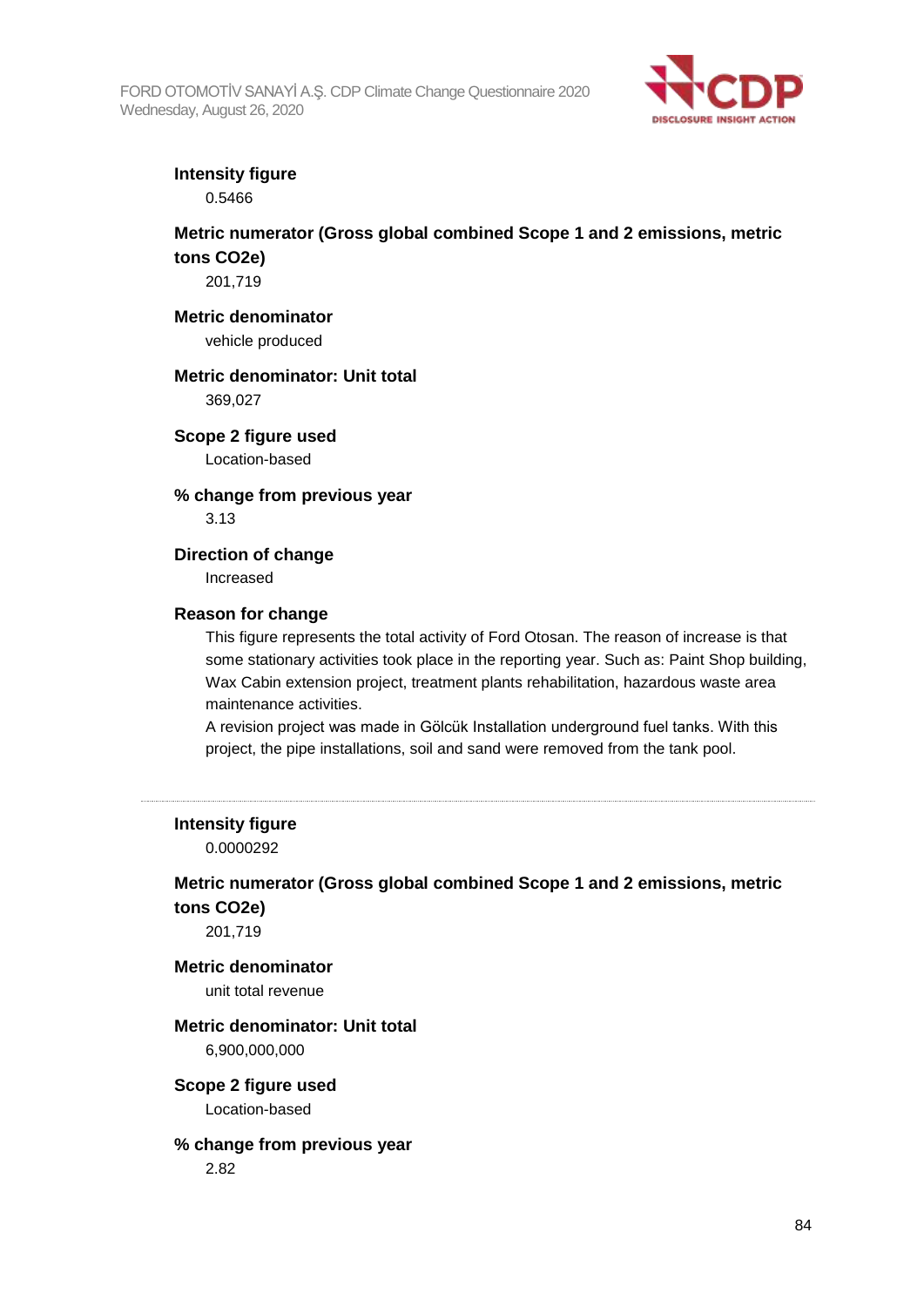**Intensity figure**

0.5466

**Metric numerator (Gross global combined Scope 1 and 2 emissions, metric tons CO2e)**

201,719

**Metric denominator**

vehicle produced

**Metric denominator: Unit total**

369,027

**Scope 2 figure used**

Location-based

**% change from previous year**

3.13

**Direction of change**

Increased

**Reason for change**

This figure represents the total activity of Ford Otosan. The reason of increase is that some stationary activities took place in the reporting year. Such as: Paint Shop building, Wax Cabin extension project, treatment plants rehabilitation, hazardous waste area maintenance activities.

A revision project was made in Gölcük Installation underground fuel tanks. With this project, the pipe installations, soil and sand were removed from the tank pool.

---

**Intensity figure**

0.0000292

**Metric numerator (Gross global combined Scope 1 and 2 emissions, metric tons CO2e)**

201,719

**Metric denominator**

unit total revenue

**Metric denominator: Unit total**

6,900,000,000

**Scope 2 figure used**

Location-based

**% change from previous year**

2.82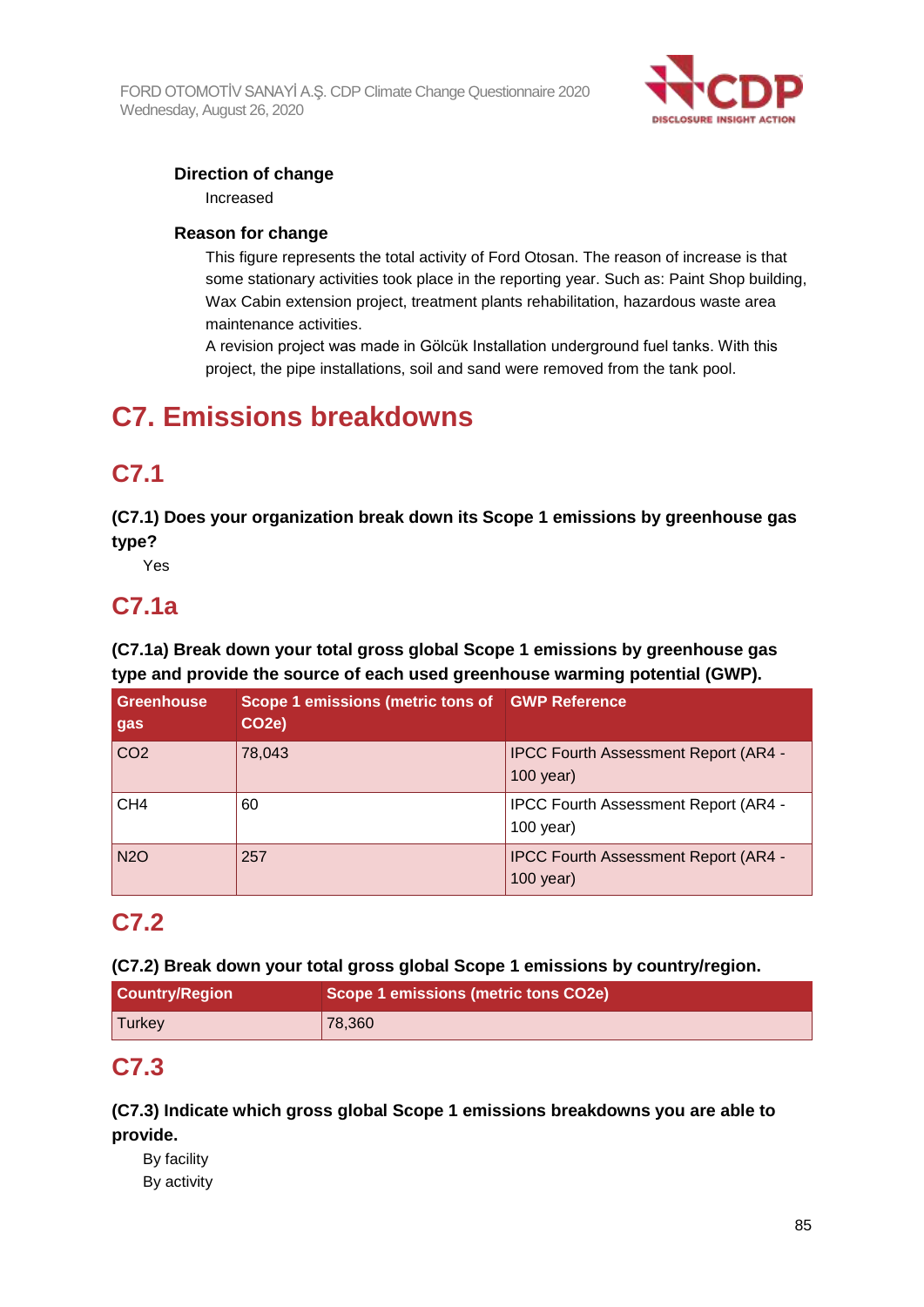### Direction of change

Increased

### Reason for change

This figure represents the total activity of Ford Otosan. The reason of increase is that some stationary activities took place in the reporting year. Such as: Paint Shop building, Wax Cabin extension project, treatment plants rehabilitation, hazardous waste area maintenance activities.

A revision project was made in Gölcük Installation underground fuel tanks. With this project, the pipe installations, soil and sand were removed from the tank pool.

# C7. Emissions breakdowns

## C7.1

**(C7.1) Does your organization break down its Scope 1 emissions by greenhouse gas type?**

Yes

## C7.1a

**(C7.1a) Break down your total gross global Scope 1 emissions by greenhouse gas type and provide the source of each used greenhouse warming potential (GWP).**

| Greenhouse gas | Scope 1 emissions (metric tons of $CO_2e$) | GWP Reference |
|---|---|---|
| $CO_2$ | 78,043 | IPCC Fourth Assessment Report (AR4 - 100 year) |
| $CH_4$ | 60 | IPCC Fourth Assessment Report (AR4 - 100 year) |
| $N_2O$ | 257 | IPCC Fourth Assessment Report (AR4 - 100 year) |

## C7.2

**(C7.2) Break down your total gross global Scope 1 emissions by country/region.**

| Country/Region | Scope 1 emissions (metric tons $CO_2e$) |
|---|---|
| Turkey | 78,360 |

## C7.3

**(C7.3) Indicate which gross global Scope 1 emissions breakdowns you are able to provide.**

By facility

By activity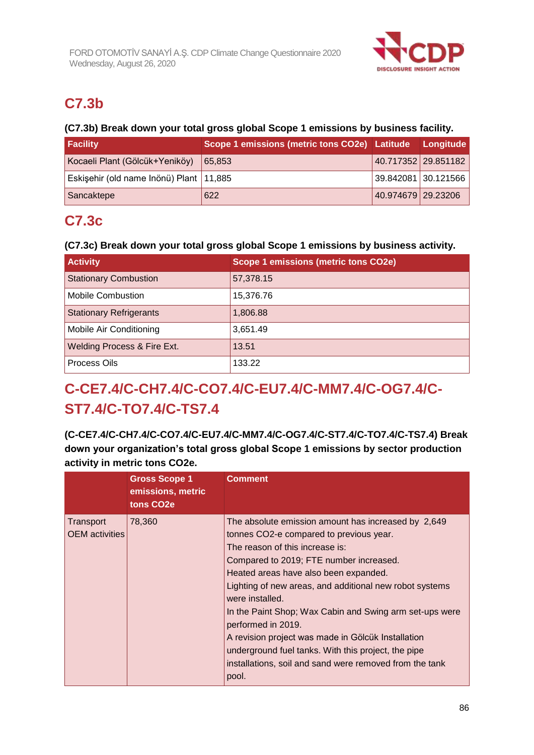## C7.3b

**(C7.3b) Break down your total gross global Scope 1 emissions by business facility.**

| Facility | Scope 1 emissions (metric tons CO2e) | Latitude | Longitude |
|---|---|---|---|
| Kocaeli Plant (Gölcük+Yeniköy) | 65,853 | 40.717352 | 29.851182 |
| Eskişehir (old name Inönü) Plant | 11,885 | 39.842081 | 30.121566 |
| Sancaktepe | 622 | 40.974679 | 29.23206 |

## C7.3c

**(C7.3c) Break down your total gross global Scope 1 emissions by business activity.**

| Activity | Scope 1 emissions (metric tons CO2e) |
|---|---|
| Stationary Combustion | 57,378.15 |
| Mobile Combustion | 15,376.76 |
| Stationary Refrigerants | 1,806.88 |
| Mobile Air Conditioning | 3,651.49 |
| Welding Process & Fire Ext. | 13.51 |
| Process Oils | 133.22 |

## C-CE7.4/C-CH7.4/C-CO7.4/C-EU7.4/C-MM7.4/C-OG7.4/C-ST7.4/C-TO7.4/C-TS7.4

**(C-CE7.4/C-CH7.4/C-CO7.4/C-EU7.4/C-MM7.4/C-OG7.4/C-ST7.4/C-TO7.4/C-TS7.4) Break down your organization's total gross global Scope 1 emissions by sector production activity in metric tons CO2e.**

| | Gross Scope 1 emissions, metric tons CO2e | Comment |
|---|---|---|
| Transport OEM activities | 78,360 | The absolute emission amount has increased by 2,649 tonnes CO2-e compared to previous year.<br>The reason of this increase is:<br>Compared to 2019; FTE number increased.<br>Heated areas have also been expanded.<br>Lighting of new areas, and additional new robot systems were installed.<br>In the Paint Shop; Wax Cabin and Swing arm set-ups were performed in 2019.<br>A revision project was made in Gölcük Installation underground fuel tanks. With this project, the pipe installations, soil and sand were removed from the tank pool. |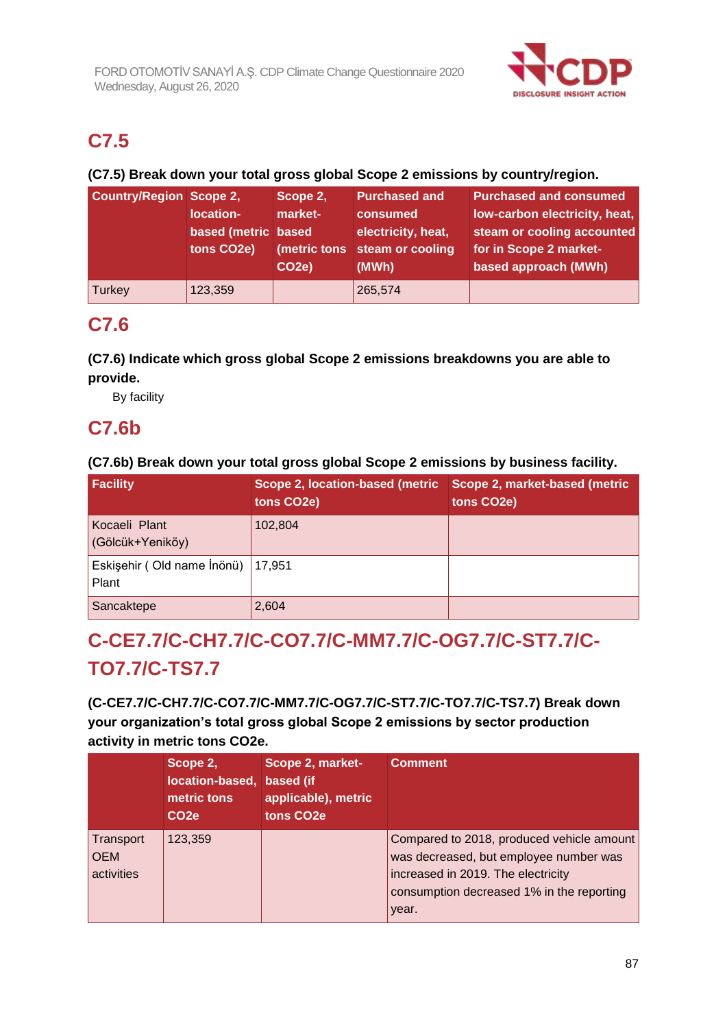## C7.5

**(C7.5) Break down your total gross global Scope 2 emissions by country/region.**

| Country/Region | Scope 2, location-based (metric tons CO2e) | Scope 2, market-based (metric tons CO2e) | Purchased and consumed electricity, heat, steam or cooling (MWh) | Purchased and consumed low-carbon electricity, heat, steam or cooling accounted for in Scope 2 market-based approach (MWh) |
|---|---|---|---|---|
| Turkey | 123,359 | | 265,574 | |

## C7.6

**(C7.6) Indicate which gross global Scope 2 emissions breakdowns you are able to provide.**

By facility

## C7.6b

**(C7.6b) Break down your total gross global Scope 2 emissions by business facility.**

| Facility | Scope 2, location-based (metric tons CO2e) | Scope 2, market-based (metric tons CO2e) |
|---|---|---|
| Kocaeli Plant (Gölcük+Yeniköy) | 102,804 | |
| Eskişehir ( Old name İnönü) Plant | 17,951 | |
| Sancaktepe | 2,604 | |

## C-CE7.7/C-CH7.7/C-CO7.7/C-MM7.7/C-OG7.7/C-ST7.7/C-TO7.7/C-TS7.7

**(C-CE7.7/C-CH7.7/C-CO7.7/C-MM7.7/C-OG7.7/C-ST7.7/C-TO7.7/C-TS7.7) Break down your organization's total gross global Scope 2 emissions by sector production activity in metric tons CO2e.**

| | Scope 2, location-based, metric tons CO2e | Scope 2, market-based (if applicable), metric tons CO2e | Comment |
|---|---|---|---|
| Transport OEM activities | 123,359 | | Compared to 2018, produced vehicle amount was decreased, but employee number was increased in 2019. The electricity consumption decreased 1% in the reporting year. |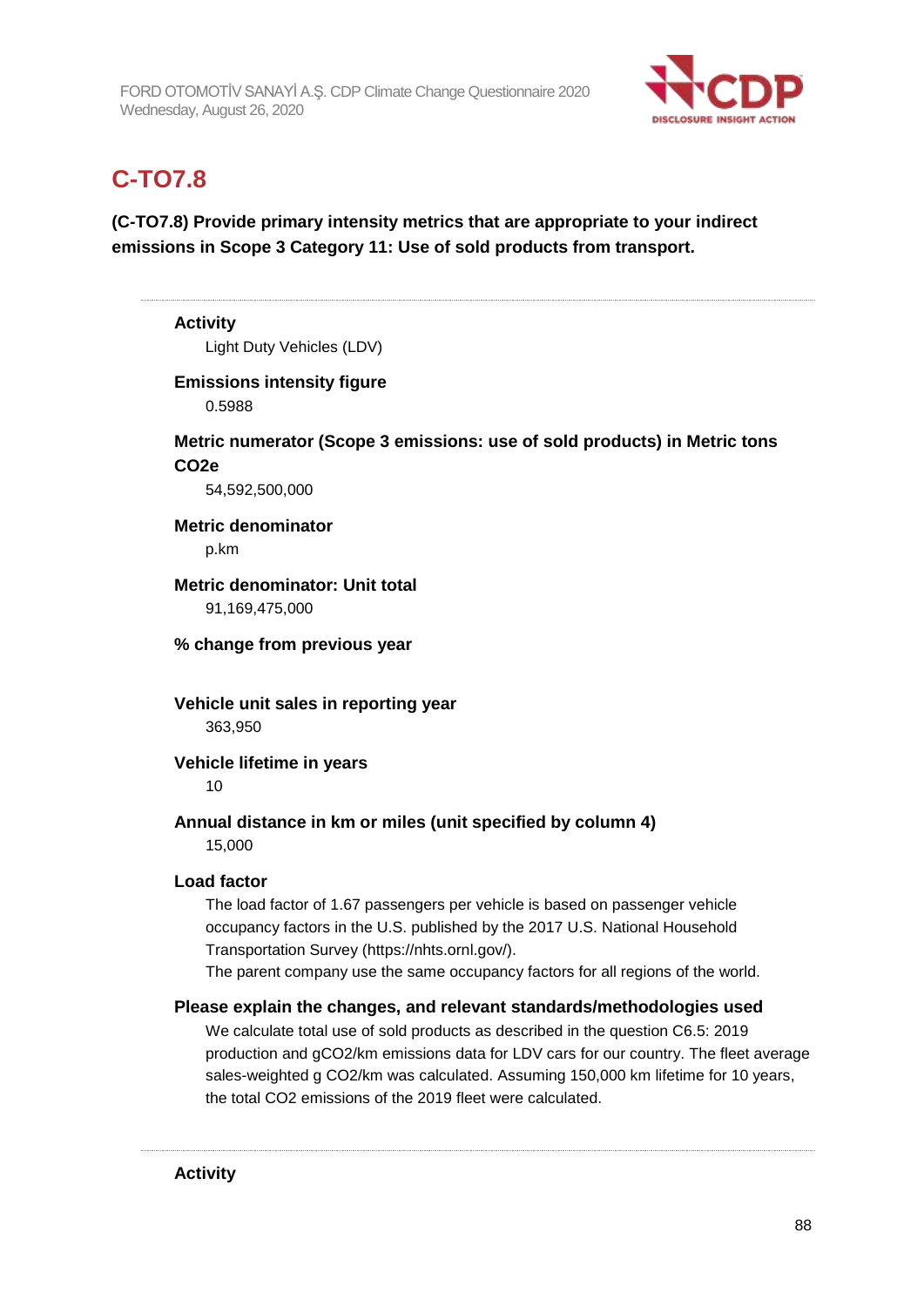## C-TO7.8

**(C-TO7.8) Provide primary intensity metrics that are appropriate to your indirect emissions in Scope 3 Category 11: Use of sold products from transport.**

---

**Activity**

Light Duty Vehicles (LDV)

**Emissions intensity figure**

0.5988

**Metric numerator (Scope 3 emissions: use of sold products) in Metric tons CO2e**

54,592,500,000

**Metric denominator**

p.km

**Metric denominator: Unit total**

91,169,475,000

**% change from previous year**

**Vehicle unit sales in reporting year**

363,950

**Vehicle lifetime in years**

10

**Annual distance in km or miles (unit specified by column 4)**

15,000

**Load factor**

The load factor of 1.67 passengers per vehicle is based on passenger vehicle occupancy factors in the U.S. published by the 2017 U.S. National Household Transportation Survey (https://nhts.ornl.gov/).
The parent company use the same occupancy factors for all regions of the world.

**Please explain the changes, and relevant standards/methodologies used**

We calculate total use of sold products as described in the question C6.5: 2019 production and gCO2/km emissions data for LDV cars for our country. The fleet average sales-weighted g CO2/km was calculated. Assuming 150,000 km lifetime for 10 years, the total CO2 emissions of the 2019 fleet were calculated.

---

**Activity**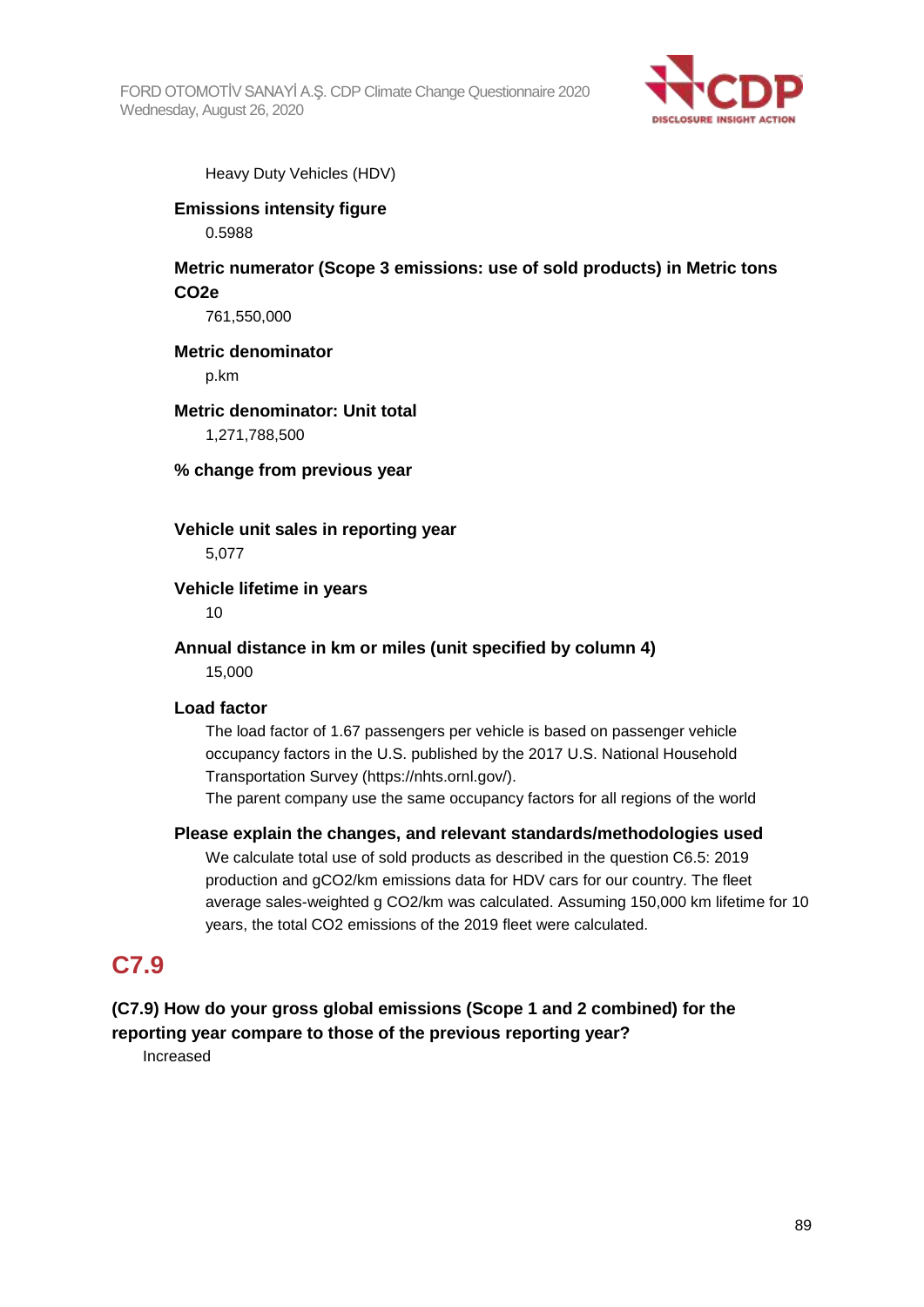Heavy Duty Vehicles (HDV)

**Emissions intensity figure**

0.5988

**Metric numerator (Scope 3 emissions: use of sold products) in Metric tons CO2e**

761,550,000

**Metric denominator**

p.km

**Metric denominator: Unit total**

1,271,788,500

**% change from previous year**

**Vehicle unit sales in reporting year**

5,077

**Vehicle lifetime in years**

10

**Annual distance in km or miles (unit specified by column 4)**

15,000

**Load factor**

The load factor of 1.67 passengers per vehicle is based on passenger vehicle occupancy factors in the U.S. published by the 2017 U.S. National Household Transportation Survey (https://nhts.ornl.gov/).
The parent company use the same occupancy factors for all regions of the world

**Please explain the changes, and relevant standards/methodologies used**

We calculate total use of sold products as described in the question C6.5: 2019 production and gCO2/km emissions data for HDV cars for our country. The fleet average sales-weighted g CO2/km was calculated. Assuming 150,000 km lifetime for 10 years, the total CO2 emissions of the 2019 fleet were calculated.

## C7.9

**(C7.9) How do your gross global emissions (Scope 1 and 2 combined) for the reporting year compare to those of the previous reporting year?**

Increased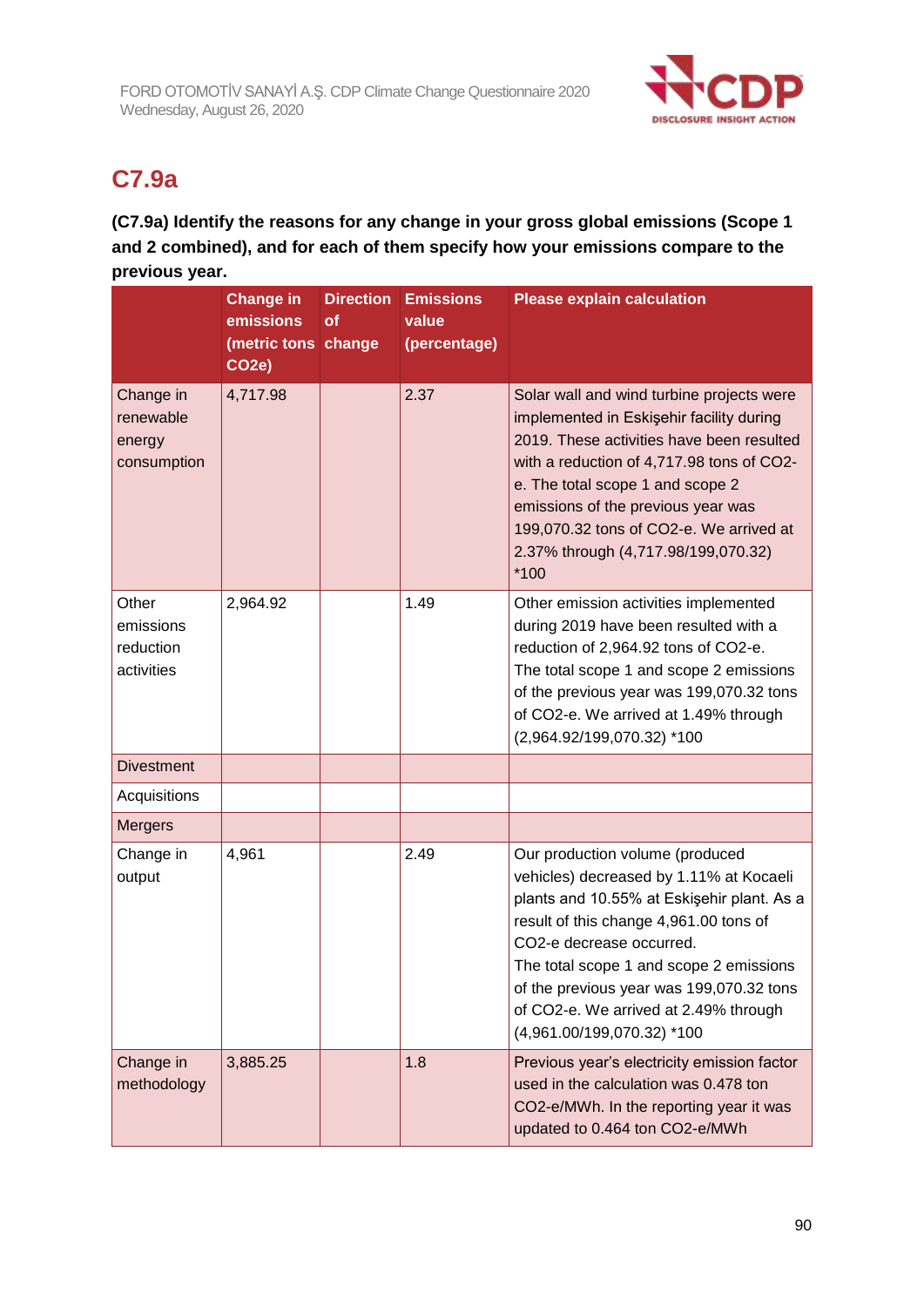## C7.9a

**(C7.9a) Identify the reasons for any change in your gross global emissions (Scope 1 and 2 combined), and for each of them specify how your emissions compare to the previous year.**

| | Change in emissions (metric tons CO2e) | Direction of change | Emissions value (percentage) | Please explain calculation |
|---|---|---|---|---|
| Change in renewable energy consumption | 4,717.98 | | 2.37 | Solar wall and wind turbine projects were implemented in Eskişehir facility during 2019. These activities have been resulted with a reduction of 4,717.98 tons of CO2-e. The total scope 1 and scope 2 emissions of the previous year was 199,070.32 tons of CO2-e. We arrived at 2.37% through (4,717.98/199,070.32) *100 |
| Other emissions reduction activities | 2,964.92 | | 1.49 | Other emission activities implemented during 2019 have been resulted with a reduction of 2,964.92 tons of CO2-e. The total scope 1 and scope 2 emissions of the previous year was 199,070.32 tons of CO2-e. We arrived at 1.49% through (2,964.92/199,070.32) *100 |
| Divestment | | | | |
| Acquisitions | | | | |
| Mergers | | | | |
| Change in output | 4,961 | | 2.49 | Our production volume (produced vehicles) decreased by 1.11% at Kocaeli plants and 10.55% at Eskişehir plant. As a result of this change 4,961.00 tons of CO2-e decrease occurred. The total scope 1 and scope 2 emissions of the previous year was 199,070.32 tons of CO2-e. We arrived at 2.49% through (4,961.00/199,070.32) *100 |
| Change in methodology | 3,885.25 | | 1.8 | Previous year's electricity emission factor used in the calculation was 0.478 ton CO2-e/MWh. In the reporting year it was updated to 0.464 ton CO2-e/MWh |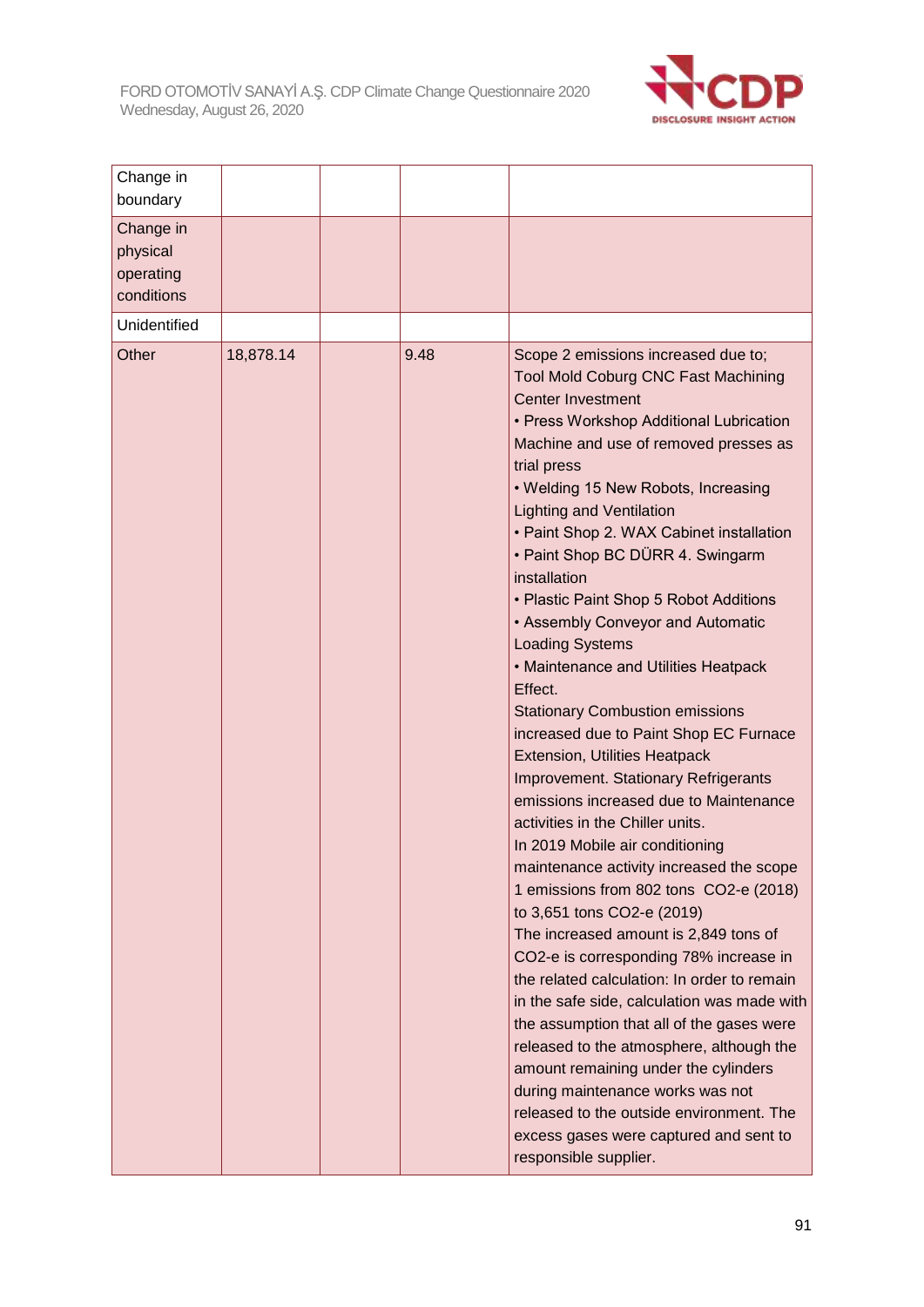| | | | | |
|---|---|---|---|---|
| Change in boundary | | | | |
| Change in physical operating conditions | | | | |
| Unidentified | | | | |
| Other | 18,878.14 | | 9.48 | Scope 2 emissions increased due to; Tool Mold Coburg CNC Fast Machining Center Investment<br>• Press Workshop Additional Lubrication Machine and use of removed presses as trial press<br>• Welding 15 New Robots, Increasing Lighting and Ventilation<br>• Paint Shop 2. WAX Cabinet installation<br>• Paint Shop BC DÜRR 4. Swingarm installation<br>• Plastic Paint Shop 5 Robot Additions<br>• Assembly Conveyor and Automatic Loading Systems<br>• Maintenance and Utilities Heatpack Effect.<br>Stationary Combustion emissions increased due to Paint Shop EC Furnace Extension, Utilities Heatpack Improvement. Stationary Refrigerants emissions increased due to Maintenance activities in the Chiller units.<br>In 2019 Mobile air conditioning maintenance activity increased the scope 1 emissions from 802 tons CO2-e (2018) to 3,651 tons CO2-e (2019)<br>The increased amount is 2,849 tons of CO2-e is corresponding 78% increase in the related calculation: In order to remain in the safe side, calculation was made with the assumption that all of the gases were released to the atmosphere, although the amount remaining under the cylinders during maintenance works was not released to the outside environment. The excess gases were captured and sent to responsible supplier. |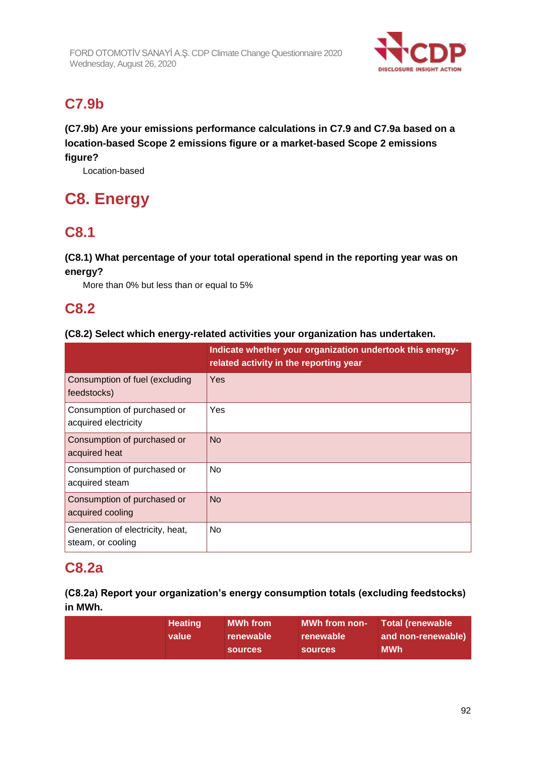## C7.9b

**(C7.9b) Are your emissions performance calculations in C7.9 and C7.9a based on a location-based Scope 2 emissions figure or a market-based Scope 2 emissions figure?**

Location-based

# C8. Energy

## C8.1

**(C8.1) What percentage of your total operational spend in the reporting year was on energy?**

More than 0% but less than or equal to 5%

## C8.2

**(C8.2) Select which energy-related activities your organization has undertaken.**

| | Indicate whether your organization undertook this energy-related activity in the reporting year |
|---|---|
| Consumption of fuel (excluding feedstocks) | Yes |
| Consumption of purchased or acquired electricity | Yes |
| Consumption of purchased or acquired heat | No |
| Consumption of purchased or acquired steam | No |
| Consumption of purchased or acquired cooling | No |
| Generation of electricity, heat, steam, or cooling | No |

## C8.2a

**(C8.2a) Report your organization's energy consumption totals (excluding feedstocks) in MWh.**

| | Heating value | MWh from renewable sources | MWh from non-renewable sources | Total (renewable and non-renewable) MWh |
|---|---|---|---|---|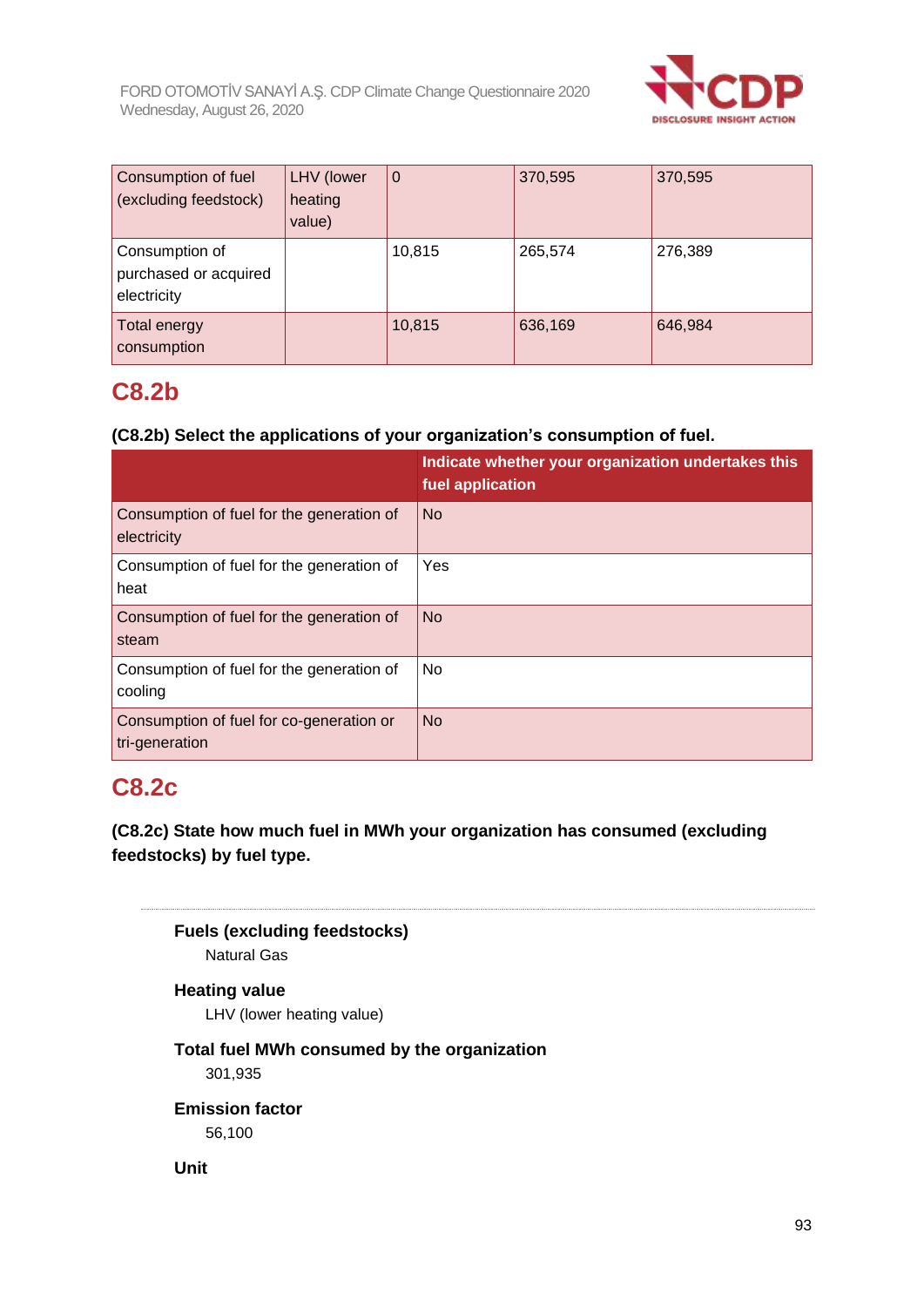| | | | | |
|---|---|---|---|---|
| Consumption of fuel (excluding feedstock) | LHV (lower heating value) | 0 | 370,595 | 370,595 |
| Consumption of purchased or acquired electricity | | 10,815 | 265,574 | 276,389 |
| Total energy consumption | | 10,815 | 636,169 | 646,984 |

## C8.2b

**(C8.2b) Select the applications of your organization's consumption of fuel.**

| | Indicate whether your organization undertakes this fuel application |
|---|---|
| Consumption of fuel for the generation of electricity | No |
| Consumption of fuel for the generation of heat | Yes |
| Consumption of fuel for the generation of steam | No |
| Consumption of fuel for the generation of cooling | No |
| Consumption of fuel for co-generation or tri-generation | No |

## C8.2c

**(C8.2c) State how much fuel in MWh your organization has consumed (excluding feedstocks) by fuel type.**

**Fuels (excluding feedstocks)**

Natural Gas

**Heating value**

LHV (lower heating value)

**Total fuel MWh consumed by the organization**

301,935

**Emission factor**

56,100

**Unit**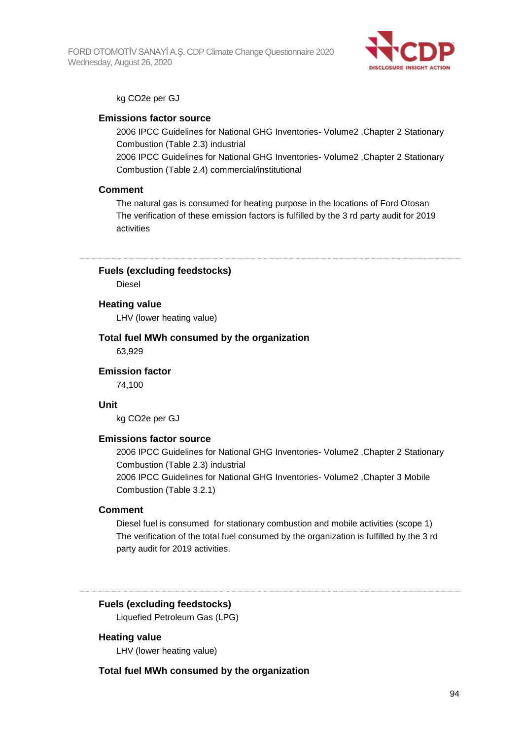kg CO2e per GJ

**Emissions factor source**

2006 IPCC Guidelines for National GHG Inventories- Volume2 ,Chapter 2 Stationary Combustion (Table 2.3) industrial
2006 IPCC Guidelines for National GHG Inventories- Volume2 ,Chapter 2 Stationary Combustion (Table 2.4) commercial/institutional

**Comment**

The natural gas is consumed for heating purpose in the locations of Ford Otosan
The verification of these emission factors is fulfilled by the 3 rd party audit for 2019 activities

---

**Fuels (excluding feedstocks)**

Diesel

**Heating value**

LHV (lower heating value)

**Total fuel MWh consumed by the organization**

63,929

**Emission factor**

74,100

**Unit**

kg CO2e per GJ

**Emissions factor source**

2006 IPCC Guidelines for National GHG Inventories- Volume2 ,Chapter 2 Stationary Combustion (Table 2.3) industrial
2006 IPCC Guidelines for National GHG Inventories- Volume2 ,Chapter 3 Mobile Combustion (Table 3.2.1)

**Comment**

Diesel fuel is consumed for stationary combustion and mobile activities (scope 1)
The verification of the total fuel consumed by the organization is fulfilled by the 3 rd party audit for 2019 activities.

---

**Fuels (excluding feedstocks)**

Liquefied Petroleum Gas (LPG)

**Heating value**

LHV (lower heating value)

**Total fuel MWh consumed by the organization**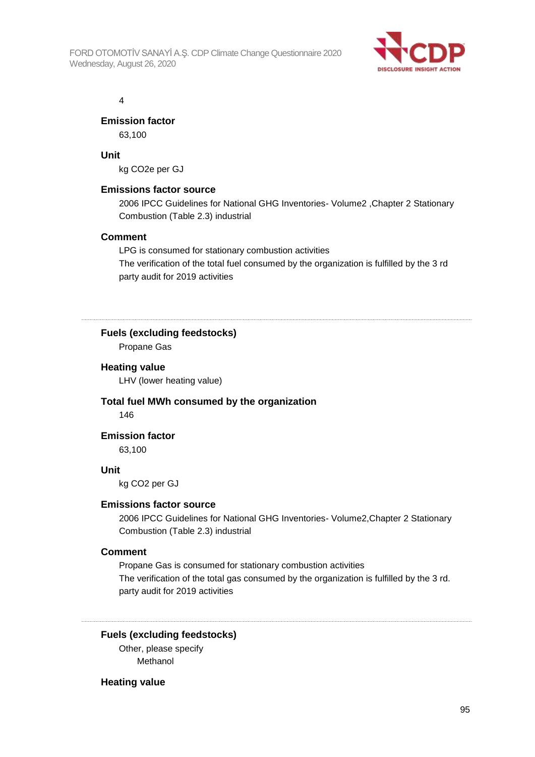4

**Emission factor**

63,100

**Unit**

kg CO2e per GJ

**Emissions factor source**

2006 IPCC Guidelines for National GHG Inventories- Volume2 ,Chapter 2 Stationary Combustion (Table 2.3) industrial

**Comment**

LPG is consumed for stationary combustion activities
The verification of the total fuel consumed by the organization is fulfilled by the 3 rd party audit for 2019 activities

---

**Fuels (excluding feedstocks)**

Propane Gas

**Heating value**

LHV (lower heating value)

**Total fuel MWh consumed by the organization**

146

**Emission factor**

63,100

**Unit**

kg CO2 per GJ

**Emissions factor source**

2006 IPCC Guidelines for National GHG Inventories- Volume2,Chapter 2 Stationary Combustion (Table 2.3) industrial

**Comment**

Propane Gas is consumed for stationary combustion activities
The verification of the total gas consumed by the organization is fulfilled by the 3 rd. party audit for 2019 activities

---

**Fuels (excluding feedstocks)**

Other, please specify
Methanol

**Heating value**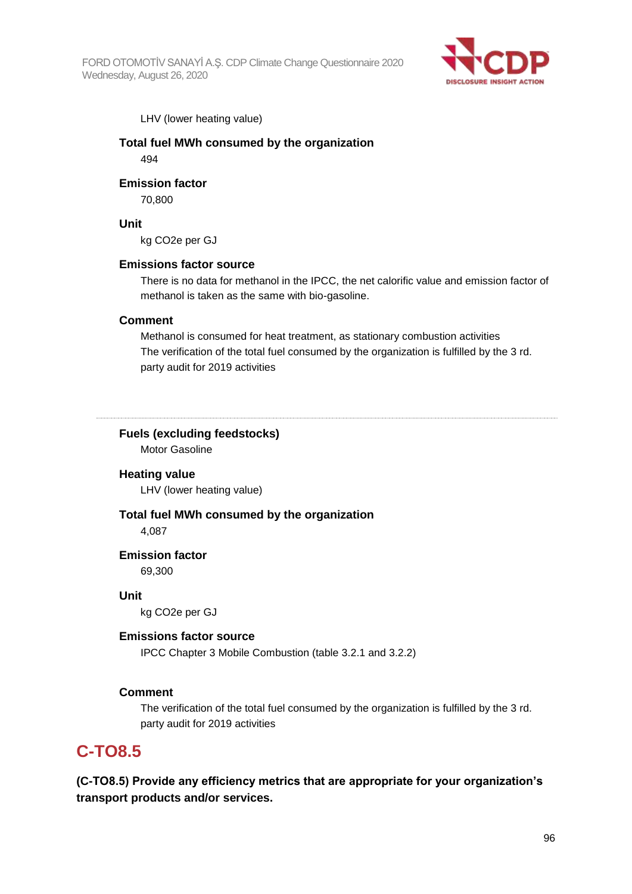LHV (lower heating value)

**Total fuel MWh consumed by the organization**

494

**Emission factor**

70,800

**Unit**

kg CO2e per GJ

**Emissions factor source**

There is no data for methanol in the IPCC, the net calorific value and emission factor of methanol is taken as the same with bio-gasoline.

**Comment**

Methanol is consumed for heat treatment, as stationary combustion activities
The verification of the total fuel consumed by the organization is fulfilled by the 3 rd. party audit for 2019 activities

---

**Fuels (excluding feedstocks)**

Motor Gasoline

**Heating value**

LHV (lower heating value)

**Total fuel MWh consumed by the organization**

4,087

**Emission factor**

69,300

**Unit**

kg CO2e per GJ

**Emissions factor source**

IPCC Chapter 3 Mobile Combustion (table 3.2.1 and 3.2.2)

**Comment**

The verification of the total fuel consumed by the organization is fulfilled by the 3 rd. party audit for 2019 activities

## C-TO8.5

**(C-TO8.5) Provide any efficiency metrics that are appropriate for your organization's transport products and/or services.**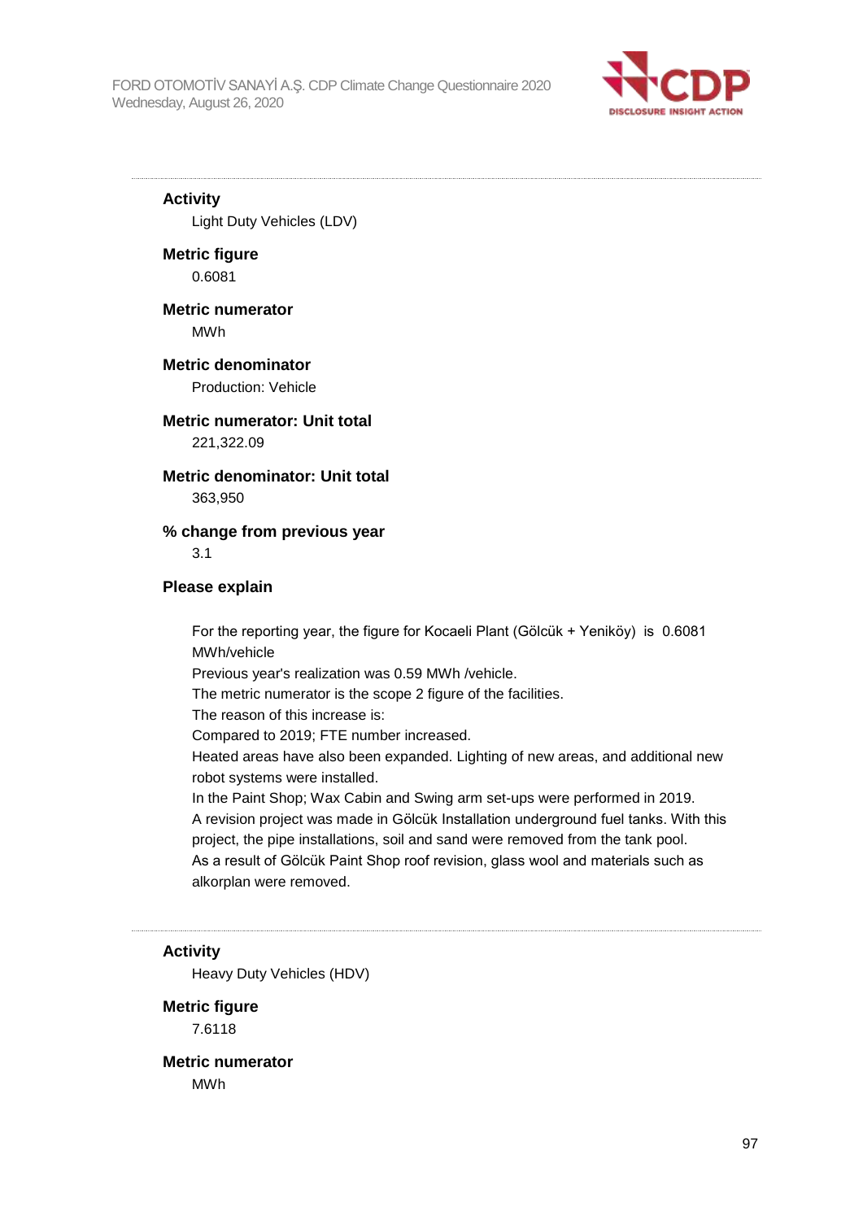**Activity**

Light Duty Vehicles (LDV)

**Metric figure**

0.6081

**Metric numerator**

MWh

**Metric denominator**

Production: Vehicle

**Metric numerator: Unit total**

221,322.09

**Metric denominator: Unit total**

363,950

**% change from previous year**

3.1

**Please explain**

For the reporting year, the figure for Kocaeli Plant (Gölcük + Yeniköy) is 0.6081 MWh/vehicle
Previous year's realization was 0.59 MWh /vehicle.
The metric numerator is the scope 2 figure of the facilities.
The reason of this increase is:
Compared to 2019; FTE number increased.
Heated areas have also been expanded. Lighting of new areas, and additional new robot systems were installed.
In the Paint Shop; Wax Cabin and Swing arm set-ups were performed in 2019.
A revision project was made in Gölcük Installation underground fuel tanks. With this project, the pipe installations, soil and sand were removed from the tank pool.
As a result of Gölcük Paint Shop roof revision, glass wool and materials such as alkorplan were removed.

---

**Activity**

Heavy Duty Vehicles (HDV)

**Metric figure**

7.6118

**Metric numerator**

MWh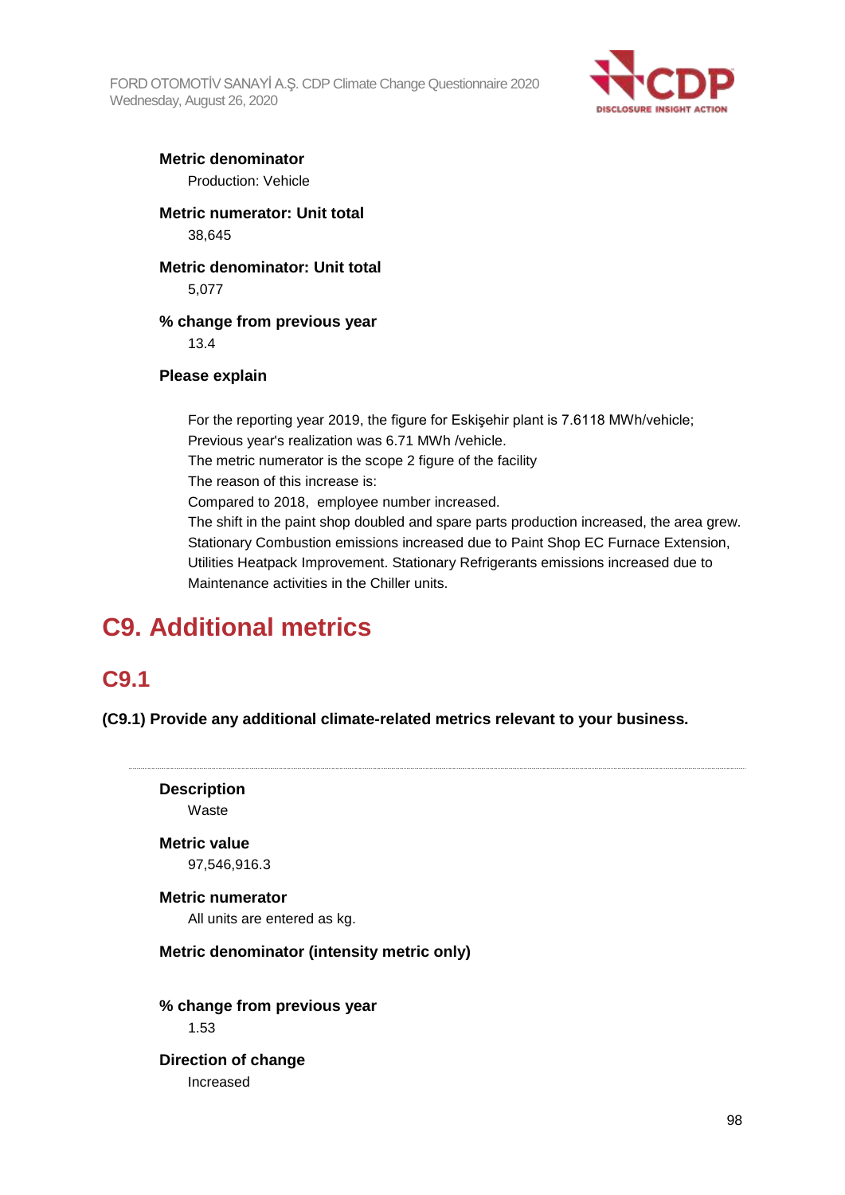**Metric denominator**

Production: Vehicle

**Metric numerator: Unit total**

38,645

**Metric denominator: Unit total**

5,077

**% change from previous year**

13.4

**Please explain**

For the reporting year 2019, the figure for Eskişehir plant is 7.6118 MWh/vehicle;
Previous year's realization was 6.71 MWh /vehicle.
The metric numerator is the scope 2 figure of the facility
The reason of this increase is:
Compared to 2018, employee number increased.
The shift in the paint shop doubled and spare parts production increased, the area grew.
Stationary Combustion emissions increased due to Paint Shop EC Furnace Extension, Utilities Heatpack Improvement. Stationary Refrigerants emissions increased due to Maintenance activities in the Chiller units.

# C9. Additional metrics

## C9.1

**(C9.1) Provide any additional climate-related metrics relevant to your business.**

---

**Description**

Waste

**Metric value**

97,546,916.3

**Metric numerator**

All units are entered as kg.

**Metric denominator (intensity metric only)**

**% change from previous year**

1.53

**Direction of change**

Increased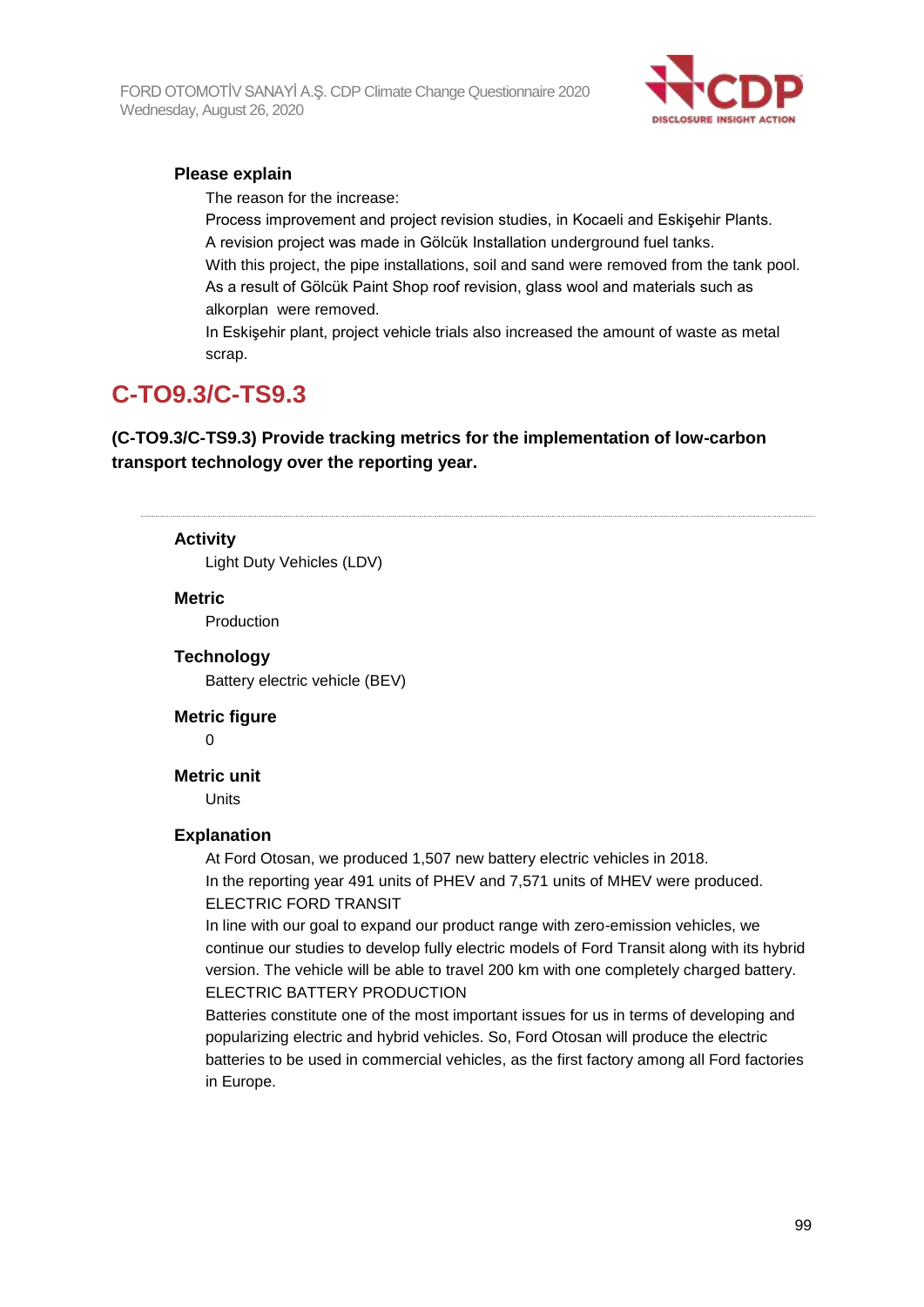### Please explain

The reason for the increase:
Process improvement and project revision studies, in Kocaeli and Eskişehir Plants.
A revision project was made in Gölcük Installation underground fuel tanks.
With this project, the pipe installations, soil and sand were removed from the tank pool.
As a result of Gölcük Paint Shop roof revision, glass wool and materials such as alkorplan were removed.
In Eskişehir plant, project vehicle trials also increased the amount of waste as metal scrap.

## C-TO9.3/C-TS9.3

**(C-TO9.3/C-TS9.3) Provide tracking metrics for the implementation of low-carbon transport technology over the reporting year.**

---

### Activity

Light Duty Vehicles (LDV)

### Metric

Production

### Technology

Battery electric vehicle (BEV)

### Metric figure

0

### Metric unit

Units

### Explanation

At Ford Otosan, we produced 1,507 new battery electric vehicles in 2018.
In the reporting year 491 units of PHEV and 7,571 units of MHEV were produced.
ELECTRIC FORD TRANSIT
In line with our goal to expand our product range with zero-emission vehicles, we continue our studies to develop fully electric models of Ford Transit along with its hybrid version. The vehicle will be able to travel 200 km with one completely charged battery.
ELECTRIC BATTERY PRODUCTION
Batteries constitute one of the most important issues for us in terms of developing and popularizing electric and hybrid vehicles. So, Ford Otosan will produce the electric batteries to be used in commercial vehicles, as the first factory among all Ford factories in Europe.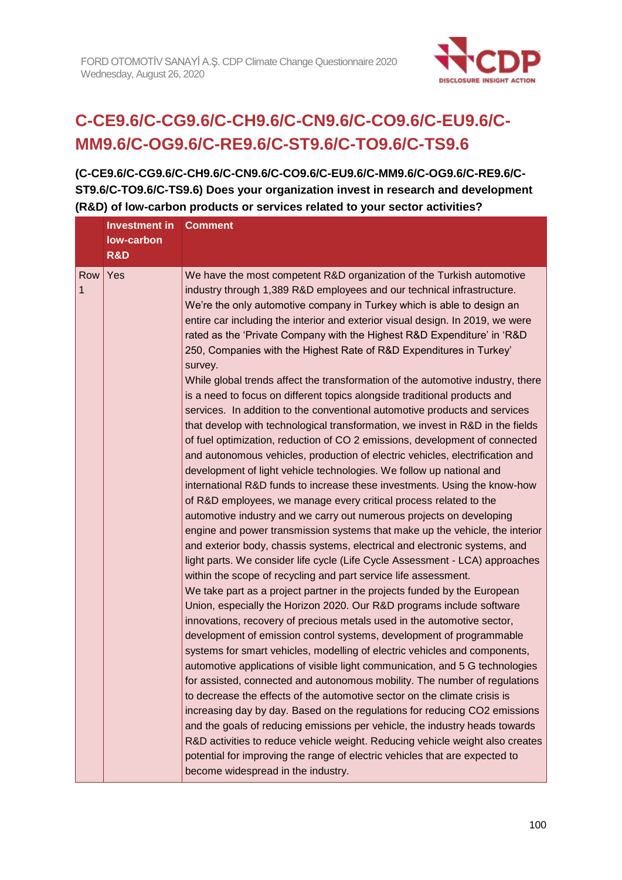## C-CE9.6/C-CG9.6/C-CH9.6/C-CN9.6/C-CO9.6/C-EU9.6/C-MM9.6/C-OG9.6/C-RE9.6/C-ST9.6/C-TO9.6/C-TS9.6

**(C-CE9.6/C-CG9.6/C-CH9.6/C-CN9.6/C-CO9.6/C-EU9.6/C-MM9.6/C-OG9.6/C-RE9.6/C-ST9.6/C-TO9.6/C-TS9.6) Does your organization invest in research and development (R&D) of low-carbon products or services related to your sector activities?**

| | Investment in low-carbon R&D | Comment |
|---|---|---|
| Row 1 | Yes | We have the most competent R&D organization of the Turkish automotive industry through 1,389 R&D employees and our technical infrastructure. We're the only automotive company in Turkey which is able to design an entire car including the interior and exterior visual design. In 2019, we were rated as the 'Private Company with the Highest R&D Expenditure' in 'R&D 250, Companies with the Highest Rate of R&D Expenditures in Turkey' survey.<br>While global trends affect the transformation of the automotive industry, there is a need to focus on different topics alongside traditional products and services. In addition to the conventional automotive products and services that develop with technological transformation, we invest in R&D in the fields of fuel optimization, reduction of CO 2 emissions, development of connected and autonomous vehicles, production of electric vehicles, electrification and development of light vehicle technologies. We follow up national and international R&D funds to increase these investments. Using the know-how of R&D employees, we manage every critical process related to the automotive industry and we carry out numerous projects on developing engine and power transmission systems that make up the vehicle, the interior and exterior body, chassis systems, electrical and electronic systems, and light parts. We consider life cycle (Life Cycle Assessment - LCA) approaches within the scope of recycling and part service life assessment.<br>We take part as a project partner in the projects funded by the European Union, especially the Horizon 2020. Our R&D programs include software innovations, recovery of precious metals used in the automotive sector, development of emission control systems, development of programmable systems for smart vehicles, modelling of electric vehicles and components, automotive applications of visible light communication, and 5 G technologies for assisted, connected and autonomous mobility. The number of regulations to decrease the effects of the automotive sector on the climate crisis is increasing day by day. Based on the regulations for reducing CO2 emissions and the goals of reducing emissions per vehicle, the industry heads towards R&D activities to reduce vehicle weight. Reducing vehicle weight also creates potential for improving the range of electric vehicles that are expected to become widespread in the industry. |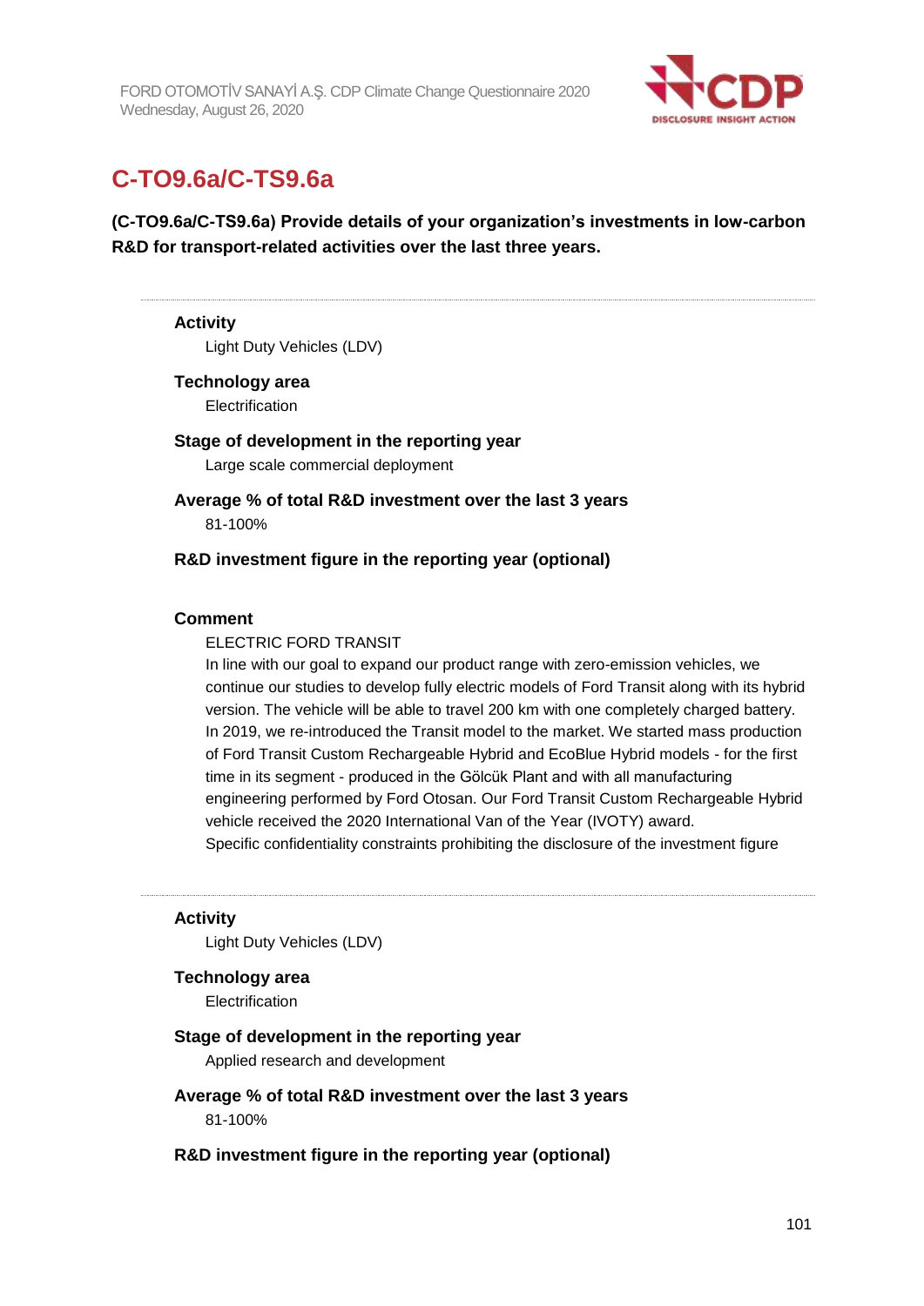## C-TO9.6a/C-TS9.6a

**(C-TO9.6a/C-TS9.6a) Provide details of your organization's investments in low-carbon R&D for transport-related activities over the last three years.**

**Activity**

Light Duty Vehicles (LDV)

**Technology area**

Electrification

**Stage of development in the reporting year**

Large scale commercial deployment

**Average % of total R&D investment over the last 3 years**

81-100%

**R&D investment figure in the reporting year (optional)**

**Comment**

ELECTRIC FORD TRANSIT

In line with our goal to expand our product range with zero-emission vehicles, we continue our studies to develop fully electric models of Ford Transit along with its hybrid version. The vehicle will be able to travel 200 km with one completely charged battery. In 2019, we re-introduced the Transit model to the market. We started mass production of Ford Transit Custom Rechargeable Hybrid and EcoBlue Hybrid models - for the first time in its segment - produced in the Gölcük Plant and with all manufacturing engineering performed by Ford Otosan. Our Ford Transit Custom Rechargeable Hybrid vehicle received the 2020 International Van of the Year (IVOTY) award.

Specific confidentiality constraints prohibiting the disclosure of the investment figure

---

**Activity**

Light Duty Vehicles (LDV)

**Technology area**

Electrification

**Stage of development in the reporting year**

Applied research and development

**Average % of total R&D investment over the last 3 years**

81-100%

**R&D investment figure in the reporting year (optional)**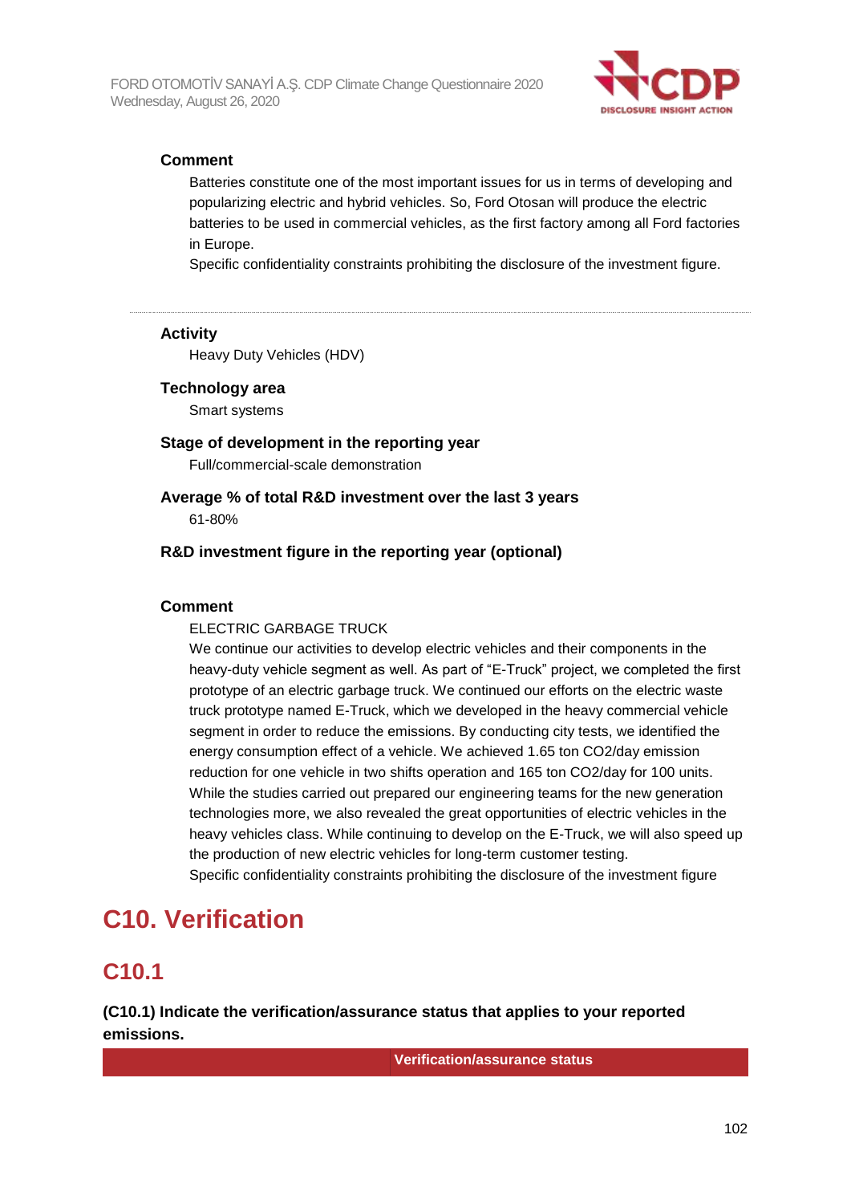**Comment**

Batteries constitute one of the most important issues for us in terms of developing and popularizing electric and hybrid vehicles. So, Ford Otosan will produce the electric batteries to be used in commercial vehicles, as the first factory among all Ford factories in Europe.
Specific confidentiality constraints prohibiting the disclosure of the investment figure.

---

**Activity**

Heavy Duty Vehicles (HDV)

**Technology area**

Smart systems

**Stage of development in the reporting year**

Full/commercial-scale demonstration

**Average % of total R&D investment over the last 3 years**

61-80%

**R&D investment figure in the reporting year (optional)**

**Comment**

ELECTRIC GARBAGE TRUCK
We continue our activities to develop electric vehicles and their components in the heavy-duty vehicle segment as well. As part of "E-Truck" project, we completed the first prototype of an electric garbage truck. We continued our efforts on the electric waste truck prototype named E-Truck, which we developed in the heavy commercial vehicle segment in order to reduce the emissions. By conducting city tests, we identified the energy consumption effect of a vehicle. We achieved 1.65 ton CO2/day emission reduction for one vehicle in two shifts operation and 165 ton CO2/day for 100 units. While the studies carried out prepared our engineering teams for the new generation technologies more, we also revealed the great opportunities of electric vehicles in the heavy vehicles class. While continuing to develop on the E-Truck, we will also speed up the production of new electric vehicles for long-term customer testing.
Specific confidentiality constraints prohibiting the disclosure of the investment figure

# C10. Verification

## C10.1

**(C10.1) Indicate the verification/assurance status that applies to your reported emissions.**

| | Verification/assurance status |
|---|---|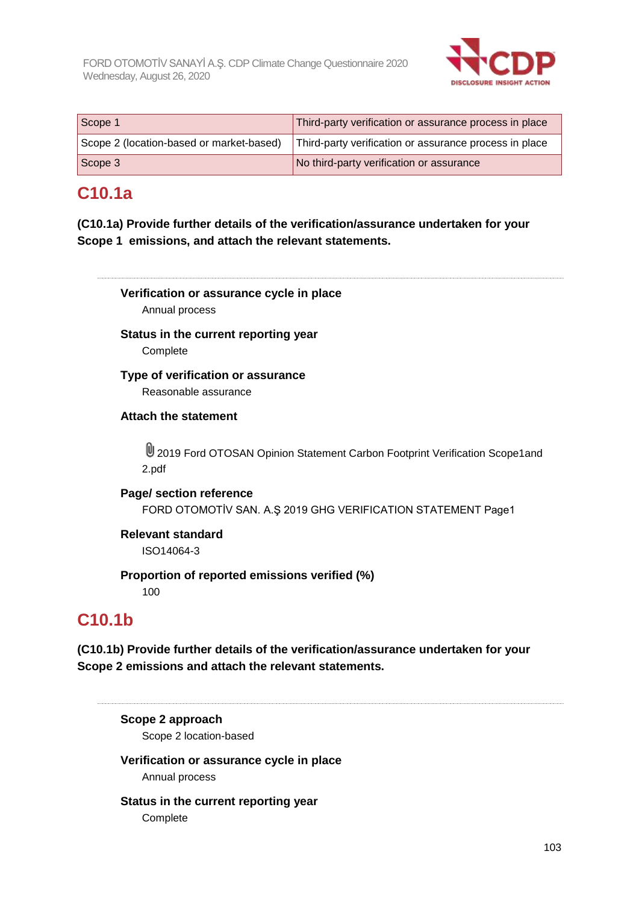| Scope 1 | Third-party verification or assurance process in place |
|---|---|
| Scope 2 (location-based or market-based) | Third-party verification or assurance process in place |
| Scope 3 | No third-party verification or assurance |

## C10.1a

**(C10.1a) Provide further details of the verification/assurance undertaken for your Scope 1 emissions, and attach the relevant statements.**

**Verification or assurance cycle in place**

Annual process

**Status in the current reporting year**

Complete

**Type of verification or assurance**

Reasonable assurance

**Attach the statement**

2019 Ford OTOSAN Opinion Statement Carbon Footprint Verification Scope1and 2.pdf

**Page/ section reference**

FORD OTOMOTİV SAN. A.Ş 2019 GHG VERIFICATION STATEMENT Page1

**Relevant standard**

ISO14064-3

**Proportion of reported emissions verified (%)**

100

## C10.1b

**(C10.1b) Provide further details of the verification/assurance undertaken for your Scope 2 emissions and attach the relevant statements.**

**Scope 2 approach**

Scope 2 location-based

**Verification or assurance cycle in place**

Annual process

**Status in the current reporting year**

Complete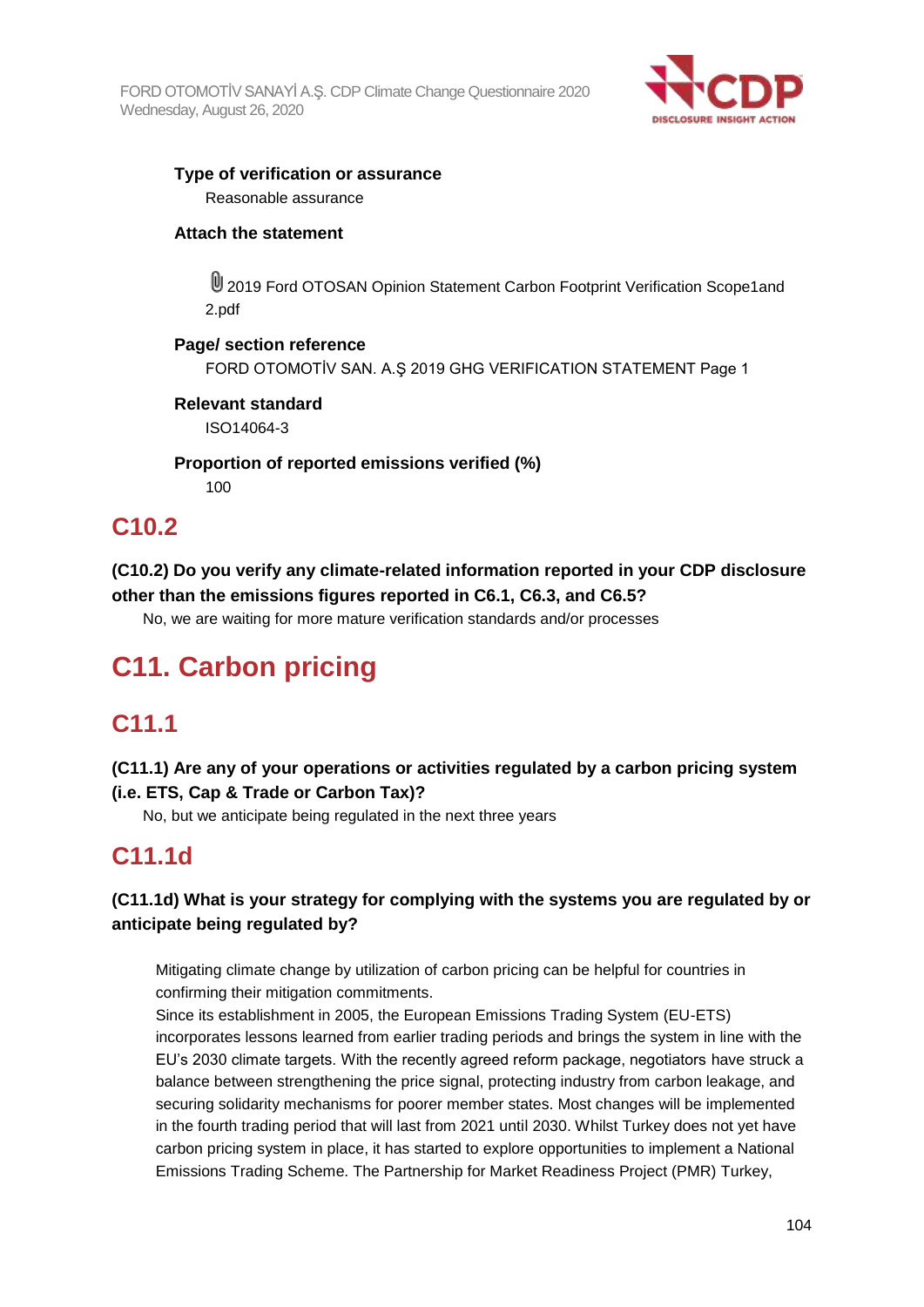**Type of verification or assurance**

Reasonable assurance

**Attach the statement**

2019 Ford OTOSAN Opinion Statement Carbon Footprint Verification Scope1and 2.pdf

**Page/ section reference**

FORD OTOMOTİV SAN. A.Ş 2019 GHG VERIFICATION STATEMENT Page 1

**Relevant standard**

ISO14064-3

**Proportion of reported emissions verified (%)**

100

## C10.2

**(C10.2) Do you verify any climate-related information reported in your CDP disclosure other than the emissions figures reported in C6.1, C6.3, and C6.5?**

No, we are waiting for more mature verification standards and/or processes

# C11. Carbon pricing

## C11.1

**(C11.1) Are any of your operations or activities regulated by a carbon pricing system (i.e. ETS, Cap & Trade or Carbon Tax)?**

No, but we anticipate being regulated in the next three years

## C11.1d

**(C11.1d) What is your strategy for complying with the systems you are regulated by or anticipate being regulated by?**

Mitigating climate change by utilization of carbon pricing can be helpful for countries in confirming their mitigation commitments.
Since its establishment in 2005, the European Emissions Trading System (EU-ETS) incorporates lessons learned from earlier trading periods and brings the system in line with the EU's 2030 climate targets. With the recently agreed reform package, negotiators have struck a balance between strengthening the price signal, protecting industry from carbon leakage, and securing solidarity mechanisms for poorer member states. Most changes will be implemented in the fourth trading period that will last from 2021 until 2030. Whilst Turkey does not yet have carbon pricing system in place, it has started to explore opportunities to implement a National Emissions Trading Scheme. The Partnership for Market Readiness Project (PMR) Turkey,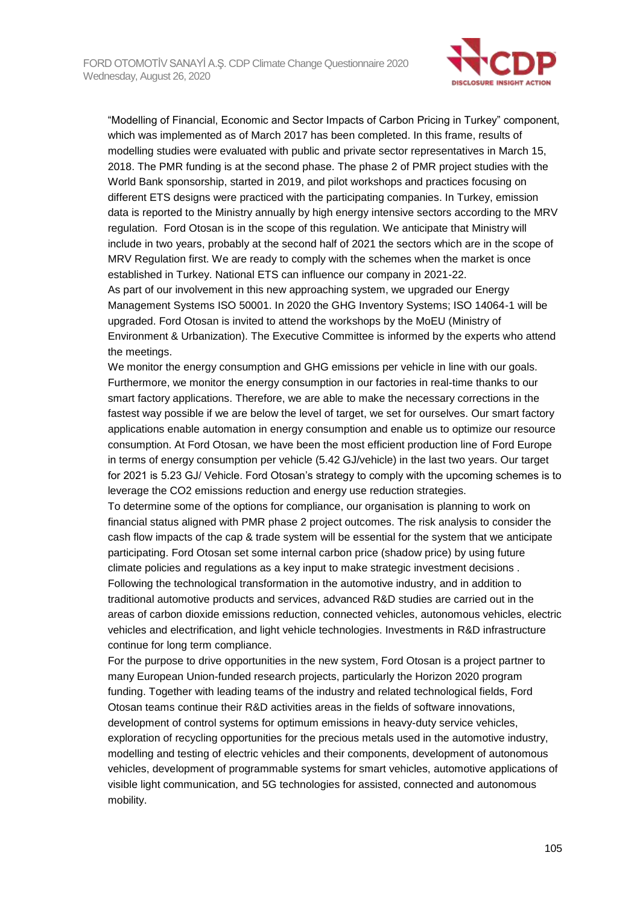"Modelling of Financial, Economic and Sector Impacts of Carbon Pricing in Turkey" component, which was implemented as of March 2017 has been completed. In this frame, results of modelling studies were evaluated with public and private sector representatives in March 15, 2018. The PMR funding is at the second phase. The phase 2 of PMR project studies with the World Bank sponsorship, started in 2019, and pilot workshops and practices focusing on different ETS designs were practiced with the participating companies. In Turkey, emission data is reported to the Ministry annually by high energy intensive sectors according to the MRV regulation. Ford Otosan is in the scope of this regulation. We anticipate that Ministry will include in two years, probably at the second half of 2021 the sectors which are in the scope of MRV Regulation first. We are ready to comply with the schemes when the market is once established in Turkey. National ETS can influence our company in 2021-22.
As part of our involvement in this new approaching system, we upgraded our Energy Management Systems ISO 50001. In 2020 the GHG Inventory Systems; ISO 14064-1 will be upgraded. Ford Otosan is invited to attend the workshops by the MoEU (Ministry of Environment & Urbanization). The Executive Committee is informed by the experts who attend the meetings.
We monitor the energy consumption and GHG emissions per vehicle in line with our goals. Furthermore, we monitor the energy consumption in our factories in real-time thanks to our smart factory applications. Therefore, we are able to make the necessary corrections in the fastest way possible if we are below the level of target, we set for ourselves. Our smart factory applications enable automation in energy consumption and enable us to optimize our resource consumption. At Ford Otosan, we have been the most efficient production line of Ford Europe in terms of energy consumption per vehicle (5.42 GJ/vehicle) in the last two years. Our target for 2021 is 5.23 GJ/ Vehicle. Ford Otosan's strategy to comply with the upcoming schemes is to leverage the $CO_2$ emissions reduction and energy use reduction strategies.
To determine some of the options for compliance, our organisation is planning to work on financial status aligned with PMR phase 2 project outcomes. The risk analysis to consider the cash flow impacts of the cap & trade system will be essential for the system that we anticipate participating. Ford Otosan set some internal carbon price (shadow price) by using future climate policies and regulations as a key input to make strategic investment decisions .
Following the technological transformation in the automotive industry, and in addition to traditional automotive products and services, advanced R&D studies are carried out in the areas of carbon dioxide emissions reduction, connected vehicles, autonomous vehicles, electric vehicles and electrification, and light vehicle technologies. Investments in R&D infrastructure continue for long term compliance.
For the purpose to drive opportunities in the new system, Ford Otosan is a project partner to many European Union-funded research projects, particularly the Horizon 2020 program funding. Together with leading teams of the industry and related technological fields, Ford Otosan teams continue their R&D activities areas in the fields of software innovations, development of control systems for optimum emissions in heavy-duty service vehicles, exploration of recycling opportunities for the precious metals used in the automotive industry, modelling and testing of electric vehicles and their components, development of autonomous vehicles, development of programmable systems for smart vehicles, automotive applications of visible light communication, and 5G technologies for assisted, connected and autonomous mobility.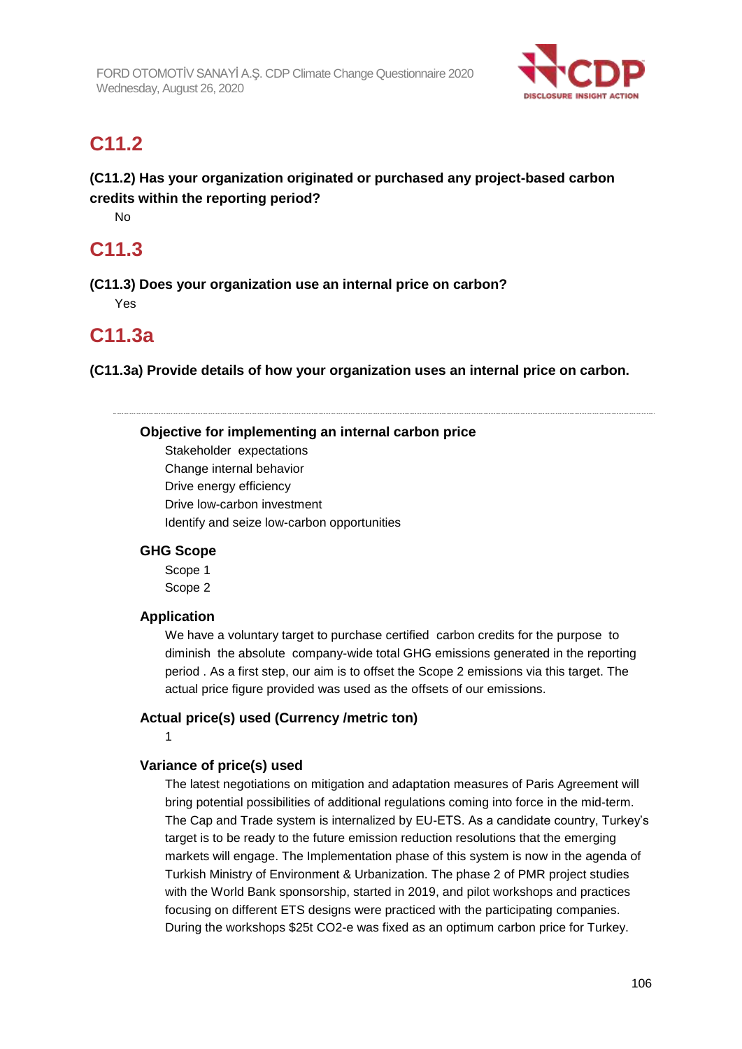## C11.2

**(C11.2) Has your organization originated or purchased any project-based carbon credits within the reporting period?**

No

## C11.3

**(C11.3) Does your organization use an internal price on carbon?**

Yes

## C11.3a

**(C11.3a) Provide details of how your organization uses an internal price on carbon.**

---

**Objective for implementing an internal carbon price**

Stakeholder expectations
Change internal behavior
Drive energy efficiency
Drive low-carbon investment
Identify and seize low-carbon opportunities

**GHG Scope**

Scope 1
Scope 2

**Application**

We have a voluntary target to purchase certified carbon credits for the purpose to diminish the absolute company-wide total GHG emissions generated in the reporting period . As a first step, our aim is to offset the Scope 2 emissions via this target. The actual price figure provided was used as the offsets of our emissions.

**Actual price(s) used (Currency /metric ton)**

1

**Variance of price(s) used**

The latest negotiations on mitigation and adaptation measures of Paris Agreement will bring potential possibilities of additional regulations coming into force in the mid-term. The Cap and Trade system is internalized by EU-ETS. As a candidate country, Turkey's target is to be ready to the future emission reduction resolutions that the emerging markets will engage. The Implementation phase of this system is now in the agenda of Turkish Ministry of Environment & Urbanization. The phase 2 of PMR project studies with the World Bank sponsorship, started in 2019, and pilot workshops and practices focusing on different ETS designs were practiced with the participating companies. During the workshops $25t CO2-e was fixed as an optimum carbon price for Turkey.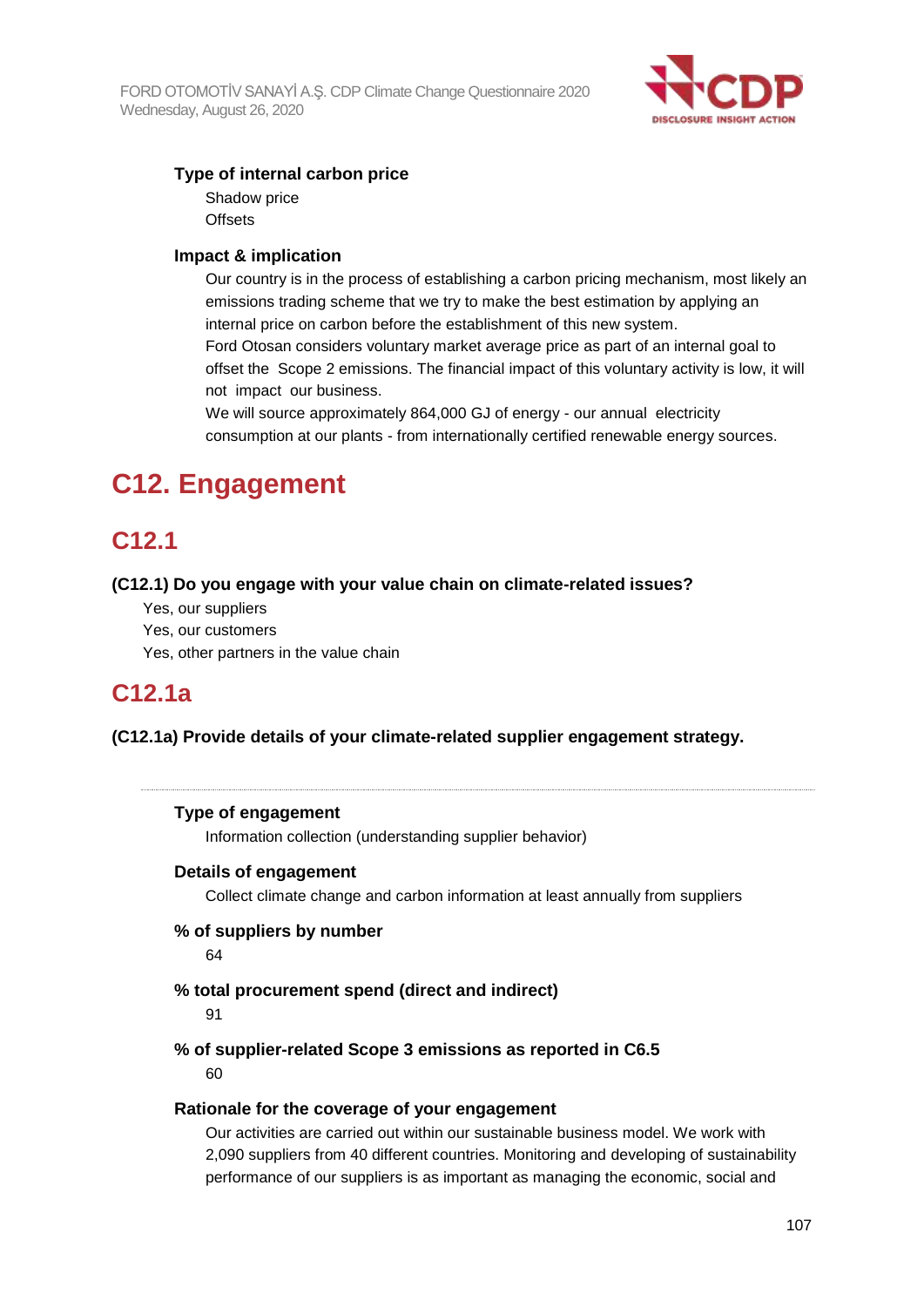**Type of internal carbon price**

Shadow price
Offsets

**Impact & implication**

Our country is in the process of establishing a carbon pricing mechanism, most likely an emissions trading scheme that we try to make the best estimation by applying an internal price on carbon before the establishment of this new system.
Ford Otosan considers voluntary market average price as part of an internal goal to offset the Scope 2 emissions. The financial impact of this voluntary activity is low, it will not impact our business.
We will source approximately 864,000 GJ of energy - our annual electricity consumption at our plants - from internationally certified renewable energy sources.

# C12. Engagement

## C12.1

**(C12.1) Do you engage with your value chain on climate-related issues?**

Yes, our suppliers
Yes, our customers
Yes, other partners in the value chain

## C12.1a

**(C12.1a) Provide details of your climate-related supplier engagement strategy.**

---

**Type of engagement**

Information collection (understanding supplier behavior)

**Details of engagement**

Collect climate change and carbon information at least annually from suppliers

**% of suppliers by number**

64

**% total procurement spend (direct and indirect)**

91

**% of supplier-related Scope 3 emissions as reported in C6.5**

60

**Rationale for the coverage of your engagement**

Our activities are carried out within our sustainable business model. We work with 2,090 suppliers from 40 different countries. Monitoring and developing of sustainability performance of our suppliers is as important as managing the economic, social and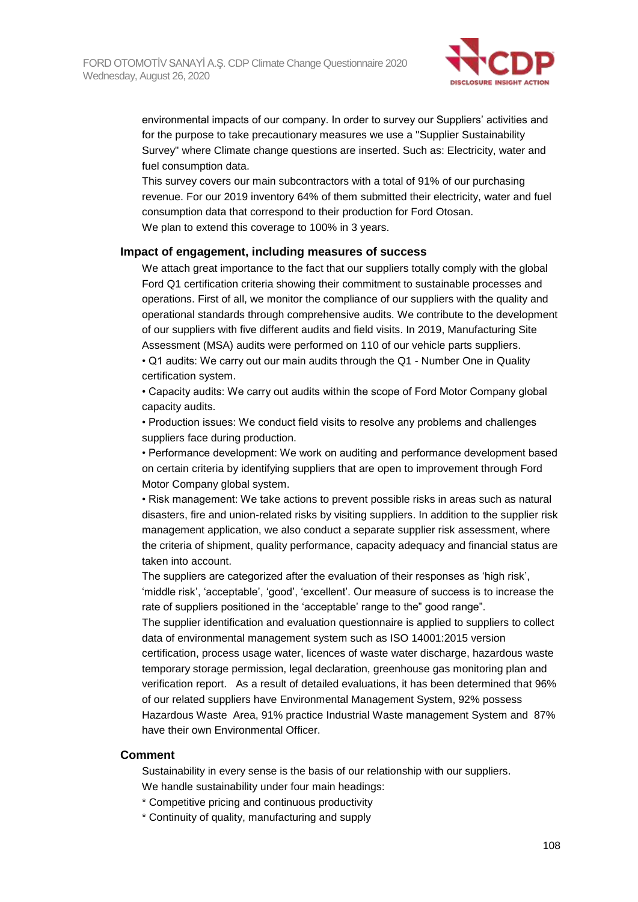environmental impacts of our company. In order to survey our Suppliers' activities and for the purpose to take precautionary measures we use a "Supplier Sustainability Survey" where Climate change questions are inserted. Such as: Electricity, water and fuel consumption data.

This survey covers our main subcontractors with a total of 91% of our purchasing revenue. For our 2019 inventory 64% of them submitted their electricity, water and fuel consumption data that correspond to their production for Ford Otosan.

We plan to extend this coverage to 100% in 3 years.

### Impact of engagement, including measures of success

We attach great importance to the fact that our suppliers totally comply with the global Ford Q1 certification criteria showing their commitment to sustainable processes and operations. First of all, we monitor the compliance of our suppliers with the quality and operational standards through comprehensive audits. We contribute to the development of our suppliers with five different audits and field visits. In 2019, Manufacturing Site Assessment (MSA) audits were performed on 110 of our vehicle parts suppliers.

• Q1 audits: We carry out our main audits through the Q1 - Number One in Quality certification system.

• Capacity audits: We carry out audits within the scope of Ford Motor Company global capacity audits.

• Production issues: We conduct field visits to resolve any problems and challenges suppliers face during production.

• Performance development: We work on auditing and performance development based on certain criteria by identifying suppliers that are open to improvement through Ford Motor Company global system.

• Risk management: We take actions to prevent possible risks in areas such as natural disasters, fire and union-related risks by visiting suppliers. In addition to the supplier risk management application, we also conduct a separate supplier risk assessment, where the criteria of shipment, quality performance, capacity adequacy and financial status are taken into account.

The suppliers are categorized after the evaluation of their responses as 'high risk', 'middle risk', 'acceptable', 'good', 'excellent'. Our measure of success is to increase the rate of suppliers positioned in the 'acceptable' range to the" good range".

The supplier identification and evaluation questionnaire is applied to suppliers to collect data of environmental management system such as ISO 14001:2015 version certification, process usage water, licences of waste water discharge, hazardous waste temporary storage permission, legal declaration, greenhouse gas monitoring plan and verification report. As a result of detailed evaluations, it has been determined that 96% of our related suppliers have Environmental Management System, 92% possess Hazardous Waste Area, 91% practice Industrial Waste management System and 87% have their own Environmental Officer.

### Comment

Sustainability in every sense is the basis of our relationship with our suppliers.

We handle sustainability under four main headings:

* Competitive pricing and continuous productivity
* Continuity of quality, manufacturing and supply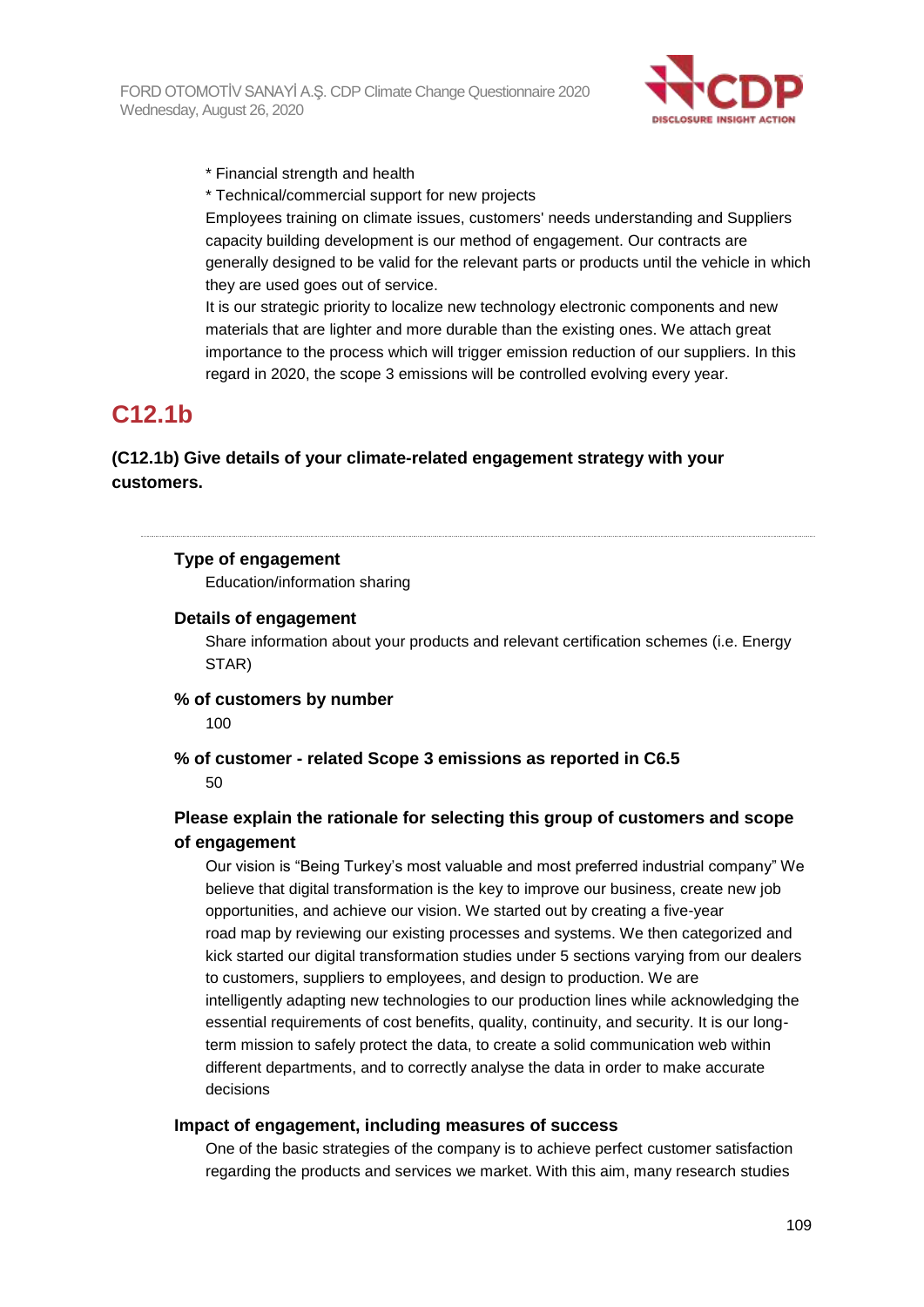* Financial strength and health
* Technical/commercial support for new projects

Employees training on climate issues, customers' needs understanding and Suppliers capacity building development is our method of engagement. Our contracts are generally designed to be valid for the relevant parts or products until the vehicle in which they are used goes out of service.

It is our strategic priority to localize new technology electronic components and new materials that are lighter and more durable than the existing ones. We attach great importance to the process which will trigger emission reduction of our suppliers. In this regard in 2020, the scope 3 emissions will be controlled evolving every year.

## C12.1b

**(C12.1b) Give details of your climate-related engagement strategy with your customers.**

---

**Type of engagement**

Education/information sharing

**Details of engagement**

Share information about your products and relevant certification schemes (i.e. Energy STAR)

**% of customers by number**

100

**% of customer - related Scope 3 emissions as reported in C6.5**

50

**Please explain the rationale for selecting this group of customers and scope of engagement**

Our vision is “Being Turkey’s most valuable and most preferred industrial company” We believe that digital transformation is the key to improve our business, create new job opportunities, and achieve our vision. We started out by creating a five-year road map by reviewing our existing processes and systems. We then categorized and kick started our digital transformation studies under 5 sections varying from our dealers to customers, suppliers to employees, and design to production. We are intelligently adapting new technologies to our production lines while acknowledging the essential requirements of cost benefits, quality, continuity, and security. It is our long-term mission to safely protect the data, to create a solid communication web within different departments, and to correctly analyse the data in order to make accurate decisions

**Impact of engagement, including measures of success**

One of the basic strategies of the company is to achieve perfect customer satisfaction regarding the products and services we market. With this aim, many research studies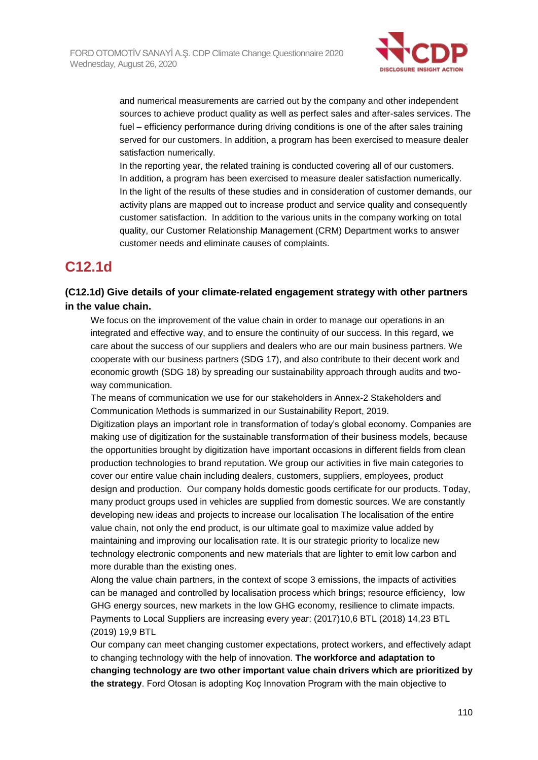and numerical measurements are carried out by the company and other independent sources to achieve product quality as well as perfect sales and after-sales services. The fuel – efficiency performance during driving conditions is one of the after sales training served for our customers. In addition, a program has been exercised to measure dealer satisfaction numerically.

In the reporting year, the related training is conducted covering all of our customers. In addition, a program has been exercised to measure dealer satisfaction numerically. In the light of the results of these studies and in consideration of customer demands, our activity plans are mapped out to increase product and service quality and consequently customer satisfaction. In addition to the various units in the company working on total quality, our Customer Relationship Management (CRM) Department works to answer customer needs and eliminate causes of complaints.

# C12.1d

### (C12.1d) Give details of your climate-related engagement strategy with other partners in the value chain.

We focus on the improvement of the value chain in order to manage our operations in an integrated and effective way, and to ensure the continuity of our success. In this regard, we care about the success of our suppliers and dealers who are our main business partners. We cooperate with our business partners (SDG 17), and also contribute to their decent work and economic growth (SDG 18) by spreading our sustainability approach through audits and two-way communication.

The means of communication we use for our stakeholders in Annex-2 Stakeholders and Communication Methods is summarized in our Sustainability Report, 2019.

Digitization plays an important role in transformation of today's global economy. Companies are making use of digitization for the sustainable transformation of their business models, because the opportunities brought by digitization have important occasions in different fields from clean production technologies to brand reputation. We group our activities in five main categories to cover our entire value chain including dealers, customers, suppliers, employees, product design and production. Our company holds domestic goods certificate for our products. Today, many product groups used in vehicles are supplied from domestic sources. We are constantly developing new ideas and projects to increase our localisation The localisation of the entire value chain, not only the end product, is our ultimate goal to maximize value added by maintaining and improving our localisation rate. It is our strategic priority to localize new technology electronic components and new materials that are lighter to emit low carbon and more durable than the existing ones.

Along the value chain partners, in the context of scope 3 emissions, the impacts of activities can be managed and controlled by localisation process which brings; resource efficiency, low GHG energy sources, new markets in the low GHG economy, resilience to climate impacts. Payments to Local Suppliers are increasing every year: (2017)10,6 BTL (2018) 14,23 BTL (2019) 19,9 BTL

Our company can meet changing customer expectations, protect workers, and effectively adapt to changing technology with the help of innovation. **The workforce and adaptation to changing technology are two other important value chain drivers which are prioritized by the strategy**. Ford Otosan is adopting Koç Innovation Program with the main objective to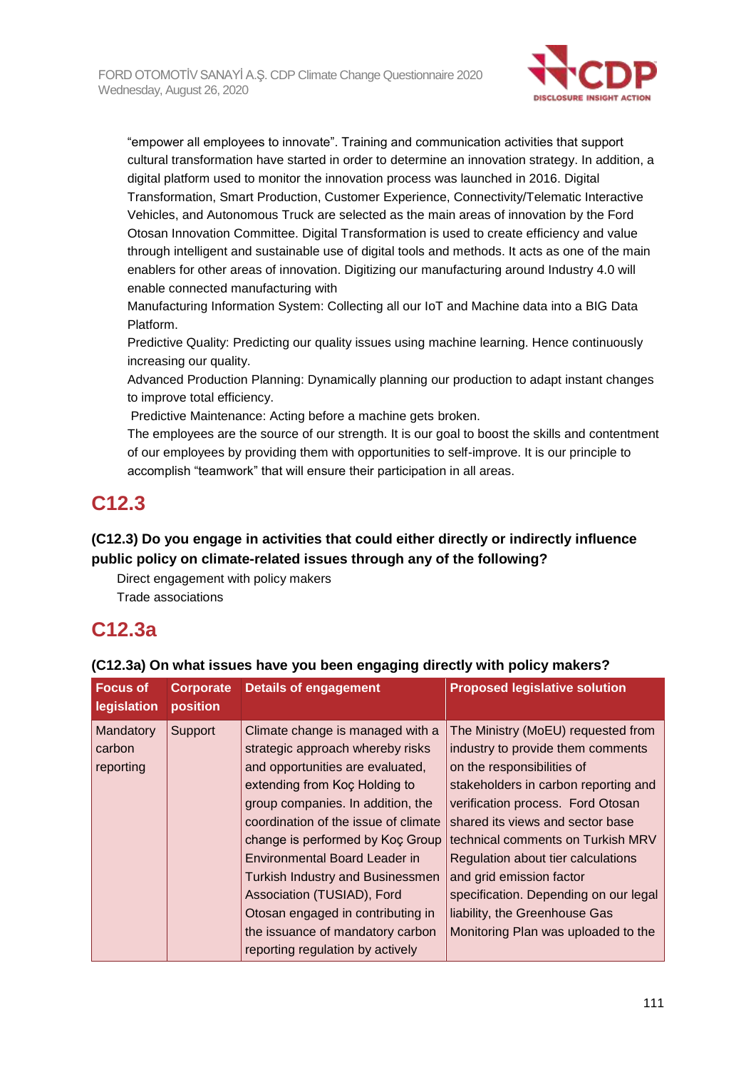"empower all employees to innovate". Training and communication activities that support cultural transformation have started in order to determine an innovation strategy. In addition, a digital platform used to monitor the innovation process was launched in 2016. Digital Transformation, Smart Production, Customer Experience, Connectivity/Telematic Interactive Vehicles, and Autonomous Truck are selected as the main areas of innovation by the Ford Otosan Innovation Committee. Digital Transformation is used to create efficiency and value through intelligent and sustainable use of digital tools and methods. It acts as one of the main enablers for other areas of innovation. Digitizing our manufacturing around Industry 4.0 will enable connected manufacturing with
Manufacturing Information System: Collecting all our IoT and Machine data into a BIG Data Platform.
Predictive Quality: Predicting our quality issues using machine learning. Hence continuously increasing our quality.
Advanced Production Planning: Dynamically planning our production to adapt instant changes to improve total efficiency.
Predictive Maintenance: Acting before a machine gets broken.
The employees are the source of our strength. It is our goal to boost the skills and contentment of our employees by providing them with opportunities to self-improve. It is our principle to accomplish "teamwork" that will ensure their participation in all areas.

## C12.3

### (C12.3) Do you engage in activities that could either directly or indirectly influence public policy on climate-related issues through any of the following?

Direct engagement with policy makers
Trade associations

## C12.3a

### (C12.3a) On what issues have you been engaging directly with policy makers?

| Focus of legislation | Corporate position | Details of engagement | Proposed legislative solution |
|---|---|---|---|
| Mandatory carbon reporting | Support | Climate change is managed with a strategic approach whereby risks and opportunities are evaluated, extending from Koç Holding to group companies. In addition, the coordination of the issue of climate change is performed by Koç Group Environmental Board Leader in Turkish Industry and Businessmen Association (TUSIAD), Ford Otosan engaged in contributing in the issuance of mandatory carbon reporting regulation by actively | The Ministry (MoEU) requested from industry to provide them comments on the responsibilities of stakeholders in carbon reporting and verification process. Ford Otosan shared its views and sector base technical comments on Turkish MRV Regulation about tier calculations and grid emission factor specification. Depending on our legal liability, the Greenhouse Gas Monitoring Plan was uploaded to the |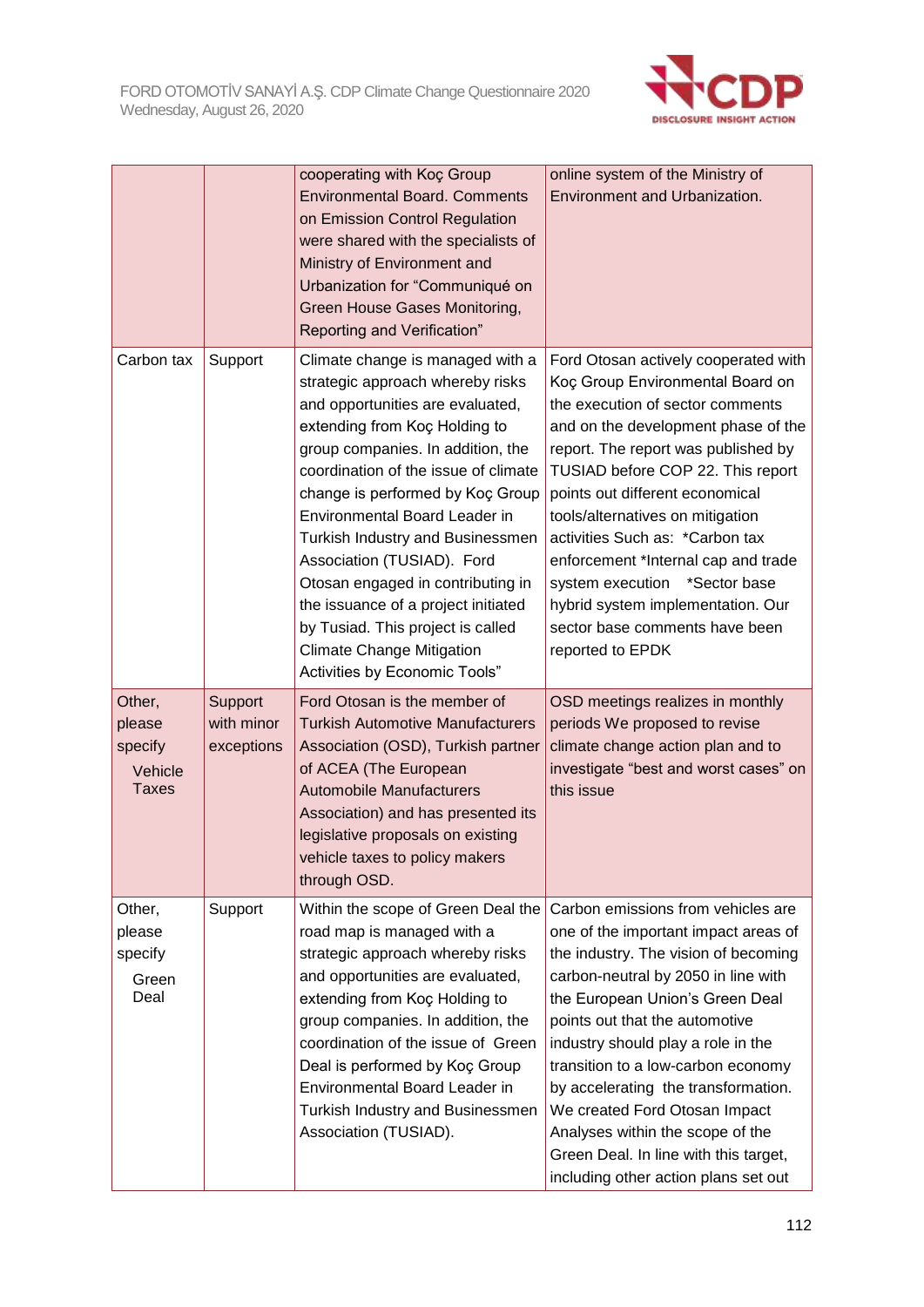| | | | |
|---|---|---|---|
| | | cooperating with Koç Group Environmental Board. Comments on Emission Control Regulation were shared with the specialists of Ministry of Environment and Urbanization for "Communiqué on Green House Gases Monitoring, Reporting and Verification" | online system of the Ministry of Environment and Urbanization. |
| Carbon tax | Support | Climate change is managed with a strategic approach whereby risks and opportunities are evaluated, extending from Koç Holding to group companies. In addition, the coordination of the issue of climate change is performed by Koç Group Environmental Board Leader in Turkish Industry and Businessmen Association (TUSIAD). Ford Otosan engaged in contributing in the issuance of a project initiated by Tusiad. This project is called Climate Change Mitigation Activities by Economic Tools" | Ford Otosan actively cooperated with Koç Group Environmental Board on the execution of sector comments and on the development phase of the report. The report was published by TUSIAD before COP 22. This report points out different economical tools/alternatives on mitigation activities Such as: *Carbon tax enforcement *Internal cap and trade system execution *Sector base hybrid system implementation. Our sector base comments have been reported to EPDK |
| Other, please specify Vehicle Taxes | Support with minor exceptions | Ford Otosan is the member of Turkish Automotive Manufacturers Association (OSD), Turkish partner of ACEA (The European Automobile Manufacturers Association) and has presented its legislative proposals on existing vehicle taxes to policy makers through OSD. | OSD meetings realizes in monthly periods We proposed to revise climate change action plan and to investigate "best and worst cases" on this issue |
| Other, please specify Green Deal | Support | Within the scope of Green Deal the road map is managed with a strategic approach whereby risks and opportunities are evaluated, extending from Koç Holding to group companies. In addition, the coordination of the issue of Green Deal is performed by Koç Group Environmental Board Leader in Turkish Industry and Businessmen Association (TUSIAD). | Carbon emissions from vehicles are one of the important impact areas of the industry. The vision of becoming carbon-neutral by 2050 in line with the European Union's Green Deal points out that the automotive industry should play a role in the transition to a low-carbon economy by accelerating the transformation. We created Ford Otosan Impact Analyses within the scope of the Green Deal. In line with this target, including other action plans set out |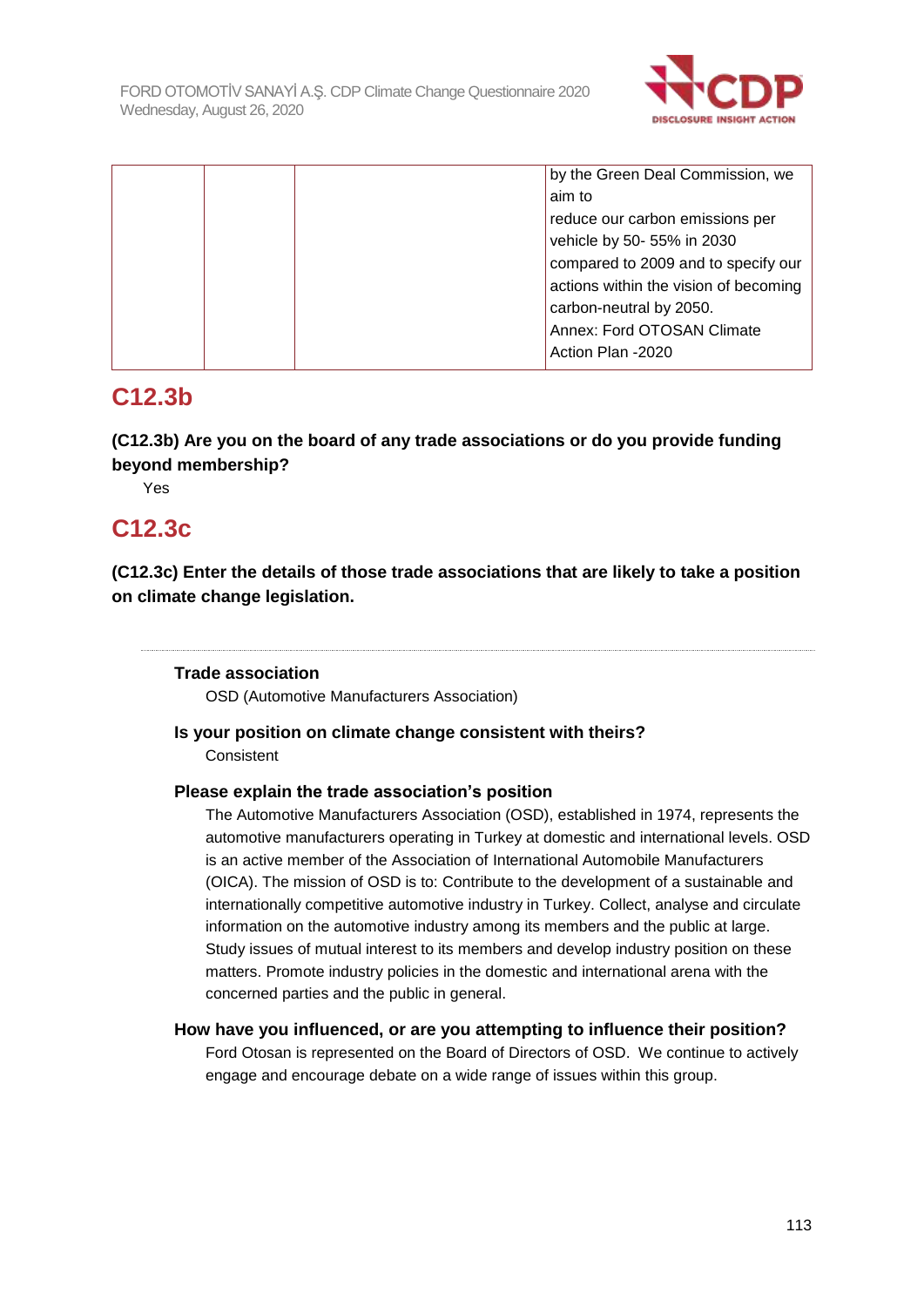| | | | by the Green Deal Commission, we aim to reduce our carbon emissions per vehicle by 50- 55% in 2030 compared to 2009 and to specify our actions within the vision of becoming carbon-neutral by 2050. Annex: Ford OTOSAN Climate Action Plan -2020 |
|---|---|---|---|

## C12.3b

**(C12.3b) Are you on the board of any trade associations or do you provide funding beyond membership?**

Yes

## C12.3c

**(C12.3c) Enter the details of those trade associations that are likely to take a position on climate change legislation.**

---

**Trade association**

OSD (Automotive Manufacturers Association)

**Is your position on climate change consistent with theirs?**

Consistent

**Please explain the trade association's position**

The Automotive Manufacturers Association (OSD), established in 1974, represents the automotive manufacturers operating in Turkey at domestic and international levels. OSD is an active member of the Association of International Automobile Manufacturers (OICA). The mission of OSD is to: Contribute to the development of a sustainable and internationally competitive automotive industry in Turkey. Collect, analyse and circulate information on the automotive industry among its members and the public at large. Study issues of mutual interest to its members and develop industry position on these matters. Promote industry policies in the domestic and international arena with the concerned parties and the public in general.

**How have you influenced, or are you attempting to influence their position?**

Ford Otosan is represented on the Board of Directors of OSD. We continue to actively engage and encourage debate on a wide range of issues within this group.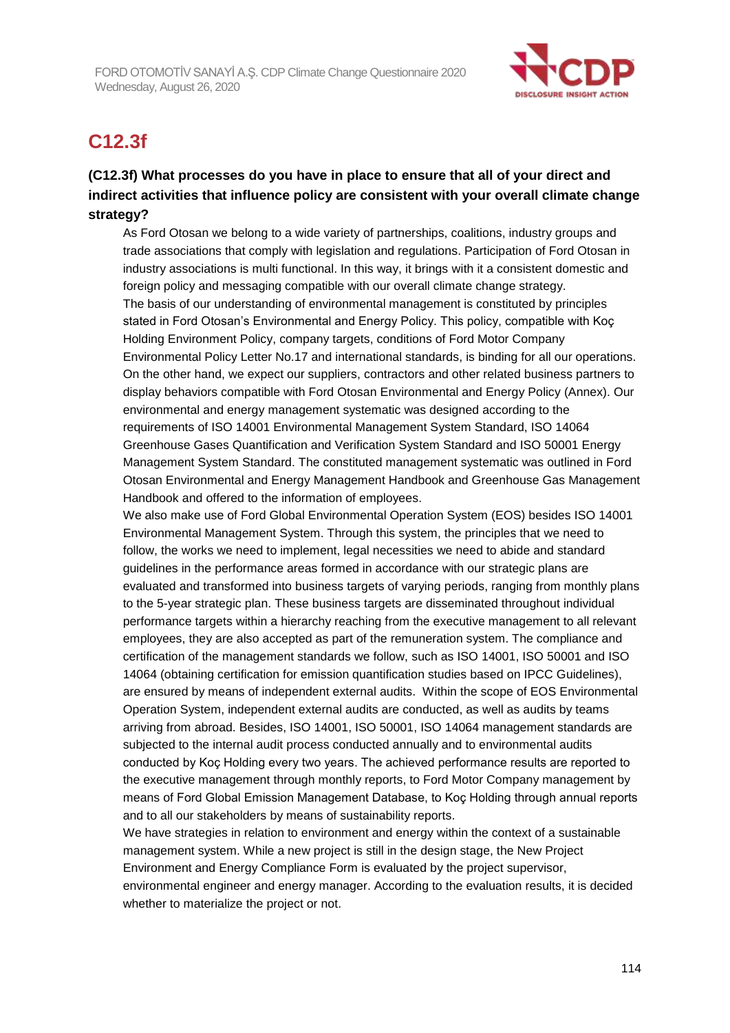# C12.3f

**(C12.3f) What processes do you have in place to ensure that all of your direct and indirect activities that influence policy are consistent with your overall climate change strategy?**

As Ford Otosan we belong to a wide variety of partnerships, coalitions, industry groups and trade associations that comply with legislation and regulations. Participation of Ford Otosan in industry associations is multi functional. In this way, it brings with it a consistent domestic and foreign policy and messaging compatible with our overall climate change strategy.

The basis of our understanding of environmental management is constituted by principles stated in Ford Otosan's Environmental and Energy Policy. This policy, compatible with Koç Holding Environment Policy, company targets, conditions of Ford Motor Company Environmental Policy Letter No.17 and international standards, is binding for all our operations. On the other hand, we expect our suppliers, contractors and other related business partners to display behaviors compatible with Ford Otosan Environmental and Energy Policy (Annex). Our environmental and energy management systematic was designed according to the requirements of ISO 14001 Environmental Management System Standard, ISO 14064 Greenhouse Gases Quantification and Verification System Standard and ISO 50001 Energy Management System Standard. The constituted management systematic was outlined in Ford Otosan Environmental and Energy Management Handbook and Greenhouse Gas Management Handbook and offered to the information of employees.

We also make use of Ford Global Environmental Operation System (EOS) besides ISO 14001 Environmental Management System. Through this system, the principles that we need to follow, the works we need to implement, legal necessities we need to abide and standard guidelines in the performance areas formed in accordance with our strategic plans are evaluated and transformed into business targets of varying periods, ranging from monthly plans to the 5-year strategic plan. These business targets are disseminated throughout individual performance targets within a hierarchy reaching from the executive management to all relevant employees, they are also accepted as part of the remuneration system. The compliance and certification of the management standards we follow, such as ISO 14001, ISO 50001 and ISO 14064 (obtaining certification for emission quantification studies based on IPCC Guidelines), are ensured by means of independent external audits. Within the scope of EOS Environmental Operation System, independent external audits are conducted, as well as audits by teams arriving from abroad. Besides, ISO 14001, ISO 50001, ISO 14064 management standards are subjected to the internal audit process conducted annually and to environmental audits conducted by Koç Holding every two years. The achieved performance results are reported to the executive management through monthly reports, to Ford Motor Company management by means of Ford Global Emission Management Database, to Koç Holding through annual reports and to all our stakeholders by means of sustainability reports.

We have strategies in relation to environment and energy within the context of a sustainable management system. While a new project is still in the design stage, the New Project Environment and Energy Compliance Form is evaluated by the project supervisor, environmental engineer and energy manager. According to the evaluation results, it is decided whether to materialize the project or not.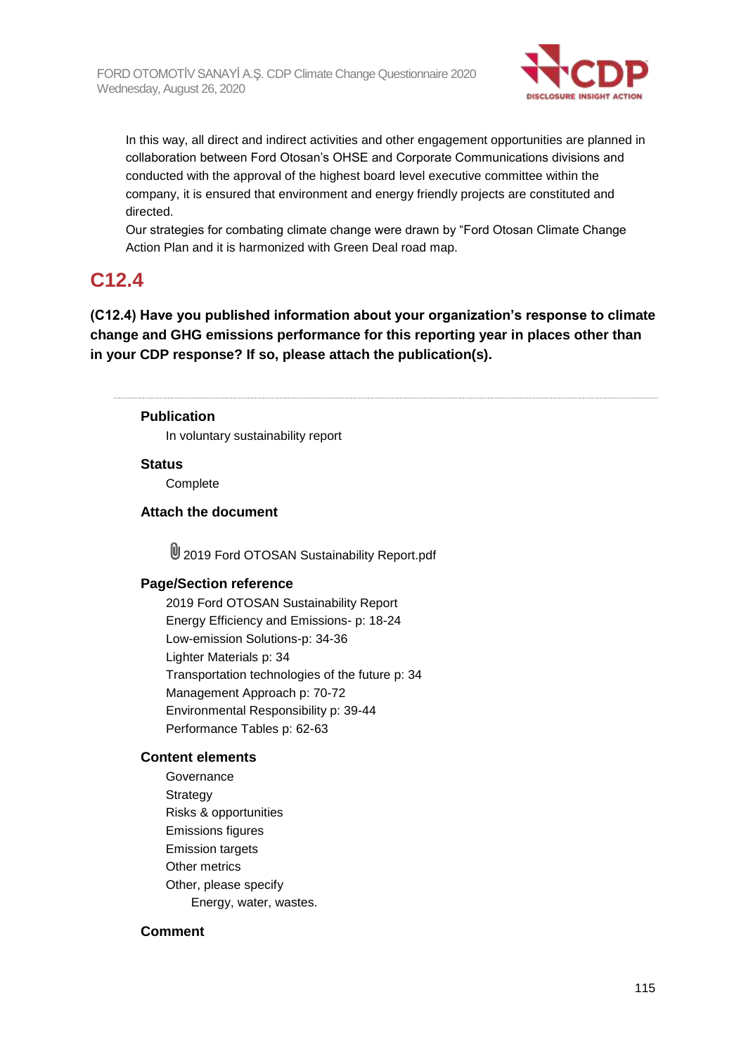In this way, all direct and indirect activities and other engagement opportunities are planned in collaboration between Ford Otosan's OHSE and Corporate Communications divisions and conducted with the approval of the highest board level executive committee within the company, it is ensured that environment and energy friendly projects are constituted and directed.

Our strategies for combating climate change were drawn by "Ford Otosan Climate Change Action Plan and it is harmonized with Green Deal road map.

## C12.4

**(C12.4) Have you published information about your organization's response to climate change and GHG emissions performance for this reporting year in places other than in your CDP response? If so, please attach the publication(s).**

---

**Publication**

In voluntary sustainability report

**Status**

Complete

**Attach the document**

2019 Ford OTOSAN Sustainability Report.pdf

**Page/Section reference**

2019 Ford OTOSAN Sustainability Report
Energy Efficiency and Emissions- p: 18-24
Low-emission Solutions-p: 34-36
Lighter Materials p: 34
Transportation technologies of the future p: 34
Management Approach p: 70-72
Environmental Responsibility p: 39-44
Performance Tables p: 62-63

**Content elements**

Governance
Strategy
Risks & opportunities
Emissions figures
Emission targets
Other metrics
Other, please specify
Energy, water, wastes.

**Comment**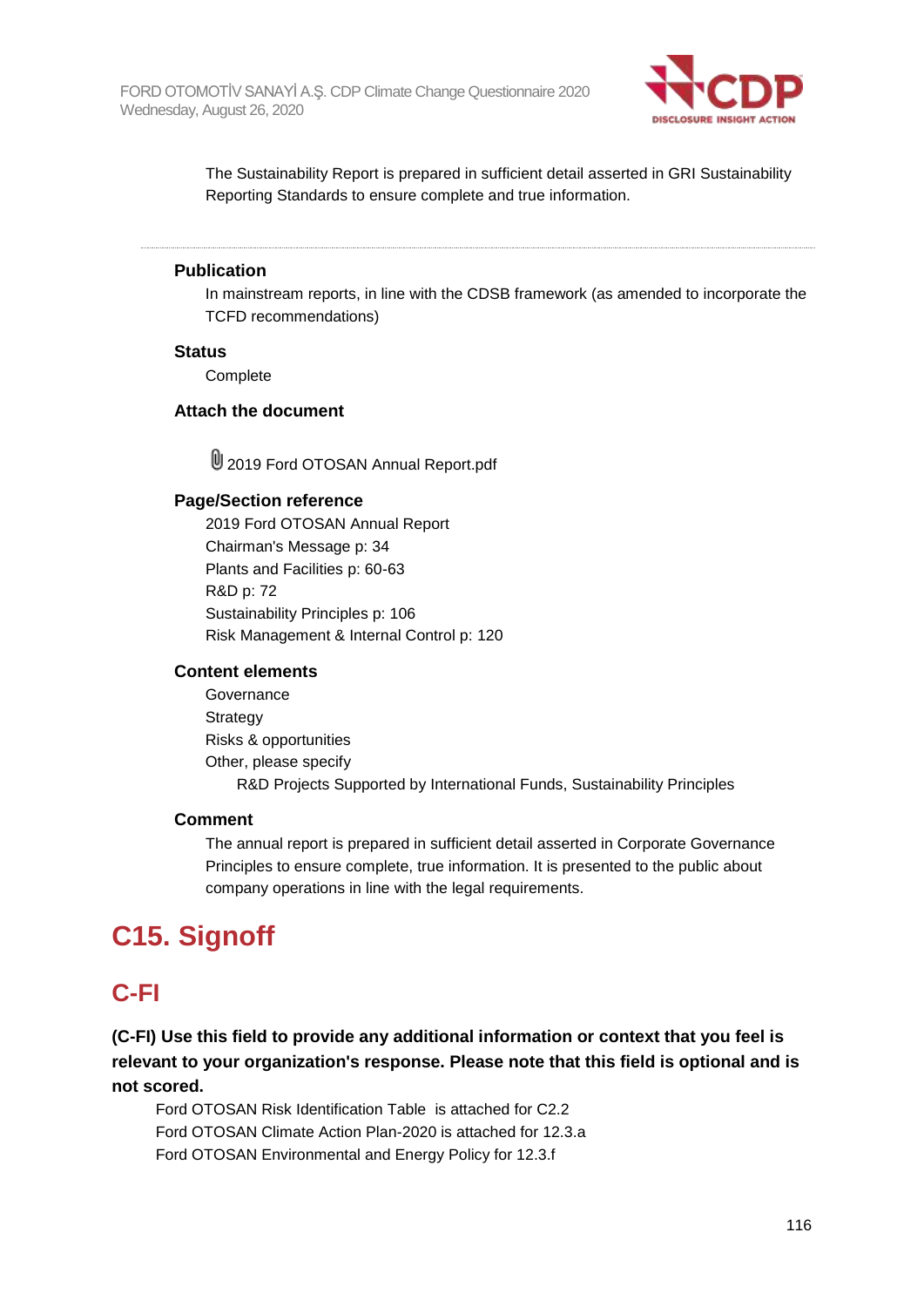The Sustainability Report is prepared in sufficient detail asserted in GRI Sustainability Reporting Standards to ensure complete and true information.

---

**Publication**

In mainstream reports, in line with the CDSB framework (as amended to incorporate the TCFD recommendations)

**Status**

Complete

**Attach the document**

2019 Ford OTOSAN Annual Report.pdf

**Page/Section reference**

2019 Ford OTOSAN Annual Report
Chairman's Message p: 34
Plants and Facilities p: 60-63
R&D p: 72
Sustainability Principles p: 106
Risk Management & Internal Control p: 120

**Content elements**

Governance
Strategy
Risks & opportunities
Other, please specify

R&D Projects Supported by International Funds, Sustainability Principles

**Comment**

The annual report is prepared in sufficient detail asserted in Corporate Governance Principles to ensure complete, true information. It is presented to the public about company operations in line with the legal requirements.

# C15. Signoff

## C-FI

**(C-FI) Use this field to provide any additional information or context that you feel is relevant to your organization's response. Please note that this field is optional and is not scored.**

Ford OTOSAN Risk Identification Table is attached for C2.2
Ford OTOSAN Climate Action Plan-2020 is attached for 12.3.a
Ford OTOSAN Environmental and Energy Policy for 12.3.f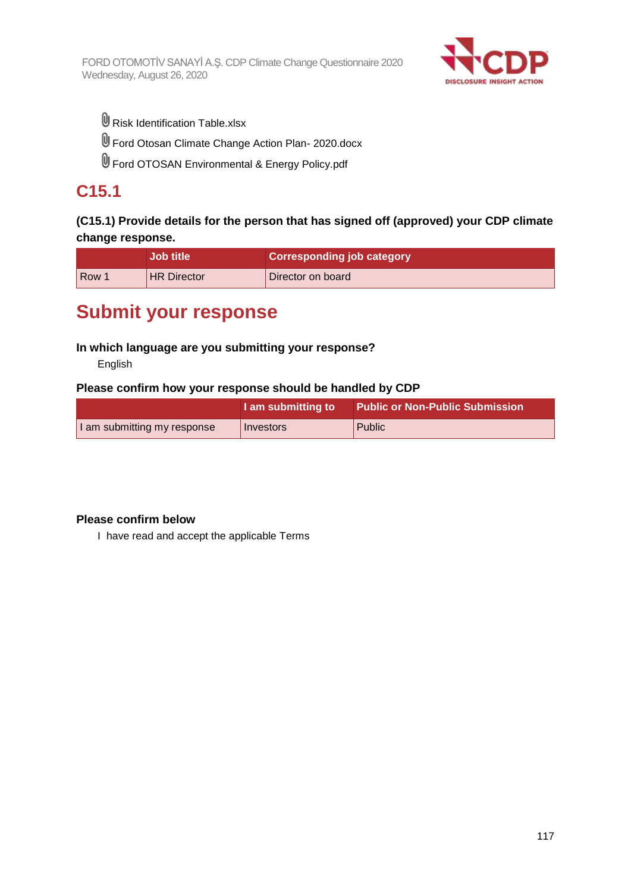Risk Identification Table.xlsx

Ford Otosan Climate Change Action Plan- 2020.docx

Ford OTOSAN Environmental & Energy Policy.pdf

## C15.1

**(C15.1) Provide details for the person that has signed off (approved) your CDP climate change response.**

| | Job title | Corresponding job category |
|---|---|---|
| Row 1 | HR Director | Director on board |

# Submit your response

**In which language are you submitting your response?**

English

**Please confirm how your response should be handled by CDP**

| | I am submitting to | Public or Non-Public Submission |
|---|---|---|
| I am submitting my response | Investors | Public |

**Please confirm below**

I have read and accept the applicable Terms